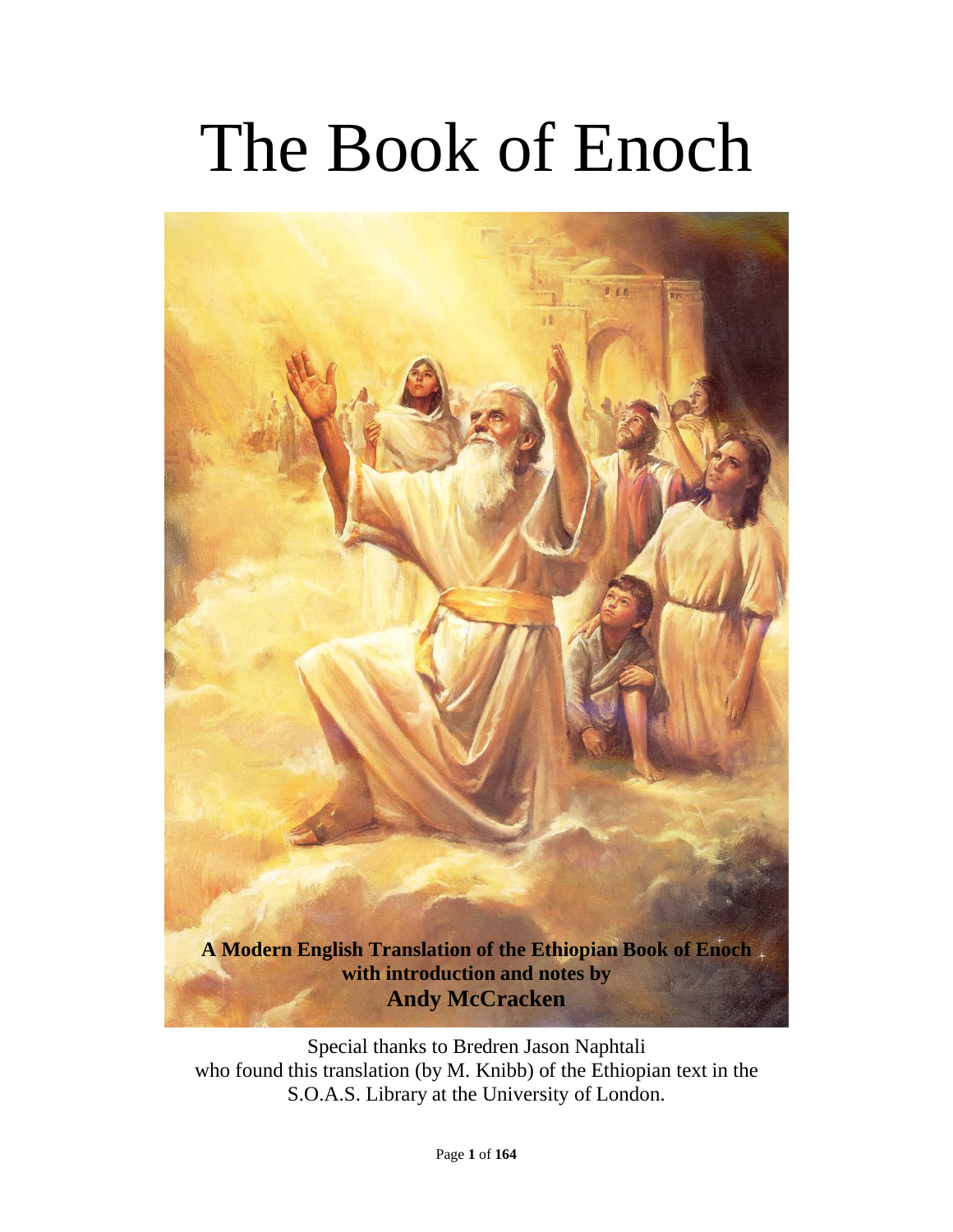# The Book of Enoch

**A Modern English Translation of the Ethiopian Book of Enoch with introduction and notes by Andy McCracken**

Special thanks to Bredren Jason Naphtali who found this translation (by M. Knibb) of the Ethiopian text in the S.O.A.S. Library at the University of London.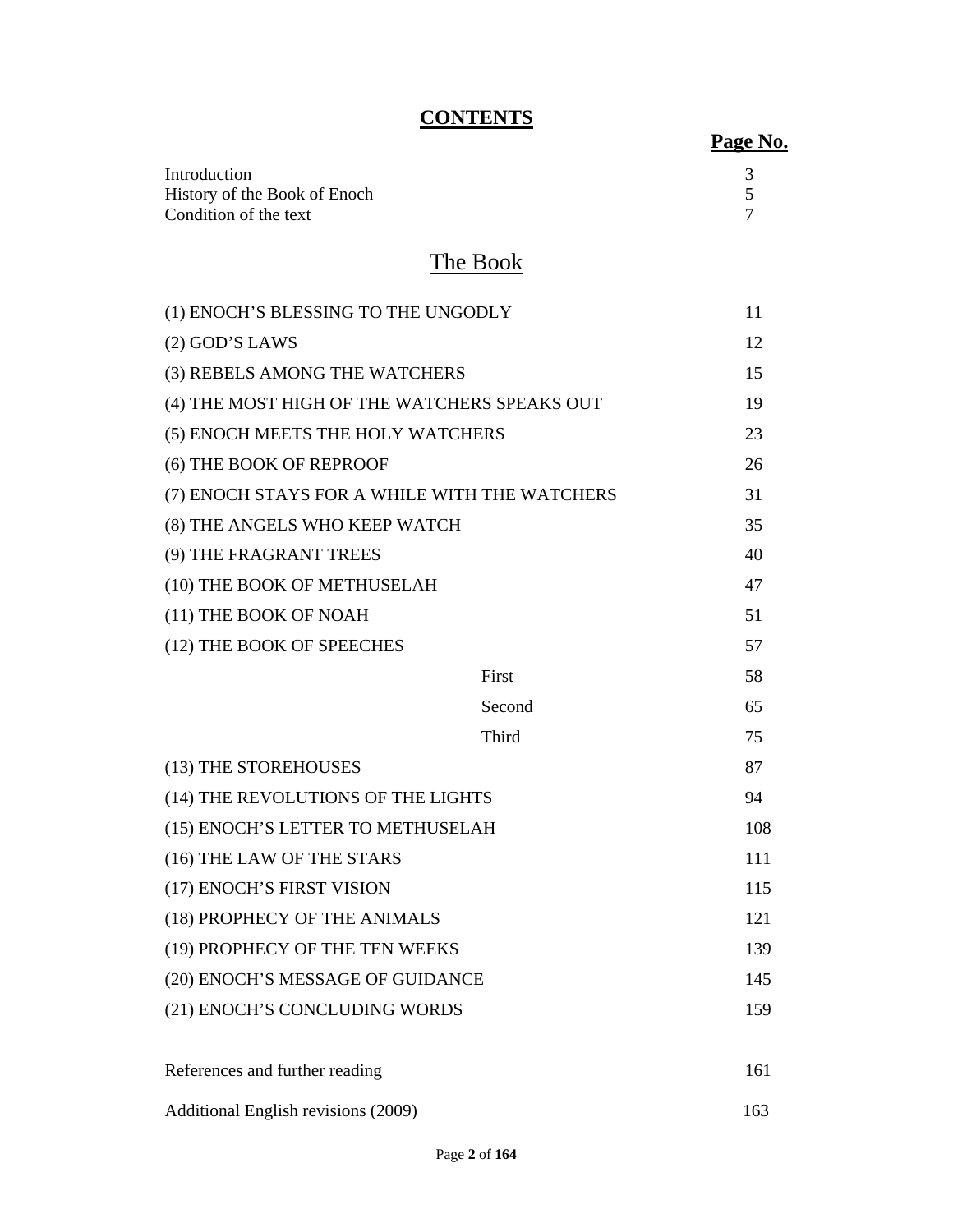# **CONTENTS**

| | Page No. |
|---|---|
| Introduction | 3 |
| History of the Book of Enoch | 5 |
| Condition of the text | 7 |

## The Book

| | | |
|---|---|---|
| (1) ENOCH'S BLESSING TO THE UNGODLY | | 11 |
| (2) GOD'S LAWS | | 12 |
| (3) REBELS AMONG THE WATCHERS | | 15 |
| (4) THE MOST HIGH OF THE WATCHERS SPEAKS OUT | | 19 |
| (5) ENOCH MEETS THE HOLY WATCHERS | | 23 |
| (6) THE BOOK OF REPROOF | | 26 |
| (7) ENOCH STAYS FOR A WHILE WITH THE WATCHERS | | 31 |
| (8) THE ANGELS WHO KEEP WATCH | | 35 |
| (9) THE FRAGRANT TREES | | 40 |
| (10) THE BOOK OF METHUSELAH | | 47 |
| (11) THE BOOK OF NOAH | | 51 |
| (12) THE BOOK OF SPEECHES | | 57 |
| | First | 58 |
| | Second | 65 |
| | Third | 75 |
| (13) THE STOREHOUSES | | 87 |
| (14) THE REVOLUTIONS OF THE LIGHTS | | 94 |
| (15) ENOCH'S LETTER TO METHUSELAH | | 108 |
| (16) THE LAW OF THE STARS | | 111 |
| (17) ENOCH'S FIRST VISION | | 115 |
| (18) PROPHECY OF THE ANIMALS | | 121 |
| (19) PROPHECY OF THE TEN WEEKS | | 139 |
| (20) ENOCH'S MESSAGE OF GUIDANCE | | 145 |
| (21) ENOCH'S CONCLUDING WORDS | | 159 |
| References and further reading | | 161 |
| Additional English revisions (2009) | | 163 |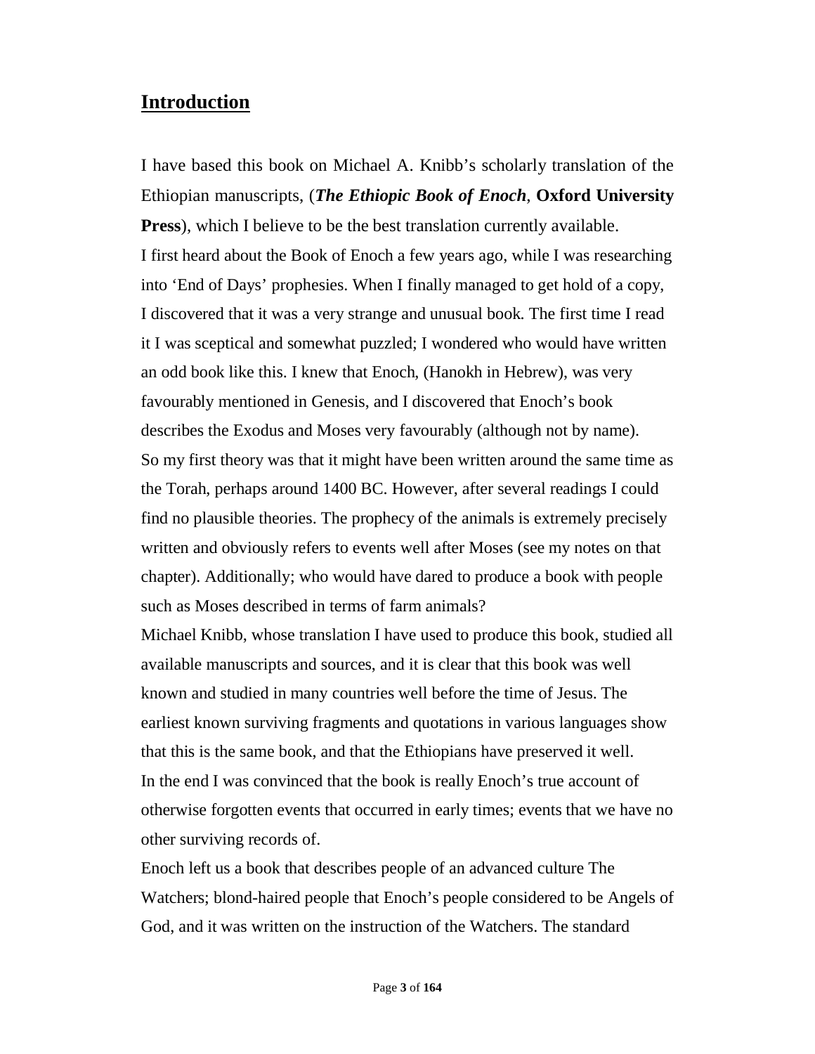## Introduction

I have based this book on Michael A. Knibb's scholarly translation of the Ethiopian manuscripts, (***The Ethiopic Book of Enoch***, **Oxford University Press**), which I believe to be the best translation currently available.

I first heard about the Book of Enoch a few years ago, while I was researching into 'End of Days' prophesies. When I finally managed to get hold of a copy, I discovered that it was a very strange and unusual book. The first time I read it I was sceptical and somewhat puzzled; I wondered who would have written an odd book like this. I knew that Enoch, (Hanokh in Hebrew), was very favourably mentioned in Genesis, and I discovered that Enoch's book describes the Exodus and Moses very favourably (although not by name).

So my first theory was that it might have been written around the same time as the Torah, perhaps around 1400 BC. However, after several readings I could find no plausible theories. The prophecy of the animals is extremely precisely written and obviously refers to events well after Moses (see my notes on that chapter). Additionally; who would have dared to produce a book with people such as Moses described in terms of farm animals?

Michael Knibb, whose translation I have used to produce this book, studied all available manuscripts and sources, and it is clear that this book was well known and studied in many countries well before the time of Jesus. The earliest known surviving fragments and quotations in various languages show that this is the same book, and that the Ethiopians have preserved it well.

In the end I was convinced that the book is really Enoch's true account of otherwise forgotten events that occurred in early times; events that we have no other surviving records of.

Enoch left us a book that describes people of an advanced culture The Watchers; blond-haired people that Enoch's people considered to be Angels of God, and it was written on the instruction of the Watchers. The standard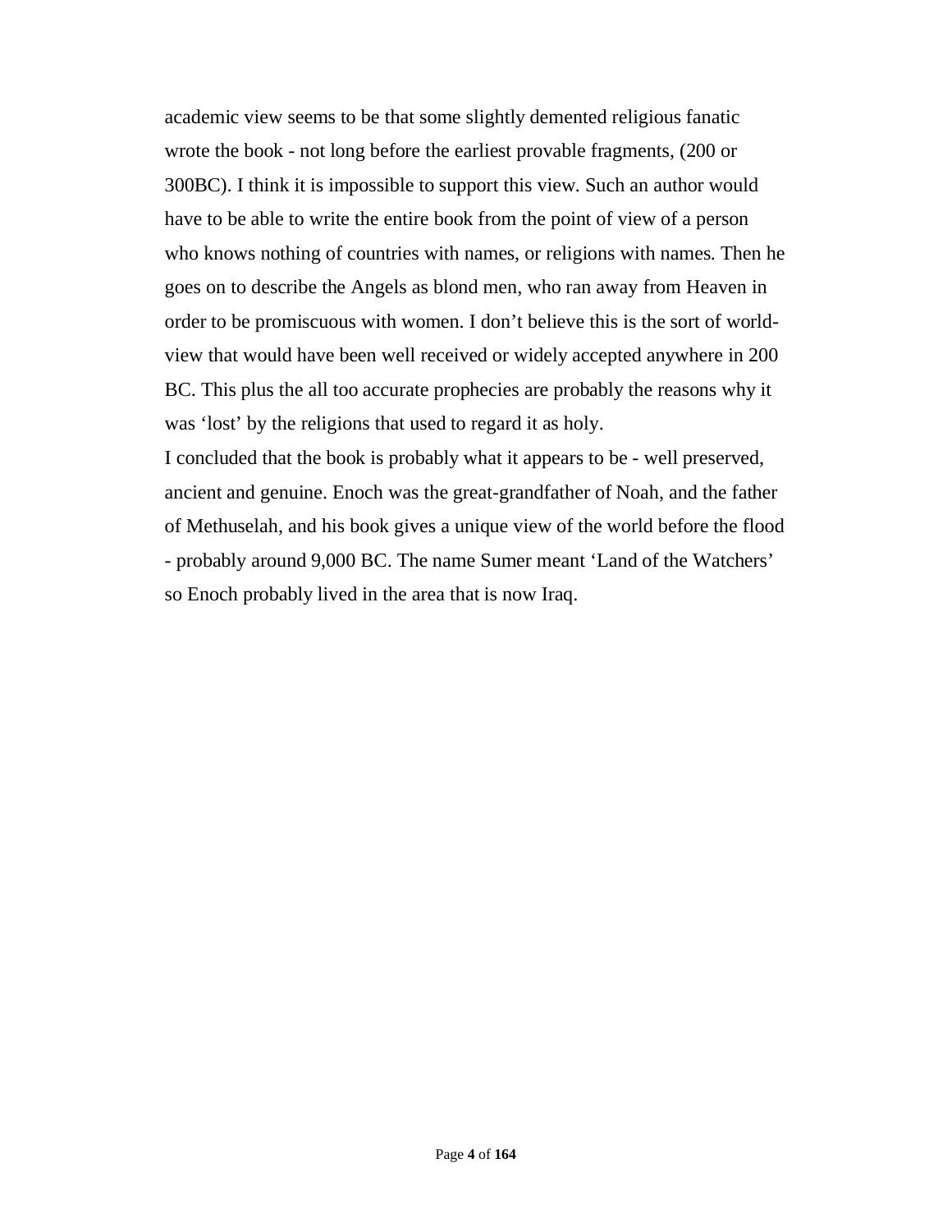academic view seems to be that some slightly demented religious fanatic wrote the book - not long before the earliest provable fragments, (200 or 300BC). I think it is impossible to support this view. Such an author would have to be able to write the entire book from the point of view of a person who knows nothing of countries with names, or religions with names. Then he goes on to describe the Angels as blond men, who ran away from Heaven in order to be promiscuous with women. I don't believe this is the sort of world-view that would have been well received or widely accepted anywhere in 200 BC. This plus the all too accurate prophecies are probably the reasons why it was 'lost' by the religions that used to regard it as holy.

I concluded that the book is probably what it appears to be - well preserved, ancient and genuine. Enoch was the great-grandfather of Noah, and the father of Methuselah, and his book gives a unique view of the world before the flood - probably around 9,000 BC. The name Sumer meant 'Land of the Watchers' so Enoch probably lived in the area that is now Iraq.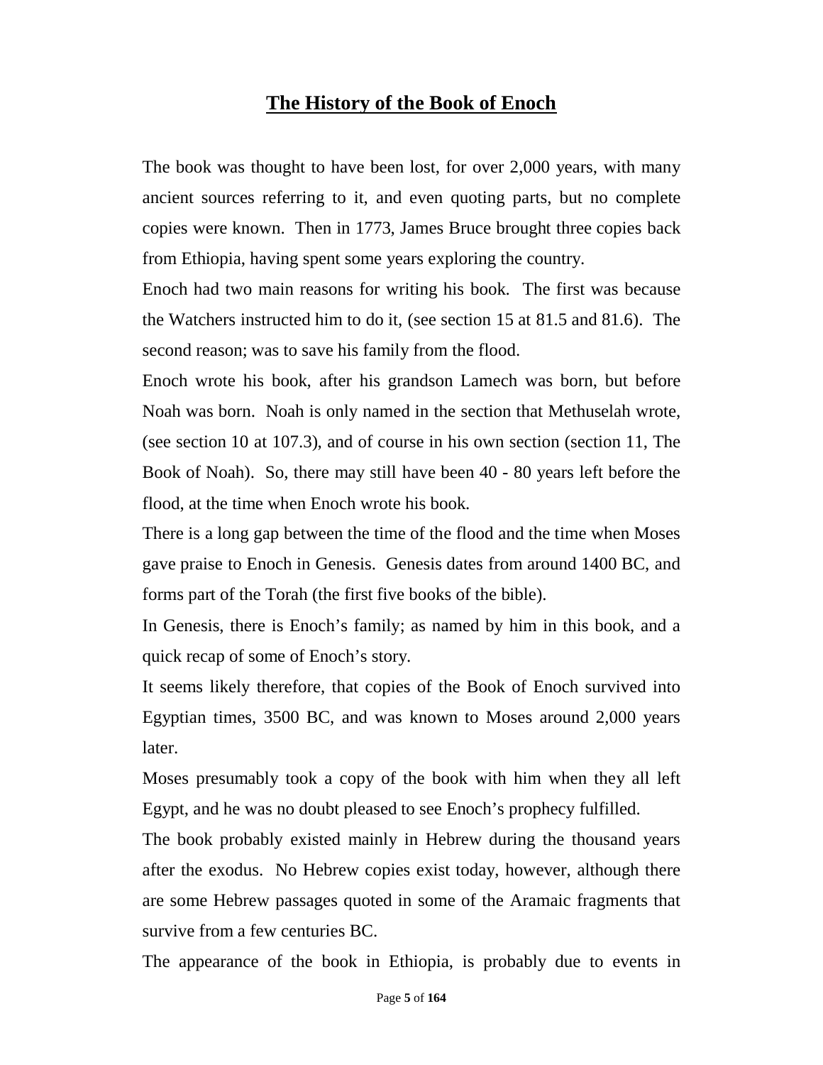# The History of the Book of Enoch

The book was thought to have been lost, for over 2,000 years, with many ancient sources referring to it, and even quoting parts, but no complete copies were known. Then in 1773, James Bruce brought three copies back from Ethiopia, having spent some years exploring the country.

Enoch had two main reasons for writing his book. The first was because the Watchers instructed him to do it, (see section 15 at 81.5 and 81.6). The second reason; was to save his family from the flood.

Enoch wrote his book, after his grandson Lamech was born, but before Noah was born. Noah is only named in the section that Methuselah wrote, (see section 10 at 107.3), and of course in his own section (section 11, The Book of Noah). So, there may still have been 40 - 80 years left before the flood, at the time when Enoch wrote his book.

There is a long gap between the time of the flood and the time when Moses gave praise to Enoch in Genesis. Genesis dates from around 1400 BC, and forms part of the Torah (the first five books of the bible).

In Genesis, there is Enoch's family; as named by him in this book, and a quick recap of some of Enoch's story.

It seems likely therefore, that copies of the Book of Enoch survived into Egyptian times, 3500 BC, and was known to Moses around 2,000 years later.

Moses presumably took a copy of the book with him when they all left Egypt, and he was no doubt pleased to see Enoch's prophecy fulfilled.

The book probably existed mainly in Hebrew during the thousand years after the exodus. No Hebrew copies exist today, however, although there are some Hebrew passages quoted in some of the Aramaic fragments that survive from a few centuries BC.

The appearance of the book in Ethiopia, is probably due to events in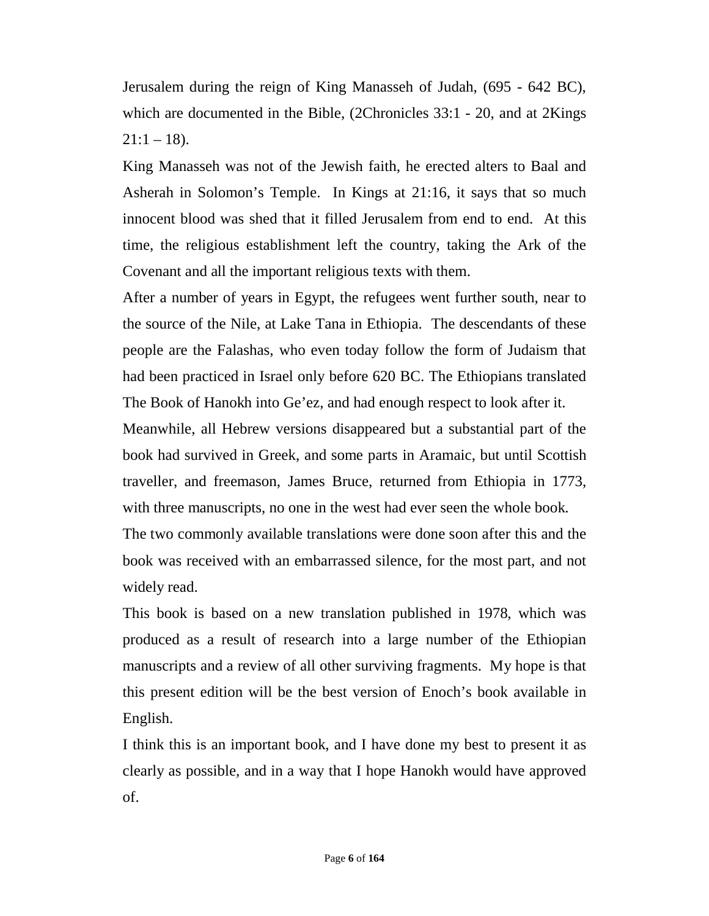Jerusalem during the reign of King Manasseh of Judah, (695 - 642 BC), which are documented in the Bible, (2Chronicles 33:1 - 20, and at 2Kings 21:1 – 18).

King Manasseh was not of the Jewish faith, he erected alters to Baal and Asherah in Solomon's Temple. In Kings at 21:16, it says that so much innocent blood was shed that it filled Jerusalem from end to end. At this time, the religious establishment left the country, taking the Ark of the Covenant and all the important religious texts with them.

After a number of years in Egypt, the refugees went further south, near to the source of the Nile, at Lake Tana in Ethiopia. The descendants of these people are the Falashas, who even today follow the form of Judaism that had been practiced in Israel only before 620 BC. The Ethiopians translated The Book of Hanokh into Ge'ez, and had enough respect to look after it.

Meanwhile, all Hebrew versions disappeared but a substantial part of the book had survived in Greek, and some parts in Aramaic, but until Scottish traveller, and freemason, James Bruce, returned from Ethiopia in 1773, with three manuscripts, no one in the west had ever seen the whole book.

The two commonly available translations were done soon after this and the book was received with an embarrassed silence, for the most part, and not widely read.

This book is based on a new translation published in 1978, which was produced as a result of research into a large number of the Ethiopian manuscripts and a review of all other surviving fragments. My hope is that this present edition will be the best version of Enoch's book available in English.

I think this is an important book, and I have done my best to present it as clearly as possible, and in a way that I hope Hanokh would have approved of.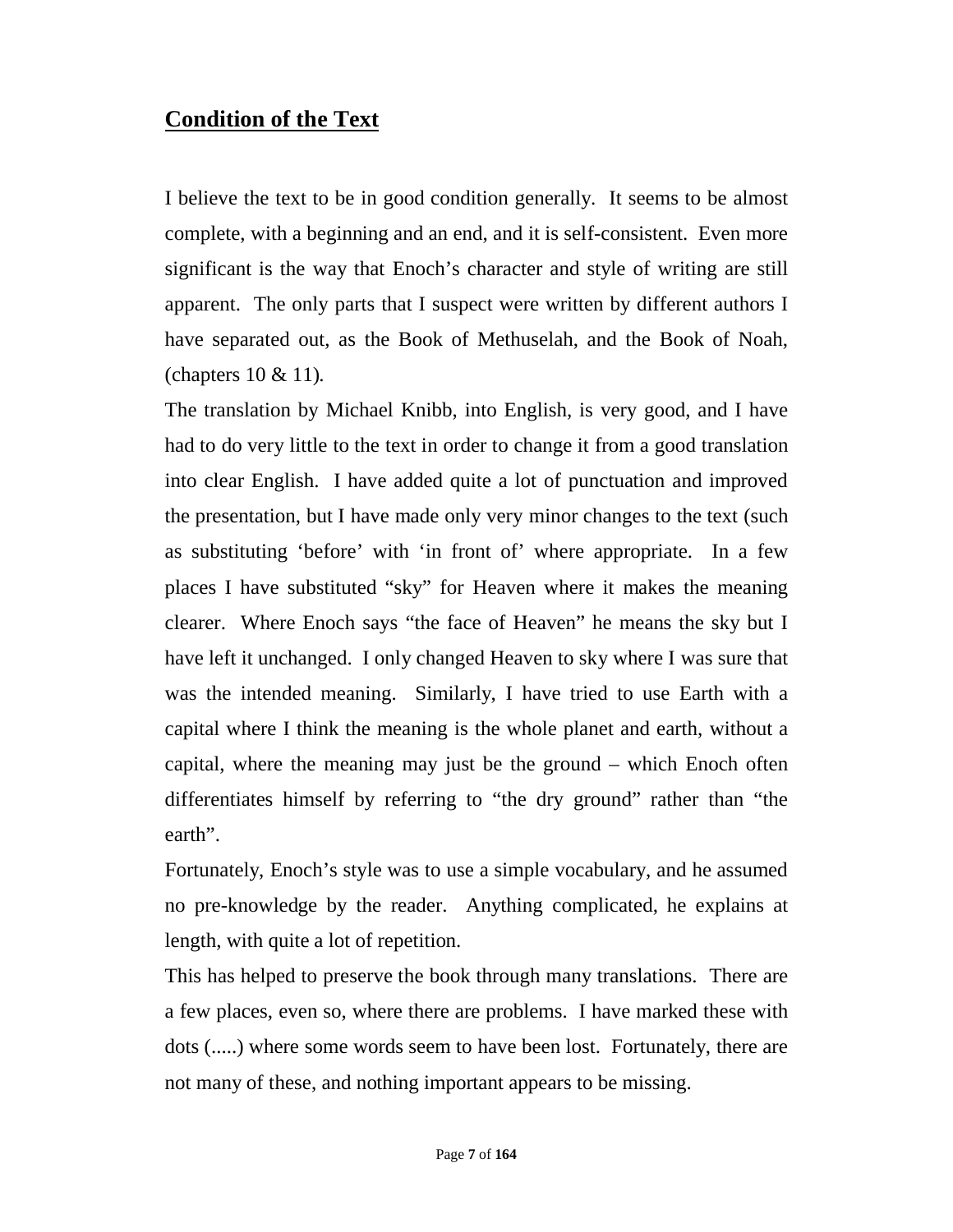## Condition of the Text

I believe the text to be in good condition generally. It seems to be almost complete, with a beginning and an end, and it is self-consistent. Even more significant is the way that Enoch's character and style of writing are still apparent. The only parts that I suspect were written by different authors I have separated out, as the Book of Methuselah, and the Book of Noah, (chapters 10 & 11).

The translation by Michael Knibb, into English, is very good, and I have had to do very little to the text in order to change it from a good translation into clear English. I have added quite a lot of punctuation and improved the presentation, but I have made only very minor changes to the text (such as substituting 'before' with 'in front of' where appropriate. In a few places I have substituted "sky" for Heaven where it makes the meaning clearer. Where Enoch says "the face of Heaven" he means the sky but I have left it unchanged. I only changed Heaven to sky where I was sure that was the intended meaning. Similarly, I have tried to use Earth with a capital where I think the meaning is the whole planet and earth, without a capital, where the meaning may just be the ground – which Enoch often differentiates himself by referring to "the dry ground" rather than "the earth".

Fortunately, Enoch's style was to use a simple vocabulary, and he assumed no pre-knowledge by the reader. Anything complicated, he explains at length, with quite a lot of repetition.

This has helped to preserve the book through many translations. There are a few places, even so, where there are problems. I have marked these with dots (.....) where some words seem to have been lost. Fortunately, there are not many of these, and nothing important appears to be missing.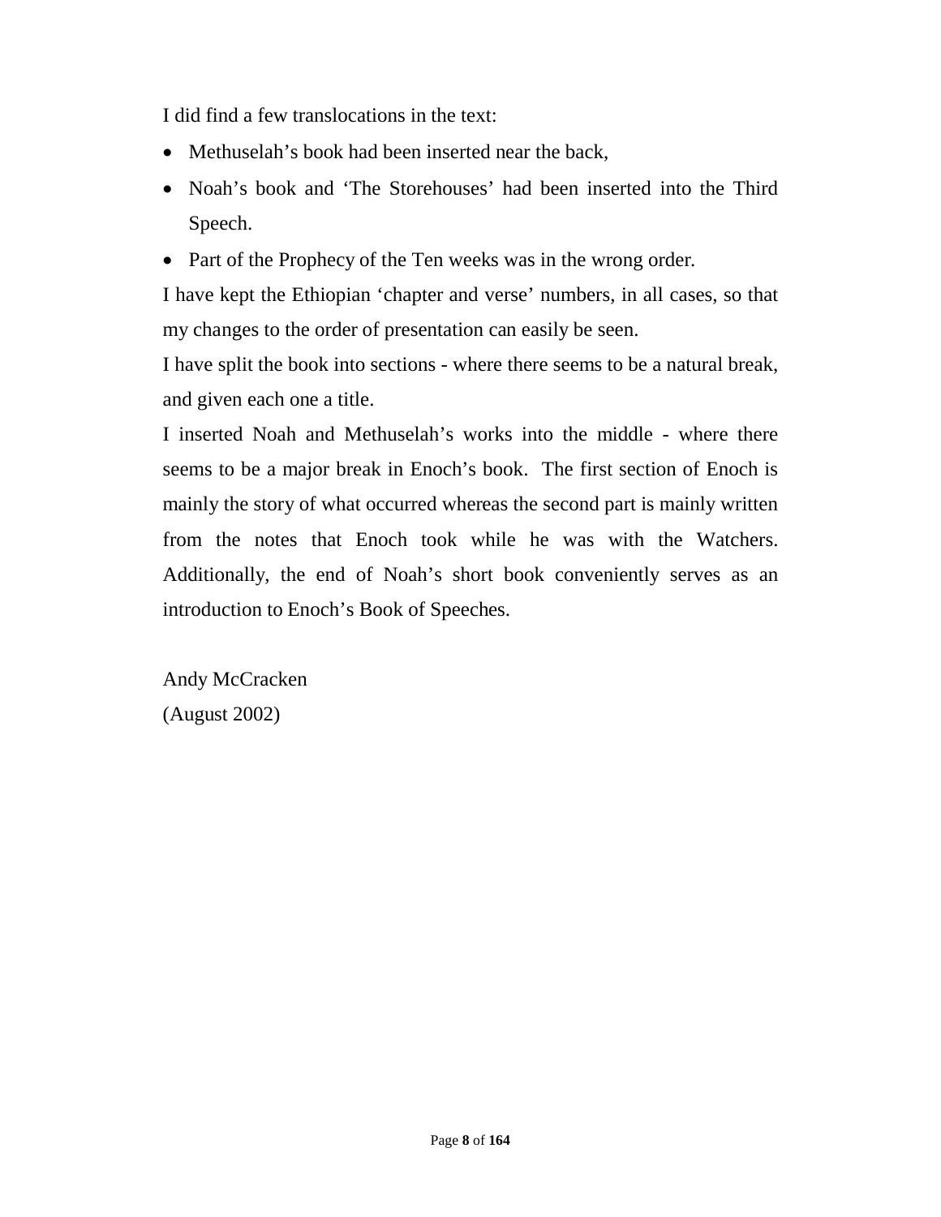I did find a few translocations in the text:

- Methuselah's book had been inserted near the back,
- Noah's book and 'The Storehouses' had been inserted into the Third Speech.
- Part of the Prophecy of the Ten weeks was in the wrong order.

I have kept the Ethiopian 'chapter and verse' numbers, in all cases, so that my changes to the order of presentation can easily be seen.

I have split the book into sections - where there seems to be a natural break, and given each one a title.

I inserted Noah and Methuselah's works into the middle - where there seems to be a major break in Enoch's book. The first section of Enoch is mainly the story of what occurred whereas the second part is mainly written from the notes that Enoch took while he was with the Watchers. Additionally, the end of Noah's short book conveniently serves as an introduction to Enoch's Book of Speeches.

Andy McCracken
(August 2002)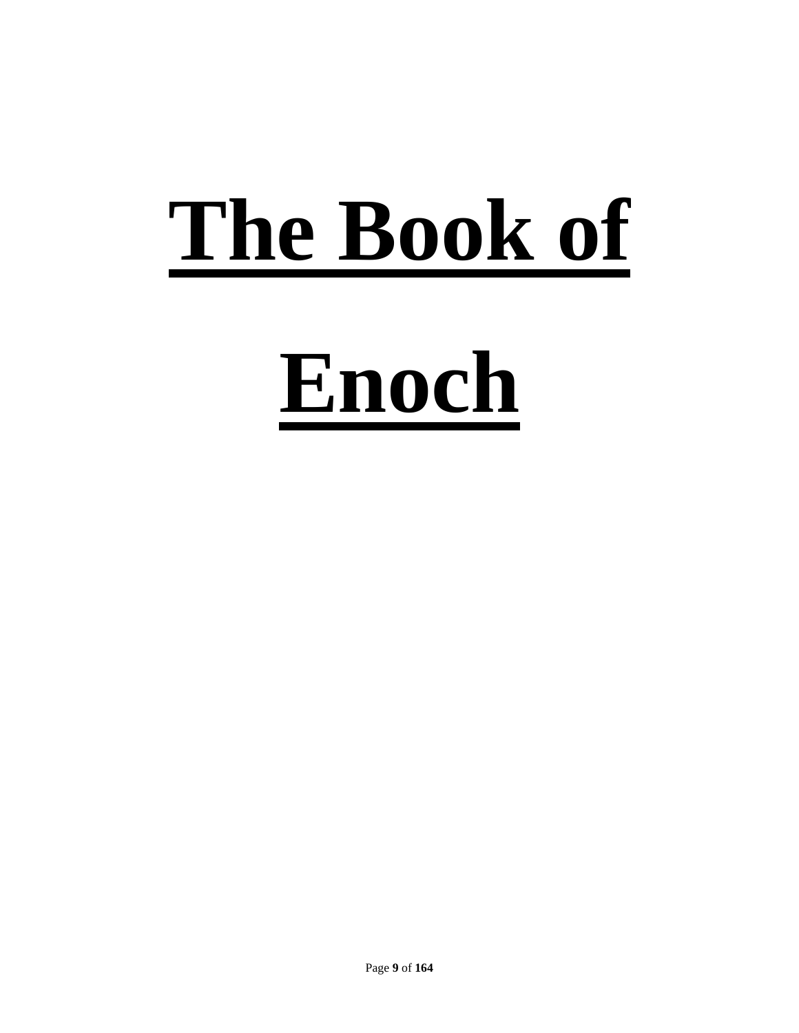# The Book of Enoch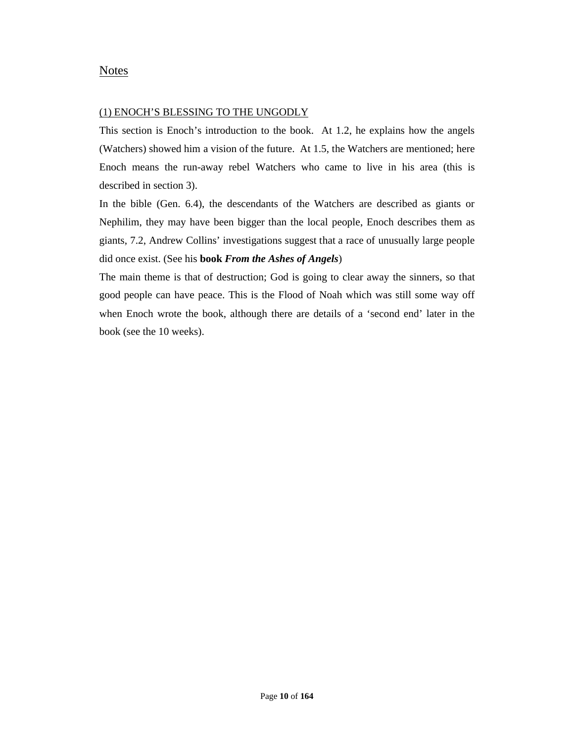## Notes

### (1) ENOCH’S BLESSING TO THE UNGODLY

This section is Enoch’s introduction to the book. At 1.2, he explains how the angels (Watchers) showed him a vision of the future. At 1.5, the Watchers are mentioned; here Enoch means the run-away rebel Watchers who came to live in his area (this is described in section 3).

In the bible (Gen. 6.4), the descendants of the Watchers are described as giants or Nephilim, they may have been bigger than the local people, Enoch describes them as giants, 7.2, Andrew Collins’ investigations suggest that a race of unusually large people did once exist. (See his **book *From the Ashes of Angels***)

The main theme is that of destruction; God is going to clear away the sinners, so that good people can have peace. This is the Flood of Noah which was still some way off when Enoch wrote the book, although there are details of a ‘second end’ later in the book (see the 10 weeks).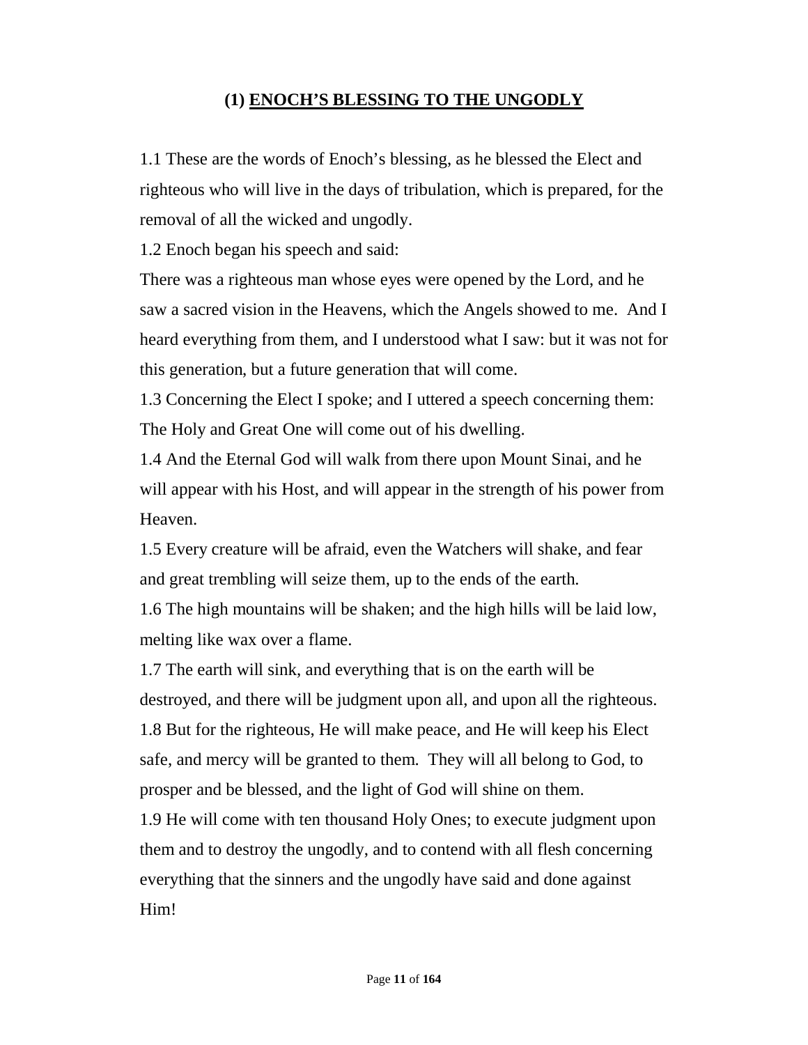## (1) ENOCH'S BLESSING TO THE UNGODLY

1.1 These are the words of Enoch's blessing, as he blessed the Elect and righteous who will live in the days of tribulation, which is prepared, for the removal of all the wicked and ungodly.

1.2 Enoch began his speech and said:

There was a righteous man whose eyes were opened by the Lord, and he saw a sacred vision in the Heavens, which the Angels showed to me. And I heard everything from them, and I understood what I saw: but it was not for this generation, but a future generation that will come.

1.3 Concerning the Elect I spoke; and I uttered a speech concerning them: The Holy and Great One will come out of his dwelling.

1.4 And the Eternal God will walk from there upon Mount Sinai, and he will appear with his Host, and will appear in the strength of his power from Heaven.

1.5 Every creature will be afraid, even the Watchers will shake, and fear and great trembling will seize them, up to the ends of the earth.

1.6 The high mountains will be shaken; and the high hills will be laid low, melting like wax over a flame.

1.7 The earth will sink, and everything that is on the earth will be destroyed, and there will be judgment upon all, and upon all the righteous.

1.8 But for the righteous, He will make peace, and He will keep his Elect safe, and mercy will be granted to them. They will all belong to God, to prosper and be blessed, and the light of God will shine on them.

1.9 He will come with ten thousand Holy Ones; to execute judgment upon them and to destroy the ungodly, and to contend with all flesh concerning everything that the sinners and the ungodly have said and done against Him!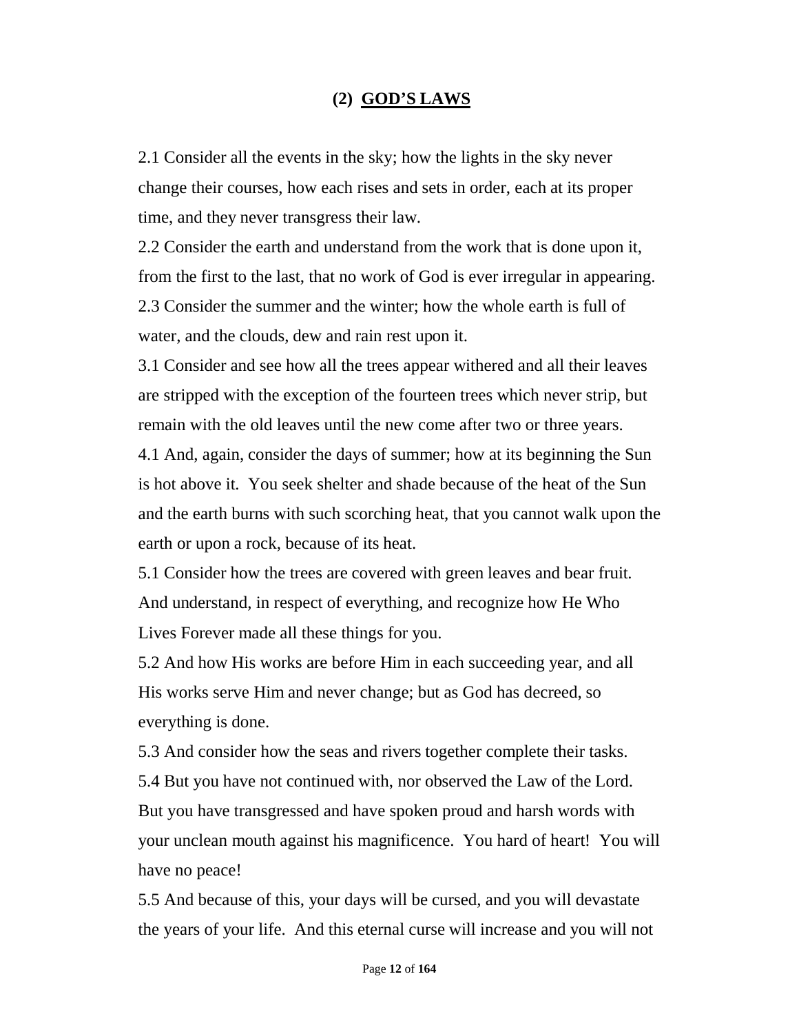## (2) **GOD'S LAWS**

2.1 Consider all the events in the sky; how the lights in the sky never change their courses, how each rises and sets in order, each at its proper time, and they never transgress their law.

2.2 Consider the earth and understand from the work that is done upon it, from the first to the last, that no work of God is ever irregular in appearing.

2.3 Consider the summer and the winter; how the whole earth is full of water, and the clouds, dew and rain rest upon it.

3.1 Consider and see how all the trees appear withered and all their leaves are stripped with the exception of the fourteen trees which never strip, but remain with the old leaves until the new come after two or three years.

4.1 And, again, consider the days of summer; how at its beginning the Sun is hot above it. You seek shelter and shade because of the heat of the Sun and the earth burns with such scorching heat, that you cannot walk upon the earth or upon a rock, because of its heat.

5.1 Consider how the trees are covered with green leaves and bear fruit. And understand, in respect of everything, and recognize how He Who Lives Forever made all these things for you.

5.2 And how His works are before Him in each succeeding year, and all His works serve Him and never change; but as God has decreed, so everything is done.

5.3 And consider how the seas and rivers together complete their tasks.

5.4 But you have not continued with, nor observed the Law of the Lord. But you have transgressed and have spoken proud and harsh words with your unclean mouth against his magnificence. You hard of heart! You will have no peace!

5.5 And because of this, your days will be cursed, and you will devastate the years of your life. And this eternal curse will increase and you will not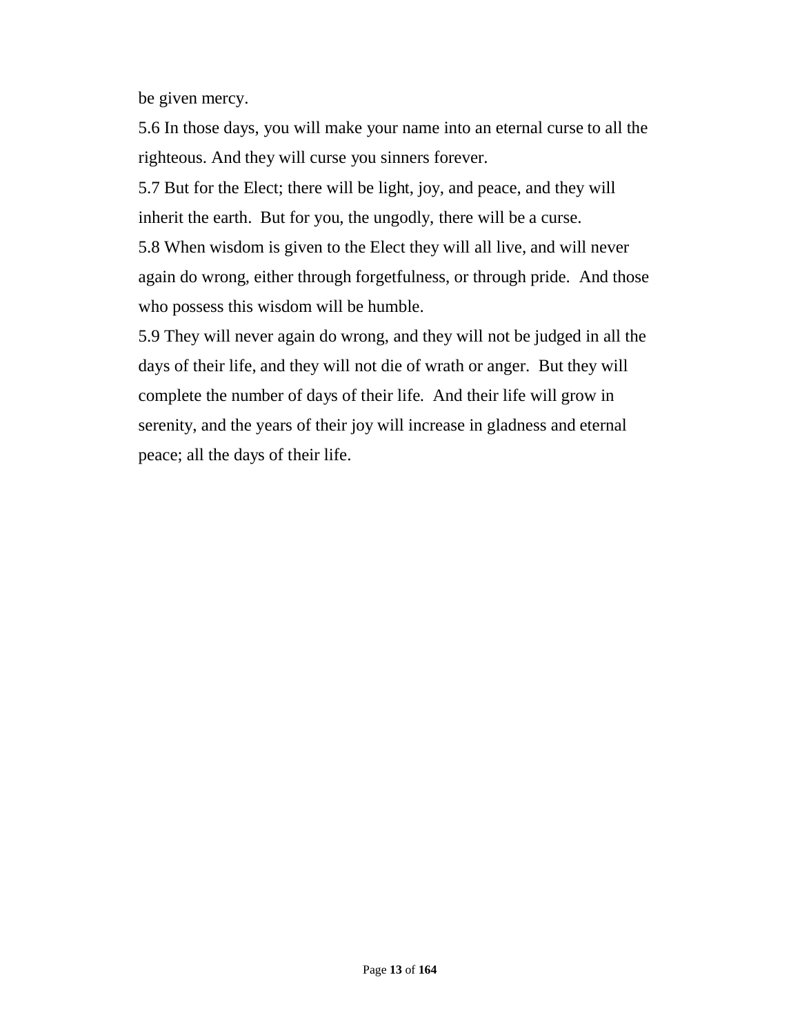be given mercy.

5.6 In those days, you will make your name into an eternal curse to all the righteous. And they will curse you sinners forever.

5.7 But for the Elect; there will be light, joy, and peace, and they will inherit the earth. But for you, the ungodly, there will be a curse.

5.8 When wisdom is given to the Elect they will all live, and will never again do wrong, either through forgetfulness, or through pride. And those who possess this wisdom will be humble.

5.9 They will never again do wrong, and they will not be judged in all the days of their life, and they will not die of wrath or anger. But they will complete the number of days of their life. And their life will grow in serenity, and the years of their joy will increase in gladness and eternal peace; all the days of their life.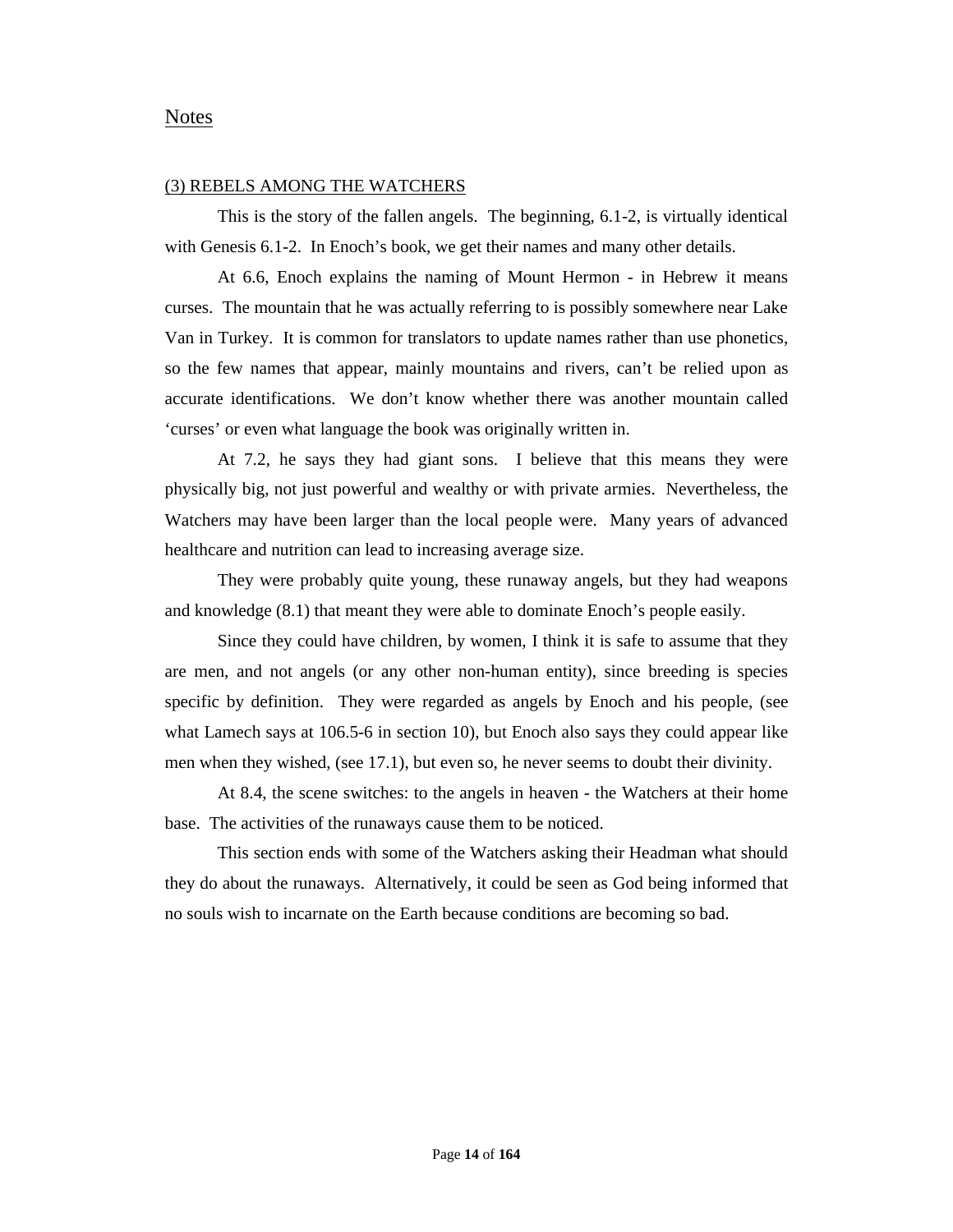## Notes

### (3) REBELS AMONG THE WATCHERS

This is the story of the fallen angels. The beginning, 6.1-2, is virtually identical with Genesis 6.1-2. In Enoch's book, we get their names and many other details.

At 6.6, Enoch explains the naming of Mount Hermon - in Hebrew it means curses. The mountain that he was actually referring to is possibly somewhere near Lake Van in Turkey. It is common for translators to update names rather than use phonetics, so the few names that appear, mainly mountains and rivers, can't be relied upon as accurate identifications. We don't know whether there was another mountain called 'curses' or even what language the book was originally written in.

At 7.2, he says they had giant sons. I believe that this means they were physically big, not just powerful and wealthy or with private armies. Nevertheless, the Watchers may have been larger than the local people were. Many years of advanced healthcare and nutrition can lead to increasing average size.

They were probably quite young, these runaway angels, but they had weapons and knowledge (8.1) that meant they were able to dominate Enoch's people easily.

Since they could have children, by women, I think it is safe to assume that they are men, and not angels (or any other non-human entity), since breeding is species specific by definition. They were regarded as angels by Enoch and his people, (see what Lamech says at 106.5-6 in section 10), but Enoch also says they could appear like men when they wished, (see 17.1), but even so, he never seems to doubt their divinity.

At 8.4, the scene switches: to the angels in heaven - the Watchers at their home base. The activities of the runaways cause them to be noticed.

This section ends with some of the Watchers asking their Headman what should they do about the runaways. Alternatively, it could be seen as God being informed that no souls wish to incarnate on the Earth because conditions are becoming so bad.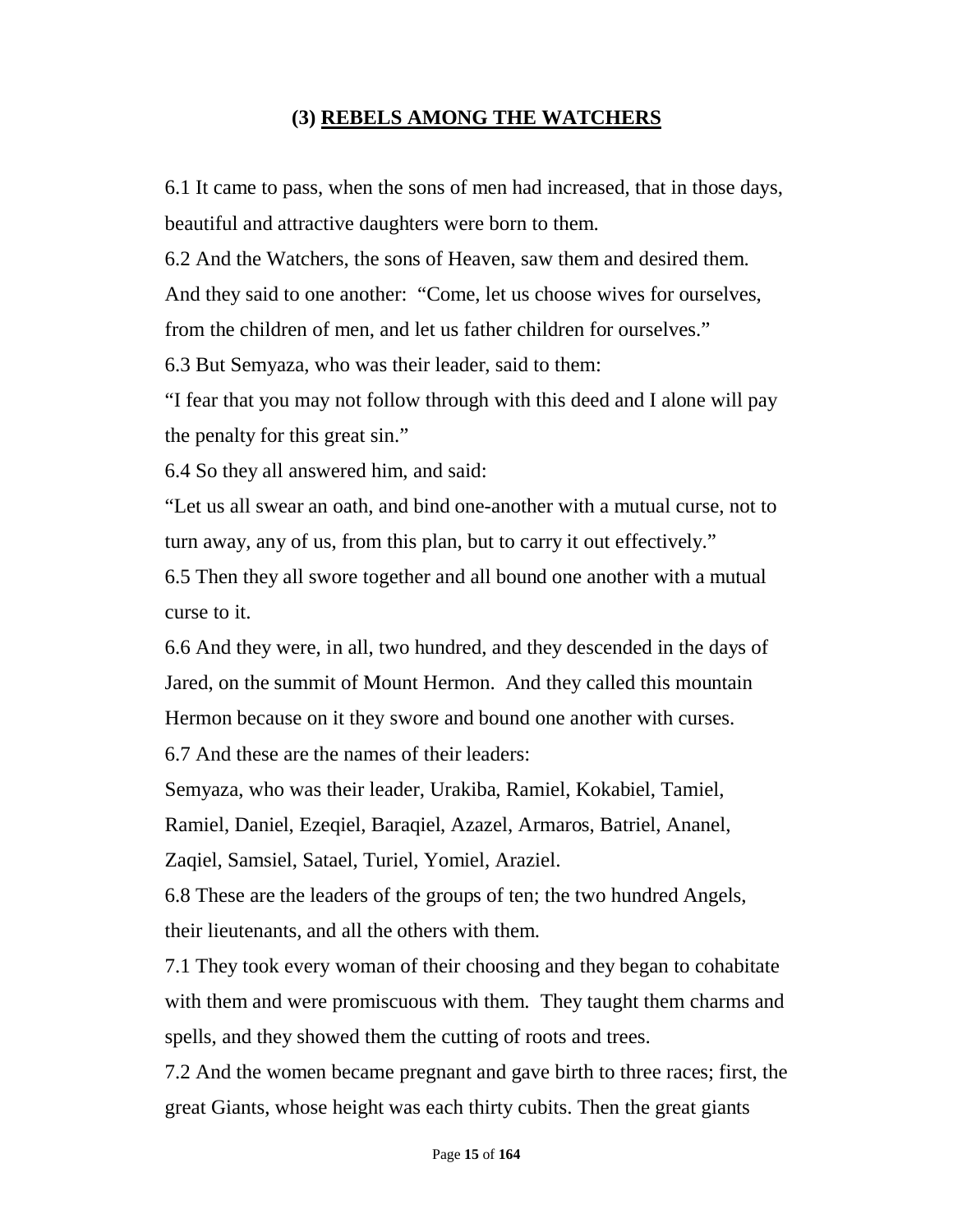## (3) REBELS AMONG THE WATCHERS

6.1 It came to pass, when the sons of men had increased, that in those days, beautiful and attractive daughters were born to them.

6.2 And the Watchers, the sons of Heaven, saw them and desired them. And they said to one another: "Come, let us choose wives for ourselves, from the children of men, and let us father children for ourselves."

6.3 But Semyaza, who was their leader, said to them:

"I fear that you may not follow through with this deed and I alone will pay the penalty for this great sin."

6.4 So they all answered him, and said:

"Let us all swear an oath, and bind one-another with a mutual curse, not to turn away, any of us, from this plan, but to carry it out effectively."

6.5 Then they all swore together and all bound one another with a mutual curse to it.

6.6 And they were, in all, two hundred, and they descended in the days of Jared, on the summit of Mount Hermon. And they called this mountain Hermon because on it they swore and bound one another with curses.

6.7 And these are the names of their leaders:

Semyaza, who was their leader, Urakiba, Ramiel, Kokabiel, Tamiel, Ramiel, Daniel, Ezeqiel, Baraqiel, Azazel, Armaros, Batriel, Ananel, Zaqiel, Samsiel, Satael, Turiel, Yomiel, Araziel.

6.8 These are the leaders of the groups of ten; the two hundred Angels, their lieutenants, and all the others with them.

7.1 They took every woman of their choosing and they began to cohabitate with them and were promiscuous with them. They taught them charms and spells, and they showed them the cutting of roots and trees.

7.2 And the women became pregnant and gave birth to three races; first, the great Giants, whose height was each thirty cubits. Then the great giants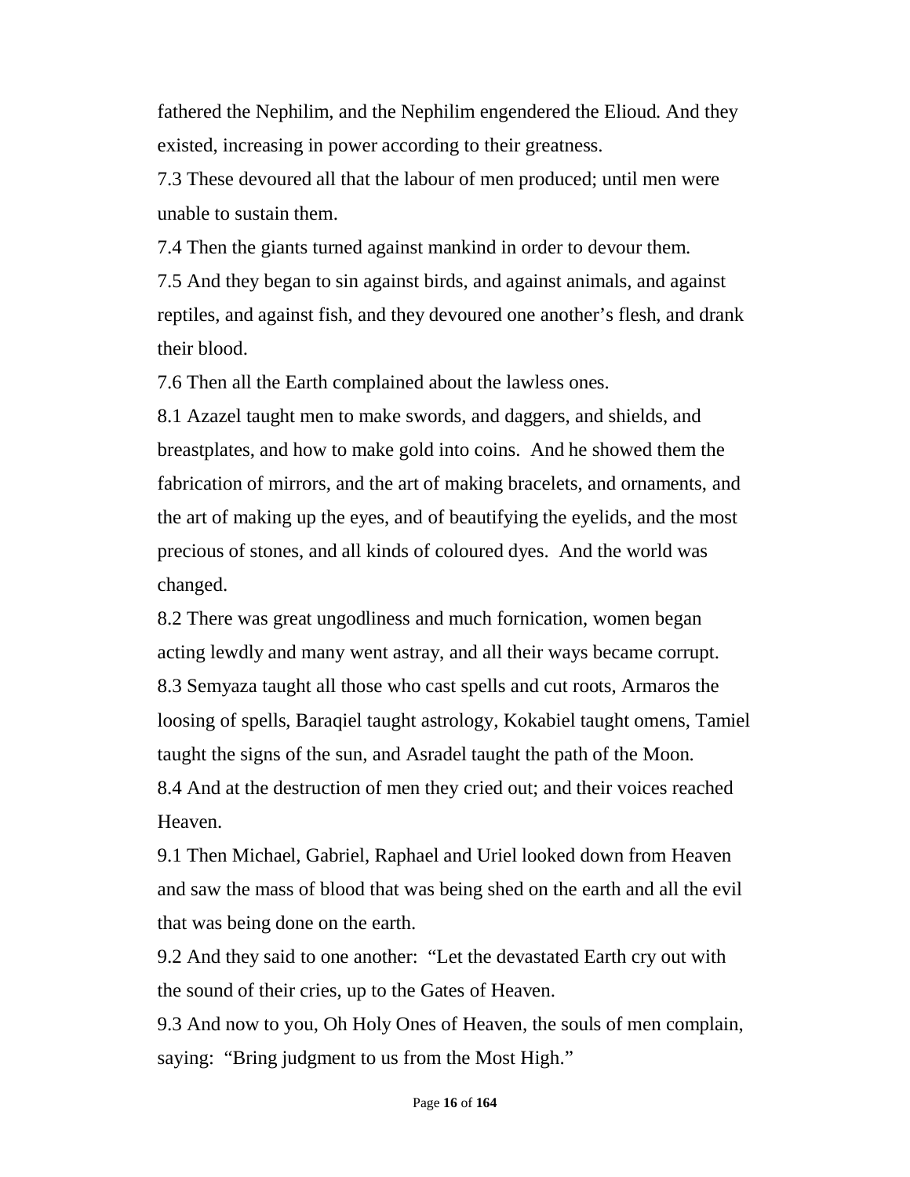fathered the Nephilim, and the Nephilim engendered the Elioud. And they existed, increasing in power according to their greatness.

7.3 These devoured all that the labour of men produced; until men were unable to sustain them.

7.4 Then the giants turned against mankind in order to devour them.

7.5 And they began to sin against birds, and against animals, and against reptiles, and against fish, and they devoured one another's flesh, and drank their blood.

7.6 Then all the Earth complained about the lawless ones.

8.1 Azazel taught men to make swords, and daggers, and shields, and breastplates, and how to make gold into coins. And he showed them the fabrication of mirrors, and the art of making bracelets, and ornaments, and the art of making up the eyes, and of beautifying the eyelids, and the most precious of stones, and all kinds of coloured dyes. And the world was changed.

8.2 There was great ungodliness and much fornication, women began acting lewdly and many went astray, and all their ways became corrupt.

8.3 Semyaza taught all those who cast spells and cut roots, Armaros the loosing of spells, Baraqiel taught astrology, Kokabiel taught omens, Tamiel taught the signs of the sun, and Asradel taught the path of the Moon.

8.4 And at the destruction of men they cried out; and their voices reached Heaven.

9.1 Then Michael, Gabriel, Raphael and Uriel looked down from Heaven and saw the mass of blood that was being shed on the earth and all the evil that was being done on the earth.

9.2 And they said to one another: "Let the devastated Earth cry out with the sound of their cries, up to the Gates of Heaven.

9.3 And now to you, Oh Holy Ones of Heaven, the souls of men complain, saying: "Bring judgment to us from the Most High."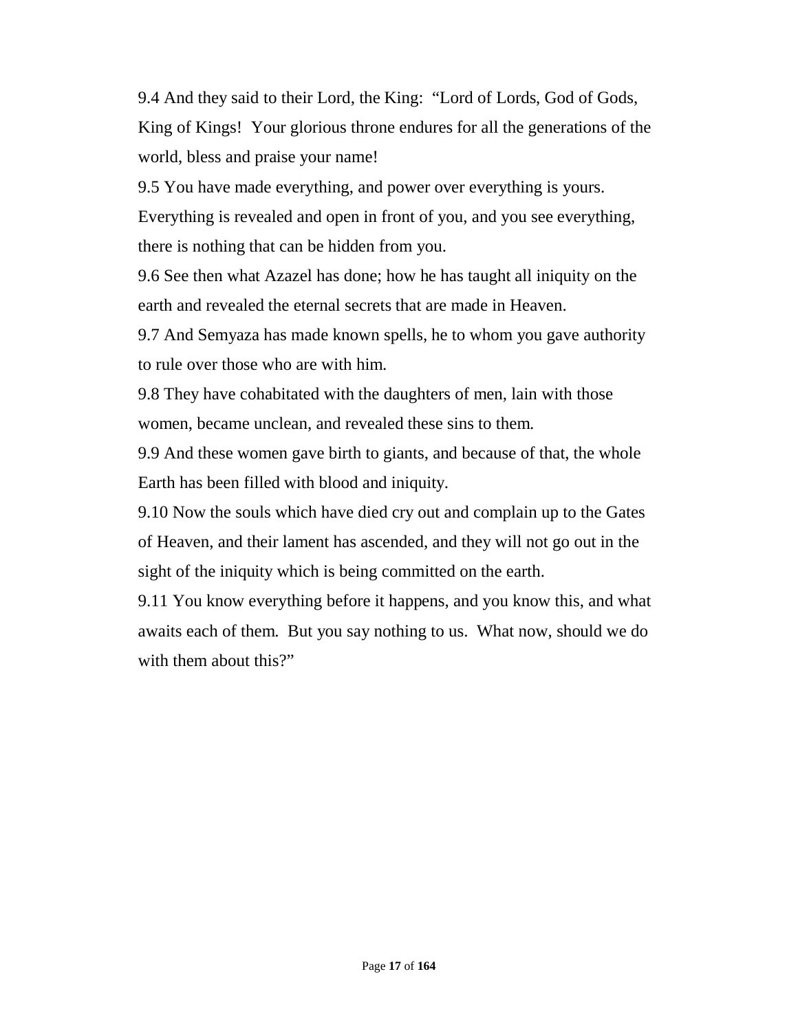9.4 And they said to their Lord, the King:  “Lord of Lords, God of Gods, King of Kings!  Your glorious throne endures for all the generations of the world, bless and praise your name!

9.5 You have made everything, and power over everything is yours. Everything is revealed and open in front of you, and you see everything, there is nothing that can be hidden from you.

9.6 See then what Azazel has done; how he has taught all iniquity on the earth and revealed the eternal secrets that are made in Heaven.

9.7 And Semyaza has made known spells, he to whom you gave authority to rule over those who are with him.

9.8 They have cohabitated with the daughters of men, lain with those women, became unclean, and revealed these sins to them.

9.9 And these women gave birth to giants, and because of that, the whole Earth has been filled with blood and iniquity.

9.10 Now the souls which have died cry out and complain up to the Gates of Heaven, and their lament has ascended, and they will not go out in the sight of the iniquity which is being committed on the earth.

9.11 You know everything before it happens, and you know this, and what awaits each of them.  But you say nothing to us.  What now, should we do with them about this?”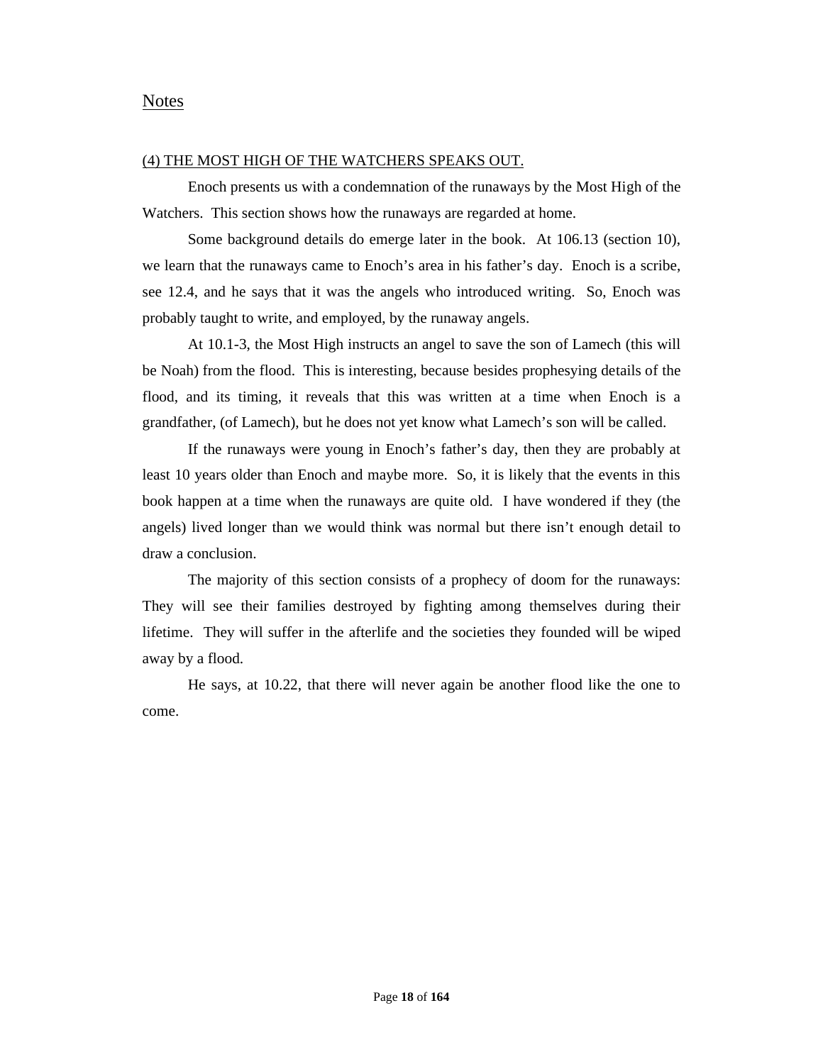## Notes

### (4) THE MOST HIGH OF THE WATCHERS SPEAKS OUT.

Enoch presents us with a condemnation of the runaways by the Most High of the Watchers. This section shows how the runaways are regarded at home.

Some background details do emerge later in the book. At 106.13 (section 10), we learn that the runaways came to Enoch's area in his father's day. Enoch is a scribe, see 12.4, and he says that it was the angels who introduced writing. So, Enoch was probably taught to write, and employed, by the runaway angels.

At 10.1-3, the Most High instructs an angel to save the son of Lamech (this will be Noah) from the flood. This is interesting, because besides prophesying details of the flood, and its timing, it reveals that this was written at a time when Enoch is a grandfather, (of Lamech), but he does not yet know what Lamech's son will be called.

If the runaways were young in Enoch's father's day, then they are probably at least 10 years older than Enoch and maybe more. So, it is likely that the events in this book happen at a time when the runaways are quite old. I have wondered if they (the angels) lived longer than we would think was normal but there isn't enough detail to draw a conclusion.

The majority of this section consists of a prophecy of doom for the runaways: They will see their families destroyed by fighting among themselves during their lifetime. They will suffer in the afterlife and the societies they founded will be wiped away by a flood.

He says, at 10.22, that there will never again be another flood like the one to come.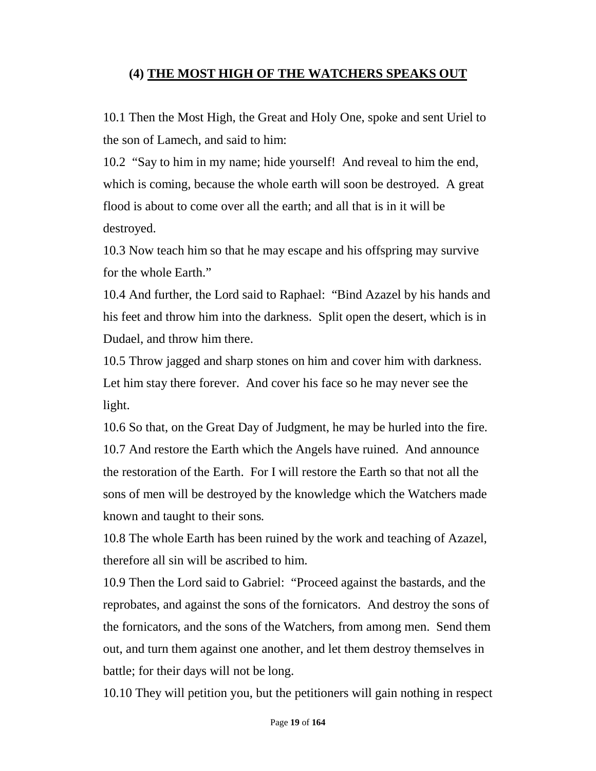## (4) THE MOST HIGH OF THE WATCHERS SPEAKS OUT

10.1 Then the Most High, the Great and Holy One, spoke and sent Uriel to the son of Lamech, and said to him:

10.2 "Say to him in my name; hide yourself! And reveal to him the end, which is coming, because the whole earth will soon be destroyed. A great flood is about to come over all the earth; and all that is in it will be destroyed.

10.3 Now teach him so that he may escape and his offspring may survive for the whole Earth."

10.4 And further, the Lord said to Raphael: "Bind Azazel by his hands and his feet and throw him into the darkness. Split open the desert, which is in Dudael, and throw him there.

10.5 Throw jagged and sharp stones on him and cover him with darkness. Let him stay there forever. And cover his face so he may never see the light.

10.6 So that, on the Great Day of Judgment, he may be hurled into the fire.

10.7 And restore the Earth which the Angels have ruined. And announce the restoration of the Earth. For I will restore the Earth so that not all the sons of men will be destroyed by the knowledge which the Watchers made known and taught to their sons.

10.8 The whole Earth has been ruined by the work and teaching of Azazel, therefore all sin will be ascribed to him.

10.9 Then the Lord said to Gabriel: "Proceed against the bastards, and the reprobates, and against the sons of the fornicators. And destroy the sons of the fornicators, and the sons of the Watchers, from among men. Send them out, and turn them against one another, and let them destroy themselves in battle; for their days will not be long.

10.10 They will petition you, but the petitioners will gain nothing in respect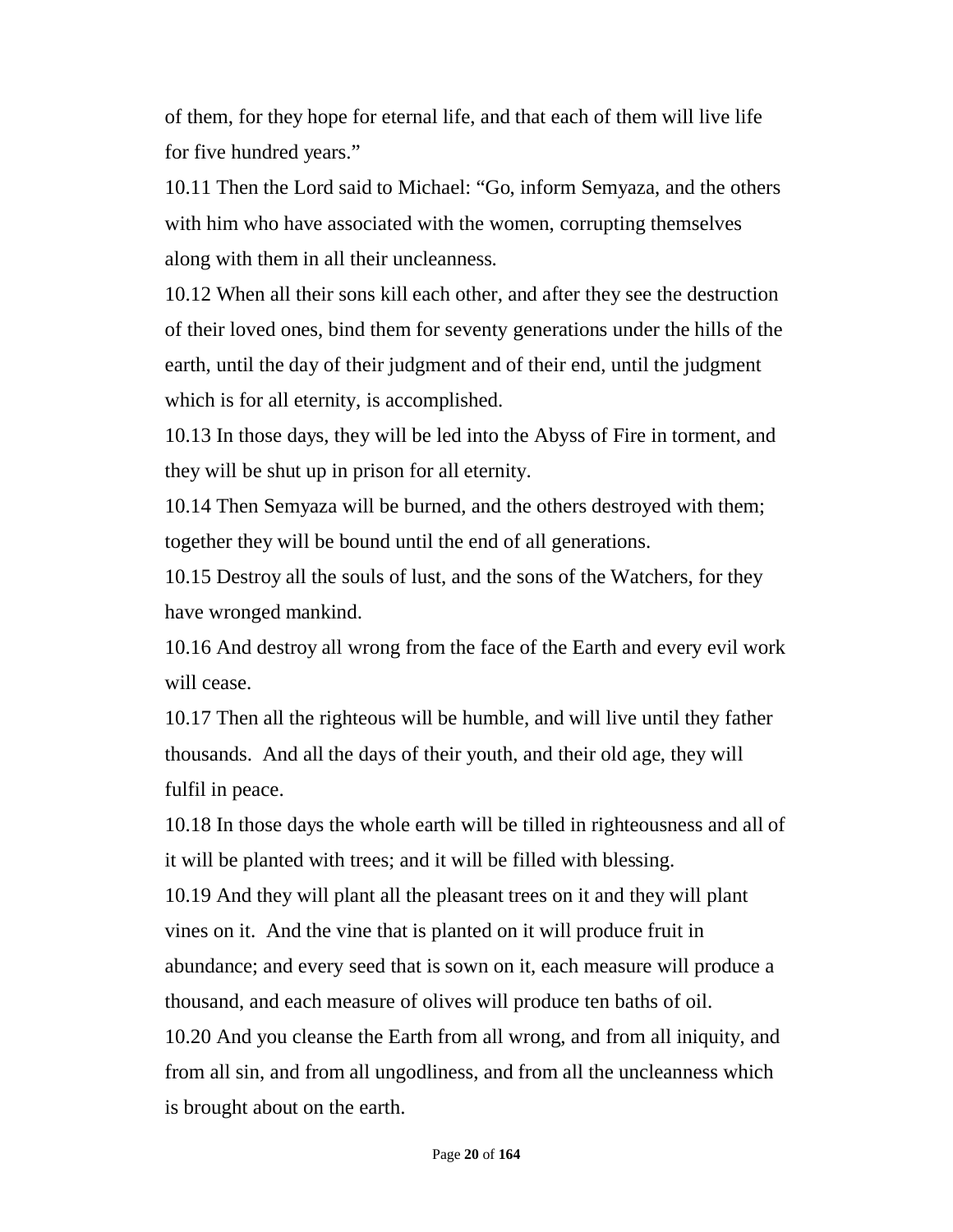of them, for they hope for eternal life, and that each of them will live life for five hundred years."

10.11 Then the Lord said to Michael: "Go, inform Semyaza, and the others with him who have associated with the women, corrupting themselves along with them in all their uncleanness.

10.12 When all their sons kill each other, and after they see the destruction of their loved ones, bind them for seventy generations under the hills of the earth, until the day of their judgment and of their end, until the judgment which is for all eternity, is accomplished.

10.13 In those days, they will be led into the Abyss of Fire in torment, and they will be shut up in prison for all eternity.

10.14 Then Semyaza will be burned, and the others destroyed with them; together they will be bound until the end of all generations.

10.15 Destroy all the souls of lust, and the sons of the Watchers, for they have wronged mankind.

10.16 And destroy all wrong from the face of the Earth and every evil work will cease.

10.17 Then all the righteous will be humble, and will live until they father thousands. And all the days of their youth, and their old age, they will fulfil in peace.

10.18 In those days the whole earth will be tilled in righteousness and all of it will be planted with trees; and it will be filled with blessing.

10.19 And they will plant all the pleasant trees on it and they will plant vines on it. And the vine that is planted on it will produce fruit in abundance; and every seed that is sown on it, each measure will produce a thousand, and each measure of olives will produce ten baths of oil.

10.20 And you cleanse the Earth from all wrong, and from all iniquity, and from all sin, and from all ungodliness, and from all the uncleanness which is brought about on the earth.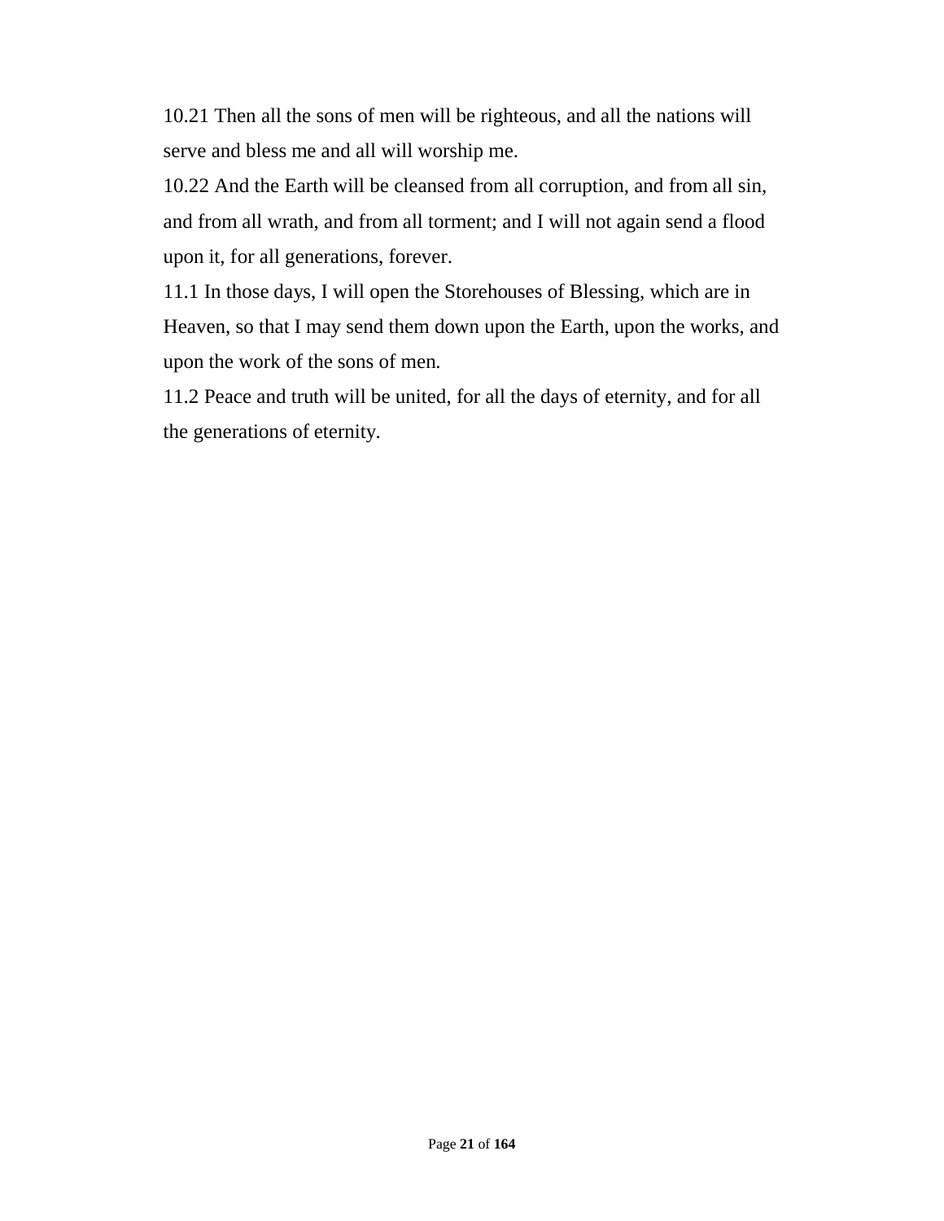10.21 Then all the sons of men will be righteous, and all the nations will serve and bless me and all will worship me.

10.22 And the Earth will be cleansed from all corruption, and from all sin, and from all wrath, and from all torment; and I will not again send a flood upon it, for all generations, forever.

11.1 In those days, I will open the Storehouses of Blessing, which are in Heaven, so that I may send them down upon the Earth, upon the works, and upon the work of the sons of men.

11.2 Peace and truth will be united, for all the days of eternity, and for all the generations of eternity.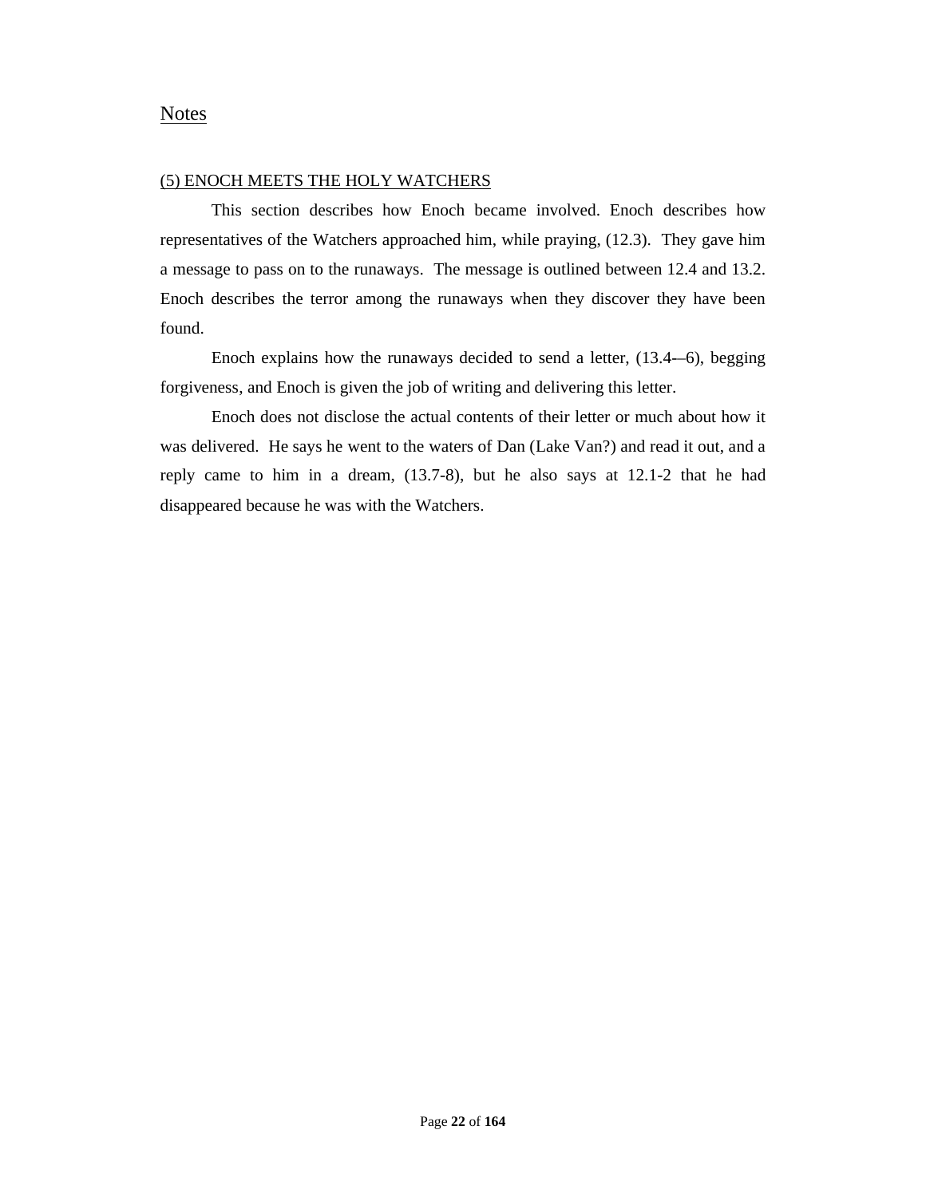## Notes

### (5) ENOCH MEETS THE HOLY WATCHERS

This section describes how Enoch became involved. Enoch describes how representatives of the Watchers approached him, while praying, (12.3). They gave him a message to pass on to the runaways. The message is outlined between 12.4 and 13.2. Enoch describes the terror among the runaways when they discover they have been found.

Enoch explains how the runaways decided to send a letter, (13.4-–6), begging forgiveness, and Enoch is given the job of writing and delivering this letter.

Enoch does not disclose the actual contents of their letter or much about how it was delivered. He says he went to the waters of Dan (Lake Van?) and read it out, and a reply came to him in a dream, (13.7-8), but he also says at 12.1-2 that he had disappeared because he was with the Watchers.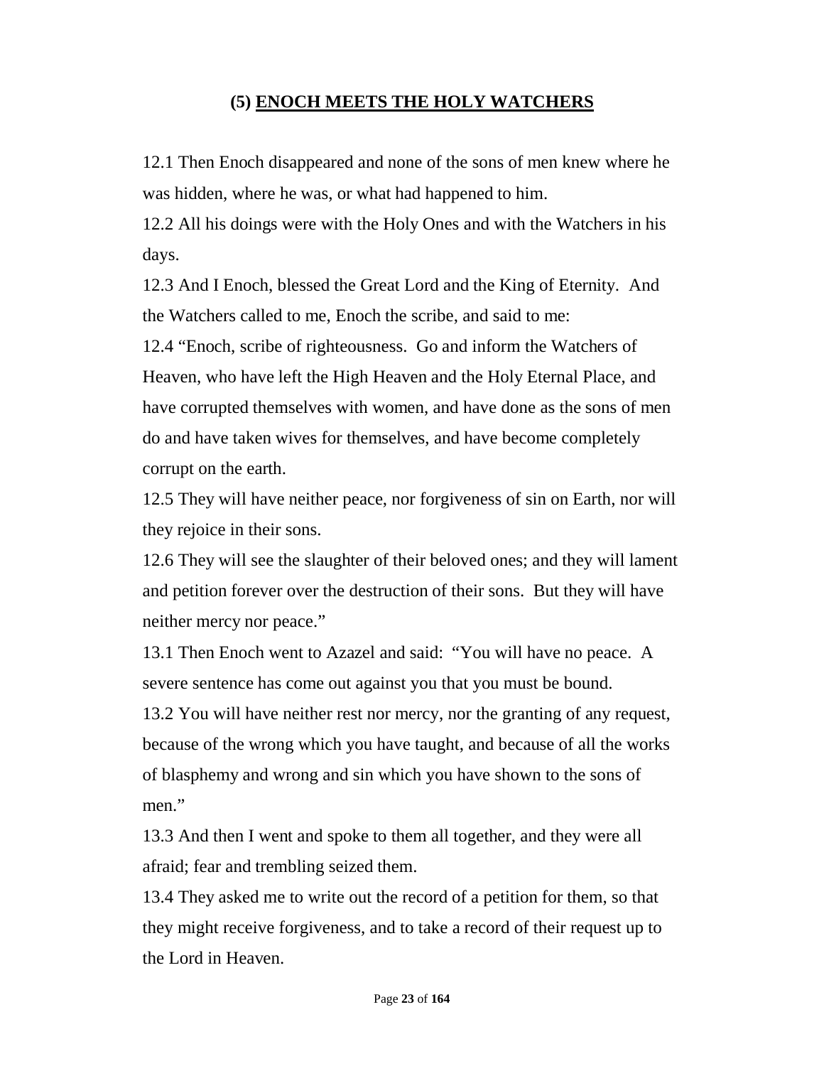## (5) ENOCH MEETS THE HOLY WATCHERS

12.1 Then Enoch disappeared and none of the sons of men knew where he was hidden, where he was, or what had happened to him.

12.2 All his doings were with the Holy Ones and with the Watchers in his days.

12.3 And I Enoch, blessed the Great Lord and the King of Eternity. And the Watchers called to me, Enoch the scribe, and said to me:

12.4 "Enoch, scribe of righteousness. Go and inform the Watchers of Heaven, who have left the High Heaven and the Holy Eternal Place, and have corrupted themselves with women, and have done as the sons of men do and have taken wives for themselves, and have become completely corrupt on the earth.

12.5 They will have neither peace, nor forgiveness of sin on Earth, nor will they rejoice in their sons.

12.6 They will see the slaughter of their beloved ones; and they will lament and petition forever over the destruction of their sons. But they will have neither mercy nor peace."

13.1 Then Enoch went to Azazel and said: "You will have no peace. A severe sentence has come out against you that you must be bound.

13.2 You will have neither rest nor mercy, nor the granting of any request, because of the wrong which you have taught, and because of all the works of blasphemy and wrong and sin which you have shown to the sons of men."

13.3 And then I went and spoke to them all together, and they were all afraid; fear and trembling seized them.

13.4 They asked me to write out the record of a petition for them, so that they might receive forgiveness, and to take a record of their request up to the Lord in Heaven.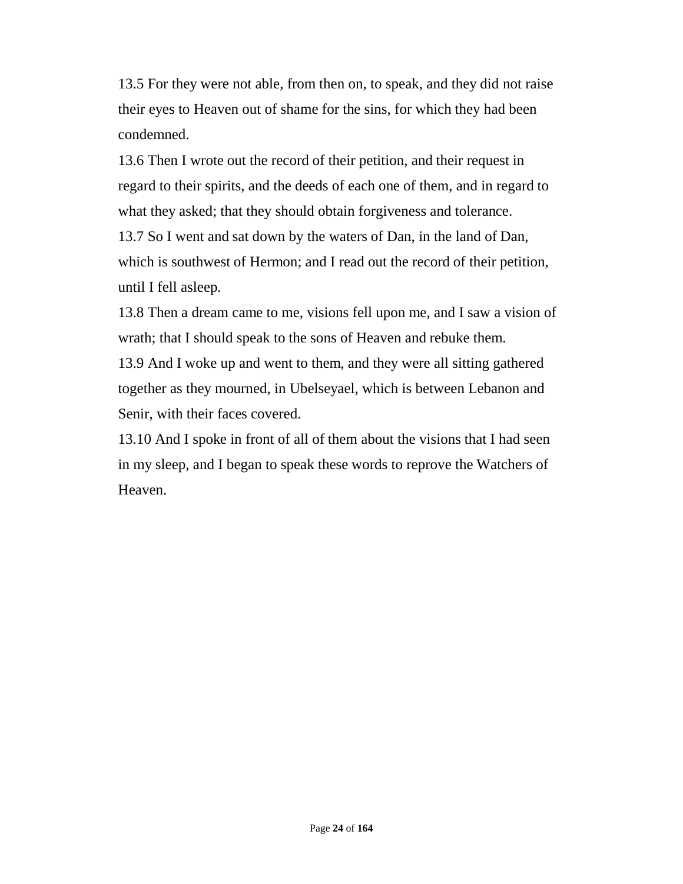13.5 For they were not able, from then on, to speak, and they did not raise their eyes to Heaven out of shame for the sins, for which they had been condemned.

13.6 Then I wrote out the record of their petition, and their request in regard to their spirits, and the deeds of each one of them, and in regard to what they asked; that they should obtain forgiveness and tolerance.

13.7 So I went and sat down by the waters of Dan, in the land of Dan, which is southwest of Hermon; and I read out the record of their petition, until I fell asleep.

13.8 Then a dream came to me, visions fell upon me, and I saw a vision of wrath; that I should speak to the sons of Heaven and rebuke them.

13.9 And I woke up and went to them, and they were all sitting gathered together as they mourned, in Ubelseyael, which is between Lebanon and Senir, with their faces covered.

13.10 And I spoke in front of all of them about the visions that I had seen in my sleep, and I began to speak these words to reprove the Watchers of Heaven.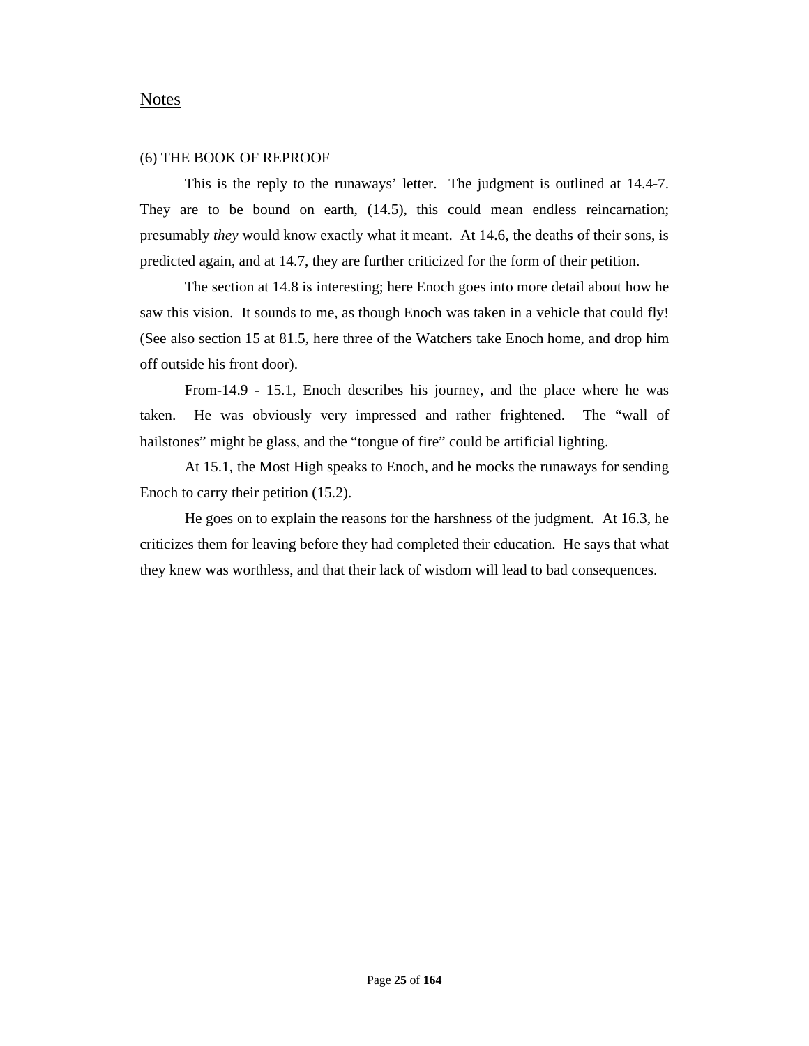## Notes

### (6) THE BOOK OF REPROOF

This is the reply to the runaways' letter. The judgment is outlined at 14.4-7. They are to be bound on earth, (14.5), this could mean endless reincarnation; presumably *they* would know exactly what it meant. At 14.6, the deaths of their sons, is predicted again, and at 14.7, they are further criticized for the form of their petition.

The section at 14.8 is interesting; here Enoch goes into more detail about how he saw this vision. It sounds to me, as though Enoch was taken in a vehicle that could fly! (See also section 15 at 81.5, here three of the Watchers take Enoch home, and drop him off outside his front door).

From-14.9 - 15.1, Enoch describes his journey, and the place where he was taken. He was obviously very impressed and rather frightened. The "wall of hailstones" might be glass, and the "tongue of fire" could be artificial lighting.

At 15.1, the Most High speaks to Enoch, and he mocks the runaways for sending Enoch to carry their petition (15.2).

He goes on to explain the reasons for the harshness of the judgment. At 16.3, he criticizes them for leaving before they had completed their education. He says that what they knew was worthless, and that their lack of wisdom will lead to bad consequences.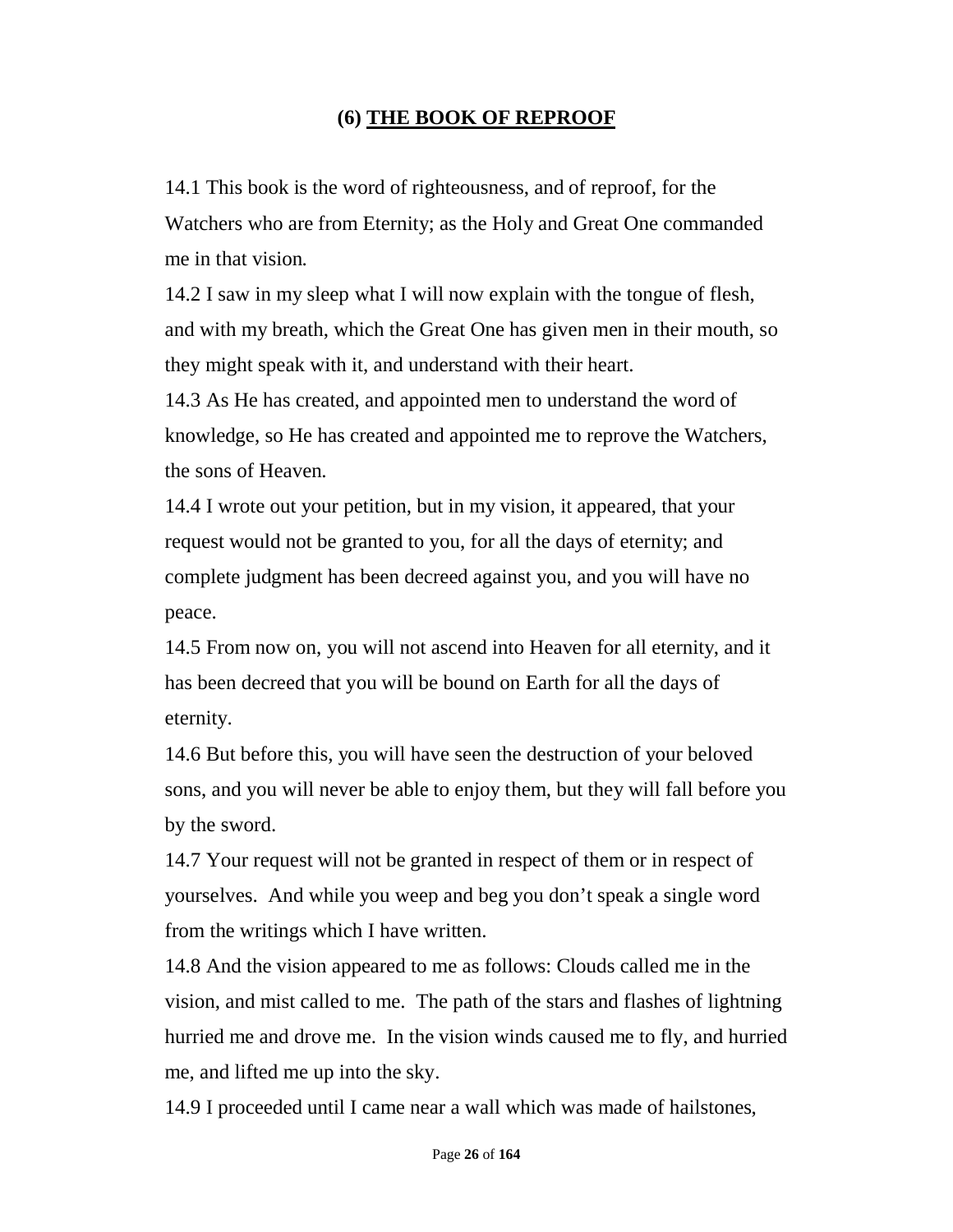## (6) THE BOOK OF REPROOF

14.1 This book is the word of righteousness, and of reproof, for the Watchers who are from Eternity; as the Holy and Great One commanded me in that vision.

14.2 I saw in my sleep what I will now explain with the tongue of flesh, and with my breath, which the Great One has given men in their mouth, so they might speak with it, and understand with their heart.

14.3 As He has created, and appointed men to understand the word of knowledge, so He has created and appointed me to reprove the Watchers, the sons of Heaven.

14.4 I wrote out your petition, but in my vision, it appeared, that your request would not be granted to you, for all the days of eternity; and complete judgment has been decreed against you, and you will have no peace.

14.5 From now on, you will not ascend into Heaven for all eternity, and it has been decreed that you will be bound on Earth for all the days of eternity.

14.6 But before this, you will have seen the destruction of your beloved sons, and you will never be able to enjoy them, but they will fall before you by the sword.

14.7 Your request will not be granted in respect of them or in respect of yourselves. And while you weep and beg you don't speak a single word from the writings which I have written.

14.8 And the vision appeared to me as follows: Clouds called me in the vision, and mist called to me. The path of the stars and flashes of lightning hurried me and drove me. In the vision winds caused me to fly, and hurried me, and lifted me up into the sky.

14.9 I proceeded until I came near a wall which was made of hailstones,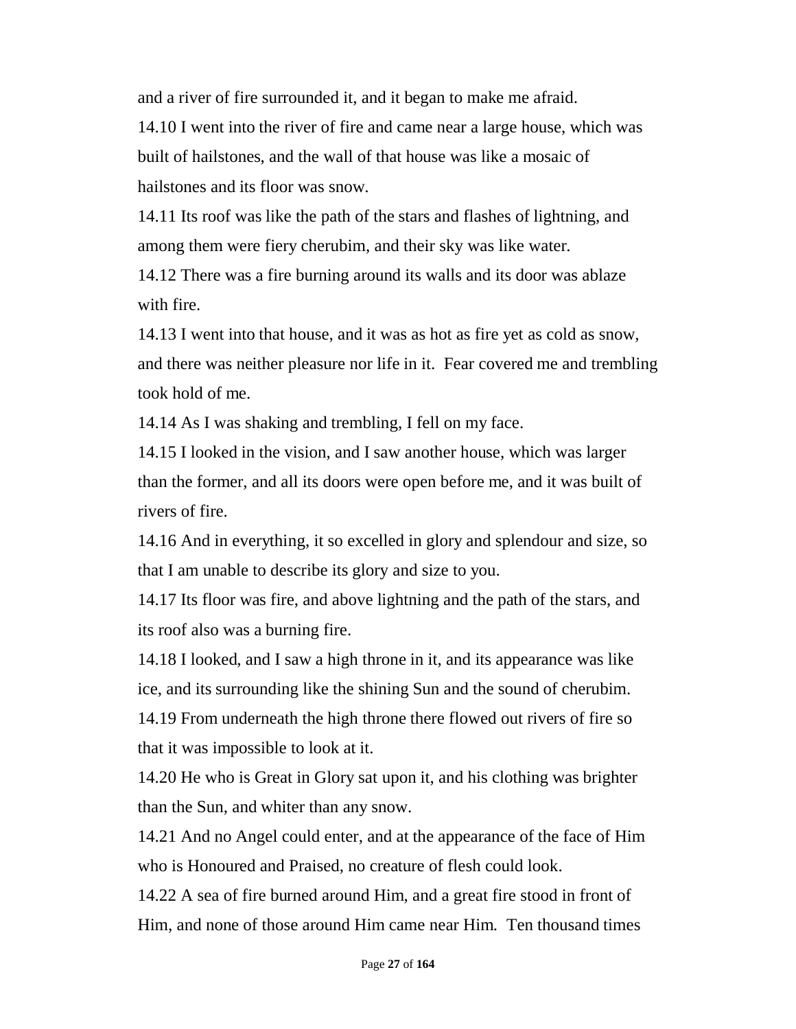and a river of fire surrounded it, and it began to make me afraid.

14.10 I went into the river of fire and came near a large house, which was built of hailstones, and the wall of that house was like a mosaic of hailstones and its floor was snow.

14.11 Its roof was like the path of the stars and flashes of lightning, and among them were fiery cherubim, and their sky was like water.

14.12 There was a fire burning around its walls and its door was ablaze with fire.

14.13 I went into that house, and it was as hot as fire yet as cold as snow, and there was neither pleasure nor life in it. Fear covered me and trembling took hold of me.

14.14 As I was shaking and trembling, I fell on my face.

14.15 I looked in the vision, and I saw another house, which was larger than the former, and all its doors were open before me, and it was built of rivers of fire.

14.16 And in everything, it so excelled in glory and splendour and size, so that I am unable to describe its glory and size to you.

14.17 Its floor was fire, and above lightning and the path of the stars, and its roof also was a burning fire.

14.18 I looked, and I saw a high throne in it, and its appearance was like ice, and its surrounding like the shining Sun and the sound of cherubim.

14.19 From underneath the high throne there flowed out rivers of fire so that it was impossible to look at it.

14.20 He who is Great in Glory sat upon it, and his clothing was brighter than the Sun, and whiter than any snow.

14.21 And no Angel could enter, and at the appearance of the face of Him who is Honoured and Praised, no creature of flesh could look.

14.22 A sea of fire burned around Him, and a great fire stood in front of Him, and none of those around Him came near Him. Ten thousand times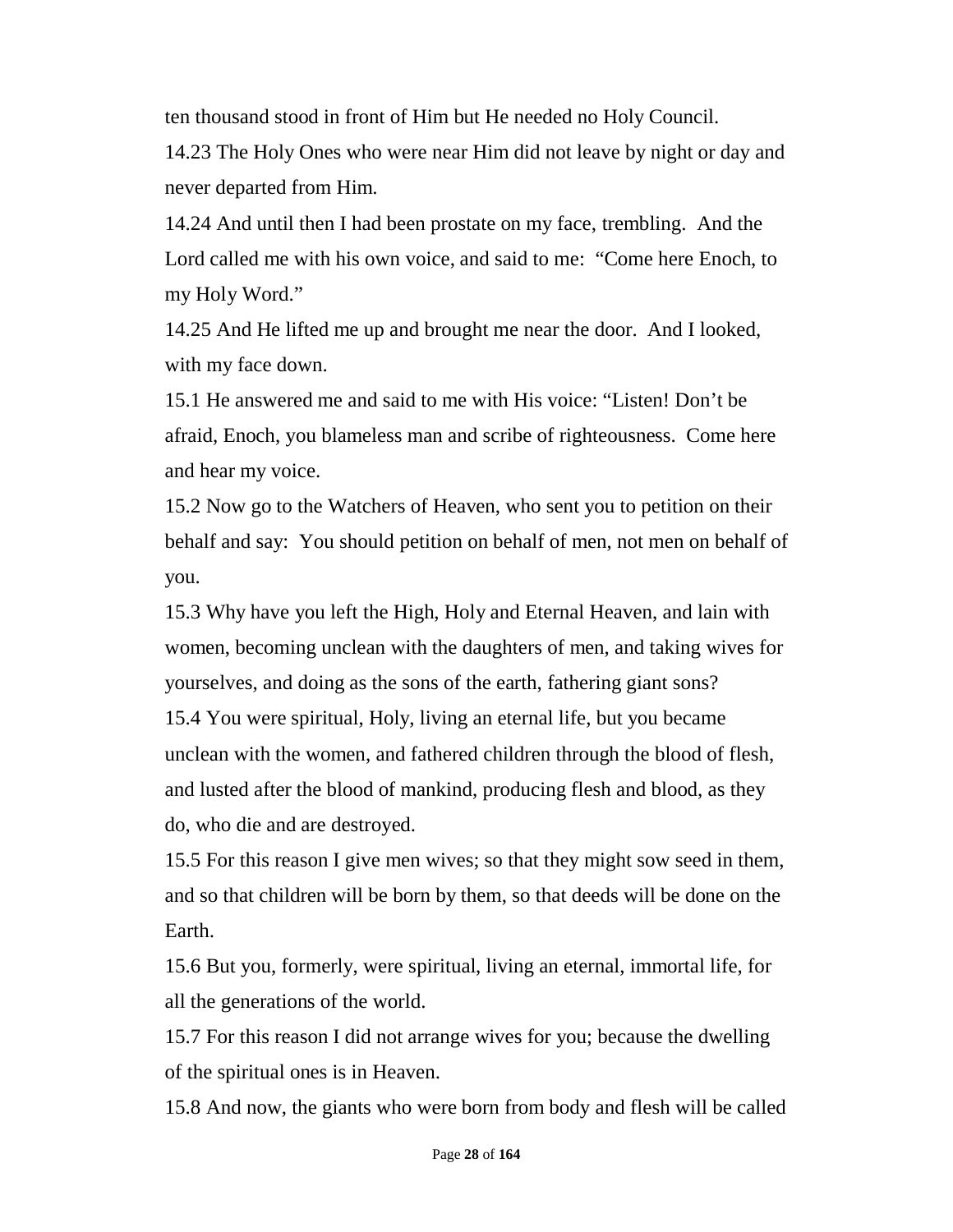ten thousand stood in front of Him but He needed no Holy Council.

14.23 The Holy Ones who were near Him did not leave by night or day and never departed from Him.

14.24 And until then I had been prostate on my face, trembling. And the Lord called me with his own voice, and said to me: "Come here Enoch, to my Holy Word."

14.25 And He lifted me up and brought me near the door. And I looked, with my face down.

15.1 He answered me and said to me with His voice: "Listen! Don't be afraid, Enoch, you blameless man and scribe of righteousness. Come here and hear my voice.

15.2 Now go to the Watchers of Heaven, who sent you to petition on their behalf and say: You should petition on behalf of men, not men on behalf of you.

15.3 Why have you left the High, Holy and Eternal Heaven, and lain with women, becoming unclean with the daughters of men, and taking wives for yourselves, and doing as the sons of the earth, fathering giant sons?

15.4 You were spiritual, Holy, living an eternal life, but you became unclean with the women, and fathered children through the blood of flesh, and lusted after the blood of mankind, producing flesh and blood, as they do, who die and are destroyed.

15.5 For this reason I give men wives; so that they might sow seed in them, and so that children will be born by them, so that deeds will be done on the Earth.

15.6 But you, formerly, were spiritual, living an eternal, immortal life, for all the generations of the world.

15.7 For this reason I did not arrange wives for you; because the dwelling of the spiritual ones is in Heaven.

15.8 And now, the giants who were born from body and flesh will be called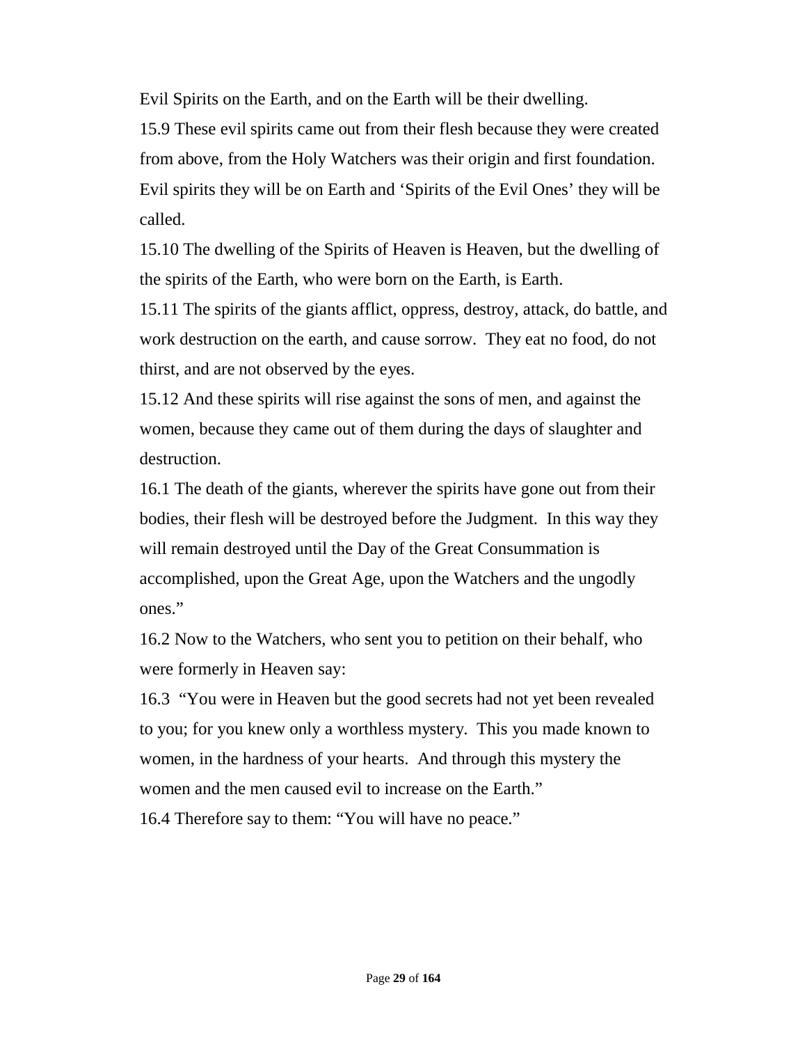Evil Spirits on the Earth, and on the Earth will be their dwelling.

15.9 These evil spirits came out from their flesh because they were created from above, from the Holy Watchers was their origin and first foundation. Evil spirits they will be on Earth and ‘Spirits of the Evil Ones’ they will be called.

15.10 The dwelling of the Spirits of Heaven is Heaven, but the dwelling of the spirits of the Earth, who were born on the Earth, is Earth.

15.11 The spirits of the giants afflict, oppress, destroy, attack, do battle, and work destruction on the earth, and cause sorrow. They eat no food, do not thirst, and are not observed by the eyes.

15.12 And these spirits will rise against the sons of men, and against the women, because they came out of them during the days of slaughter and destruction.

16.1 The death of the giants, wherever the spirits have gone out from their bodies, their flesh will be destroyed before the Judgment. In this way they will remain destroyed until the Day of the Great Consummation is accomplished, upon the Great Age, upon the Watchers and the ungodly ones.”

16.2 Now to the Watchers, who sent you to petition on their behalf, who were formerly in Heaven say:

16.3 “You were in Heaven but the good secrets had not yet been revealed to you; for you knew only a worthless mystery. This you made known to women, in the hardness of your hearts. And through this mystery the women and the men caused evil to increase on the Earth.”

16.4 Therefore say to them: “You will have no peace.”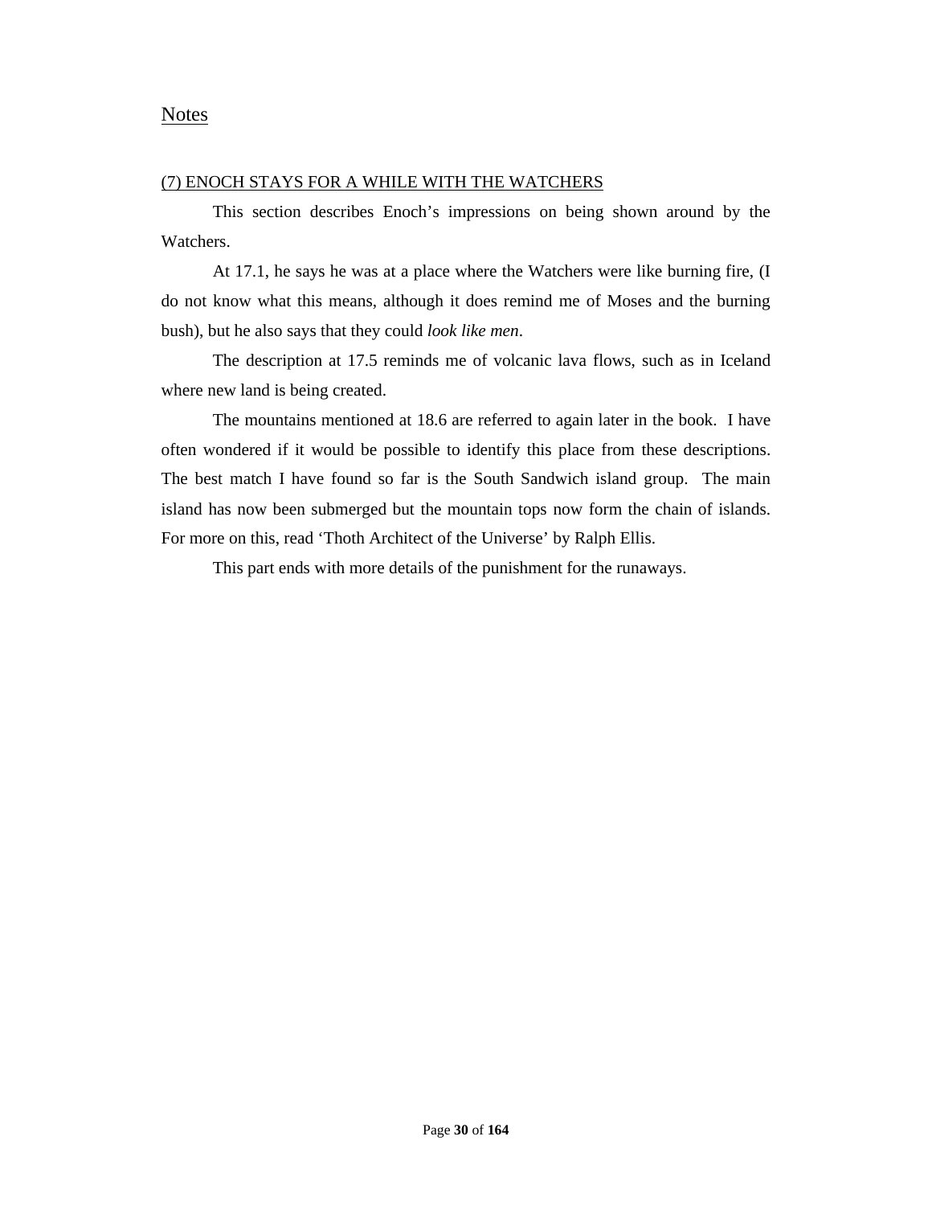## Notes

### (7) ENOCH STAYS FOR A WHILE WITH THE WATCHERS

This section describes Enoch's impressions on being shown around by the Watchers.

At 17.1, he says he was at a place where the Watchers were like burning fire, (I do not know what this means, although it does remind me of Moses and the burning bush), but he also says that they could *look like men*.

The description at 17.5 reminds me of volcanic lava flows, such as in Iceland where new land is being created.

The mountains mentioned at 18.6 are referred to again later in the book. I have often wondered if it would be possible to identify this place from these descriptions. The best match I have found so far is the South Sandwich island group. The main island has now been submerged but the mountain tops now form the chain of islands. For more on this, read 'Thoth Architect of the Universe' by Ralph Ellis.

This part ends with more details of the punishment for the runaways.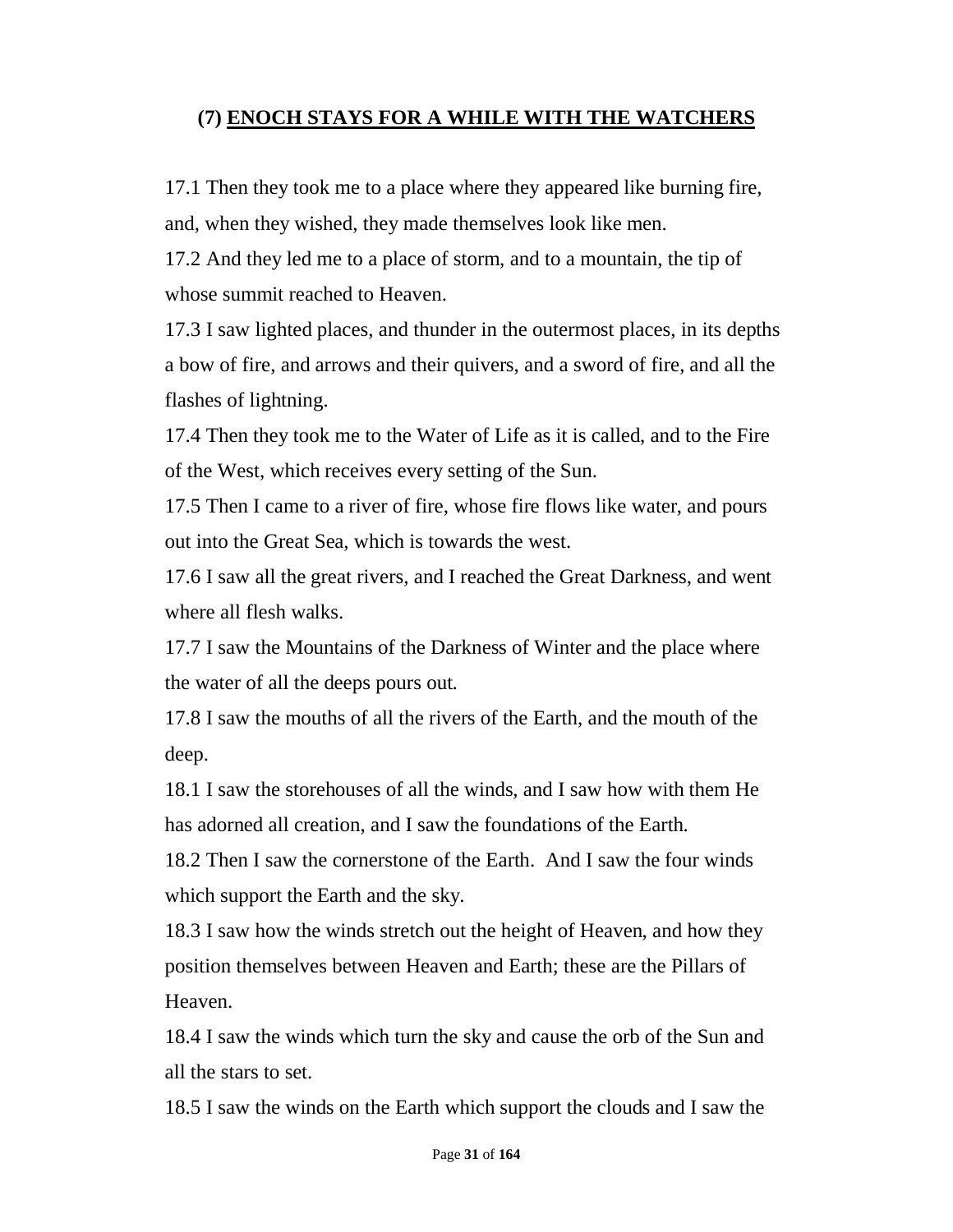## (7) ENOCH STAYS FOR A WHILE WITH THE WATCHERS

17.1 Then they took me to a place where they appeared like burning fire, and, when they wished, they made themselves look like men.

17.2 And they led me to a place of storm, and to a mountain, the tip of whose summit reached to Heaven.

17.3 I saw lighted places, and thunder in the outermost places, in its depths a bow of fire, and arrows and their quivers, and a sword of fire, and all the flashes of lightning.

17.4 Then they took me to the Water of Life as it is called, and to the Fire of the West, which receives every setting of the Sun.

17.5 Then I came to a river of fire, whose fire flows like water, and pours out into the Great Sea, which is towards the west.

17.6 I saw all the great rivers, and I reached the Great Darkness, and went where all flesh walks.

17.7 I saw the Mountains of the Darkness of Winter and the place where the water of all the deeps pours out.

17.8 I saw the mouths of all the rivers of the Earth, and the mouth of the deep.

18.1 I saw the storehouses of all the winds, and I saw how with them He has adorned all creation, and I saw the foundations of the Earth.

18.2 Then I saw the cornerstone of the Earth. And I saw the four winds which support the Earth and the sky.

18.3 I saw how the winds stretch out the height of Heaven, and how they position themselves between Heaven and Earth; these are the Pillars of Heaven.

18.4 I saw the winds which turn the sky and cause the orb of the Sun and all the stars to set.

18.5 I saw the winds on the Earth which support the clouds and I saw the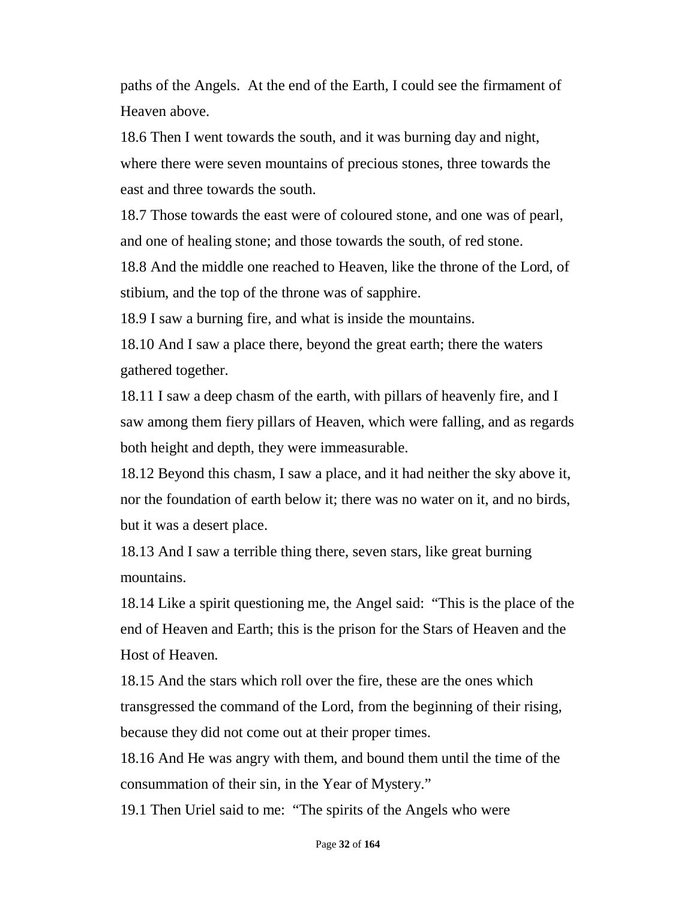paths of the Angels.  At the end of the Earth, I could see the firmament of Heaven above.

18.6 Then I went towards the south, and it was burning day and night, where there were seven mountains of precious stones, three towards the east and three towards the south.

18.7 Those towards the east were of coloured stone, and one was of pearl, and one of healing stone; and those towards the south, of red stone.

18.8 And the middle one reached to Heaven, like the throne of the Lord, of stibium, and the top of the throne was of sapphire.

18.9 I saw a burning fire, and what is inside the mountains.

18.10 And I saw a place there, beyond the great earth; there the waters gathered together.

18.11 I saw a deep chasm of the earth, with pillars of heavenly fire, and I saw among them fiery pillars of Heaven, which were falling, and as regards both height and depth, they were immeasurable.

18.12 Beyond this chasm, I saw a place, and it had neither the sky above it, nor the foundation of earth below it; there was no water on it, and no birds, but it was a desert place.

18.13 And I saw a terrible thing there, seven stars, like great burning mountains.

18.14 Like a spirit questioning me, the Angel said:  "This is the place of the end of Heaven and Earth; this is the prison for the Stars of Heaven and the Host of Heaven.

18.15 And the stars which roll over the fire, these are the ones which transgressed the command of the Lord, from the beginning of their rising, because they did not come out at their proper times.

18.16 And He was angry with them, and bound them until the time of the consummation of their sin, in the Year of Mystery."

19.1 Then Uriel said to me:  "The spirits of the Angels who were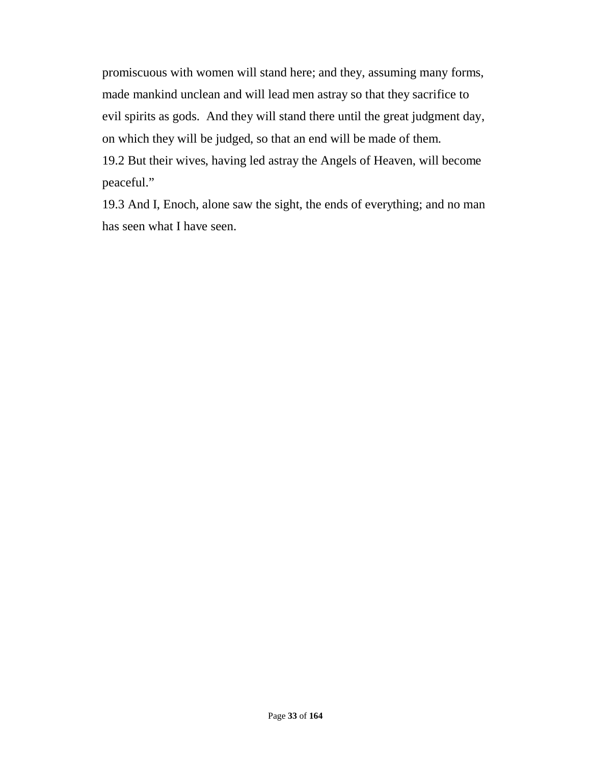promiscuous with women will stand here; and they, assuming many forms, made mankind unclean and will lead men astray so that they sacrifice to evil spirits as gods. And they will stand there until the great judgment day, on which they will be judged, so that an end will be made of them.

19.2 But their wives, having led astray the Angels of Heaven, will become peaceful."

19.3 And I, Enoch, alone saw the sight, the ends of everything; and no man has seen what I have seen.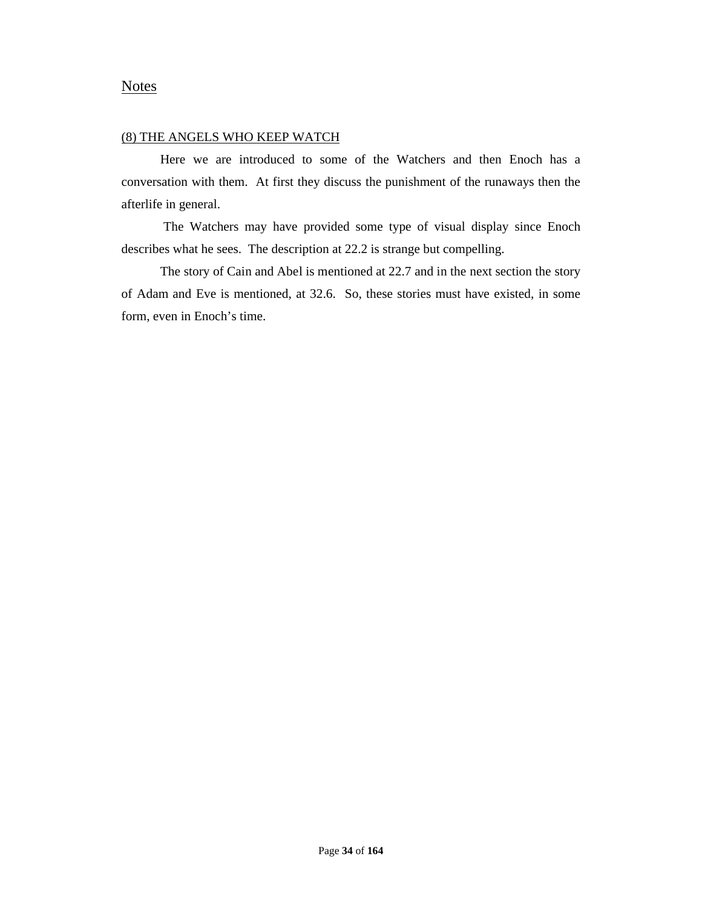## Notes

### (8) THE ANGELS WHO KEEP WATCH

Here we are introduced to some of the Watchers and then Enoch has a conversation with them. At first they discuss the punishment of the runaways then the afterlife in general.

The Watchers may have provided some type of visual display since Enoch describes what he sees. The description at 22.2 is strange but compelling.

The story of Cain and Abel is mentioned at 22.7 and in the next section the story of Adam and Eve is mentioned, at 32.6. So, these stories must have existed, in some form, even in Enoch's time.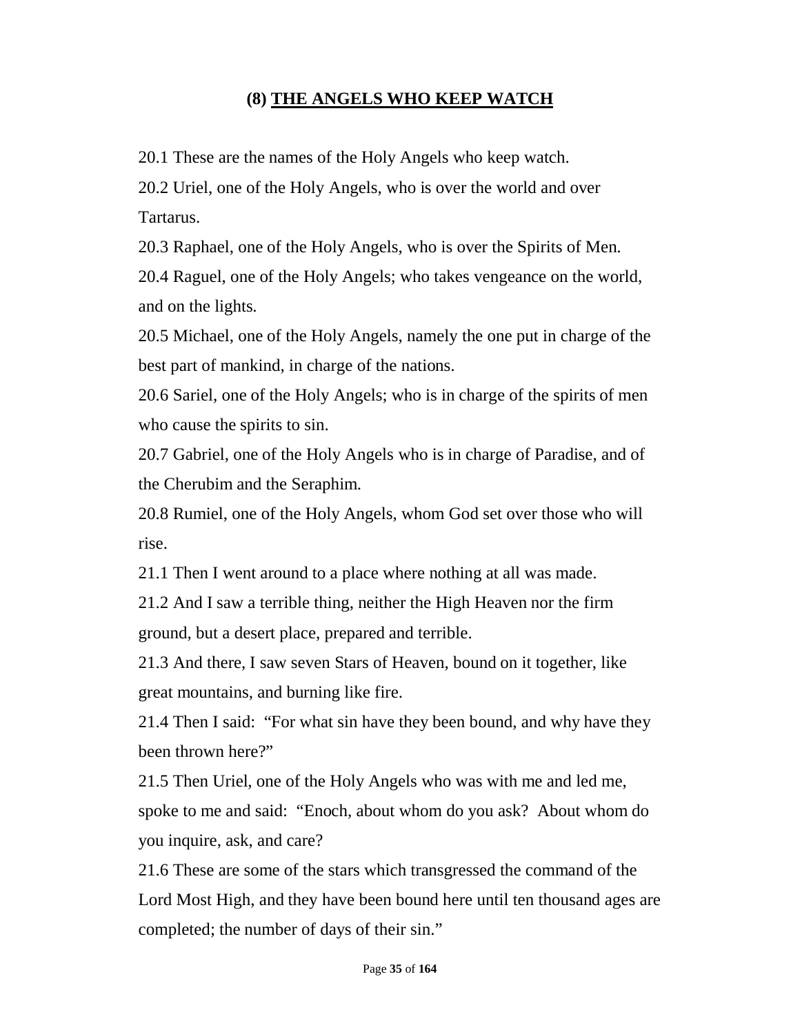## (8) THE ANGELS WHO KEEP WATCH

20.1 These are the names of the Holy Angels who keep watch.

20.2 Uriel, one of the Holy Angels, who is over the world and over Tartarus.

20.3 Raphael, one of the Holy Angels, who is over the Spirits of Men.

20.4 Raguel, one of the Holy Angels; who takes vengeance on the world, and on the lights.

20.5 Michael, one of the Holy Angels, namely the one put in charge of the best part of mankind, in charge of the nations.

20.6 Sariel, one of the Holy Angels; who is in charge of the spirits of men who cause the spirits to sin.

20.7 Gabriel, one of the Holy Angels who is in charge of Paradise, and of the Cherubim and the Seraphim.

20.8 Rumiel, one of the Holy Angels, whom God set over those who will rise.

21.1 Then I went around to a place where nothing at all was made.

21.2 And I saw a terrible thing, neither the High Heaven nor the firm ground, but a desert place, prepared and terrible.

21.3 And there, I saw seven Stars of Heaven, bound on it together, like great mountains, and burning like fire.

21.4 Then I said: "For what sin have they been bound, and why have they been thrown here?"

21.5 Then Uriel, one of the Holy Angels who was with me and led me, spoke to me and said: "Enoch, about whom do you ask? About whom do you inquire, ask, and care?

21.6 These are some of the stars which transgressed the command of the Lord Most High, and they have been bound here until ten thousand ages are completed; the number of days of their sin."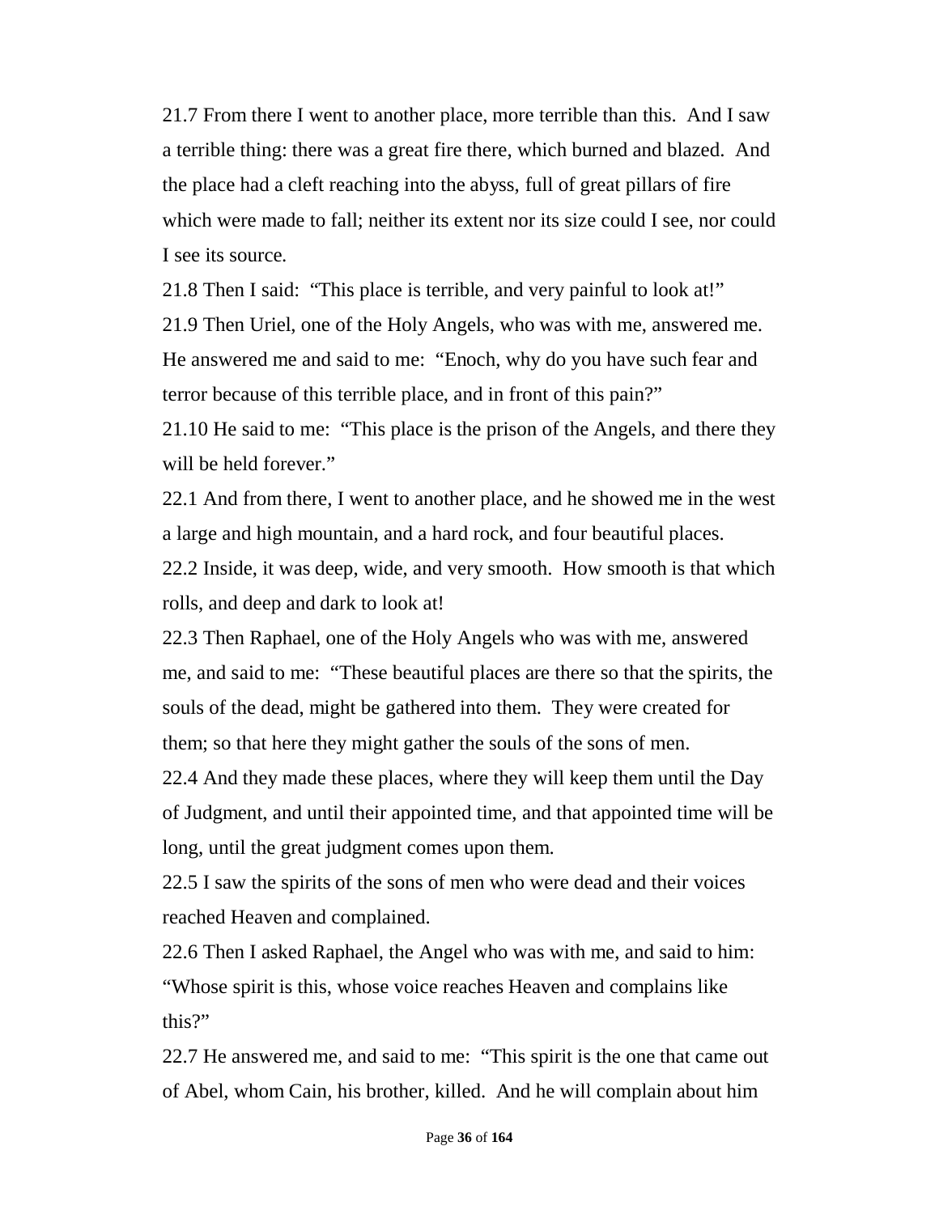21.7 From there I went to another place, more terrible than this. And I saw a terrible thing: there was a great fire there, which burned and blazed. And the place had a cleft reaching into the abyss, full of great pillars of fire which were made to fall; neither its extent nor its size could I see, nor could I see its source.

21.8 Then I said: "This place is terrible, and very painful to look at!"

21.9 Then Uriel, one of the Holy Angels, who was with me, answered me. He answered me and said to me: "Enoch, why do you have such fear and terror because of this terrible place, and in front of this pain?"

21.10 He said to me: "This place is the prison of the Angels, and there they will be held forever."

22.1 And from there, I went to another place, and he showed me in the west a large and high mountain, and a hard rock, and four beautiful places.

22.2 Inside, it was deep, wide, and very smooth. How smooth is that which rolls, and deep and dark to look at!

22.3 Then Raphael, one of the Holy Angels who was with me, answered me, and said to me: "These beautiful places are there so that the spirits, the souls of the dead, might be gathered into them. They were created for them; so that here they might gather the souls of the sons of men.

22.4 And they made these places, where they will keep them until the Day of Judgment, and until their appointed time, and that appointed time will be long, until the great judgment comes upon them.

22.5 I saw the spirits of the sons of men who were dead and their voices reached Heaven and complained.

22.6 Then I asked Raphael, the Angel who was with me, and said to him: "Whose spirit is this, whose voice reaches Heaven and complains like this?"

22.7 He answered me, and said to me: "This spirit is the one that came out of Abel, whom Cain, his brother, killed. And he will complain about him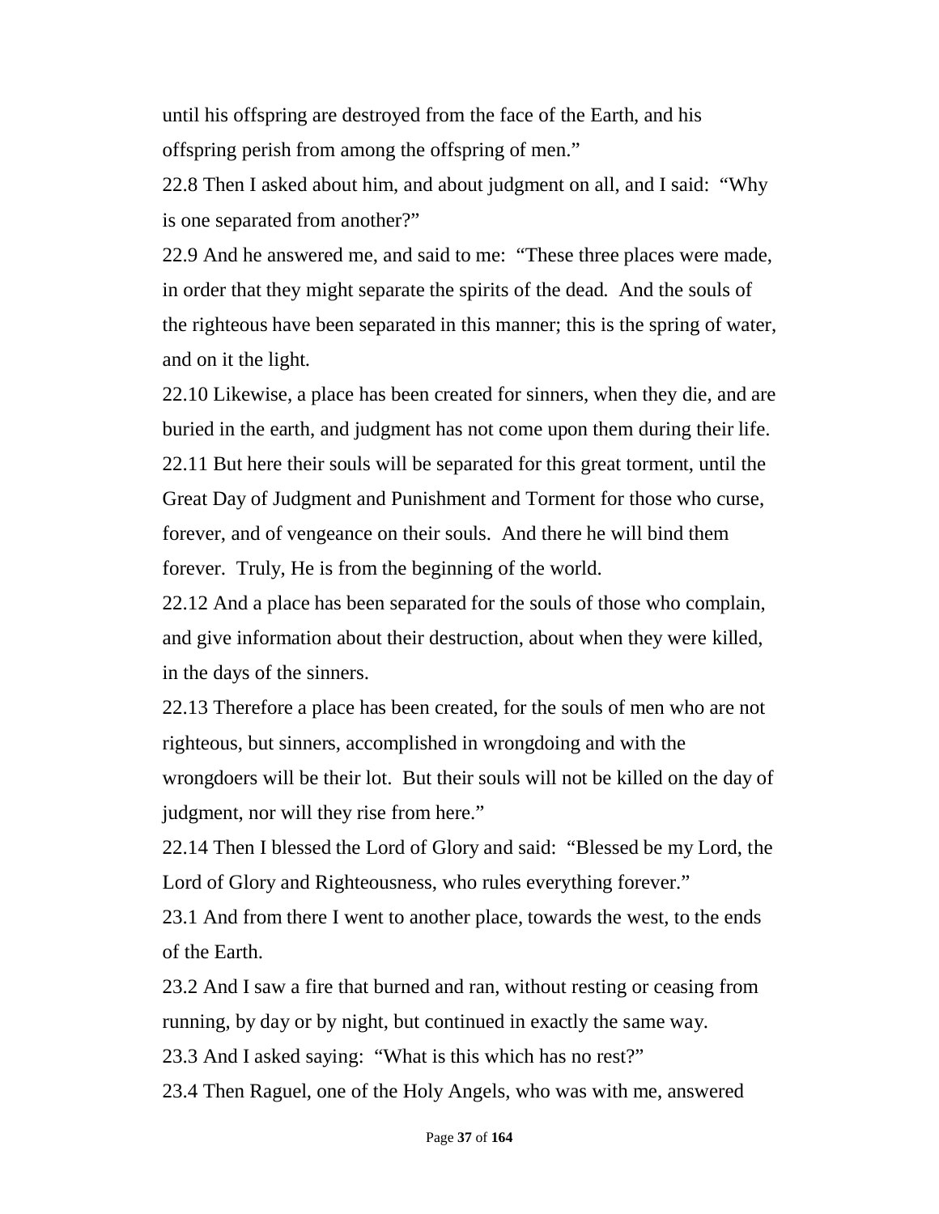until his offspring are destroyed from the face of the Earth, and his offspring perish from among the offspring of men."

22.8 Then I asked about him, and about judgment on all, and I said: "Why is one separated from another?"

22.9 And he answered me, and said to me: "These three places were made, in order that they might separate the spirits of the dead. And the souls of the righteous have been separated in this manner; this is the spring of water, and on it the light.

22.10 Likewise, a place has been created for sinners, when they die, and are buried in the earth, and judgment has not come upon them during their life.

22.11 But here their souls will be separated for this great torment, until the Great Day of Judgment and Punishment and Torment for those who curse, forever, and of vengeance on their souls. And there he will bind them forever. Truly, He is from the beginning of the world.

22.12 And a place has been separated for the souls of those who complain, and give information about their destruction, about when they were killed, in the days of the sinners.

22.13 Therefore a place has been created, for the souls of men who are not righteous, but sinners, accomplished in wrongdoing and with the wrongdoers will be their lot. But their souls will not be killed on the day of judgment, nor will they rise from here."

22.14 Then I blessed the Lord of Glory and said: "Blessed be my Lord, the Lord of Glory and Righteousness, who rules everything forever."

23.1 And from there I went to another place, towards the west, to the ends of the Earth.

23.2 And I saw a fire that burned and ran, without resting or ceasing from running, by day or by night, but continued in exactly the same way.

23.3 And I asked saying: "What is this which has no rest?"

23.4 Then Raguel, one of the Holy Angels, who was with me, answered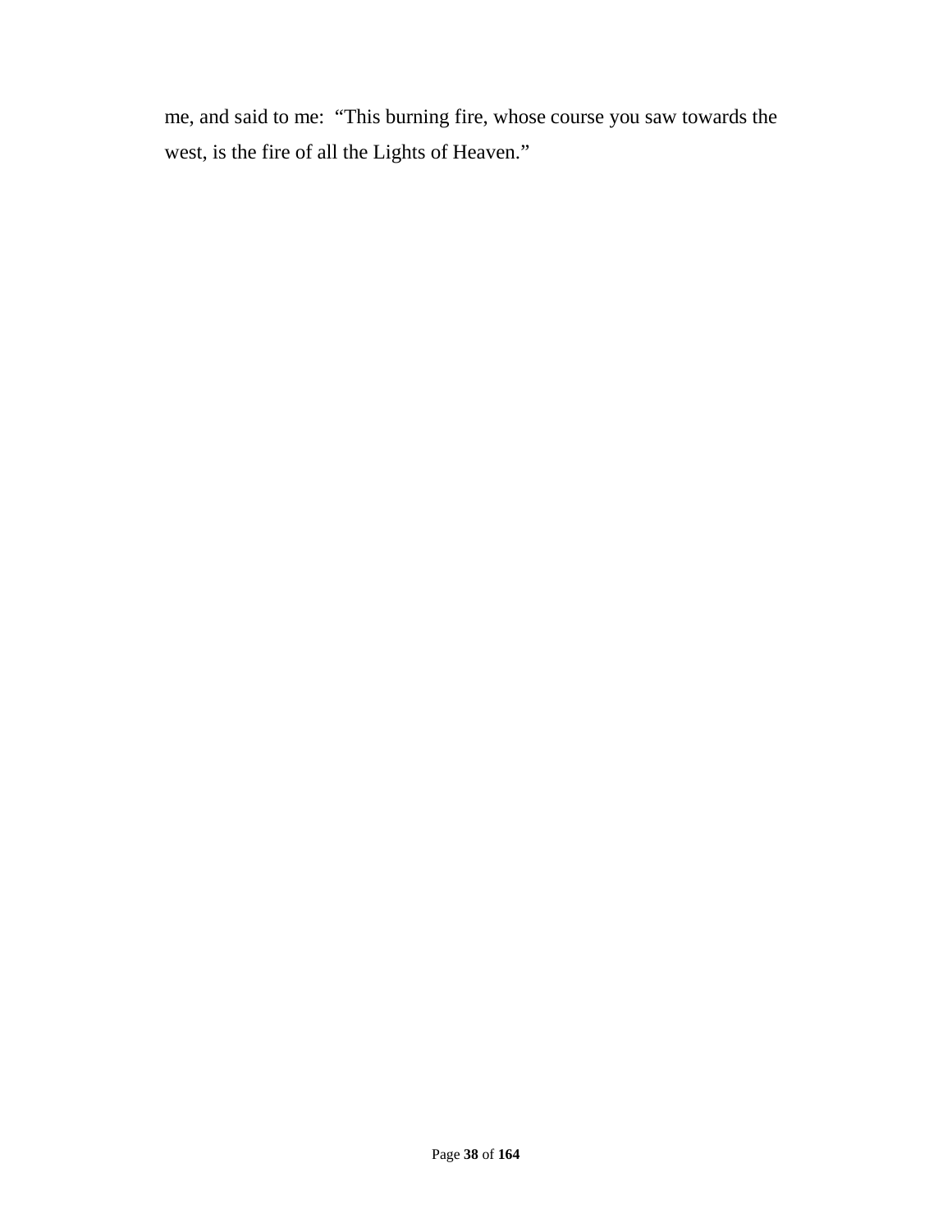me, and said to me:  “This burning fire, whose course you saw towards the west, is the fire of all the Lights of Heaven.”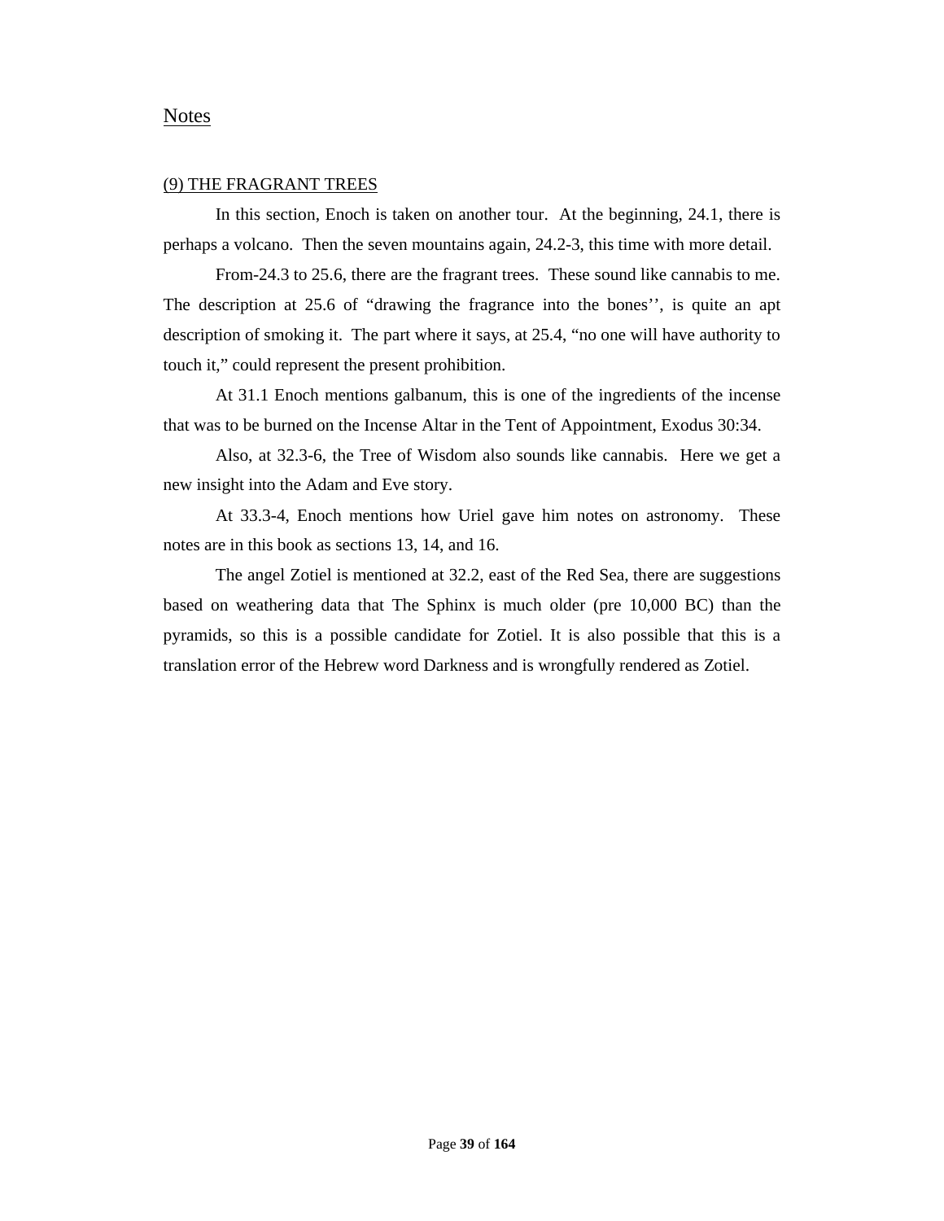## Notes

### (9) THE FRAGRANT TREES

In this section, Enoch is taken on another tour. At the beginning, 24.1, there is perhaps a volcano. Then the seven mountains again, 24.2-3, this time with more detail.

From-24.3 to 25.6, there are the fragrant trees. These sound like cannabis to me. The description at 25.6 of "drawing the fragrance into the bones'', is quite an apt description of smoking it. The part where it says, at 25.4, "no one will have authority to touch it," could represent the present prohibition.

At 31.1 Enoch mentions galbanum, this is one of the ingredients of the incense that was to be burned on the Incense Altar in the Tent of Appointment, Exodus 30:34.

Also, at 32.3-6, the Tree of Wisdom also sounds like cannabis. Here we get a new insight into the Adam and Eve story.

At 33.3-4, Enoch mentions how Uriel gave him notes on astronomy. These notes are in this book as sections 13, 14, and 16.

The angel Zotiel is mentioned at 32.2, east of the Red Sea, there are suggestions based on weathering data that The Sphinx is much older (pre 10,000 BC) than the pyramids, so this is a possible candidate for Zotiel. It is also possible that this is a translation error of the Hebrew word Darkness and is wrongfully rendered as Zotiel.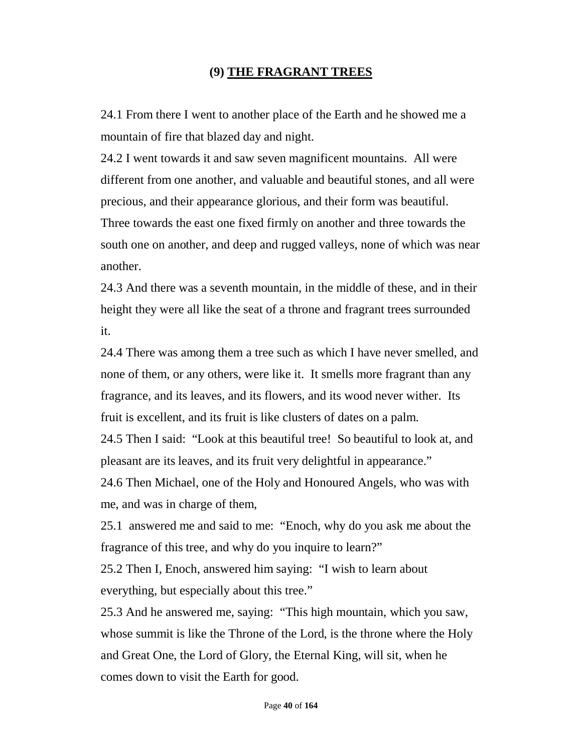## (9) THE FRAGRANT TREES

24.1 From there I went to another place of the Earth and he showed me a mountain of fire that blazed day and night.

24.2 I went towards it and saw seven magnificent mountains. All were different from one another, and valuable and beautiful stones, and all were precious, and their appearance glorious, and their form was beautiful. Three towards the east one fixed firmly on another and three towards the south one on another, and deep and rugged valleys, none of which was near another.

24.3 And there was a seventh mountain, in the middle of these, and in their height they were all like the seat of a throne and fragrant trees surrounded it.

24.4 There was among them a tree such as which I have never smelled, and none of them, or any others, were like it. It smells more fragrant than any fragrance, and its leaves, and its flowers, and its wood never wither. Its fruit is excellent, and its fruit is like clusters of dates on a palm.

24.5 Then I said: "Look at this beautiful tree! So beautiful to look at, and pleasant are its leaves, and its fruit very delightful in appearance."

24.6 Then Michael, one of the Holy and Honoured Angels, who was with me, and was in charge of them,

25.1 answered me and said to me: "Enoch, why do you ask me about the fragrance of this tree, and why do you inquire to learn?"

25.2 Then I, Enoch, answered him saying: "I wish to learn about everything, but especially about this tree."

25.3 And he answered me, saying: "This high mountain, which you saw, whose summit is like the Throne of the Lord, is the throne where the Holy and Great One, the Lord of Glory, the Eternal King, will sit, when he comes down to visit the Earth for good.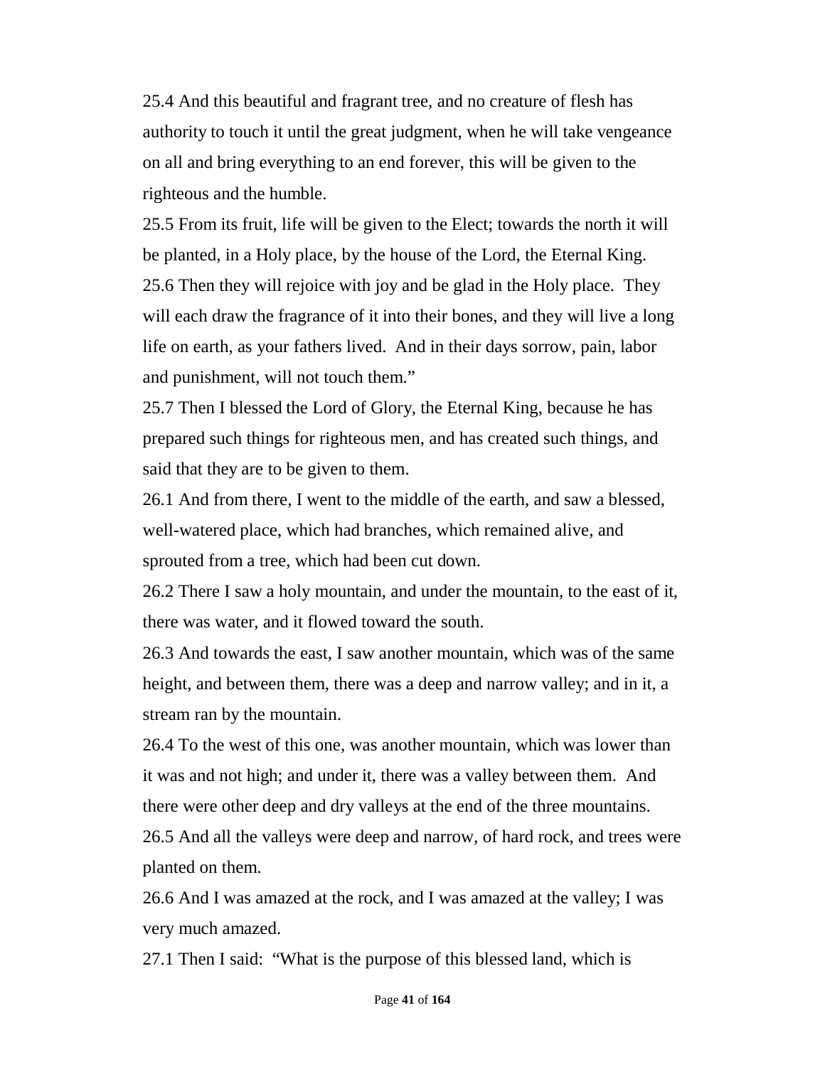25.4 And this beautiful and fragrant tree, and no creature of flesh has authority to touch it until the great judgment, when he will take vengeance on all and bring everything to an end forever, this will be given to the righteous and the humble.

25.5 From its fruit, life will be given to the Elect; towards the north it will be planted, in a Holy place, by the house of the Lord, the Eternal King.

25.6 Then they will rejoice with joy and be glad in the Holy place. They will each draw the fragrance of it into their bones, and they will live a long life on earth, as your fathers lived. And in their days sorrow, pain, labor and punishment, will not touch them."

25.7 Then I blessed the Lord of Glory, the Eternal King, because he has prepared such things for righteous men, and has created such things, and said that they are to be given to them.

26.1 And from there, I went to the middle of the earth, and saw a blessed, well-watered place, which had branches, which remained alive, and sprouted from a tree, which had been cut down.

26.2 There I saw a holy mountain, and under the mountain, to the east of it, there was water, and it flowed toward the south.

26.3 And towards the east, I saw another mountain, which was of the same height, and between them, there was a deep and narrow valley; and in it, a stream ran by the mountain.

26.4 To the west of this one, was another mountain, which was lower than it was and not high; and under it, there was a valley between them. And there were other deep and dry valleys at the end of the three mountains.

26.5 And all the valleys were deep and narrow, of hard rock, and trees were planted on them.

26.6 And I was amazed at the rock, and I was amazed at the valley; I was very much amazed.

27.1 Then I said: "What is the purpose of this blessed land, which is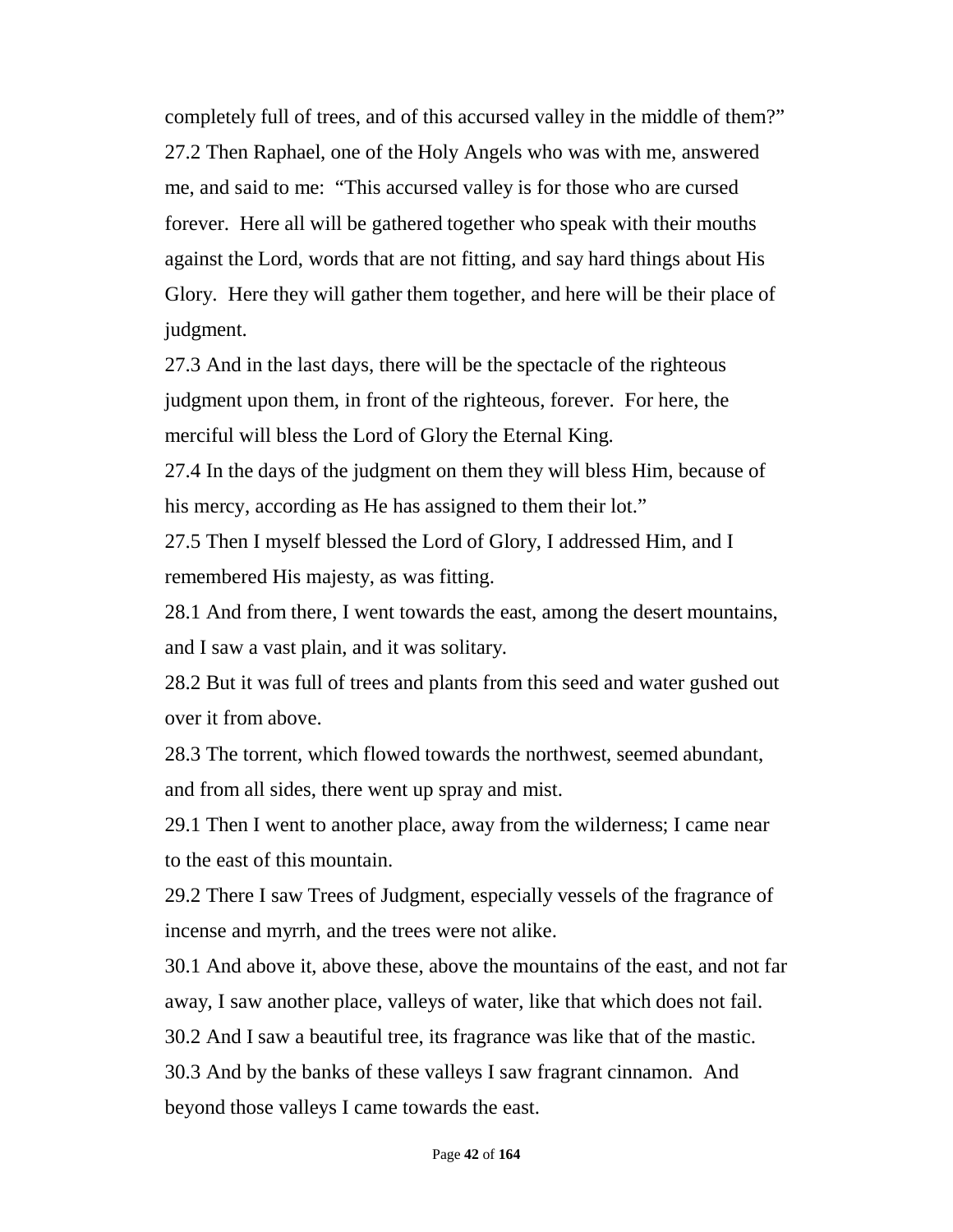completely full of trees, and of this accursed valley in the middle of them?"

27.2 Then Raphael, one of the Holy Angels who was with me, answered me, and said to me: "This accursed valley is for those who are cursed forever. Here all will be gathered together who speak with their mouths against the Lord, words that are not fitting, and say hard things about His Glory. Here they will gather them together, and here will be their place of judgment.

27.3 And in the last days, there will be the spectacle of the righteous judgment upon them, in front of the righteous, forever. For here, the merciful will bless the Lord of Glory the Eternal King.

27.4 In the days of the judgment on them they will bless Him, because of his mercy, according as He has assigned to them their lot."

27.5 Then I myself blessed the Lord of Glory, I addressed Him, and I remembered His majesty, as was fitting.

28.1 And from there, I went towards the east, among the desert mountains, and I saw a vast plain, and it was solitary.

28.2 But it was full of trees and plants from this seed and water gushed out over it from above.

28.3 The torrent, which flowed towards the northwest, seemed abundant, and from all sides, there went up spray and mist.

29.1 Then I went to another place, away from the wilderness; I came near to the east of this mountain.

29.2 There I saw Trees of Judgment, especially vessels of the fragrance of incense and myrrh, and the trees were not alike.

30.1 And above it, above these, above the mountains of the east, and not far away, I saw another place, valleys of water, like that which does not fail.

30.2 And I saw a beautiful tree, its fragrance was like that of the mastic.

30.3 And by the banks of these valleys I saw fragrant cinnamon. And beyond those valleys I came towards the east.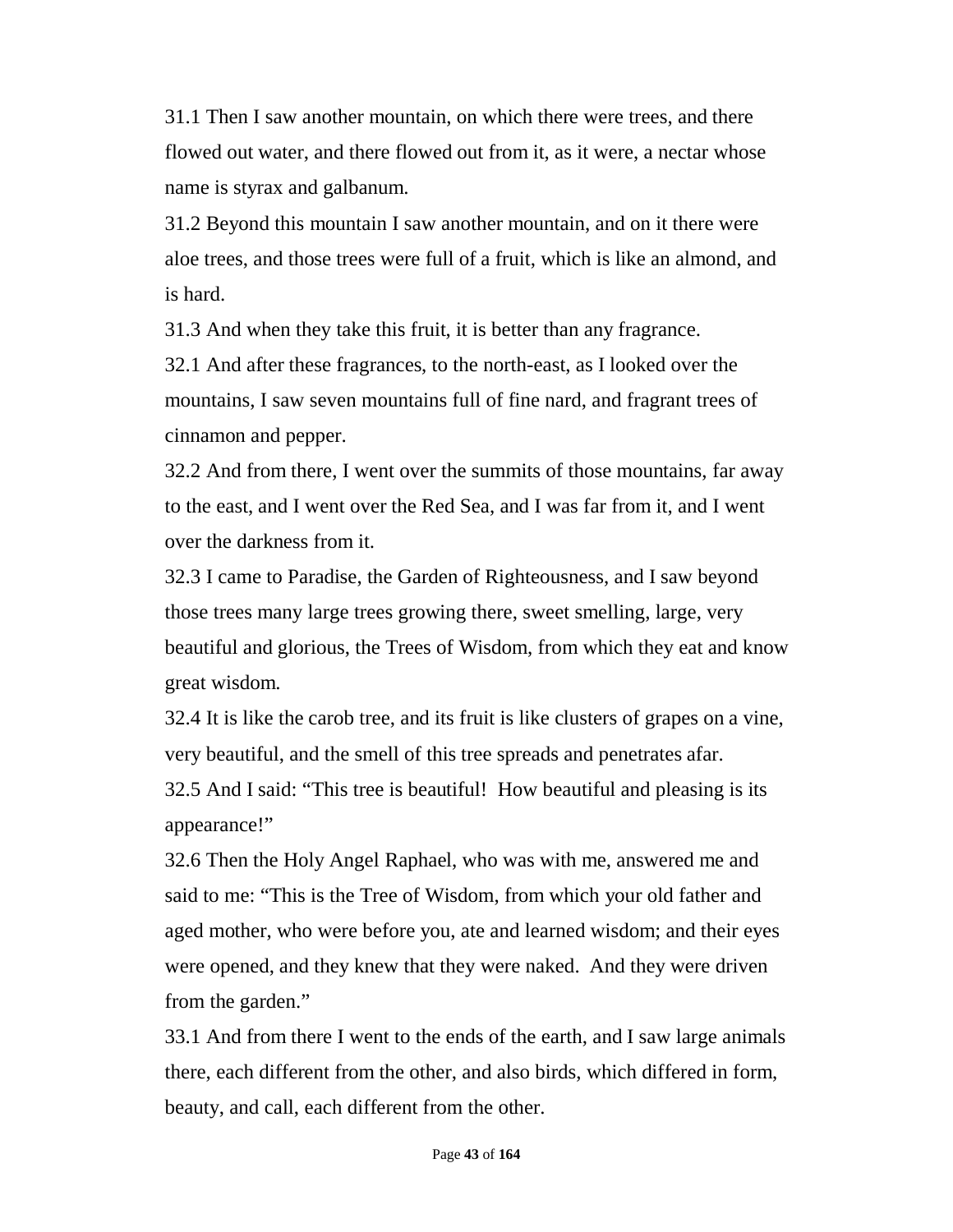31.1 Then I saw another mountain, on which there were trees, and there flowed out water, and there flowed out from it, as it were, a nectar whose name is styrax and galbanum.

31.2 Beyond this mountain I saw another mountain, and on it there were aloe trees, and those trees were full of a fruit, which is like an almond, and is hard.

31.3 And when they take this fruit, it is better than any fragrance.

32.1 And after these fragrances, to the north-east, as I looked over the mountains, I saw seven mountains full of fine nard, and fragrant trees of cinnamon and pepper.

32.2 And from there, I went over the summits of those mountains, far away to the east, and I went over the Red Sea, and I was far from it, and I went over the darkness from it.

32.3 I came to Paradise, the Garden of Righteousness, and I saw beyond those trees many large trees growing there, sweet smelling, large, very beautiful and glorious, the Trees of Wisdom, from which they eat and know great wisdom.

32.4 It is like the carob tree, and its fruit is like clusters of grapes on a vine, very beautiful, and the smell of this tree spreads and penetrates afar.

32.5 And I said: "This tree is beautiful! How beautiful and pleasing is its appearance!"

32.6 Then the Holy Angel Raphael, who was with me, answered me and said to me: "This is the Tree of Wisdom, from which your old father and aged mother, who were before you, ate and learned wisdom; and their eyes were opened, and they knew that they were naked. And they were driven from the garden."

33.1 And from there I went to the ends of the earth, and I saw large animals there, each different from the other, and also birds, which differed in form, beauty, and call, each different from the other.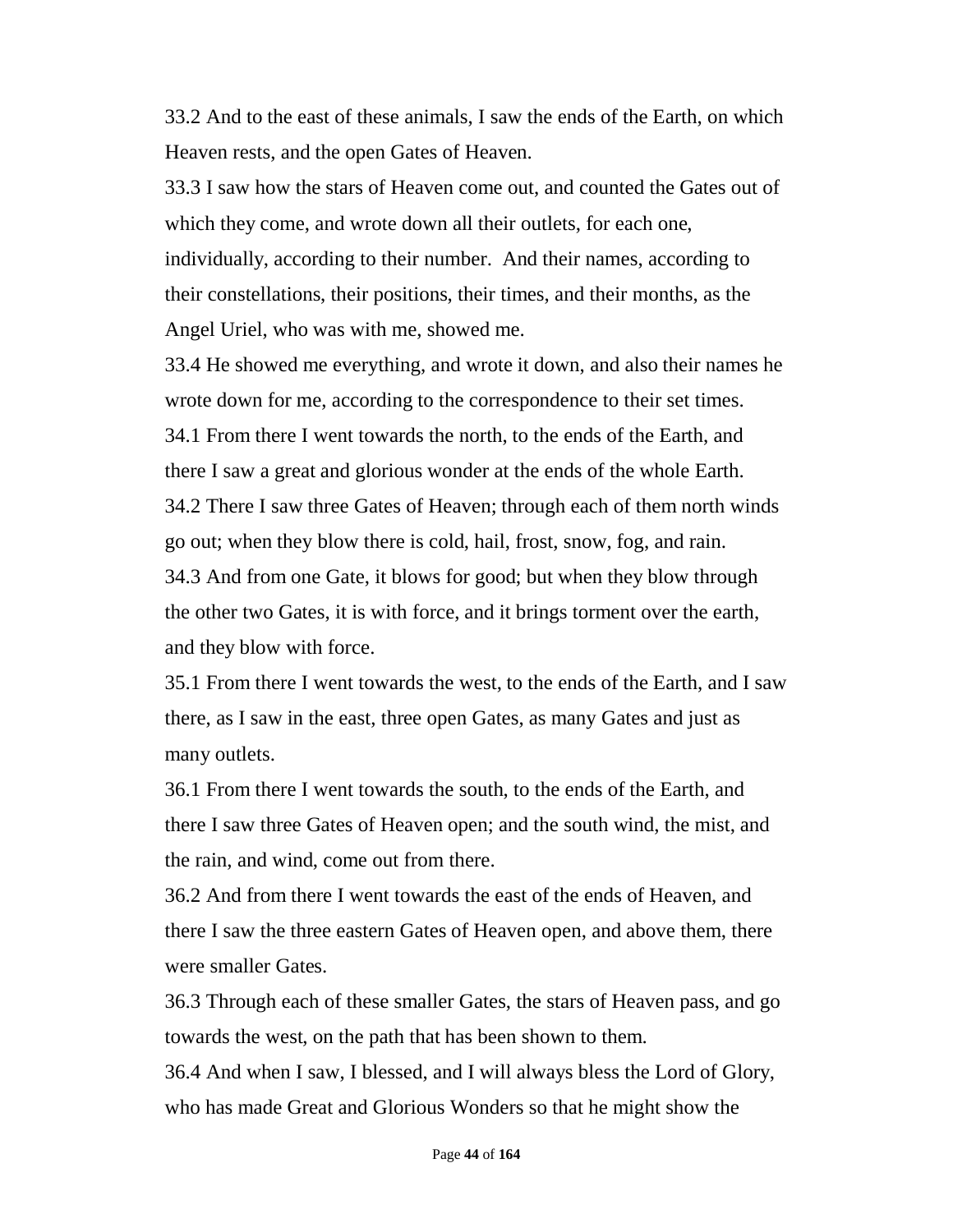33.2 And to the east of these animals, I saw the ends of the Earth, on which Heaven rests, and the open Gates of Heaven.

33.3 I saw how the stars of Heaven come out, and counted the Gates out of which they come, and wrote down all their outlets, for each one, individually, according to their number. And their names, according to their constellations, their positions, their times, and their months, as the Angel Uriel, who was with me, showed me.

33.4 He showed me everything, and wrote it down, and also their names he wrote down for me, according to the correspondence to their set times.

34.1 From there I went towards the north, to the ends of the Earth, and there I saw a great and glorious wonder at the ends of the whole Earth.

34.2 There I saw three Gates of Heaven; through each of them north winds go out; when they blow there is cold, hail, frost, snow, fog, and rain.

34.3 And from one Gate, it blows for good; but when they blow through the other two Gates, it is with force, and it brings torment over the earth, and they blow with force.

35.1 From there I went towards the west, to the ends of the Earth, and I saw there, as I saw in the east, three open Gates, as many Gates and just as many outlets.

36.1 From there I went towards the south, to the ends of the Earth, and there I saw three Gates of Heaven open; and the south wind, the mist, and the rain, and wind, come out from there.

36.2 And from there I went towards the east of the ends of Heaven, and there I saw the three eastern Gates of Heaven open, and above them, there were smaller Gates.

36.3 Through each of these smaller Gates, the stars of Heaven pass, and go towards the west, on the path that has been shown to them.

36.4 And when I saw, I blessed, and I will always bless the Lord of Glory, who has made Great and Glorious Wonders so that he might show the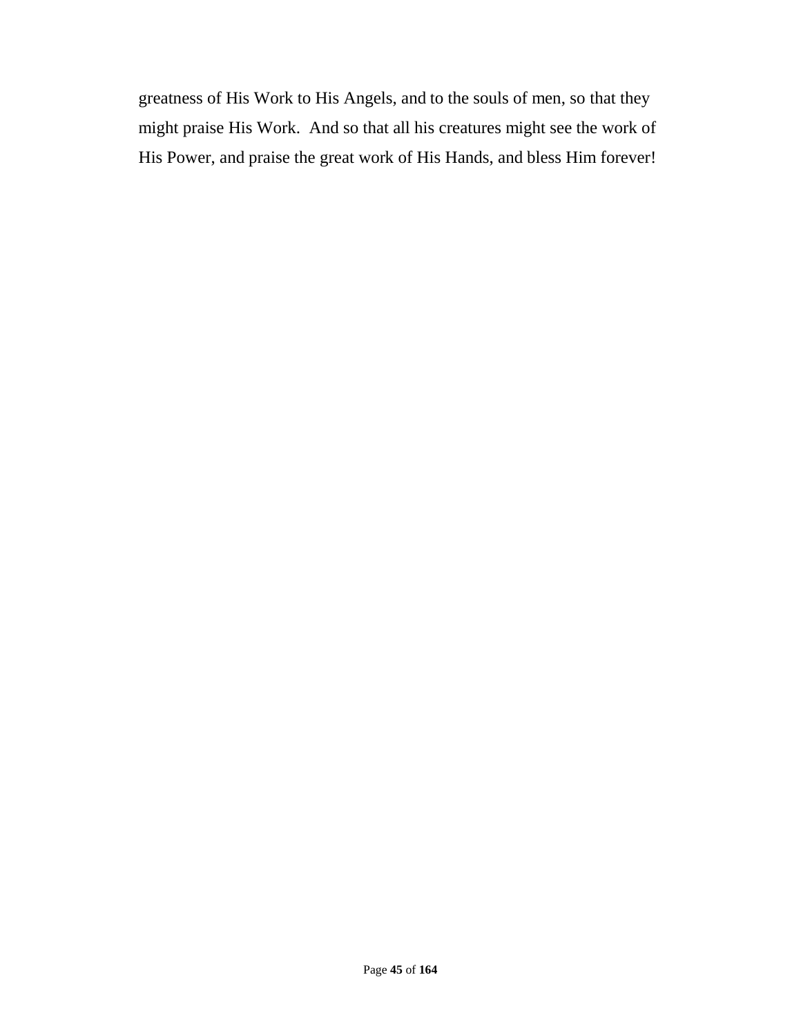greatness of His Work to His Angels, and to the souls of men, so that they might praise His Work.  And so that all his creatures might see the work of His Power, and praise the great work of His Hands, and bless Him forever!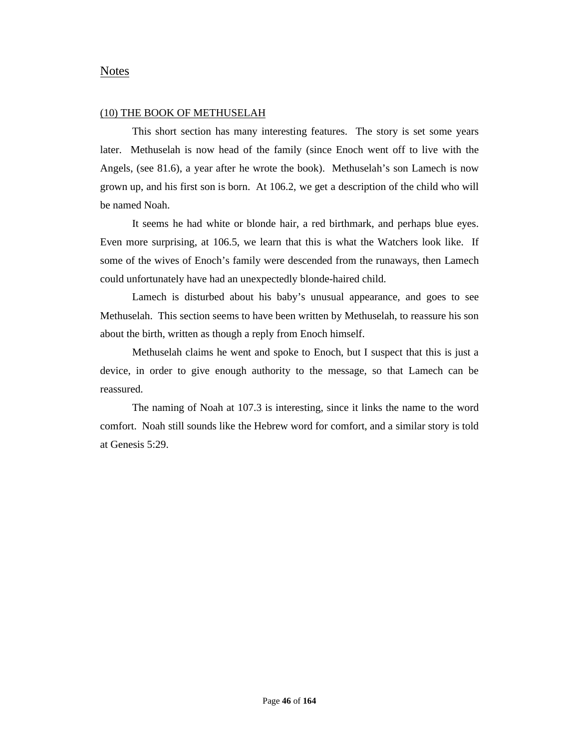## Notes

### (10) THE BOOK OF METHUSELAH

This short section has many interesting features. The story is set some years later. Methuselah is now head of the family (since Enoch went off to live with the Angels, (see 81.6), a year after he wrote the book). Methuselah's son Lamech is now grown up, and his first son is born. At 106.2, we get a description of the child who will be named Noah.

It seems he had white or blonde hair, a red birthmark, and perhaps blue eyes. Even more surprising, at 106.5, we learn that this is what the Watchers look like. If some of the wives of Enoch's family were descended from the runaways, then Lamech could unfortunately have had an unexpectedly blonde-haired child.

Lamech is disturbed about his baby's unusual appearance, and goes to see Methuselah. This section seems to have been written by Methuselah, to reassure his son about the birth, written as though a reply from Enoch himself.

Methuselah claims he went and spoke to Enoch, but I suspect that this is just a device, in order to give enough authority to the message, so that Lamech can be reassured.

The naming of Noah at 107.3 is interesting, since it links the name to the word comfort. Noah still sounds like the Hebrew word for comfort, and a similar story is told at Genesis 5:29.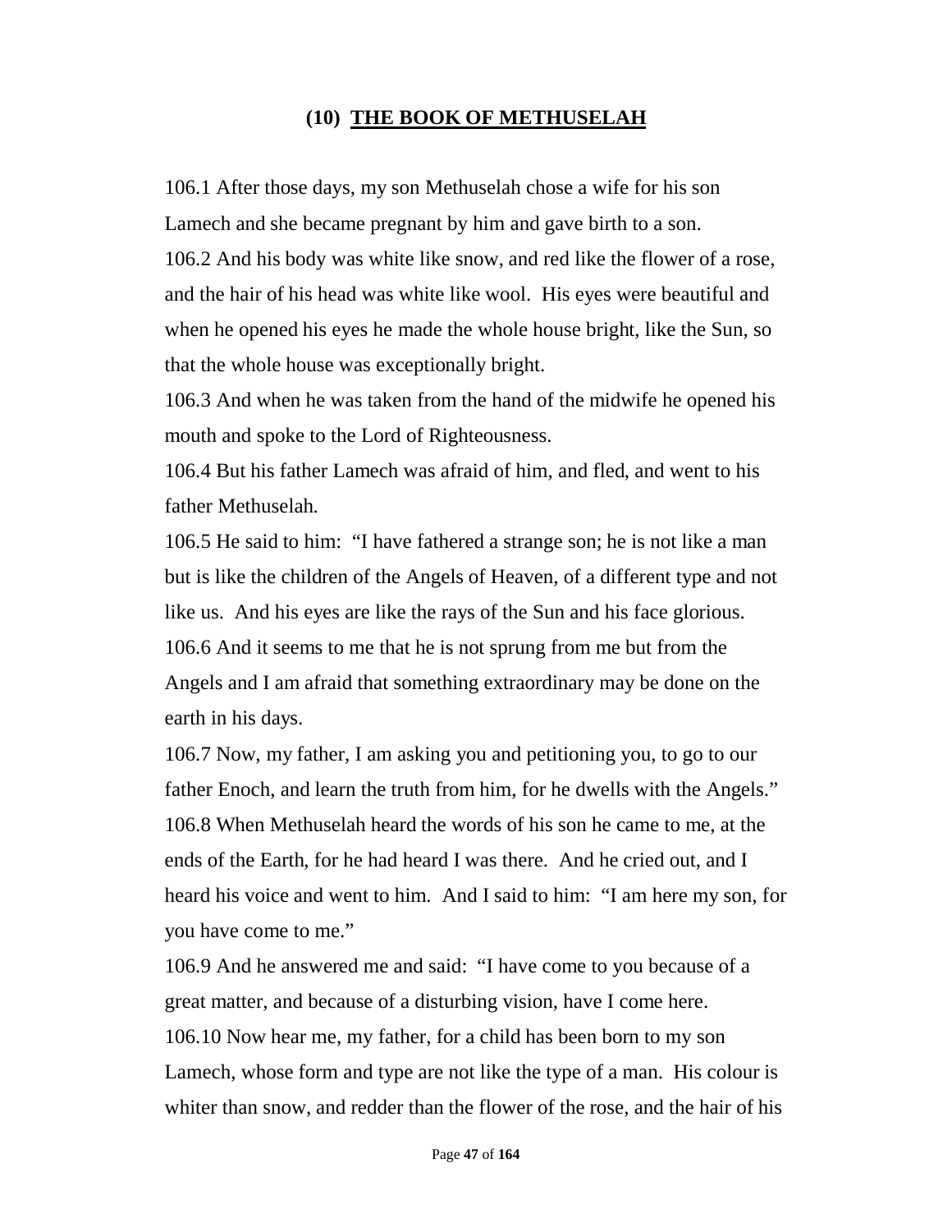## (10) THE BOOK OF METHUSELAH

106.1 After those days, my son Methuselah chose a wife for his son Lamech and she became pregnant by him and gave birth to a son.
106.2 And his body was white like snow, and red like the flower of a rose, and the hair of his head was white like wool. His eyes were beautiful and when he opened his eyes he made the whole house bright, like the Sun, so that the whole house was exceptionally bright.
106.3 And when he was taken from the hand of the midwife he opened his mouth and spoke to the Lord of Righteousness.
106.4 But his father Lamech was afraid of him, and fled, and went to his father Methuselah.
106.5 He said to him: "I have fathered a strange son; he is not like a man but is like the children of the Angels of Heaven, of a different type and not like us. And his eyes are like the rays of the Sun and his face glorious.
106.6 And it seems to me that he is not sprung from me but from the Angels and I am afraid that something extraordinary may be done on the earth in his days.
106.7 Now, my father, I am asking you and petitioning you, to go to our father Enoch, and learn the truth from him, for he dwells with the Angels."
106.8 When Methuselah heard the words of his son he came to me, at the ends of the Earth, for he had heard I was there. And he cried out, and I heard his voice and went to him. And I said to him: "I am here my son, for you have come to me."
106.9 And he answered me and said: "I have come to you because of a great matter, and because of a disturbing vision, have I come here.
106.10 Now hear me, my father, for a child has been born to my son Lamech, whose form and type are not like the type of a man. His colour is whiter than snow, and redder than the flower of the rose, and the hair of his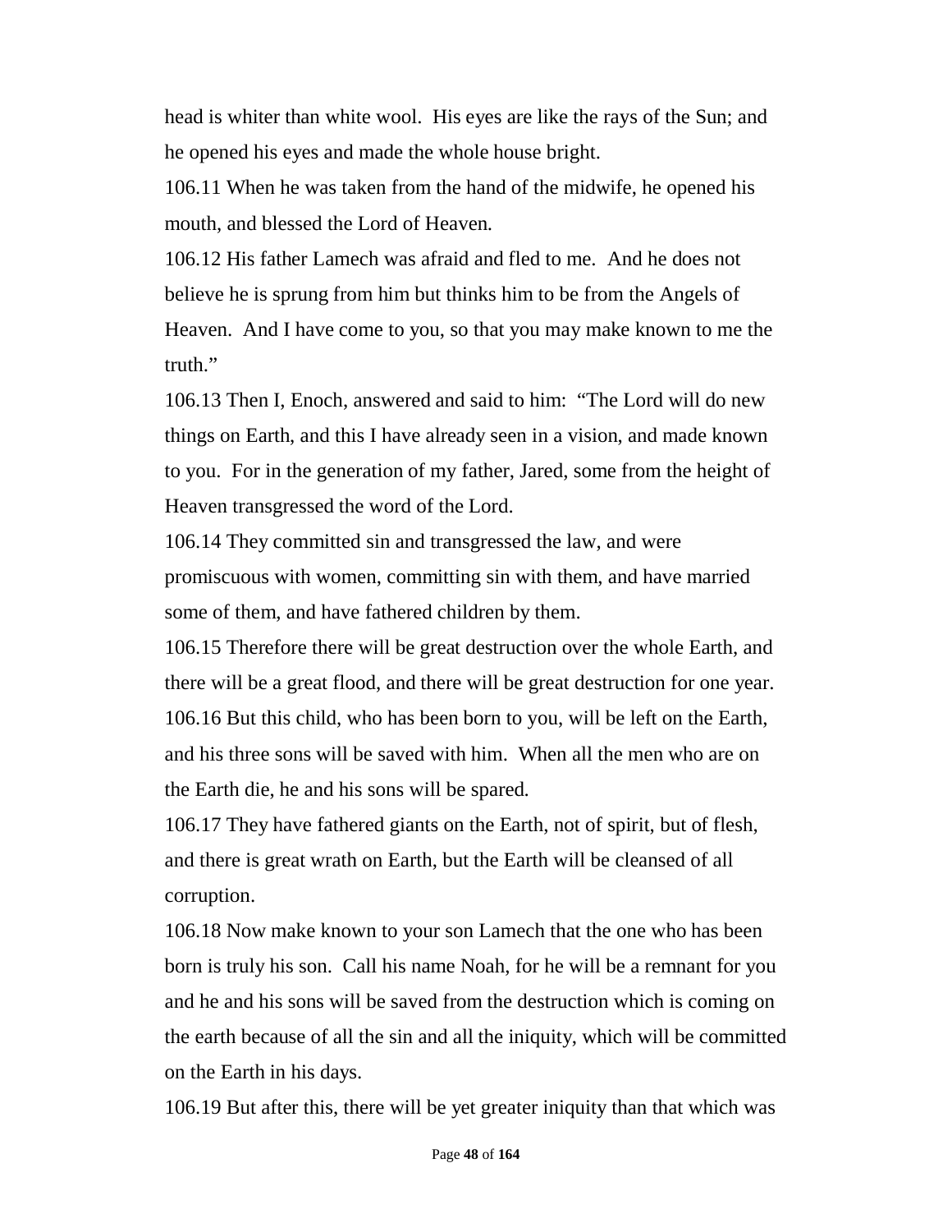head is whiter than white wool. His eyes are like the rays of the Sun; and he opened his eyes and made the whole house bright.

106.11 When he was taken from the hand of the midwife, he opened his mouth, and blessed the Lord of Heaven.

106.12 His father Lamech was afraid and fled to me. And he does not believe he is sprung from him but thinks him to be from the Angels of Heaven. And I have come to you, so that you may make known to me the truth."

106.13 Then I, Enoch, answered and said to him: "The Lord will do new things on Earth, and this I have already seen in a vision, and made known to you. For in the generation of my father, Jared, some from the height of Heaven transgressed the word of the Lord.

106.14 They committed sin and transgressed the law, and were promiscuous with women, committing sin with them, and have married some of them, and have fathered children by them.

106.15 Therefore there will be great destruction over the whole Earth, and there will be a great flood, and there will be great destruction for one year.

106.16 But this child, who has been born to you, will be left on the Earth, and his three sons will be saved with him. When all the men who are on the Earth die, he and his sons will be spared.

106.17 They have fathered giants on the Earth, not of spirit, but of flesh, and there is great wrath on Earth, but the Earth will be cleansed of all corruption.

106.18 Now make known to your son Lamech that the one who has been born is truly his son. Call his name Noah, for he will be a remnant for you and he and his sons will be saved from the destruction which is coming on the earth because of all the sin and all the iniquity, which will be committed on the Earth in his days.

106.19 But after this, there will be yet greater iniquity than that which was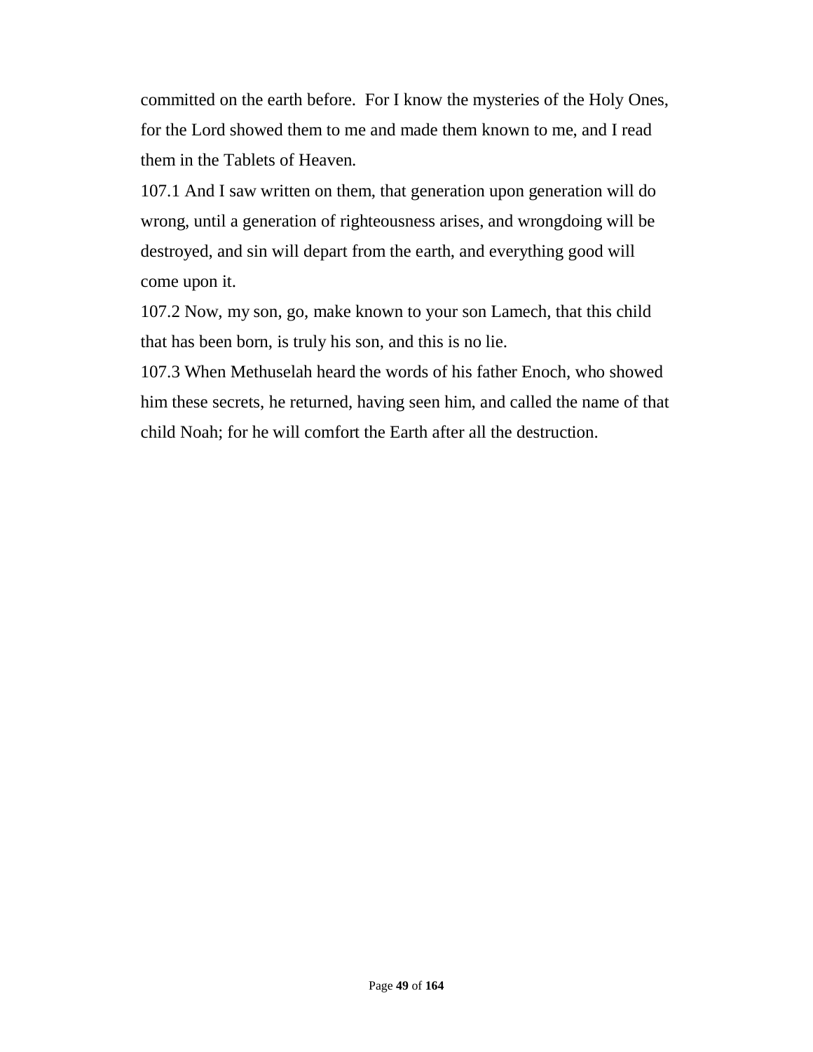committed on the earth before.  For I know the mysteries of the Holy Ones, for the Lord showed them to me and made them known to me, and I read them in the Tablets of Heaven.

107.1 And I saw written on them, that generation upon generation will do wrong, until a generation of righteousness arises, and wrongdoing will be destroyed, and sin will depart from the earth, and everything good will come upon it.

107.2 Now, my son, go, make known to your son Lamech, that this child that has been born, is truly his son, and this is no lie.

107.3 When Methuselah heard the words of his father Enoch, who showed him these secrets, he returned, having seen him, and called the name of that child Noah; for he will comfort the Earth after all the destruction.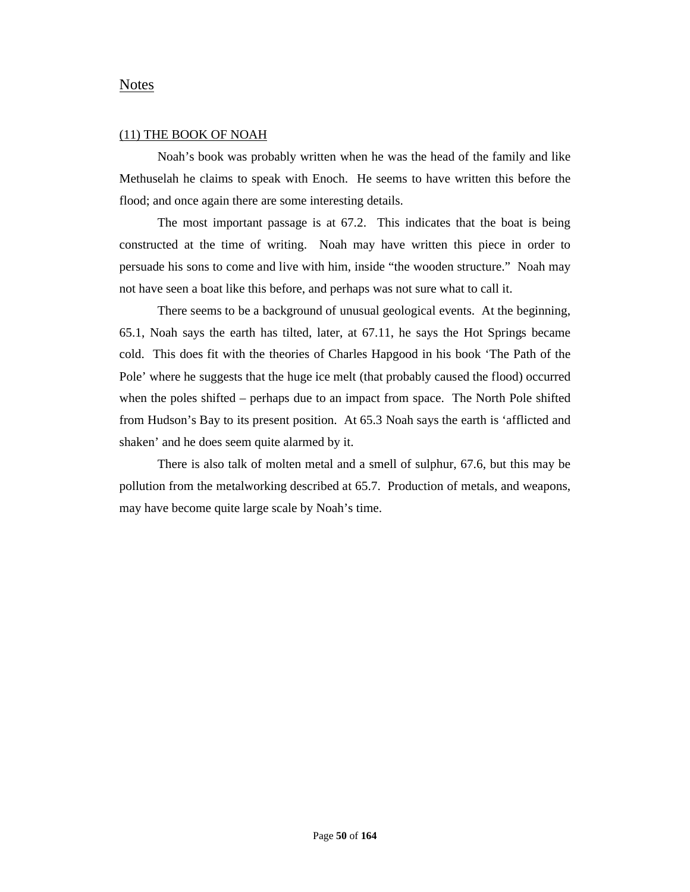## Notes

### (11) THE BOOK OF NOAH

Noah's book was probably written when he was the head of the family and like Methuselah he claims to speak with Enoch. He seems to have written this before the flood; and once again there are some interesting details.

The most important passage is at 67.2. This indicates that the boat is being constructed at the time of writing. Noah may have written this piece in order to persuade his sons to come and live with him, inside "the wooden structure." Noah may not have seen a boat like this before, and perhaps was not sure what to call it.

There seems to be a background of unusual geological events. At the beginning, 65.1, Noah says the earth has tilted, later, at 67.11, he says the Hot Springs became cold. This does fit with the theories of Charles Hapgood in his book 'The Path of the Pole' where he suggests that the huge ice melt (that probably caused the flood) occurred when the poles shifted – perhaps due to an impact from space. The North Pole shifted from Hudson's Bay to its present position. At 65.3 Noah says the earth is 'afflicted and shaken' and he does seem quite alarmed by it.

There is also talk of molten metal and a smell of sulphur, 67.6, but this may be pollution from the metalworking described at 65.7. Production of metals, and weapons, may have become quite large scale by Noah's time.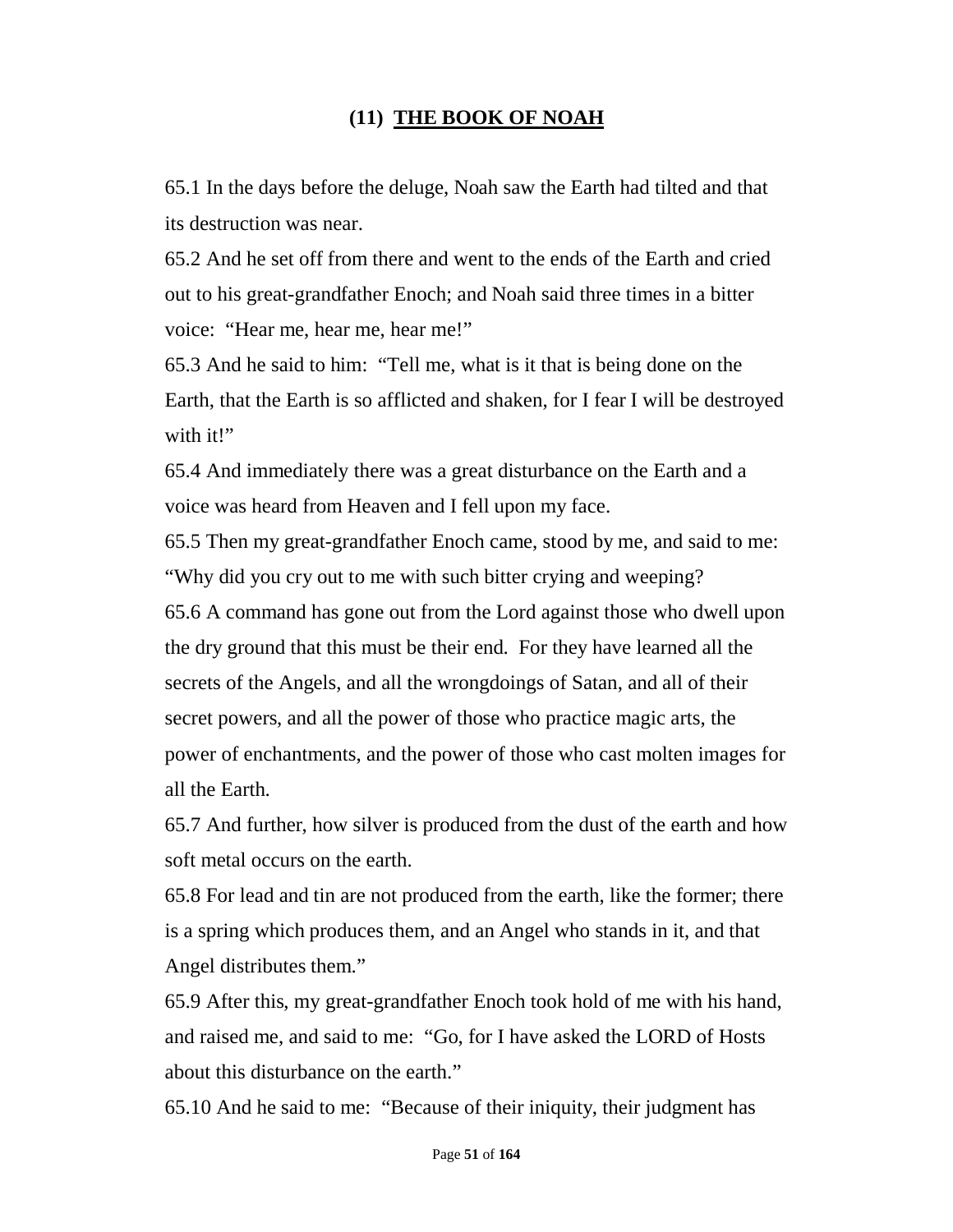## (11) THE BOOK OF NOAH

65.1 In the days before the deluge, Noah saw the Earth had tilted and that its destruction was near.

65.2 And he set off from there and went to the ends of the Earth and cried out to his great-grandfather Enoch; and Noah said three times in a bitter voice: "Hear me, hear me, hear me!"

65.3 And he said to him: "Tell me, what is it that is being done on the Earth, that the Earth is so afflicted and shaken, for I fear I will be destroyed with it!"

65.4 And immediately there was a great disturbance on the Earth and a voice was heard from Heaven and I fell upon my face.

65.5 Then my great-grandfather Enoch came, stood by me, and said to me: "Why did you cry out to me with such bitter crying and weeping?

65.6 A command has gone out from the Lord against those who dwell upon the dry ground that this must be their end. For they have learned all the secrets of the Angels, and all the wrongdoings of Satan, and all of their secret powers, and all the power of those who practice magic arts, the power of enchantments, and the power of those who cast molten images for all the Earth.

65.7 And further, how silver is produced from the dust of the earth and how soft metal occurs on the earth.

65.8 For lead and tin are not produced from the earth, like the former; there is a spring which produces them, and an Angel who stands in it, and that Angel distributes them."

65.9 After this, my great-grandfather Enoch took hold of me with his hand, and raised me, and said to me: "Go, for I have asked the LORD of Hosts about this disturbance on the earth."

65.10 And he said to me: "Because of their iniquity, their judgment has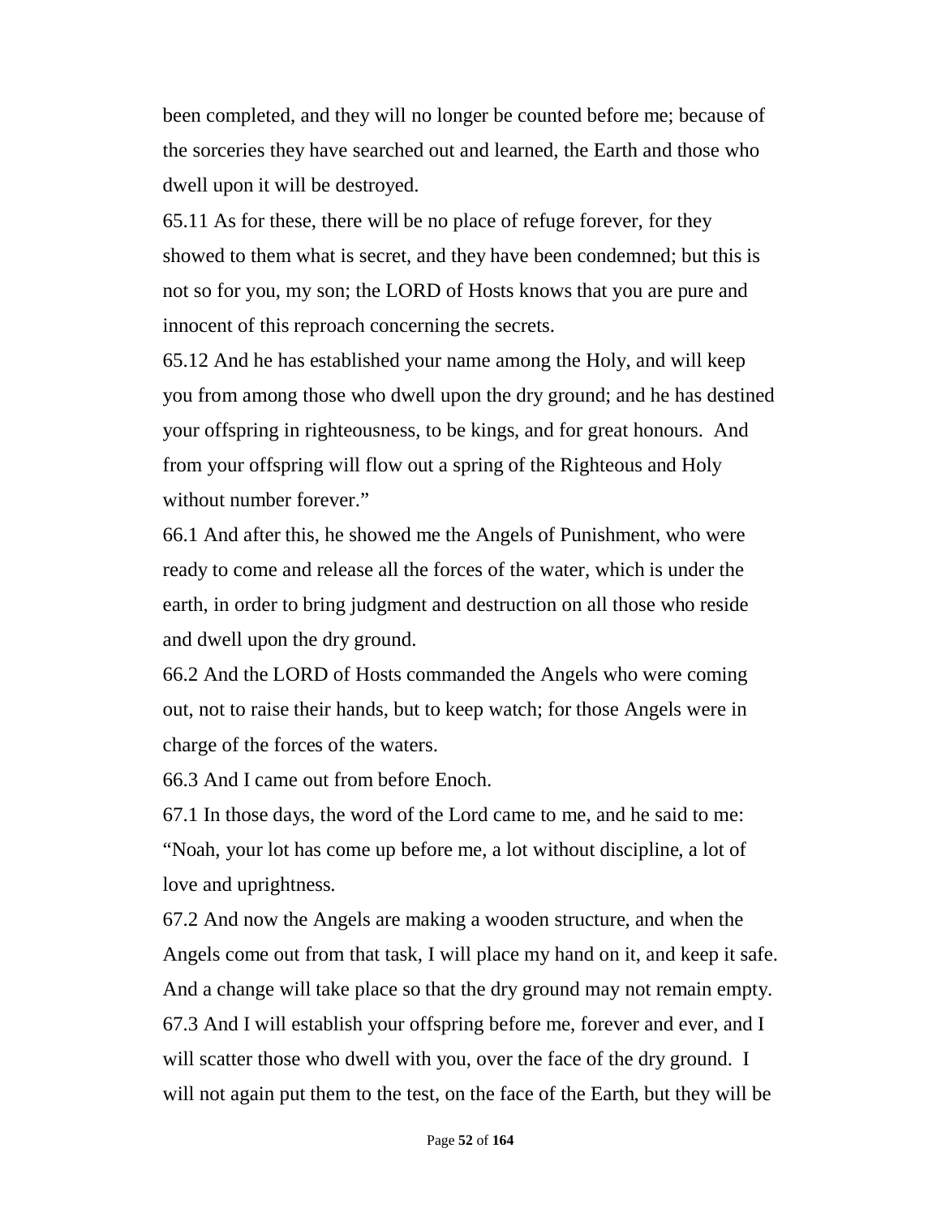been completed, and they will no longer be counted before me; because of the sorceries they have searched out and learned, the Earth and those who dwell upon it will be destroyed.

65.11 As for these, there will be no place of refuge forever, for they showed to them what is secret, and they have been condemned; but this is not so for you, my son; the LORD of Hosts knows that you are pure and innocent of this reproach concerning the secrets.

65.12 And he has established your name among the Holy, and will keep you from among those who dwell upon the dry ground; and he has destined your offspring in righteousness, to be kings, and for great honours. And from your offspring will flow out a spring of the Righteous and Holy without number forever."

66.1 And after this, he showed me the Angels of Punishment, who were ready to come and release all the forces of the water, which is under the earth, in order to bring judgment and destruction on all those who reside and dwell upon the dry ground.

66.2 And the LORD of Hosts commanded the Angels who were coming out, not to raise their hands, but to keep watch; for those Angels were in charge of the forces of the waters.

66.3 And I came out from before Enoch.

67.1 In those days, the word of the Lord came to me, and he said to me: "Noah, your lot has come up before me, a lot without discipline, a lot of love and uprightness.

67.2 And now the Angels are making a wooden structure, and when the Angels come out from that task, I will place my hand on it, and keep it safe. And a change will take place so that the dry ground may not remain empty.

67.3 And I will establish your offspring before me, forever and ever, and I will scatter those who dwell with you, over the face of the dry ground. I will not again put them to the test, on the face of the Earth, but they will be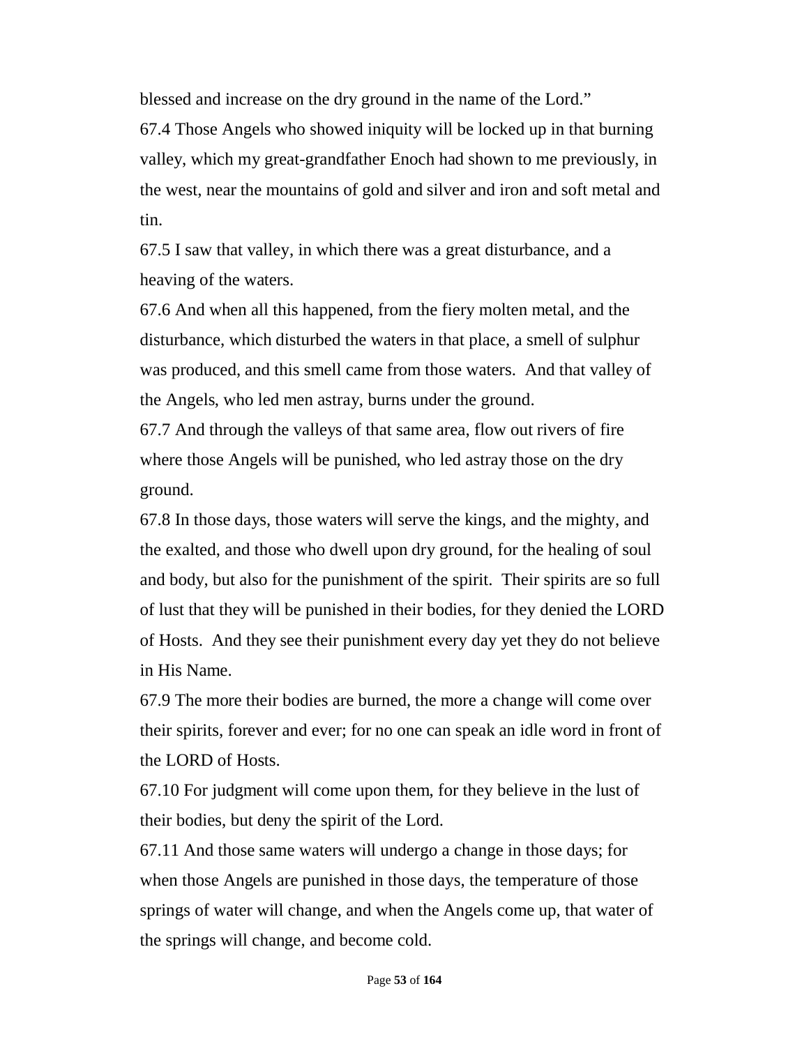blessed and increase on the dry ground in the name of the Lord."

67.4 Those Angels who showed iniquity will be locked up in that burning valley, which my great-grandfather Enoch had shown to me previously, in the west, near the mountains of gold and silver and iron and soft metal and tin.

67.5 I saw that valley, in which there was a great disturbance, and a heaving of the waters.

67.6 And when all this happened, from the fiery molten metal, and the disturbance, which disturbed the waters in that place, a smell of sulphur was produced, and this smell came from those waters. And that valley of the Angels, who led men astray, burns under the ground.

67.7 And through the valleys of that same area, flow out rivers of fire where those Angels will be punished, who led astray those on the dry ground.

67.8 In those days, those waters will serve the kings, and the mighty, and the exalted, and those who dwell upon dry ground, for the healing of soul and body, but also for the punishment of the spirit. Their spirits are so full of lust that they will be punished in their bodies, for they denied the LORD of Hosts. And they see their punishment every day yet they do not believe in His Name.

67.9 The more their bodies are burned, the more a change will come over their spirits, forever and ever; for no one can speak an idle word in front of the LORD of Hosts.

67.10 For judgment will come upon them, for they believe in the lust of their bodies, but deny the spirit of the Lord.

67.11 And those same waters will undergo a change in those days; for when those Angels are punished in those days, the temperature of those springs of water will change, and when the Angels come up, that water of the springs will change, and become cold.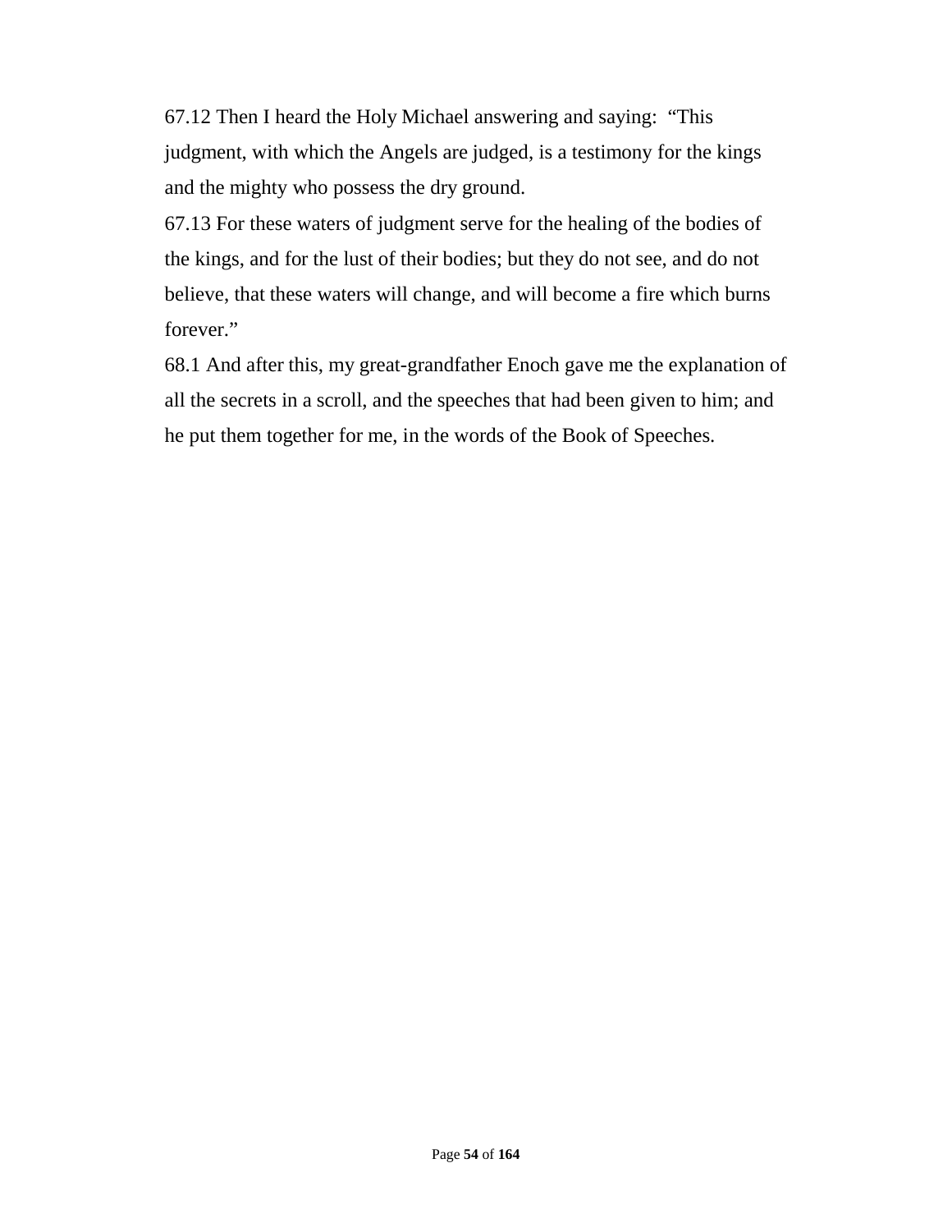67.12 Then I heard the Holy Michael answering and saying: “This judgment, with which the Angels are judged, is a testimony for the kings and the mighty who possess the dry ground.

67.13 For these waters of judgment serve for the healing of the bodies of the kings, and for the lust of their bodies; but they do not see, and do not believe, that these waters will change, and will become a fire which burns forever.”

68.1 And after this, my great-grandfather Enoch gave me the explanation of all the secrets in a scroll, and the speeches that had been given to him; and he put them together for me, in the words of the Book of Speeches.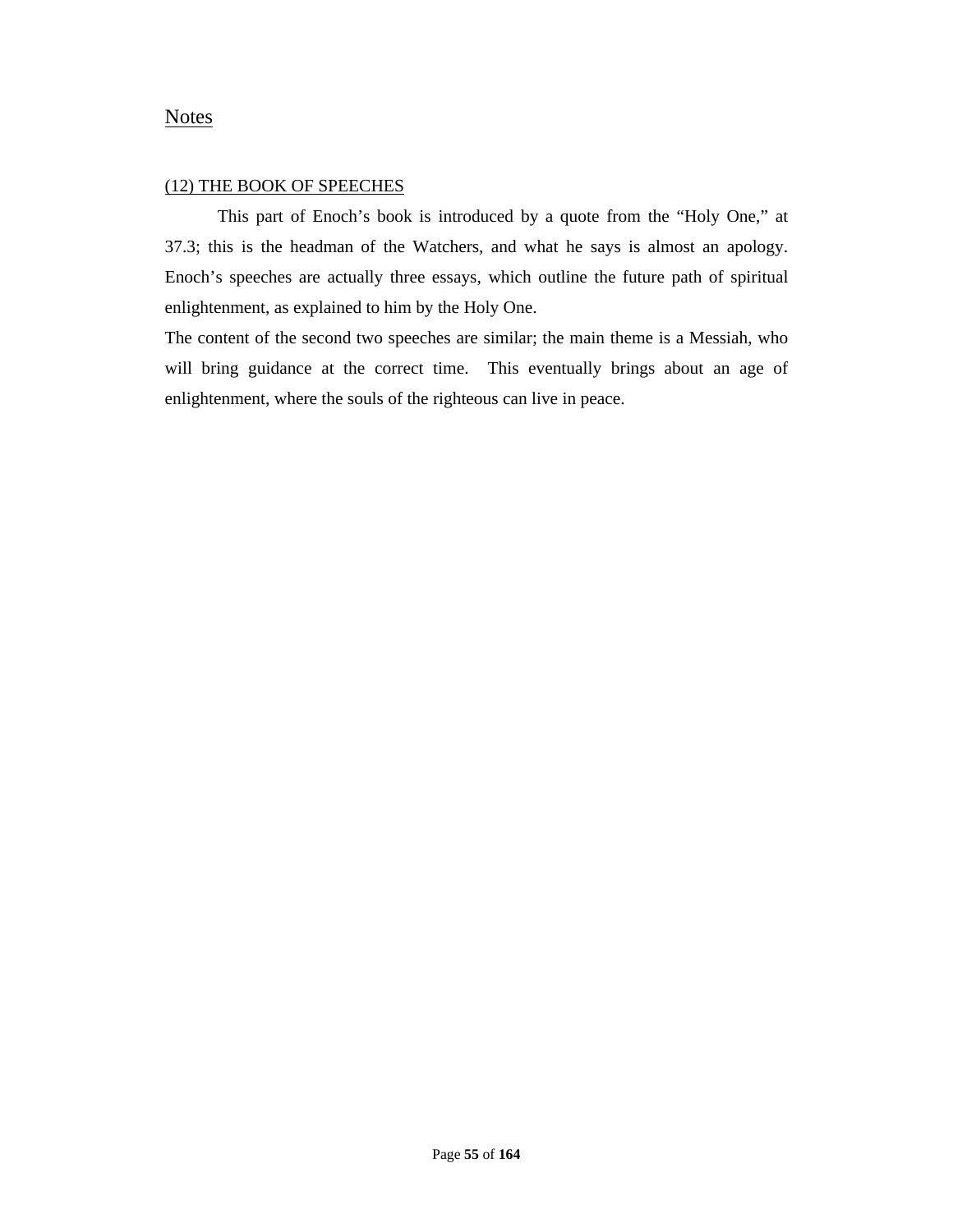## Notes

### (12) THE BOOK OF SPEECHES

This part of Enoch's book is introduced by a quote from the "Holy One," at 37.3; this is the headman of the Watchers, and what he says is almost an apology. Enoch's speeches are actually three essays, which outline the future path of spiritual enlightenment, as explained to him by the Holy One.

The content of the second two speeches are similar; the main theme is a Messiah, who will bring guidance at the correct time.  This eventually brings about an age of enlightenment, where the souls of the righteous can live in peace.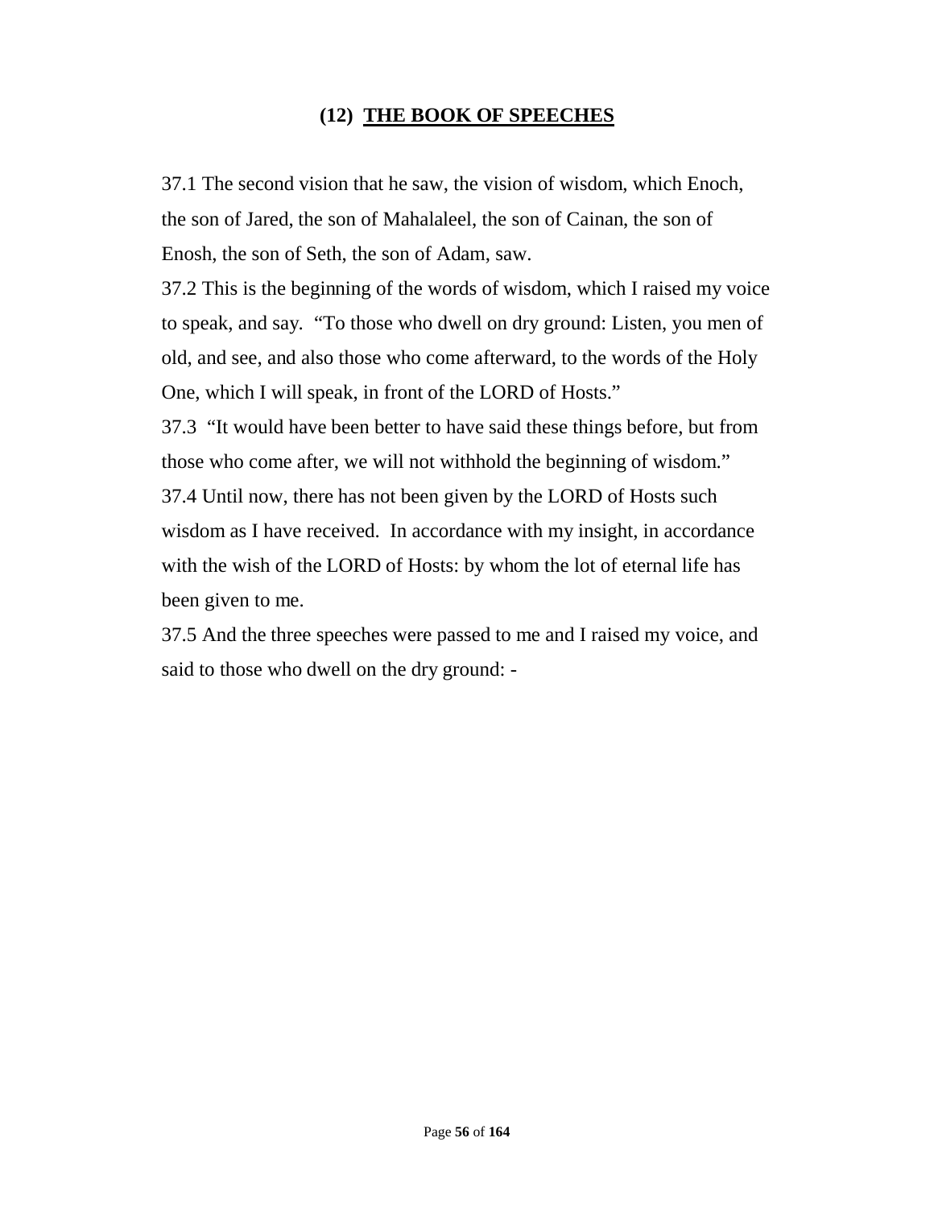## (12) THE BOOK OF SPEECHES

37.1 The second vision that he saw, the vision of wisdom, which Enoch, the son of Jared, the son of Mahalaleel, the son of Cainan, the son of Enosh, the son of Seth, the son of Adam, saw.

37.2 This is the beginning of the words of wisdom, which I raised my voice to speak, and say. "To those who dwell on dry ground: Listen, you men of old, and see, and also those who come afterward, to the words of the Holy One, which I will speak, in front of the LORD of Hosts."

37.3 "It would have been better to have said these things before, but from those who come after, we will not withhold the beginning of wisdom."

37.4 Until now, there has not been given by the LORD of Hosts such wisdom as I have received. In accordance with my insight, in accordance with the wish of the LORD of Hosts: by whom the lot of eternal life has been given to me.

37.5 And the three speeches were passed to me and I raised my voice, and said to those who dwell on the dry ground: -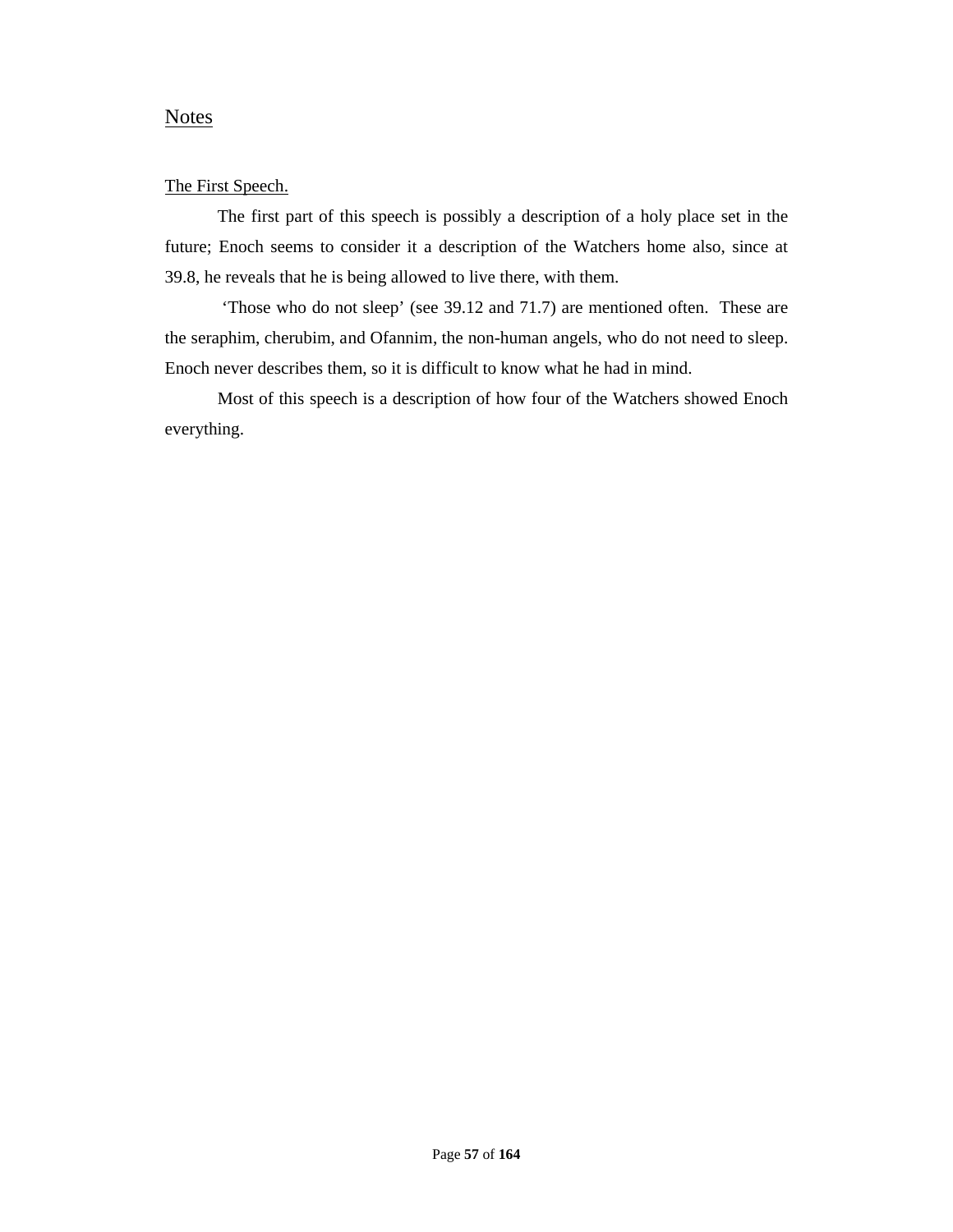## Notes

### The First Speech.

The first part of this speech is possibly a description of a holy place set in the future; Enoch seems to consider it a description of the Watchers home also, since at 39.8, he reveals that he is being allowed to live there, with them.

'Those who do not sleep' (see 39.12 and 71.7) are mentioned often. These are the seraphim, cherubim, and Ofannim, the non-human angels, who do not need to sleep. Enoch never describes them, so it is difficult to know what he had in mind.

Most of this speech is a description of how four of the Watchers showed Enoch everything.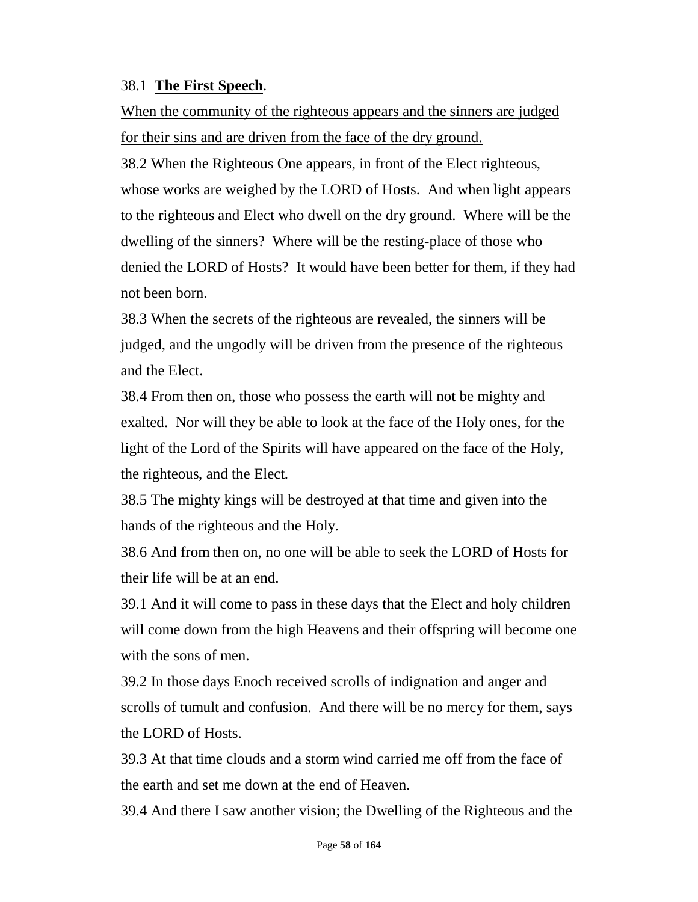38.1 **The First Speech**.

When the community of the righteous appears and the sinners are judged for their sins and are driven from the face of the dry ground.

38.2 When the Righteous One appears, in front of the Elect righteous, whose works are weighed by the LORD of Hosts. And when light appears to the righteous and Elect who dwell on the dry ground. Where will be the dwelling of the sinners? Where will be the resting-place of those who denied the LORD of Hosts? It would have been better for them, if they had not been born.

38.3 When the secrets of the righteous are revealed, the sinners will be judged, and the ungodly will be driven from the presence of the righteous and the Elect.

38.4 From then on, those who possess the earth will not be mighty and exalted. Nor will they be able to look at the face of the Holy ones, for the light of the Lord of the Spirits will have appeared on the face of the Holy, the righteous, and the Elect.

38.5 The mighty kings will be destroyed at that time and given into the hands of the righteous and the Holy.

38.6 And from then on, no one will be able to seek the LORD of Hosts for their life will be at an end.

39.1 And it will come to pass in these days that the Elect and holy children will come down from the high Heavens and their offspring will become one with the sons of men.

39.2 In those days Enoch received scrolls of indignation and anger and scrolls of tumult and confusion. And there will be no mercy for them, says the LORD of Hosts.

39.3 At that time clouds and a storm wind carried me off from the face of the earth and set me down at the end of Heaven.

39.4 And there I saw another vision; the Dwelling of the Righteous and the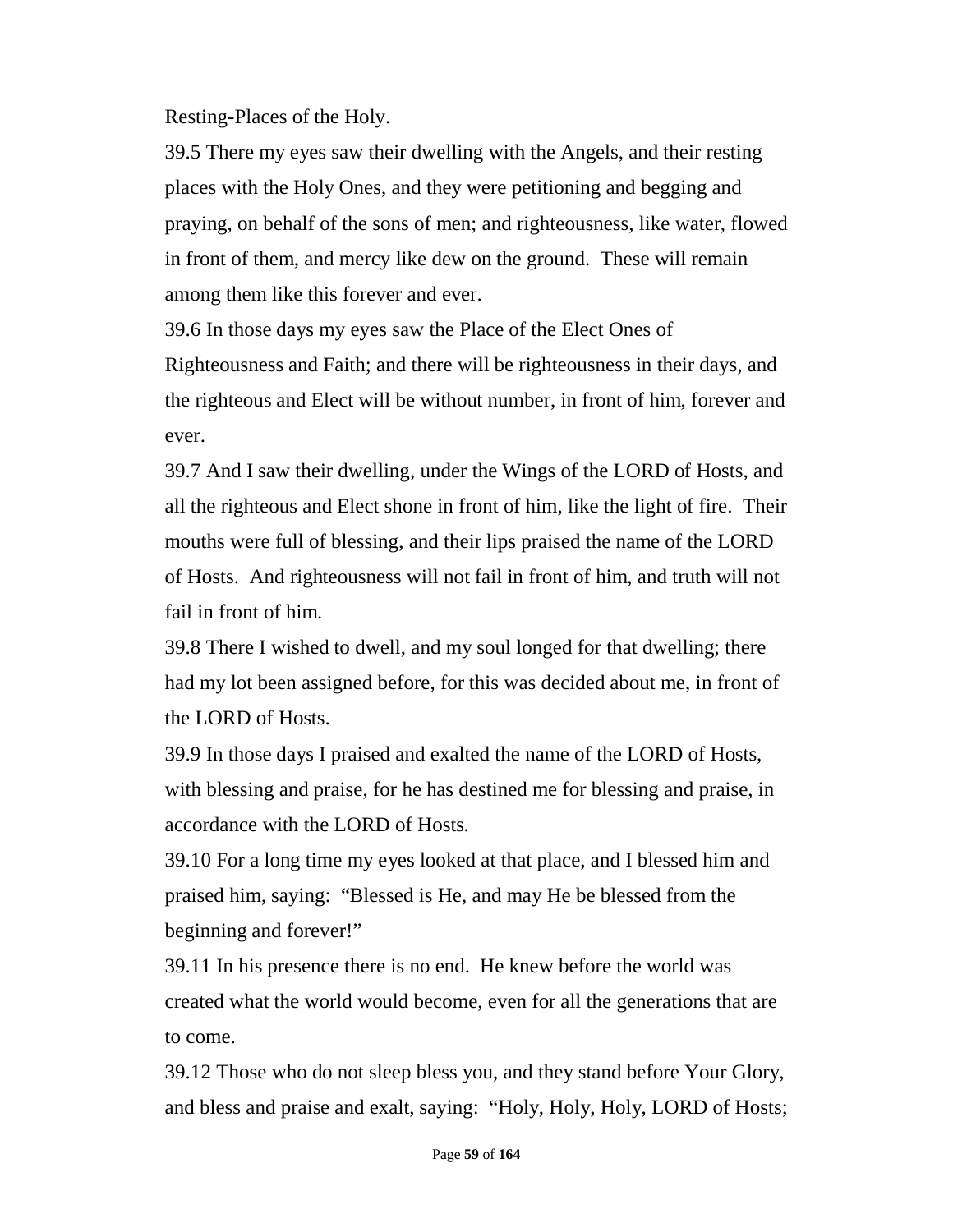Resting-Places of the Holy.

39.5 There my eyes saw their dwelling with the Angels, and their resting places with the Holy Ones, and they were petitioning and begging and praying, on behalf of the sons of men; and righteousness, like water, flowed in front of them, and mercy like dew on the ground. These will remain among them like this forever and ever.

39.6 In those days my eyes saw the Place of the Elect Ones of Righteousness and Faith; and there will be righteousness in their days, and the righteous and Elect will be without number, in front of him, forever and ever.

39.7 And I saw their dwelling, under the Wings of the LORD of Hosts, and all the righteous and Elect shone in front of him, like the light of fire. Their mouths were full of blessing, and their lips praised the name of the LORD of Hosts. And righteousness will not fail in front of him, and truth will not fail in front of him.

39.8 There I wished to dwell, and my soul longed for that dwelling; there had my lot been assigned before, for this was decided about me, in front of the LORD of Hosts.

39.9 In those days I praised and exalted the name of the LORD of Hosts, with blessing and praise, for he has destined me for blessing and praise, in accordance with the LORD of Hosts.

39.10 For a long time my eyes looked at that place, and I blessed him and praised him, saying: "Blessed is He, and may He be blessed from the beginning and forever!"

39.11 In his presence there is no end. He knew before the world was created what the world would become, even for all the generations that are to come.

39.12 Those who do not sleep bless you, and they stand before Your Glory, and bless and praise and exalt, saying: "Holy, Holy, Holy, LORD of Hosts;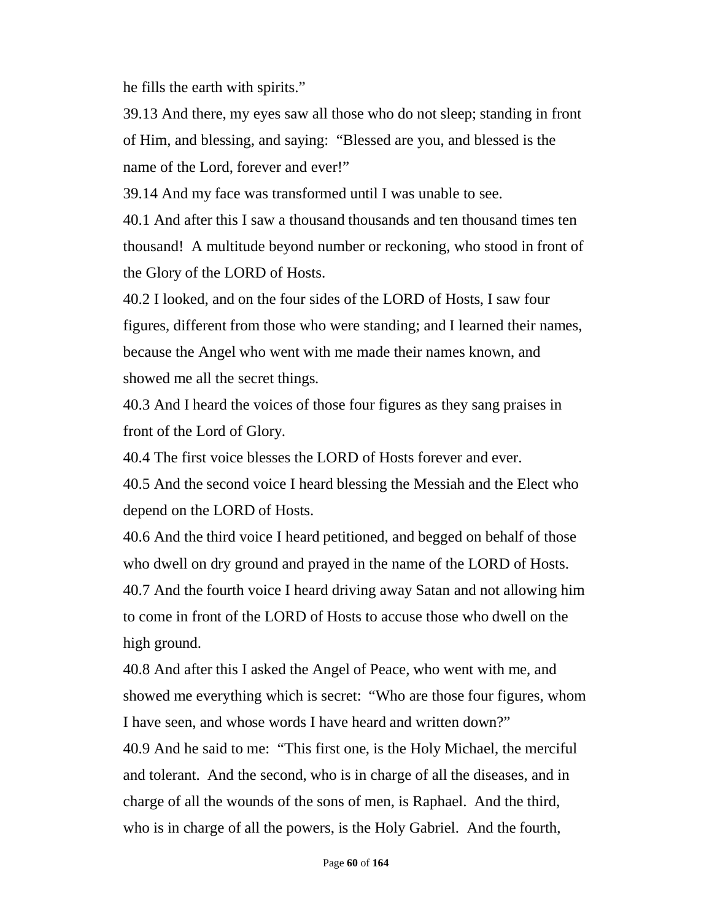he fills the earth with spirits."

39.13 And there, my eyes saw all those who do not sleep; standing in front of Him, and blessing, and saying: "Blessed are you, and blessed is the name of the Lord, forever and ever!"

39.14 And my face was transformed until I was unable to see.

40.1 And after this I saw a thousand thousands and ten thousand times ten thousand! A multitude beyond number or reckoning, who stood in front of the Glory of the LORD of Hosts.

40.2 I looked, and on the four sides of the LORD of Hosts, I saw four figures, different from those who were standing; and I learned their names, because the Angel who went with me made their names known, and showed me all the secret things.

40.3 And I heard the voices of those four figures as they sang praises in front of the Lord of Glory.

40.4 The first voice blesses the LORD of Hosts forever and ever.

40.5 And the second voice I heard blessing the Messiah and the Elect who depend on the LORD of Hosts.

40.6 And the third voice I heard petitioned, and begged on behalf of those who dwell on dry ground and prayed in the name of the LORD of Hosts.

40.7 And the fourth voice I heard driving away Satan and not allowing him to come in front of the LORD of Hosts to accuse those who dwell on the high ground.

40.8 And after this I asked the Angel of Peace, who went with me, and showed me everything which is secret: "Who are those four figures, whom I have seen, and whose words I have heard and written down?"

40.9 And he said to me: "This first one, is the Holy Michael, the merciful and tolerant. And the second, who is in charge of all the diseases, and in charge of all the wounds of the sons of men, is Raphael. And the third, who is in charge of all the powers, is the Holy Gabriel. And the fourth,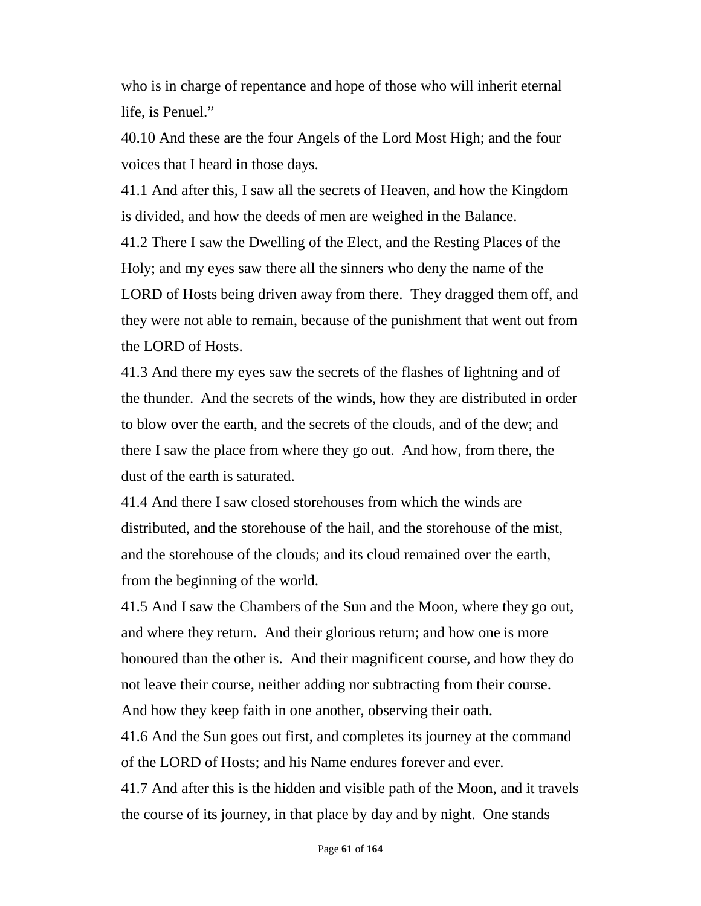who is in charge of repentance and hope of those who will inherit eternal life, is Penuel."

40.10 And these are the four Angels of the Lord Most High; and the four voices that I heard in those days.

41.1 And after this, I saw all the secrets of Heaven, and how the Kingdom is divided, and how the deeds of men are weighed in the Balance.

41.2 There I saw the Dwelling of the Elect, and the Resting Places of the Holy; and my eyes saw there all the sinners who deny the name of the LORD of Hosts being driven away from there. They dragged them off, and they were not able to remain, because of the punishment that went out from the LORD of Hosts.

41.3 And there my eyes saw the secrets of the flashes of lightning and of the thunder. And the secrets of the winds, how they are distributed in order to blow over the earth, and the secrets of the clouds, and of the dew; and there I saw the place from where they go out. And how, from there, the dust of the earth is saturated.

41.4 And there I saw closed storehouses from which the winds are distributed, and the storehouse of the hail, and the storehouse of the mist, and the storehouse of the clouds; and its cloud remained over the earth, from the beginning of the world.

41.5 And I saw the Chambers of the Sun and the Moon, where they go out, and where they return. And their glorious return; and how one is more honoured than the other is. And their magnificent course, and how they do not leave their course, neither adding nor subtracting from their course. And how they keep faith in one another, observing their oath.

41.6 And the Sun goes out first, and completes its journey at the command of the LORD of Hosts; and his Name endures forever and ever.

41.7 And after this is the hidden and visible path of the Moon, and it travels the course of its journey, in that place by day and by night. One stands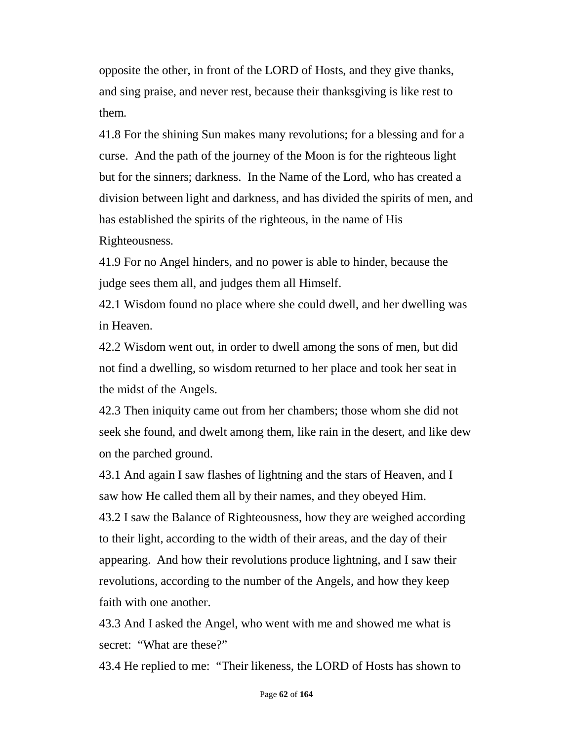opposite the other, in front of the LORD of Hosts, and they give thanks, and sing praise, and never rest, because their thanksgiving is like rest to them.

41.8 For the shining Sun makes many revolutions; for a blessing and for a curse. And the path of the journey of the Moon is for the righteous light but for the sinners; darkness. In the Name of the Lord, who has created a division between light and darkness, and has divided the spirits of men, and has established the spirits of the righteous, in the name of His Righteousness.

41.9 For no Angel hinders, and no power is able to hinder, because the judge sees them all, and judges them all Himself.

42.1 Wisdom found no place where she could dwell, and her dwelling was in Heaven.

42.2 Wisdom went out, in order to dwell among the sons of men, but did not find a dwelling, so wisdom returned to her place and took her seat in the midst of the Angels.

42.3 Then iniquity came out from her chambers; those whom she did not seek she found, and dwelt among them, like rain in the desert, and like dew on the parched ground.

43.1 And again I saw flashes of lightning and the stars of Heaven, and I saw how He called them all by their names, and they obeyed Him.

43.2 I saw the Balance of Righteousness, how they are weighed according to their light, according to the width of their areas, and the day of their appearing. And how their revolutions produce lightning, and I saw their revolutions, according to the number of the Angels, and how they keep faith with one another.

43.3 And I asked the Angel, who went with me and showed me what is secret: "What are these?"

43.4 He replied to me: "Their likeness, the LORD of Hosts has shown to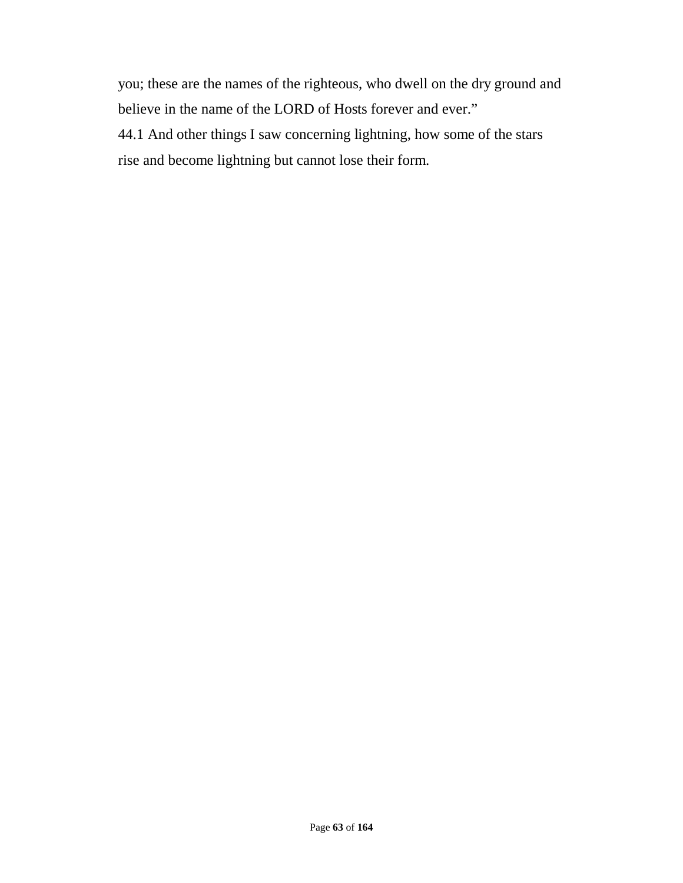you; these are the names of the righteous, who dwell on the dry ground and believe in the name of the LORD of Hosts forever and ever.”

44.1 And other things I saw concerning lightning, how some of the stars rise and become lightning but cannot lose their form.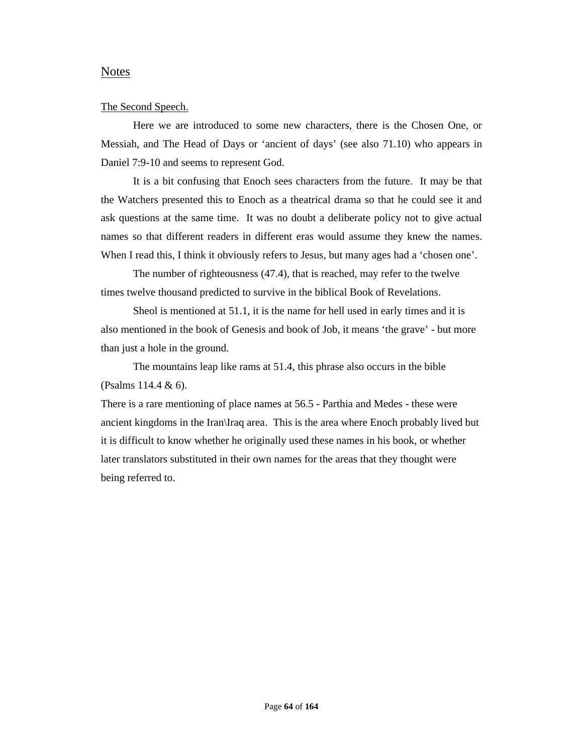## Notes

The Second Speech.

Here we are introduced to some new characters, there is the Chosen One, or Messiah, and The Head of Days or 'ancient of days' (see also 71.10) who appears in Daniel 7:9-10 and seems to represent God.

It is a bit confusing that Enoch sees characters from the future. It may be that the Watchers presented this to Enoch as a theatrical drama so that he could see it and ask questions at the same time. It was no doubt a deliberate policy not to give actual names so that different readers in different eras would assume they knew the names. When I read this, I think it obviously refers to Jesus, but many ages had a 'chosen one'.

The number of righteousness (47.4), that is reached, may refer to the twelve times twelve thousand predicted to survive in the biblical Book of Revelations.

Sheol is mentioned at 51.1, it is the name for hell used in early times and it is also mentioned in the book of Genesis and book of Job, it means 'the grave' - but more than just a hole in the ground.

The mountains leap like rams at 51.4, this phrase also occurs in the bible (Psalms 114.4 & 6).

There is a rare mentioning of place names at 56.5 - Parthia and Medes - these were ancient kingdoms in the Iran\Iraq area. This is the area where Enoch probably lived but it is difficult to know whether he originally used these names in his book, or whether later translators substituted in their own names for the areas that they thought were being referred to.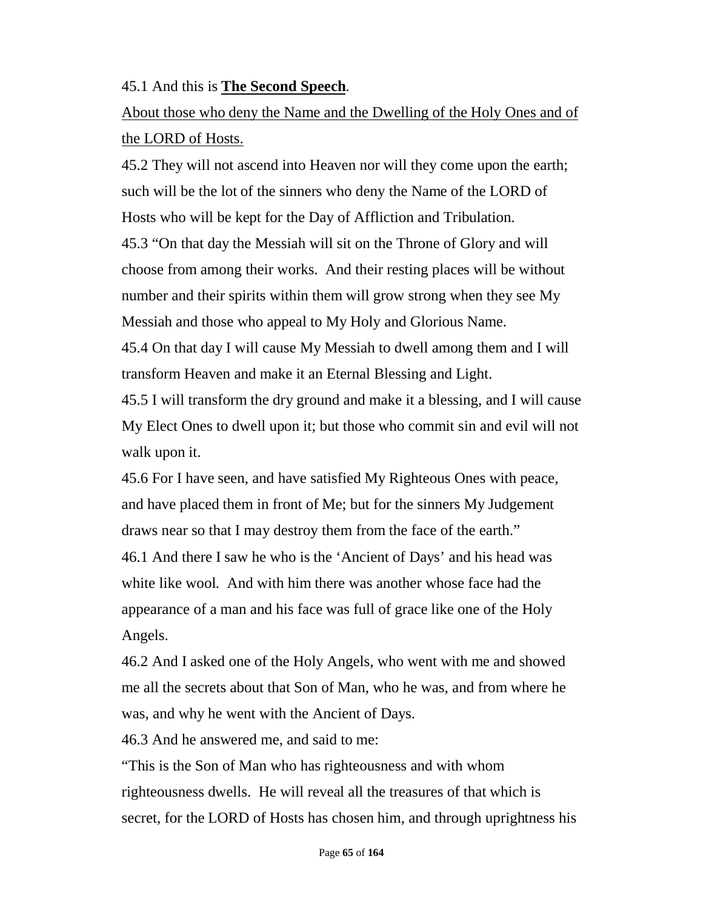45.1 And this is **The Second Speech**.

<u>About those who deny the Name and the Dwelling of the Holy Ones and of the LORD of Hosts.</u>

45.2 They will not ascend into Heaven nor will they come upon the earth; such will be the lot of the sinners who deny the Name of the LORD of Hosts who will be kept for the Day of Affliction and Tribulation.

45.3 "On that day the Messiah will sit on the Throne of Glory and will choose from among their works. And their resting places will be without number and their spirits within them will grow strong when they see My Messiah and those who appeal to My Holy and Glorious Name.

45.4 On that day I will cause My Messiah to dwell among them and I will transform Heaven and make it an Eternal Blessing and Light.

45.5 I will transform the dry ground and make it a blessing, and I will cause My Elect Ones to dwell upon it; but those who commit sin and evil will not walk upon it.

45.6 For I have seen, and have satisfied My Righteous Ones with peace, and have placed them in front of Me; but for the sinners My Judgement draws near so that I may destroy them from the face of the earth."

46.1 And there I saw he who is the 'Ancient of Days' and his head was white like wool. And with him there was another whose face had the appearance of a man and his face was full of grace like one of the Holy Angels.

46.2 And I asked one of the Holy Angels, who went with me and showed me all the secrets about that Son of Man, who he was, and from where he was, and why he went with the Ancient of Days.

46.3 And he answered me, and said to me:

"This is the Son of Man who has righteousness and with whom righteousness dwells. He will reveal all the treasures of that which is secret, for the LORD of Hosts has chosen him, and through uprightness his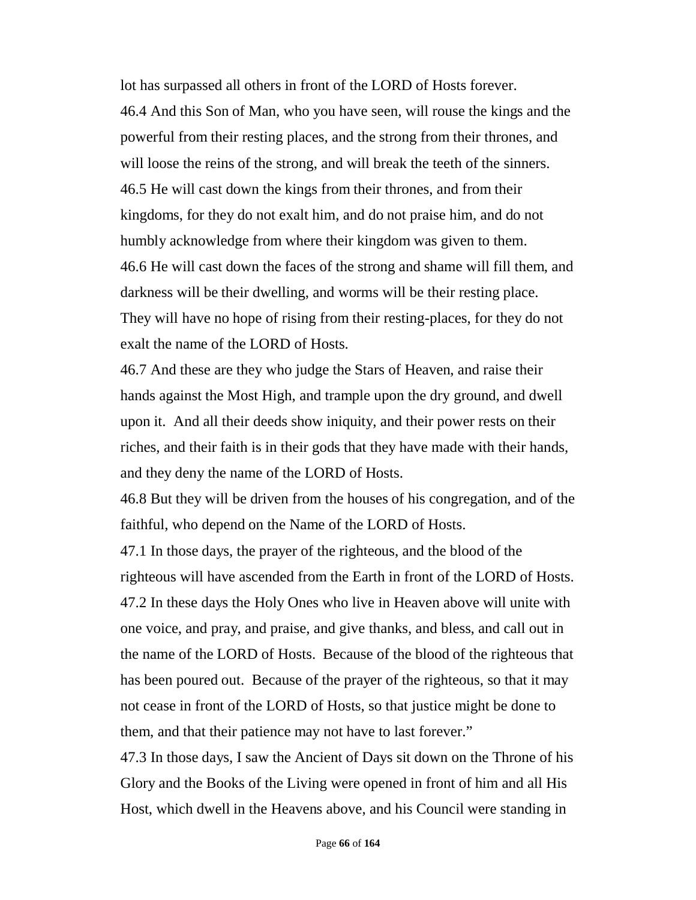lot has surpassed all others in front of the LORD of Hosts forever.

46.4 And this Son of Man, who you have seen, will rouse the kings and the powerful from their resting places, and the strong from their thrones, and will loose the reins of the strong, and will break the teeth of the sinners.

46.5 He will cast down the kings from their thrones, and from their kingdoms, for they do not exalt him, and do not praise him, and do not humbly acknowledge from where their kingdom was given to them.

46.6 He will cast down the faces of the strong and shame will fill them, and darkness will be their dwelling, and worms will be their resting place. They will have no hope of rising from their resting-places, for they do not exalt the name of the LORD of Hosts.

46.7 And these are they who judge the Stars of Heaven, and raise their hands against the Most High, and trample upon the dry ground, and dwell upon it. And all their deeds show iniquity, and their power rests on their riches, and their faith is in their gods that they have made with their hands, and they deny the name of the LORD of Hosts.

46.8 But they will be driven from the houses of his congregation, and of the faithful, who depend on the Name of the LORD of Hosts.

47.1 In those days, the prayer of the righteous, and the blood of the righteous will have ascended from the Earth in front of the LORD of Hosts.

47.2 In these days the Holy Ones who live in Heaven above will unite with one voice, and pray, and praise, and give thanks, and bless, and call out in the name of the LORD of Hosts. Because of the blood of the righteous that has been poured out. Because of the prayer of the righteous, so that it may not cease in front of the LORD of Hosts, so that justice might be done to them, and that their patience may not have to last forever."

47.3 In those days, I saw the Ancient of Days sit down on the Throne of his Glory and the Books of the Living were opened in front of him and all His Host, which dwell in the Heavens above, and his Council were standing in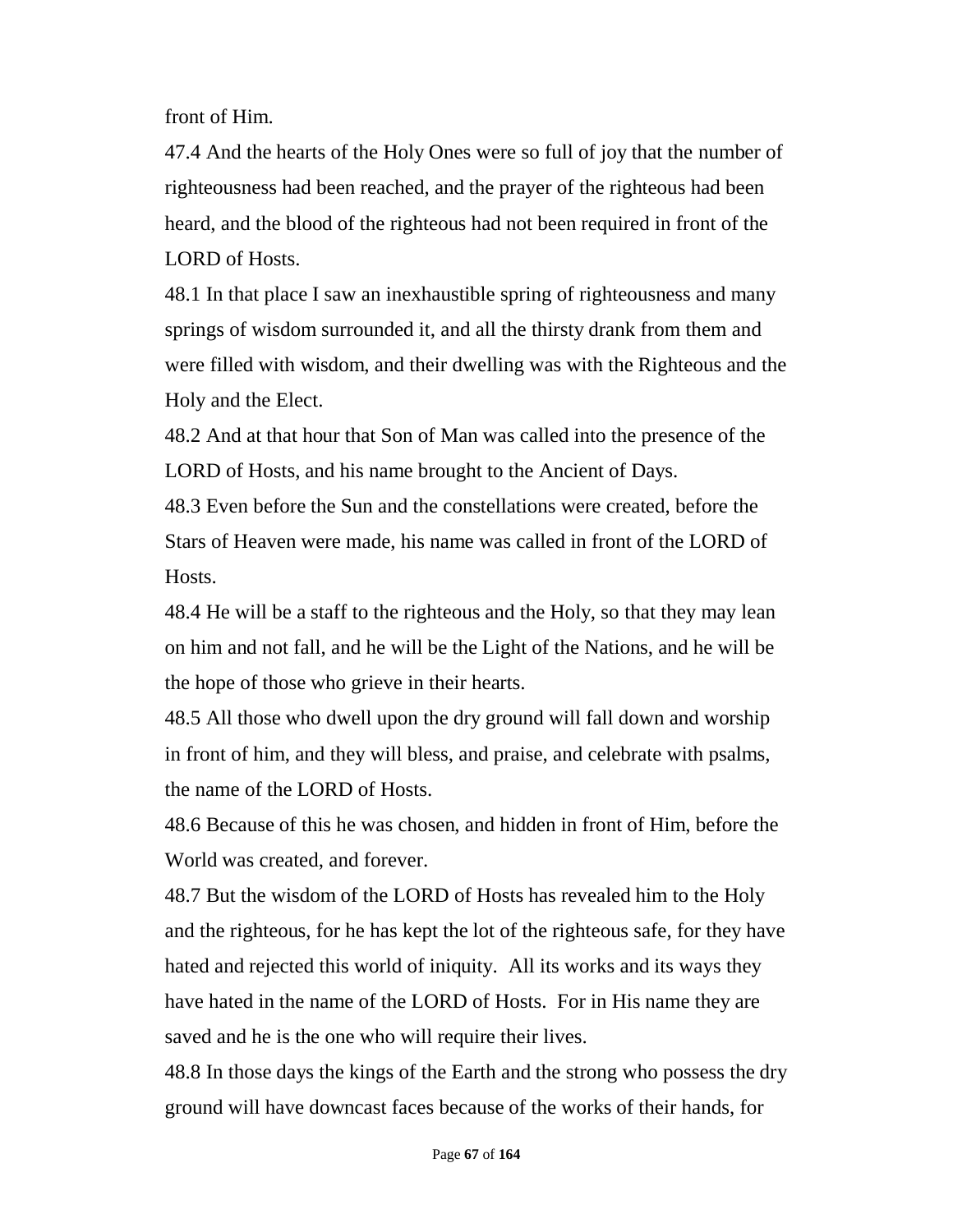front of Him.

47.4 And the hearts of the Holy Ones were so full of joy that the number of righteousness had been reached, and the prayer of the righteous had been heard, and the blood of the righteous had not been required in front of the LORD of Hosts.

48.1 In that place I saw an inexhaustible spring of righteousness and many springs of wisdom surrounded it, and all the thirsty drank from them and were filled with wisdom, and their dwelling was with the Righteous and the Holy and the Elect.

48.2 And at that hour that Son of Man was called into the presence of the LORD of Hosts, and his name brought to the Ancient of Days.

48.3 Even before the Sun and the constellations were created, before the Stars of Heaven were made, his name was called in front of the LORD of Hosts.

48.4 He will be a staff to the righteous and the Holy, so that they may lean on him and not fall, and he will be the Light of the Nations, and he will be the hope of those who grieve in their hearts.

48.5 All those who dwell upon the dry ground will fall down and worship in front of him, and they will bless, and praise, and celebrate with psalms, the name of the LORD of Hosts.

48.6 Because of this he was chosen, and hidden in front of Him, before the World was created, and forever.

48.7 But the wisdom of the LORD of Hosts has revealed him to the Holy and the righteous, for he has kept the lot of the righteous safe, for they have hated and rejected this world of iniquity. All its works and its ways they have hated in the name of the LORD of Hosts. For in His name they are saved and he is the one who will require their lives.

48.8 In those days the kings of the Earth and the strong who possess the dry ground will have downcast faces because of the works of their hands, for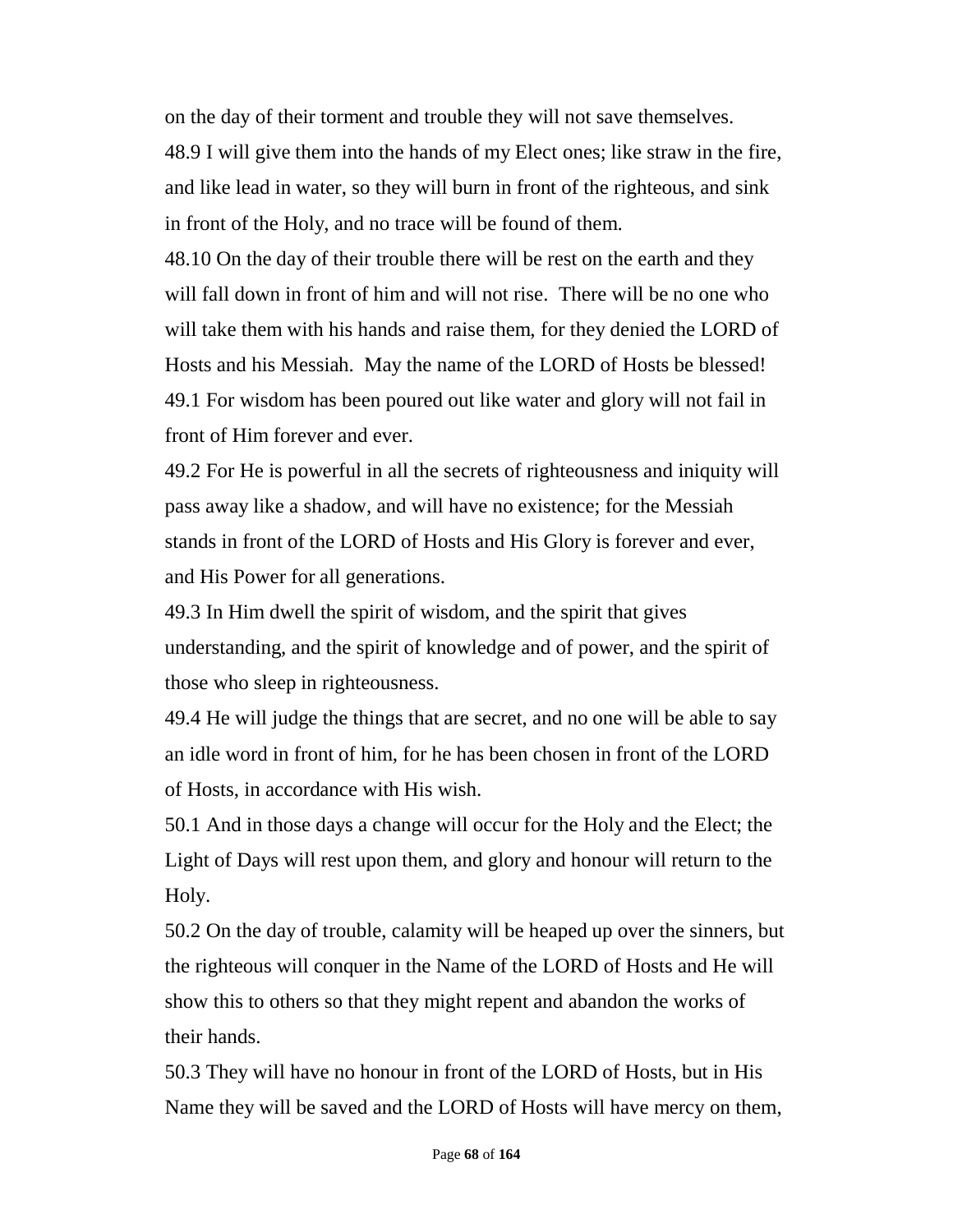on the day of their torment and trouble they will not save themselves.

48.9 I will give them into the hands of my Elect ones; like straw in the fire, and like lead in water, so they will burn in front of the righteous, and sink in front of the Holy, and no trace will be found of them.

48.10 On the day of their trouble there will be rest on the earth and they will fall down in front of him and will not rise. There will be no one who will take them with his hands and raise them, for they denied the LORD of Hosts and his Messiah. May the name of the LORD of Hosts be blessed!

49.1 For wisdom has been poured out like water and glory will not fail in front of Him forever and ever.

49.2 For He is powerful in all the secrets of righteousness and iniquity will pass away like a shadow, and will have no existence; for the Messiah stands in front of the LORD of Hosts and His Glory is forever and ever, and His Power for all generations.

49.3 In Him dwell the spirit of wisdom, and the spirit that gives understanding, and the spirit of knowledge and of power, and the spirit of those who sleep in righteousness.

49.4 He will judge the things that are secret, and no one will be able to say an idle word in front of him, for he has been chosen in front of the LORD of Hosts, in accordance with His wish.

50.1 And in those days a change will occur for the Holy and the Elect; the Light of Days will rest upon them, and glory and honour will return to the Holy.

50.2 On the day of trouble, calamity will be heaped up over the sinners, but the righteous will conquer in the Name of the LORD of Hosts and He will show this to others so that they might repent and abandon the works of their hands.

50.3 They will have no honour in front of the LORD of Hosts, but in His Name they will be saved and the LORD of Hosts will have mercy on them,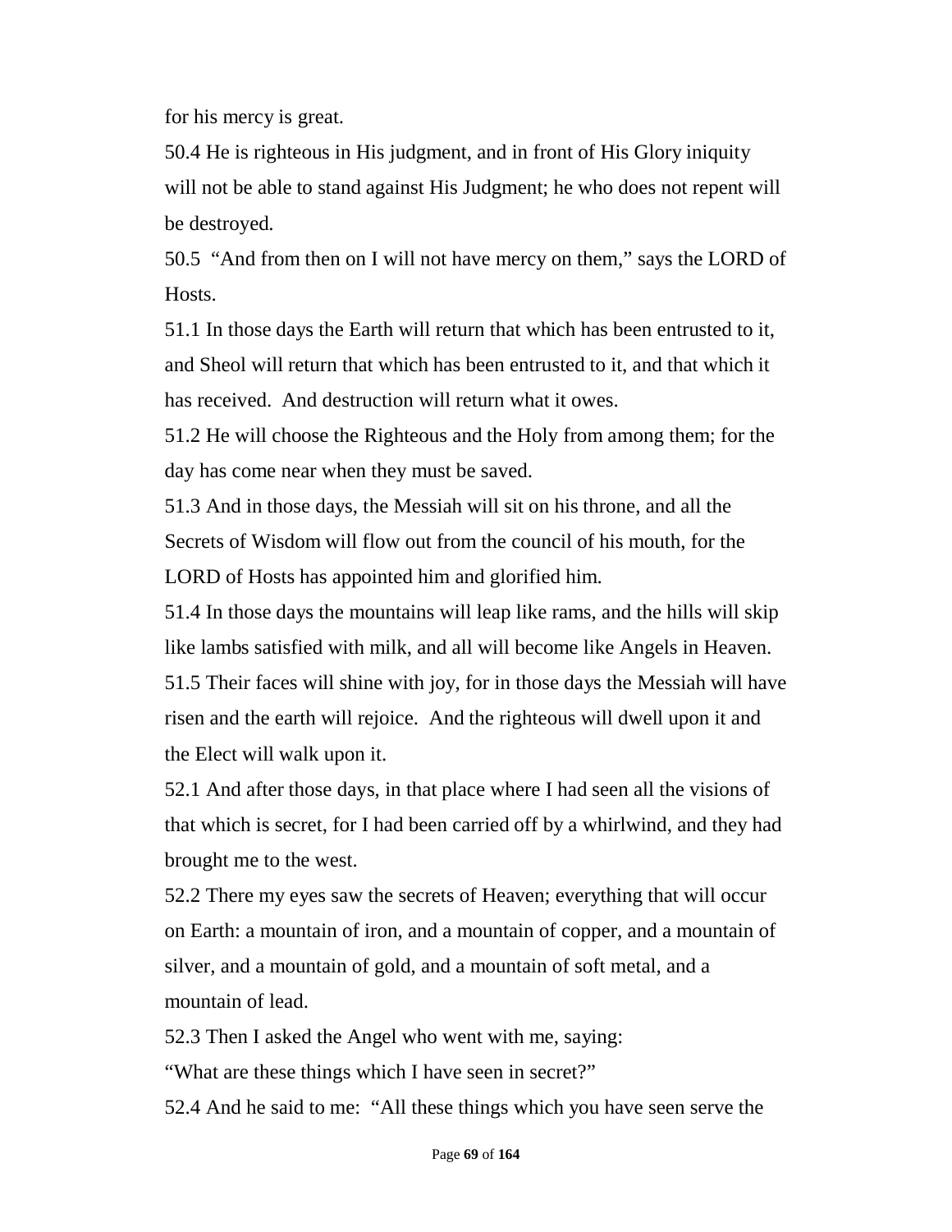for his mercy is great.

50.4 He is righteous in His judgment, and in front of His Glory iniquity will not be able to stand against His Judgment; he who does not repent will be destroyed.

50.5 "And from then on I will not have mercy on them," says the LORD of Hosts.

51.1 In those days the Earth will return that which has been entrusted to it, and Sheol will return that which has been entrusted to it, and that which it has received. And destruction will return what it owes.

51.2 He will choose the Righteous and the Holy from among them; for the day has come near when they must be saved.

51.3 And in those days, the Messiah will sit on his throne, and all the Secrets of Wisdom will flow out from the council of his mouth, for the LORD of Hosts has appointed him and glorified him.

51.4 In those days the mountains will leap like rams, and the hills will skip like lambs satisfied with milk, and all will become like Angels in Heaven.

51.5 Their faces will shine with joy, for in those days the Messiah will have risen and the earth will rejoice. And the righteous will dwell upon it and the Elect will walk upon it.

52.1 And after those days, in that place where I had seen all the visions of that which is secret, for I had been carried off by a whirlwind, and they had brought me to the west.

52.2 There my eyes saw the secrets of Heaven; everything that will occur on Earth: a mountain of iron, and a mountain of copper, and a mountain of silver, and a mountain of gold, and a mountain of soft metal, and a mountain of lead.

52.3 Then I asked the Angel who went with me, saying:

"What are these things which I have seen in secret?"

52.4 And he said to me: "All these things which you have seen serve the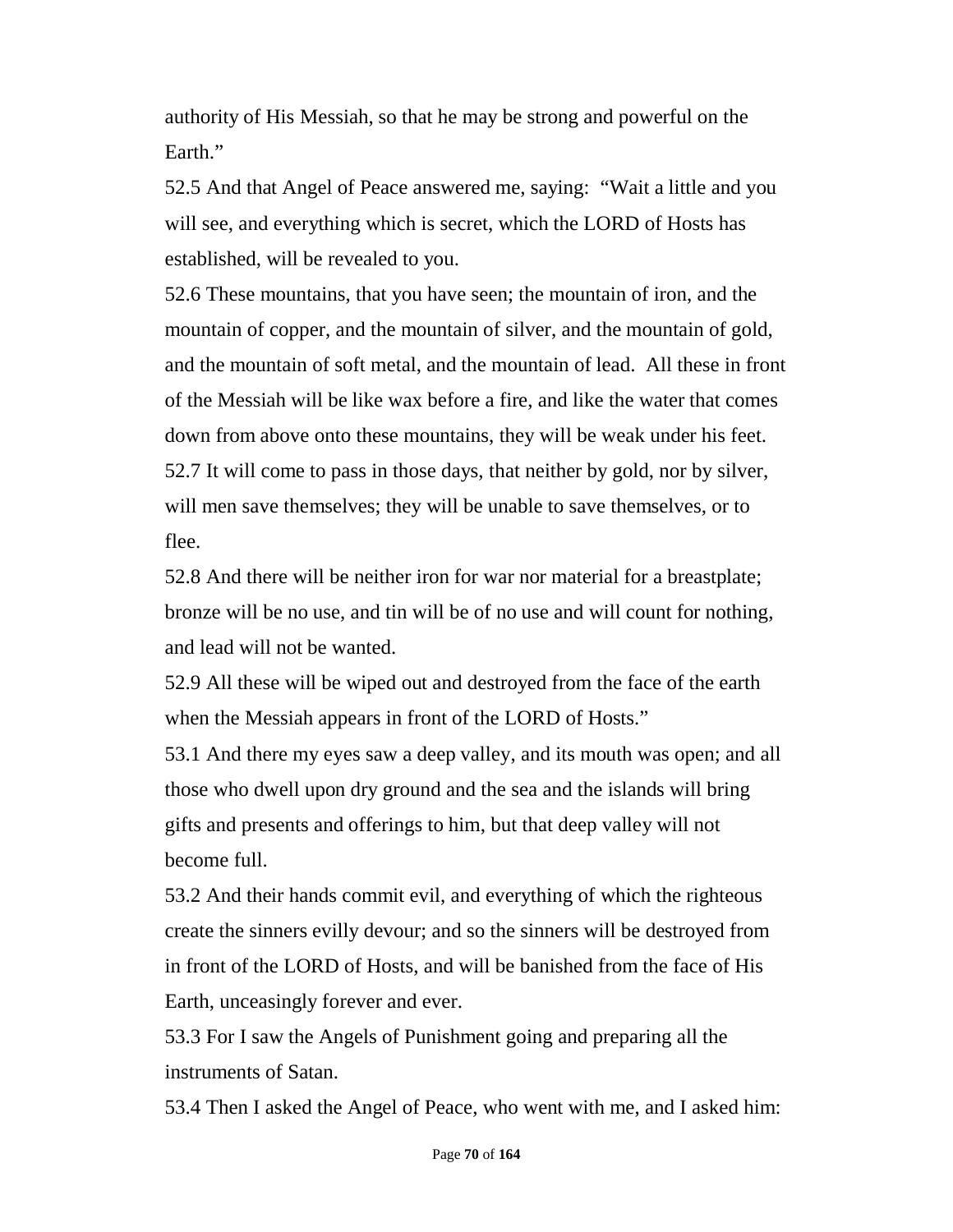authority of His Messiah, so that he may be strong and powerful on the Earth."

52.5 And that Angel of Peace answered me, saying: "Wait a little and you will see, and everything which is secret, which the LORD of Hosts has established, will be revealed to you.

52.6 These mountains, that you have seen; the mountain of iron, and the mountain of copper, and the mountain of silver, and the mountain of gold, and the mountain of soft metal, and the mountain of lead. All these in front of the Messiah will be like wax before a fire, and like the water that comes down from above onto these mountains, they will be weak under his feet.

52.7 It will come to pass in those days, that neither by gold, nor by silver, will men save themselves; they will be unable to save themselves, or to flee.

52.8 And there will be neither iron for war nor material for a breastplate; bronze will be no use, and tin will be of no use and will count for nothing, and lead will not be wanted.

52.9 All these will be wiped out and destroyed from the face of the earth when the Messiah appears in front of the LORD of Hosts."

53.1 And there my eyes saw a deep valley, and its mouth was open; and all those who dwell upon dry ground and the sea and the islands will bring gifts and presents and offerings to him, but that deep valley will not become full.

53.2 And their hands commit evil, and everything of which the righteous create the sinners evilly devour; and so the sinners will be destroyed from in front of the LORD of Hosts, and will be banished from the face of His Earth, unceasingly forever and ever.

53.3 For I saw the Angels of Punishment going and preparing all the instruments of Satan.

53.4 Then I asked the Angel of Peace, who went with me, and I asked him: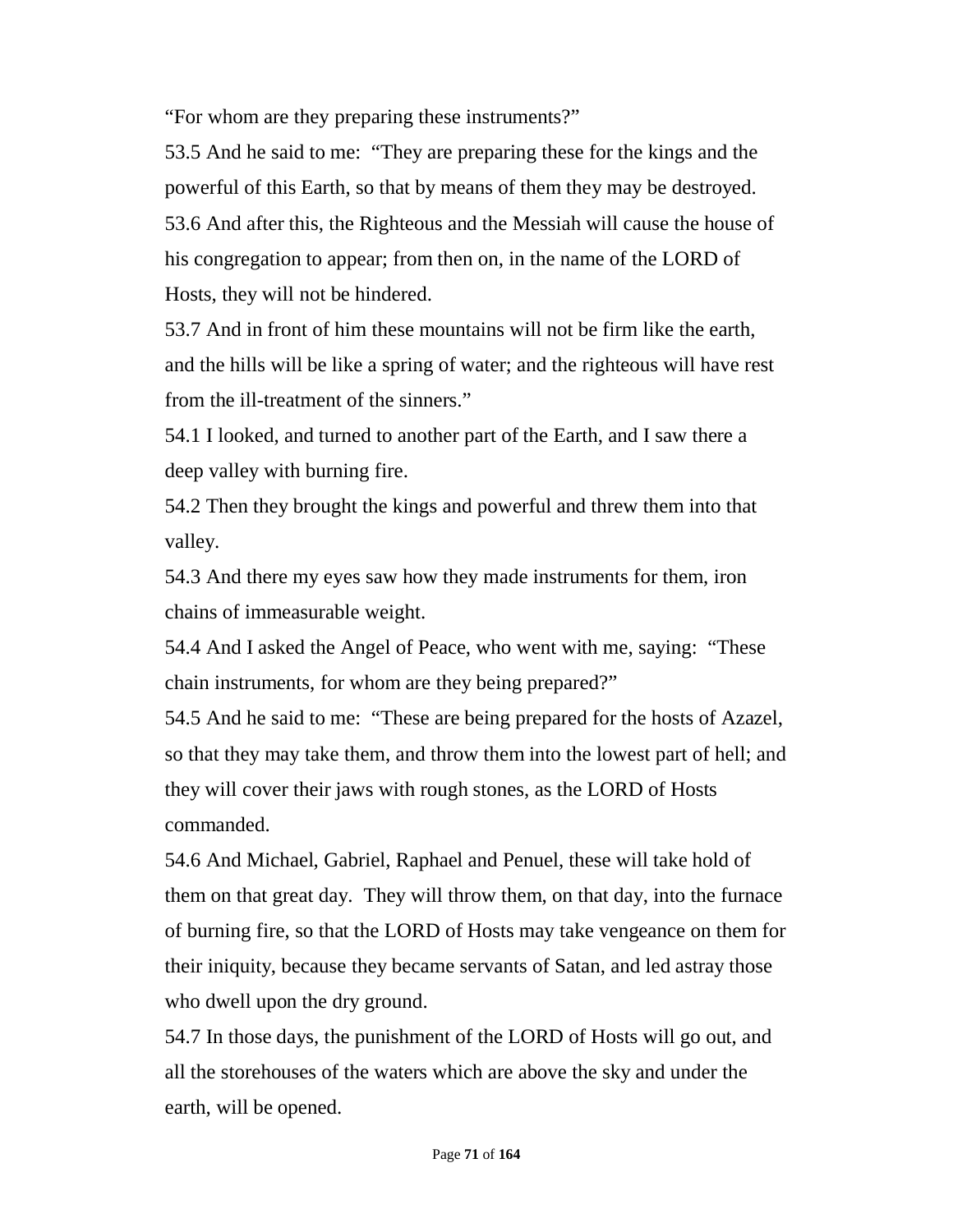"For whom are they preparing these instruments?"

53.5 And he said to me: "They are preparing these for the kings and the powerful of this Earth, so that by means of them they may be destroyed.

53.6 And after this, the Righteous and the Messiah will cause the house of his congregation to appear; from then on, in the name of the LORD of Hosts, they will not be hindered.

53.7 And in front of him these mountains will not be firm like the earth, and the hills will be like a spring of water; and the righteous will have rest from the ill-treatment of the sinners."

54.1 I looked, and turned to another part of the Earth, and I saw there a deep valley with burning fire.

54.2 Then they brought the kings and powerful and threw them into that valley.

54.3 And there my eyes saw how they made instruments for them, iron chains of immeasurable weight.

54.4 And I asked the Angel of Peace, who went with me, saying: "These chain instruments, for whom are they being prepared?"

54.5 And he said to me: "These are being prepared for the hosts of Azazel, so that they may take them, and throw them into the lowest part of hell; and they will cover their jaws with rough stones, as the LORD of Hosts commanded.

54.6 And Michael, Gabriel, Raphael and Penuel, these will take hold of them on that great day. They will throw them, on that day, into the furnace of burning fire, so that the LORD of Hosts may take vengeance on them for their iniquity, because they became servants of Satan, and led astray those who dwell upon the dry ground.

54.7 In those days, the punishment of the LORD of Hosts will go out, and all the storehouses of the waters which are above the sky and under the earth, will be opened.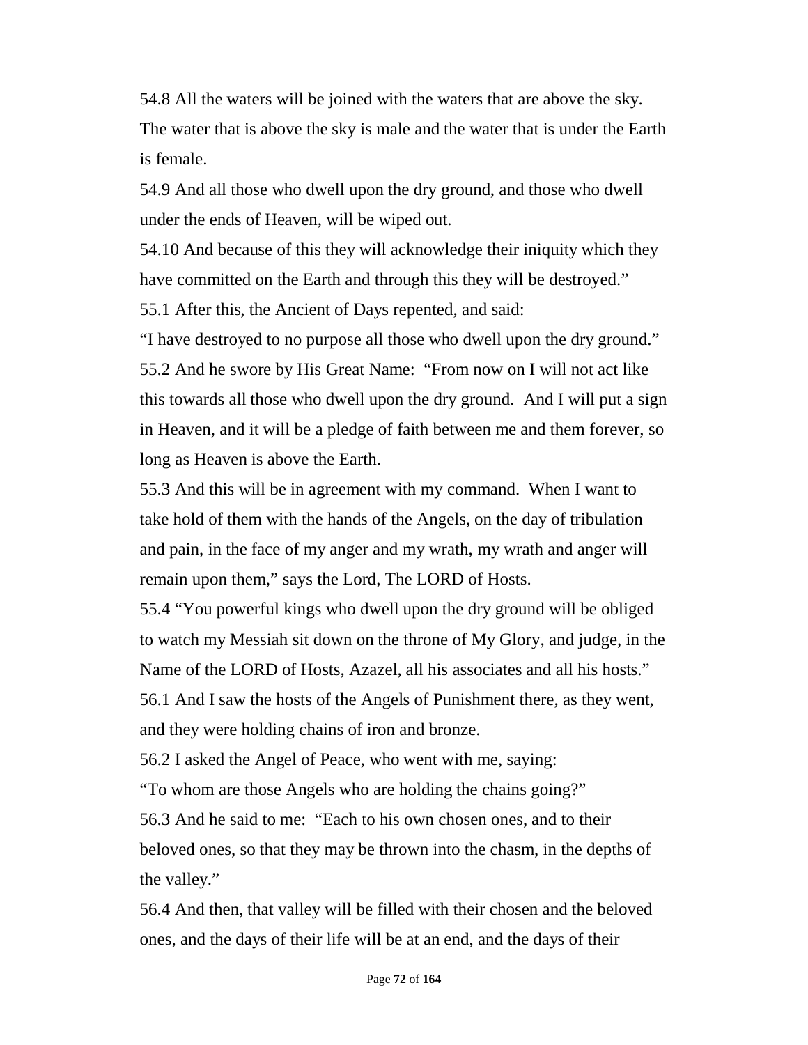54.8 All the waters will be joined with the waters that are above the sky. The water that is above the sky is male and the water that is under the Earth is female.

54.9 And all those who dwell upon the dry ground, and those who dwell under the ends of Heaven, will be wiped out.

54.10 And because of this they will acknowledge their iniquity which they have committed on the Earth and through this they will be destroyed."

55.1 After this, the Ancient of Days repented, and said:

"I have destroyed to no purpose all those who dwell upon the dry ground."

55.2 And he swore by His Great Name: "From now on I will not act like this towards all those who dwell upon the dry ground. And I will put a sign in Heaven, and it will be a pledge of faith between me and them forever, so long as Heaven is above the Earth.

55.3 And this will be in agreement with my command. When I want to take hold of them with the hands of the Angels, on the day of tribulation and pain, in the face of my anger and my wrath, my wrath and anger will remain upon them," says the Lord, The LORD of Hosts.

55.4 "You powerful kings who dwell upon the dry ground will be obliged to watch my Messiah sit down on the throne of My Glory, and judge, in the Name of the LORD of Hosts, Azazel, all his associates and all his hosts."

56.1 And I saw the hosts of the Angels of Punishment there, as they went, and they were holding chains of iron and bronze.

56.2 I asked the Angel of Peace, who went with me, saying:

"To whom are those Angels who are holding the chains going?"

56.3 And he said to me: "Each to his own chosen ones, and to their beloved ones, so that they may be thrown into the chasm, in the depths of the valley."

56.4 And then, that valley will be filled with their chosen and the beloved ones, and the days of their life will be at an end, and the days of their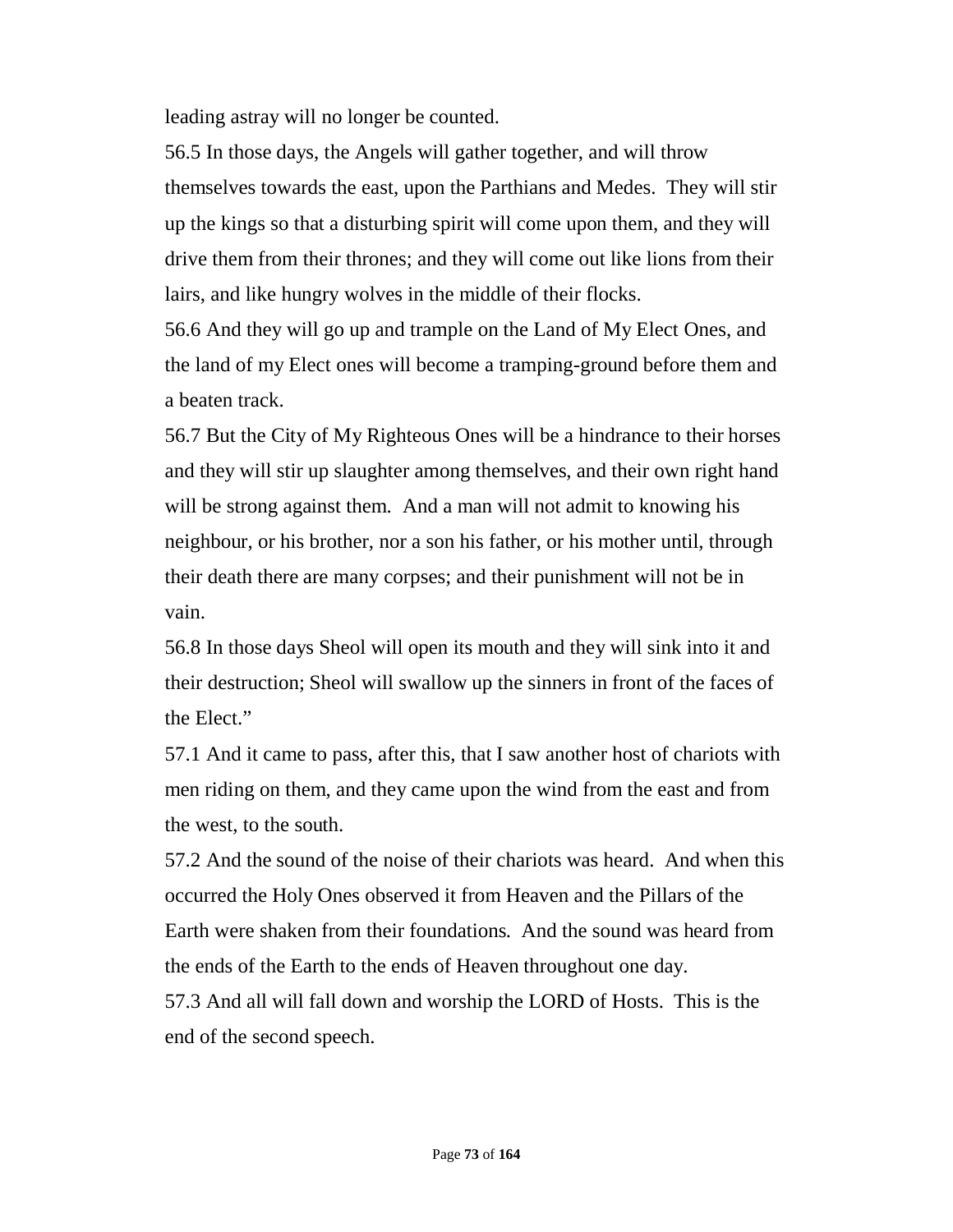leading astray will no longer be counted.

56.5 In those days, the Angels will gather together, and will throw themselves towards the east, upon the Parthians and Medes. They will stir up the kings so that a disturbing spirit will come upon them, and they will drive them from their thrones; and they will come out like lions from their lairs, and like hungry wolves in the middle of their flocks.

56.6 And they will go up and trample on the Land of My Elect Ones, and the land of my Elect ones will become a tramping-ground before them and a beaten track.

56.7 But the City of My Righteous Ones will be a hindrance to their horses and they will stir up slaughter among themselves, and their own right hand will be strong against them. And a man will not admit to knowing his neighbour, or his brother, nor a son his father, or his mother until, through their death there are many corpses; and their punishment will not be in vain.

56.8 In those days Sheol will open its mouth and they will sink into it and their destruction; Sheol will swallow up the sinners in front of the faces of the Elect."

57.1 And it came to pass, after this, that I saw another host of chariots with men riding on them, and they came upon the wind from the east and from the west, to the south.

57.2 And the sound of the noise of their chariots was heard. And when this occurred the Holy Ones observed it from Heaven and the Pillars of the Earth were shaken from their foundations. And the sound was heard from the ends of the Earth to the ends of Heaven throughout one day.

57.3 And all will fall down and worship the LORD of Hosts. This is the end of the second speech.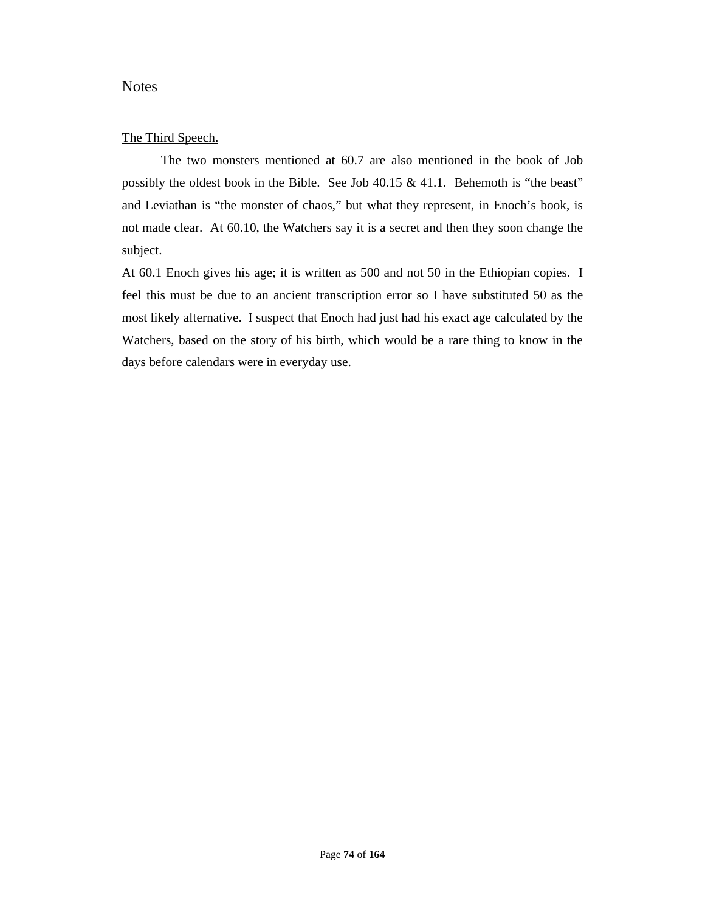## Notes

### The Third Speech.

The two monsters mentioned at 60.7 are also mentioned in the book of Job possibly the oldest book in the Bible. See Job 40.15 & 41.1. Behemoth is “the beast” and Leviathan is “the monster of chaos,” but what they represent, in Enoch’s book, is not made clear. At 60.10, the Watchers say it is a secret and then they soon change the subject.

At 60.1 Enoch gives his age; it is written as 500 and not 50 in the Ethiopian copies. I feel this must be due to an ancient transcription error so I have substituted 50 as the most likely alternative. I suspect that Enoch had just had his exact age calculated by the Watchers, based on the story of his birth, which would be a rare thing to know in the days before calendars were in everyday use.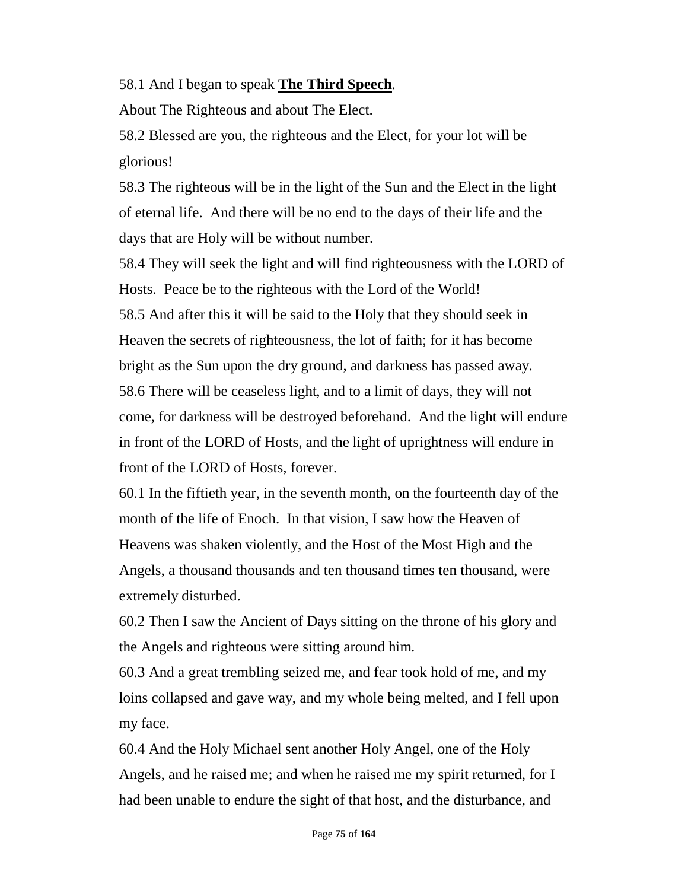58.1 And I began to speak **<u>The Third Speech</u>**.

<u>About The Righteous and about The Elect.</u>

58.2 Blessed are you, the righteous and the Elect, for your lot will be glorious!

58.3 The righteous will be in the light of the Sun and the Elect in the light of eternal life. And there will be no end to the days of their life and the days that are Holy will be without number.

58.4 They will seek the light and will find righteousness with the LORD of Hosts. Peace be to the righteous with the Lord of the World!

58.5 And after this it will be said to the Holy that they should seek in Heaven the secrets of righteousness, the lot of faith; for it has become bright as the Sun upon the dry ground, and darkness has passed away.

58.6 There will be ceaseless light, and to a limit of days, they will not come, for darkness will be destroyed beforehand. And the light will endure in front of the LORD of Hosts, and the light of uprightness will endure in front of the LORD of Hosts, forever.

60.1 In the fiftieth year, in the seventh month, on the fourteenth day of the month of the life of Enoch. In that vision, I saw how the Heaven of Heavens was shaken violently, and the Host of the Most High and the Angels, a thousand thousands and ten thousand times ten thousand, were extremely disturbed.

60.2 Then I saw the Ancient of Days sitting on the throne of his glory and the Angels and righteous were sitting around him.

60.3 And a great trembling seized me, and fear took hold of me, and my loins collapsed and gave way, and my whole being melted, and I fell upon my face.

60.4 And the Holy Michael sent another Holy Angel, one of the Holy Angels, and he raised me; and when he raised me my spirit returned, for I had been unable to endure the sight of that host, and the disturbance, and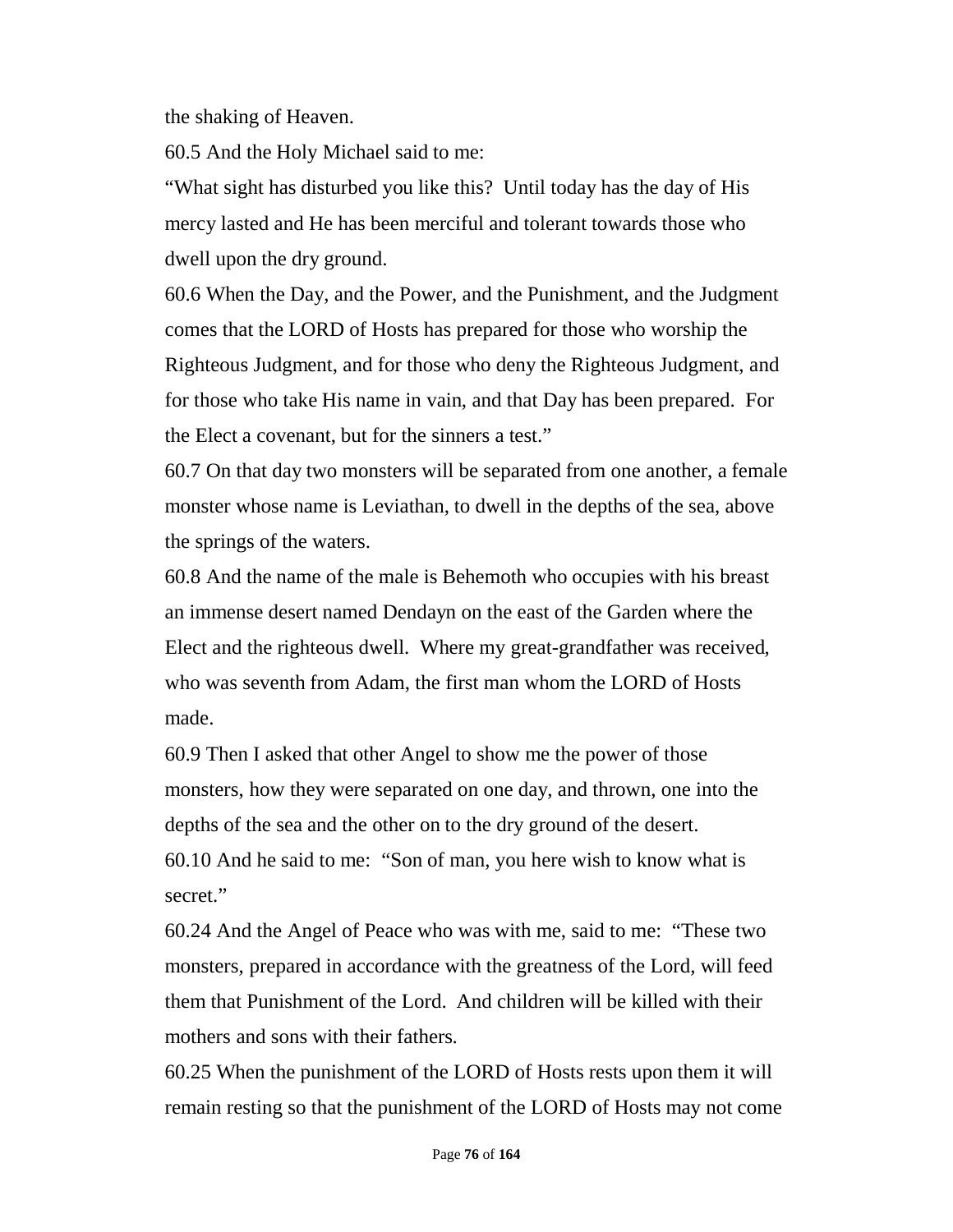the shaking of Heaven.

60.5 And the Holy Michael said to me:

"What sight has disturbed you like this? Until today has the day of His mercy lasted and He has been merciful and tolerant towards those who dwell upon the dry ground.

60.6 When the Day, and the Power, and the Punishment, and the Judgment comes that the LORD of Hosts has prepared for those who worship the Righteous Judgment, and for those who deny the Righteous Judgment, and for those who take His name in vain, and that Day has been prepared. For the Elect a covenant, but for the sinners a test."

60.7 On that day two monsters will be separated from one another, a female monster whose name is Leviathan, to dwell in the depths of the sea, above the springs of the waters.

60.8 And the name of the male is Behemoth who occupies with his breast an immense desert named Dendayn on the east of the Garden where the Elect and the righteous dwell. Where my great-grandfather was received, who was seventh from Adam, the first man whom the LORD of Hosts made.

60.9 Then I asked that other Angel to show me the power of those monsters, how they were separated on one day, and thrown, one into the depths of the sea and the other on to the dry ground of the desert.

60.10 And he said to me: "Son of man, you here wish to know what is secret."

60.24 And the Angel of Peace who was with me, said to me: "These two monsters, prepared in accordance with the greatness of the Lord, will feed them that Punishment of the Lord. And children will be killed with their mothers and sons with their fathers.

60.25 When the punishment of the LORD of Hosts rests upon them it will remain resting so that the punishment of the LORD of Hosts may not come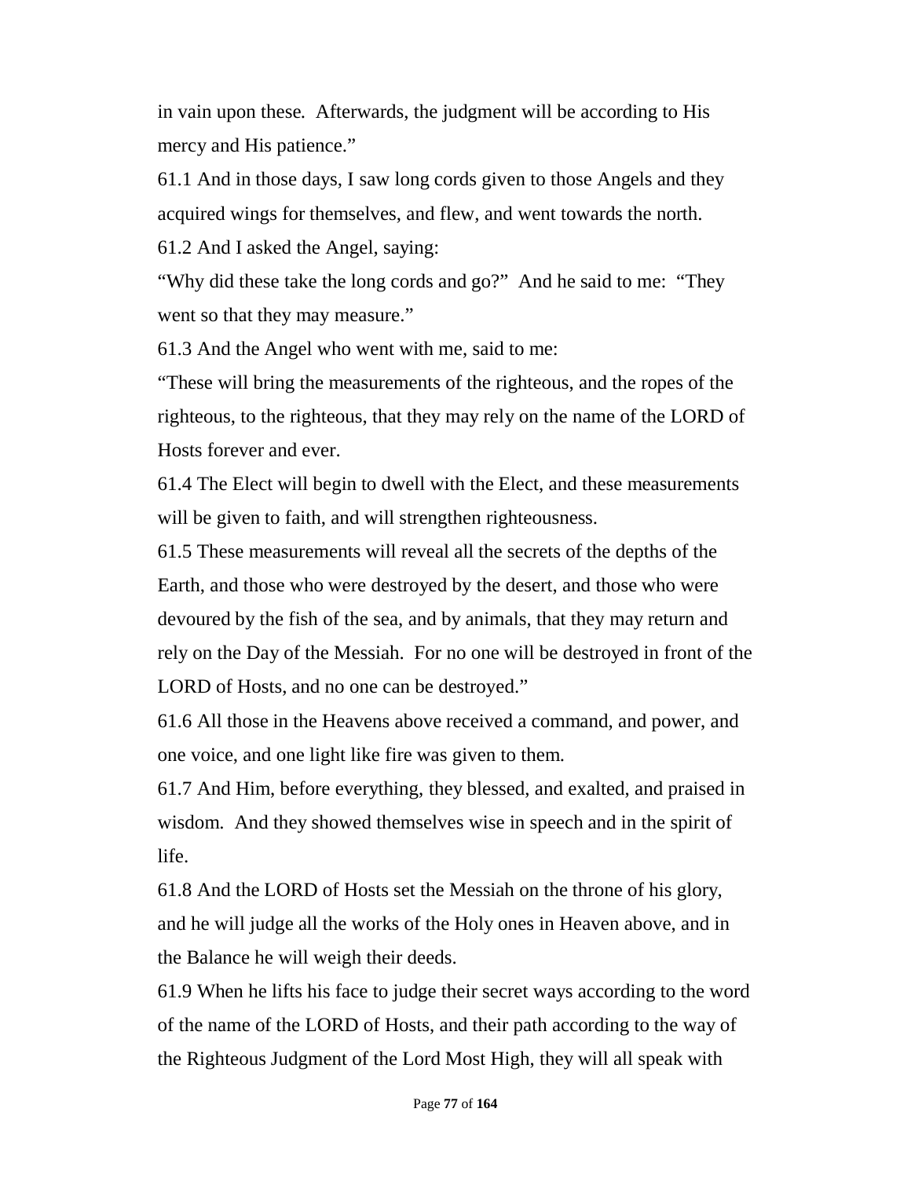in vain upon these. Afterwards, the judgment will be according to His mercy and His patience."

61.1 And in those days, I saw long cords given to those Angels and they acquired wings for themselves, and flew, and went towards the north.

61.2 And I asked the Angel, saying:

"Why did these take the long cords and go?" And he said to me: "They went so that they may measure."

61.3 And the Angel who went with me, said to me:

"These will bring the measurements of the righteous, and the ropes of the righteous, to the righteous, that they may rely on the name of the LORD of Hosts forever and ever.

61.4 The Elect will begin to dwell with the Elect, and these measurements will be given to faith, and will strengthen righteousness.

61.5 These measurements will reveal all the secrets of the depths of the Earth, and those who were destroyed by the desert, and those who were devoured by the fish of the sea, and by animals, that they may return and rely on the Day of the Messiah. For no one will be destroyed in front of the LORD of Hosts, and no one can be destroyed."

61.6 All those in the Heavens above received a command, and power, and one voice, and one light like fire was given to them.

61.7 And Him, before everything, they blessed, and exalted, and praised in wisdom. And they showed themselves wise in speech and in the spirit of life.

61.8 And the LORD of Hosts set the Messiah on the throne of his glory, and he will judge all the works of the Holy ones in Heaven above, and in the Balance he will weigh their deeds.

61.9 When he lifts his face to judge their secret ways according to the word of the name of the LORD of Hosts, and their path according to the way of the Righteous Judgment of the Lord Most High, they will all speak with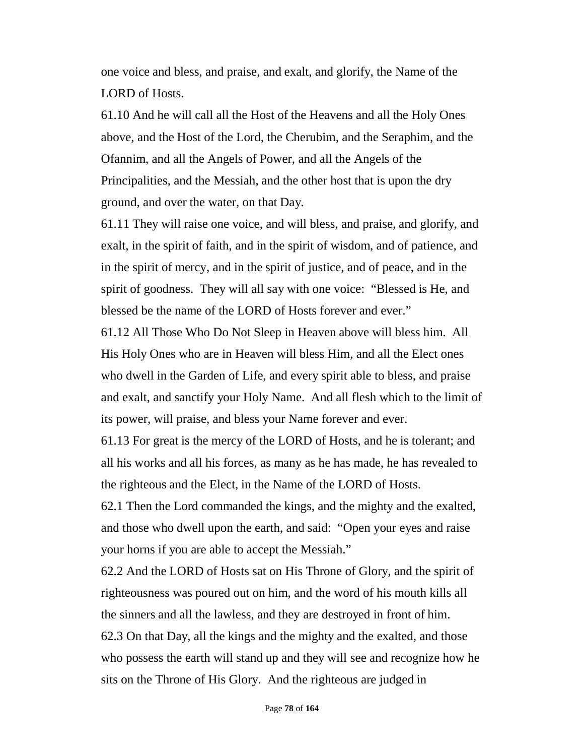one voice and bless, and praise, and exalt, and glorify, the Name of the LORD of Hosts.

61.10 And he will call all the Host of the Heavens and all the Holy Ones above, and the Host of the Lord, the Cherubim, and the Seraphim, and the Ofannim, and all the Angels of Power, and all the Angels of the Principalities, and the Messiah, and the other host that is upon the dry ground, and over the water, on that Day.

61.11 They will raise one voice, and will bless, and praise, and glorify, and exalt, in the spirit of faith, and in the spirit of wisdom, and of patience, and in the spirit of mercy, and in the spirit of justice, and of peace, and in the spirit of goodness. They will all say with one voice: "Blessed is He, and blessed be the name of the LORD of Hosts forever and ever."

61.12 All Those Who Do Not Sleep in Heaven above will bless him. All His Holy Ones who are in Heaven will bless Him, and all the Elect ones who dwell in the Garden of Life, and every spirit able to bless, and praise and exalt, and sanctify your Holy Name. And all flesh which to the limit of its power, will praise, and bless your Name forever and ever.

61.13 For great is the mercy of the LORD of Hosts, and he is tolerant; and all his works and all his forces, as many as he has made, he has revealed to the righteous and the Elect, in the Name of the LORD of Hosts.

62.1 Then the Lord commanded the kings, and the mighty and the exalted, and those who dwell upon the earth, and said: "Open your eyes and raise your horns if you are able to accept the Messiah."

62.2 And the LORD of Hosts sat on His Throne of Glory, and the spirit of righteousness was poured out on him, and the word of his mouth kills all the sinners and all the lawless, and they are destroyed in front of him.

62.3 On that Day, all the kings and the mighty and the exalted, and those who possess the earth will stand up and they will see and recognize how he sits on the Throne of His Glory. And the righteous are judged in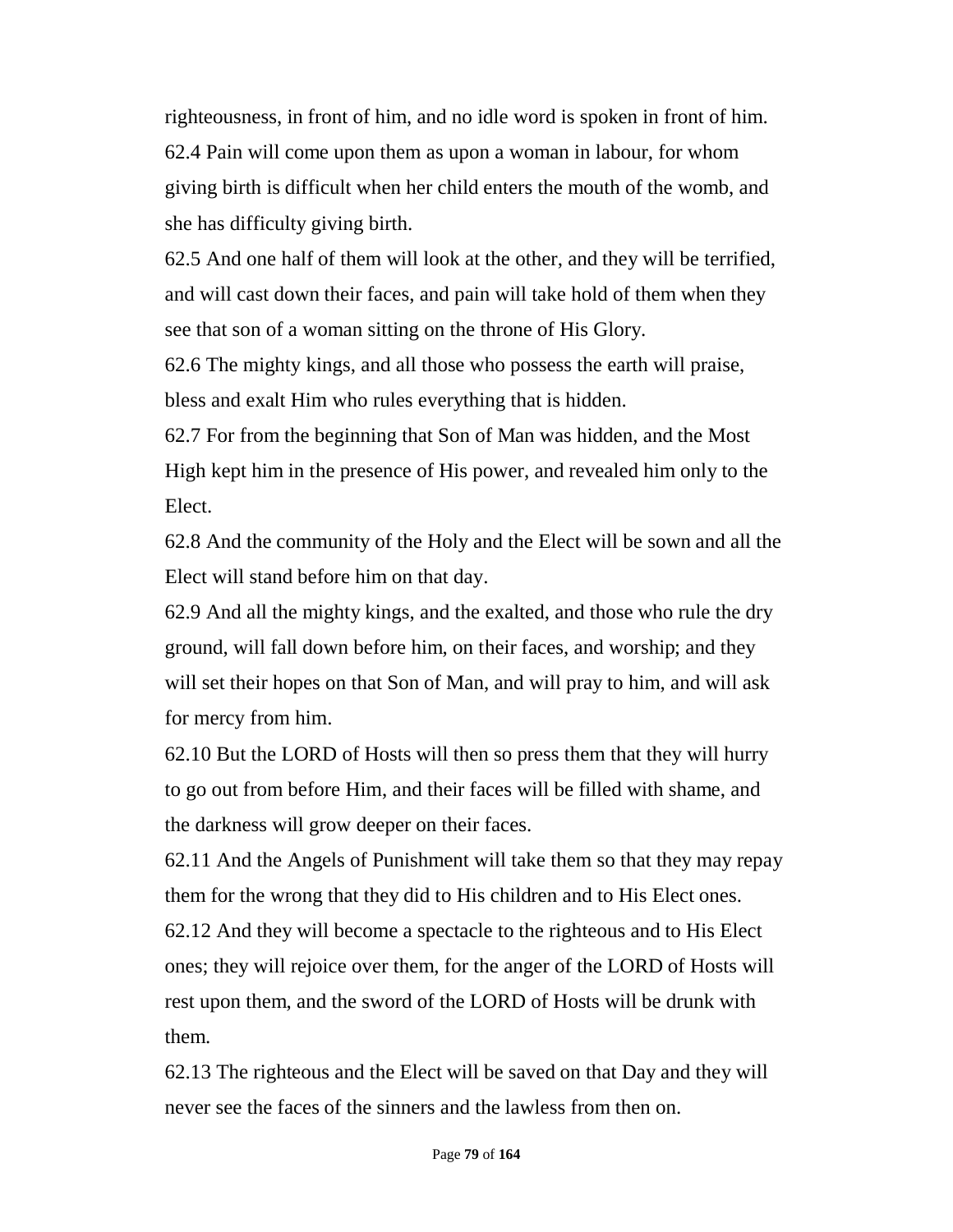righteousness, in front of him, and no idle word is spoken in front of him.

62.4 Pain will come upon them as upon a woman in labour, for whom giving birth is difficult when her child enters the mouth of the womb, and she has difficulty giving birth.

62.5 And one half of them will look at the other, and they will be terrified, and will cast down their faces, and pain will take hold of them when they see that son of a woman sitting on the throne of His Glory.

62.6 The mighty kings, and all those who possess the earth will praise, bless and exalt Him who rules everything that is hidden.

62.7 For from the beginning that Son of Man was hidden, and the Most High kept him in the presence of His power, and revealed him only to the Elect.

62.8 And the community of the Holy and the Elect will be sown and all the Elect will stand before him on that day.

62.9 And all the mighty kings, and the exalted, and those who rule the dry ground, will fall down before him, on their faces, and worship; and they will set their hopes on that Son of Man, and will pray to him, and will ask for mercy from him.

62.10 But the LORD of Hosts will then so press them that they will hurry to go out from before Him, and their faces will be filled with shame, and the darkness will grow deeper on their faces.

62.11 And the Angels of Punishment will take them so that they may repay them for the wrong that they did to His children and to His Elect ones.

62.12 And they will become a spectacle to the righteous and to His Elect ones; they will rejoice over them, for the anger of the LORD of Hosts will rest upon them, and the sword of the LORD of Hosts will be drunk with them.

62.13 The righteous and the Elect will be saved on that Day and they will never see the faces of the sinners and the lawless from then on.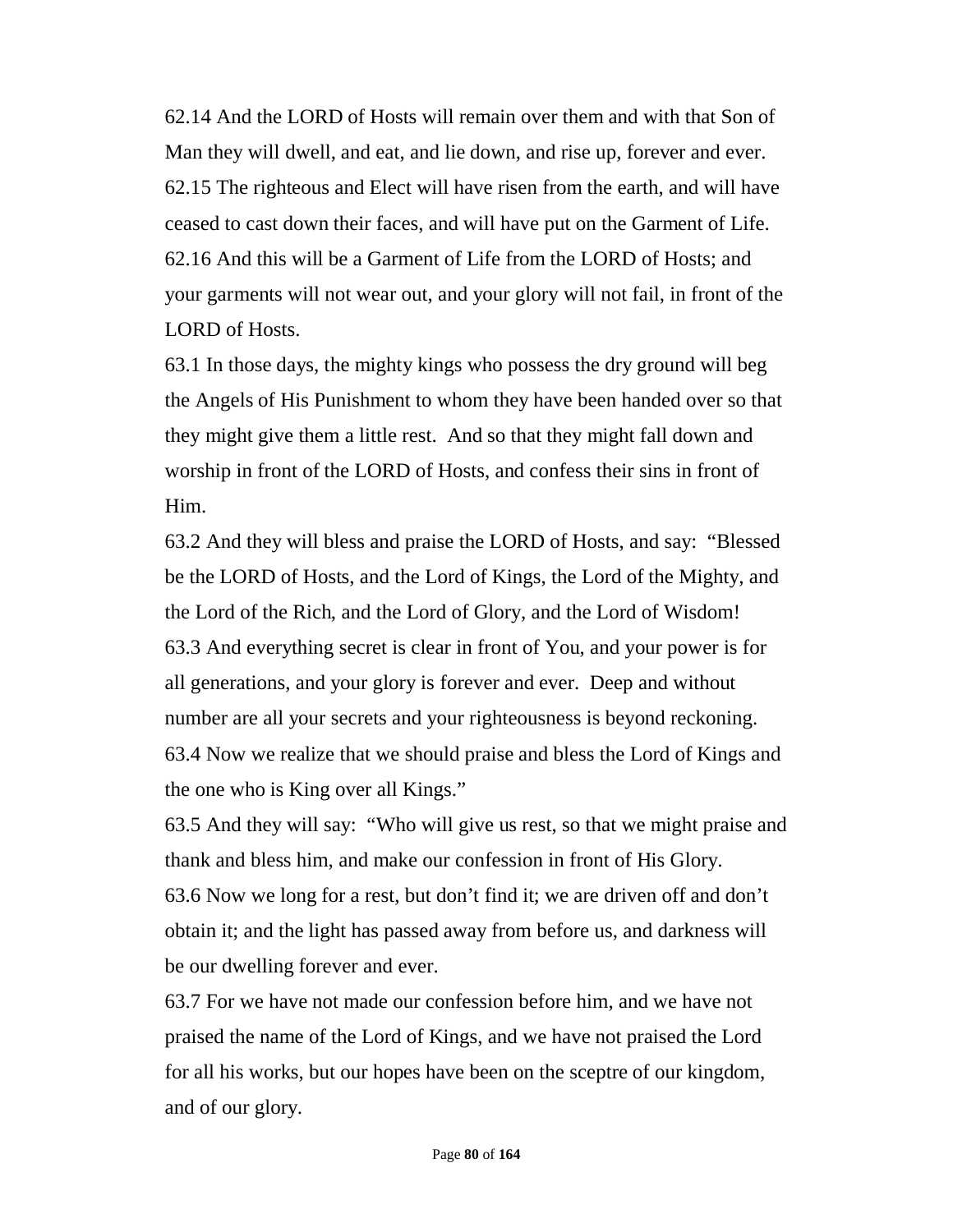62.14 And the LORD of Hosts will remain over them and with that Son of Man they will dwell, and eat, and lie down, and rise up, forever and ever.
62.15 The righteous and Elect will have risen from the earth, and will have ceased to cast down their faces, and will have put on the Garment of Life.
62.16 And this will be a Garment of Life from the LORD of Hosts; and your garments will not wear out, and your glory will not fail, in front of the LORD of Hosts.
63.1 In those days, the mighty kings who possess the dry ground will beg the Angels of His Punishment to whom they have been handed over so that they might give them a little rest. And so that they might fall down and worship in front of the LORD of Hosts, and confess their sins in front of Him.
63.2 And they will bless and praise the LORD of Hosts, and say: "Blessed be the LORD of Hosts, and the Lord of Kings, the Lord of the Mighty, and the Lord of the Rich, and the Lord of Glory, and the Lord of Wisdom!
63.3 And everything secret is clear in front of You, and your power is for all generations, and your glory is forever and ever. Deep and without number are all your secrets and your righteousness is beyond reckoning.
63.4 Now we realize that we should praise and bless the Lord of Kings and the one who is King over all Kings."
63.5 And they will say: "Who will give us rest, so that we might praise and thank and bless him, and make our confession in front of His Glory.
63.6 Now we long for a rest, but don't find it; we are driven off and don't obtain it; and the light has passed away from before us, and darkness will be our dwelling forever and ever.
63.7 For we have not made our confession before him, and we have not praised the name of the Lord of Kings, and we have not praised the Lord for all his works, but our hopes have been on the sceptre of our kingdom, and of our glory.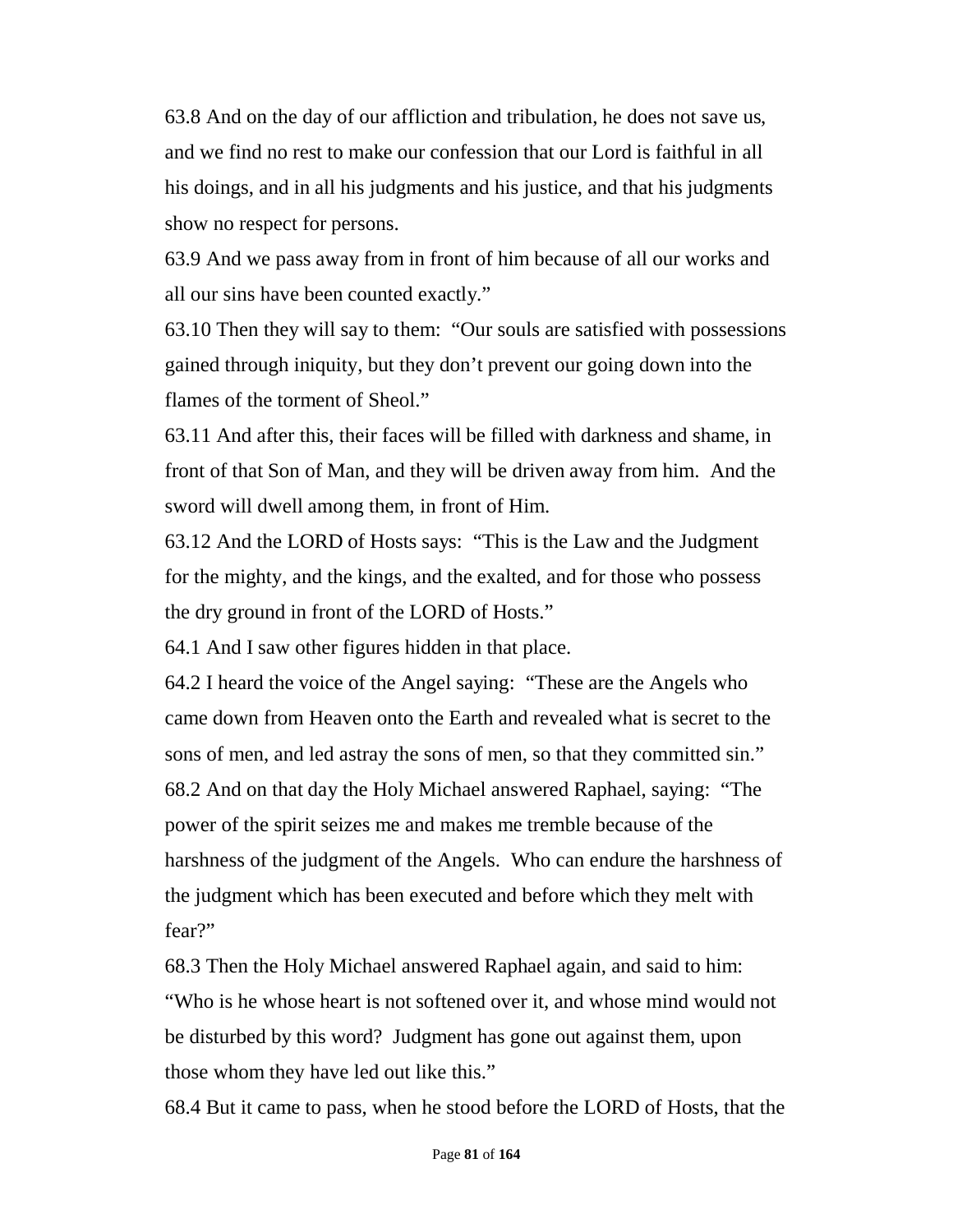63.8 And on the day of our affliction and tribulation, he does not save us, and we find no rest to make our confession that our Lord is faithful in all his doings, and in all his judgments and his justice, and that his judgments show no respect for persons.

63.9 And we pass away from in front of him because of all our works and all our sins have been counted exactly."

63.10 Then they will say to them: "Our souls are satisfied with possessions gained through iniquity, but they don't prevent our going down into the flames of the torment of Sheol."

63.11 And after this, their faces will be filled with darkness and shame, in front of that Son of Man, and they will be driven away from him. And the sword will dwell among them, in front of Him.

63.12 And the LORD of Hosts says: "This is the Law and the Judgment for the mighty, and the kings, and the exalted, and for those who possess the dry ground in front of the LORD of Hosts."

64.1 And I saw other figures hidden in that place.

64.2 I heard the voice of the Angel saying: "These are the Angels who came down from Heaven onto the Earth and revealed what is secret to the sons of men, and led astray the sons of men, so that they committed sin."

68.2 And on that day the Holy Michael answered Raphael, saying: "The power of the spirit seizes me and makes me tremble because of the harshness of the judgment of the Angels. Who can endure the harshness of the judgment which has been executed and before which they melt with fear?"

68.3 Then the Holy Michael answered Raphael again, and said to him: "Who is he whose heart is not softened over it, and whose mind would not be disturbed by this word? Judgment has gone out against them, upon those whom they have led out like this."

68.4 But it came to pass, when he stood before the LORD of Hosts, that the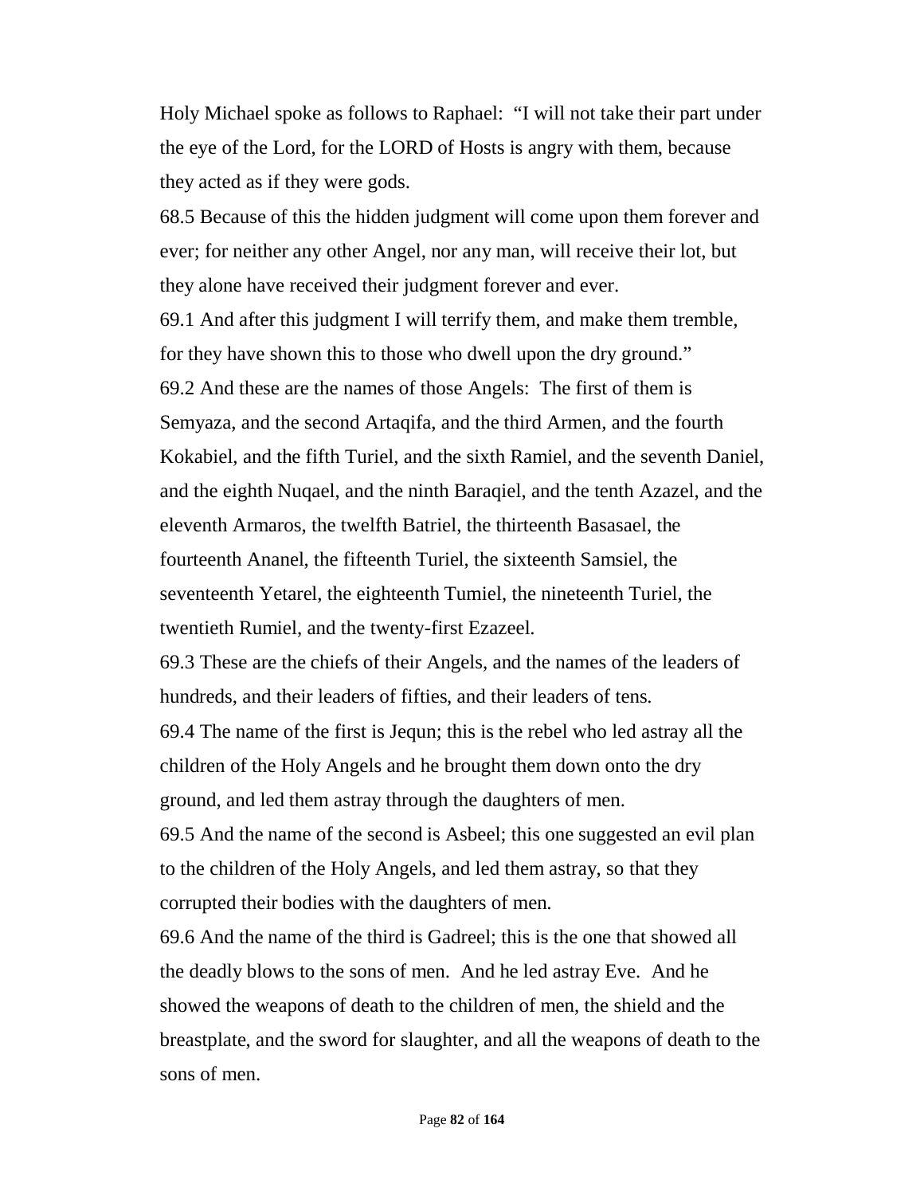Holy Michael spoke as follows to Raphael: "I will not take their part under the eye of the Lord, for the LORD of Hosts is angry with them, because they acted as if they were gods.

68.5 Because of this the hidden judgment will come upon them forever and ever; for neither any other Angel, nor any man, will receive their lot, but they alone have received their judgment forever and ever.

69.1 And after this judgment I will terrify them, and make them tremble, for they have shown this to those who dwell upon the dry ground."

69.2 And these are the names of those Angels: The first of them is Semyaza, and the second Artaqifa, and the third Armen, and the fourth Kokabiel, and the fifth Turiel, and the sixth Ramiel, and the seventh Daniel, and the eighth Nuqael, and the ninth Baraqiel, and the tenth Azazel, and the eleventh Armaros, the twelfth Batriel, the thirteenth Basasael, the fourteenth Ananel, the fifteenth Turiel, the sixteenth Samsiel, the seventeenth Yetarel, the eighteenth Tumiel, the nineteenth Turiel, the twentieth Rumiel, and the twenty-first Ezazeel.

69.3 These are the chiefs of their Angels, and the names of the leaders of hundreds, and their leaders of fifties, and their leaders of tens.

69.4 The name of the first is Jequn; this is the rebel who led astray all the children of the Holy Angels and he brought them down onto the dry ground, and led them astray through the daughters of men.

69.5 And the name of the second is Asbeel; this one suggested an evil plan to the children of the Holy Angels, and led them astray, so that they corrupted their bodies with the daughters of men.

69.6 And the name of the third is Gadreel; this is the one that showed all the deadly blows to the sons of men. And he led astray Eve. And he showed the weapons of death to the children of men, the shield and the breastplate, and the sword for slaughter, and all the weapons of death to the sons of men.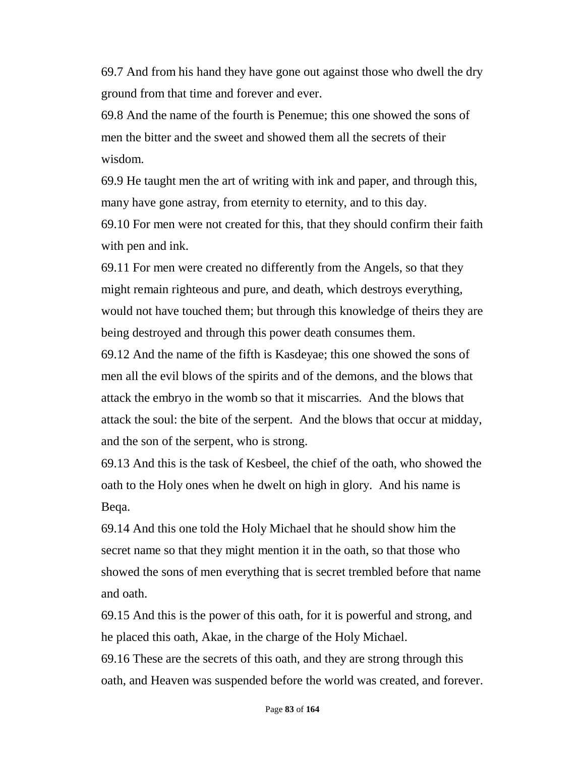69.7 And from his hand they have gone out against those who dwell the dry ground from that time and forever and ever.

69.8 And the name of the fourth is Penemue; this one showed the sons of men the bitter and the sweet and showed them all the secrets of their wisdom.

69.9 He taught men the art of writing with ink and paper, and through this, many have gone astray, from eternity to eternity, and to this day.

69.10 For men were not created for this, that they should confirm their faith with pen and ink.

69.11 For men were created no differently from the Angels, so that they might remain righteous and pure, and death, which destroys everything, would not have touched them; but through this knowledge of theirs they are being destroyed and through this power death consumes them.

69.12 And the name of the fifth is Kasdeyae; this one showed the sons of men all the evil blows of the spirits and of the demons, and the blows that attack the embryo in the womb so that it miscarries. And the blows that attack the soul: the bite of the serpent. And the blows that occur at midday, and the son of the serpent, who is strong.

69.13 And this is the task of Kesbeel, the chief of the oath, who showed the oath to the Holy ones when he dwelt on high in glory. And his name is Beqa.

69.14 And this one told the Holy Michael that he should show him the secret name so that they might mention it in the oath, so that those who showed the sons of men everything that is secret trembled before that name and oath.

69.15 And this is the power of this oath, for it is powerful and strong, and he placed this oath, Akae, in the charge of the Holy Michael.

69.16 These are the secrets of this oath, and they are strong through this oath, and Heaven was suspended before the world was created, and forever.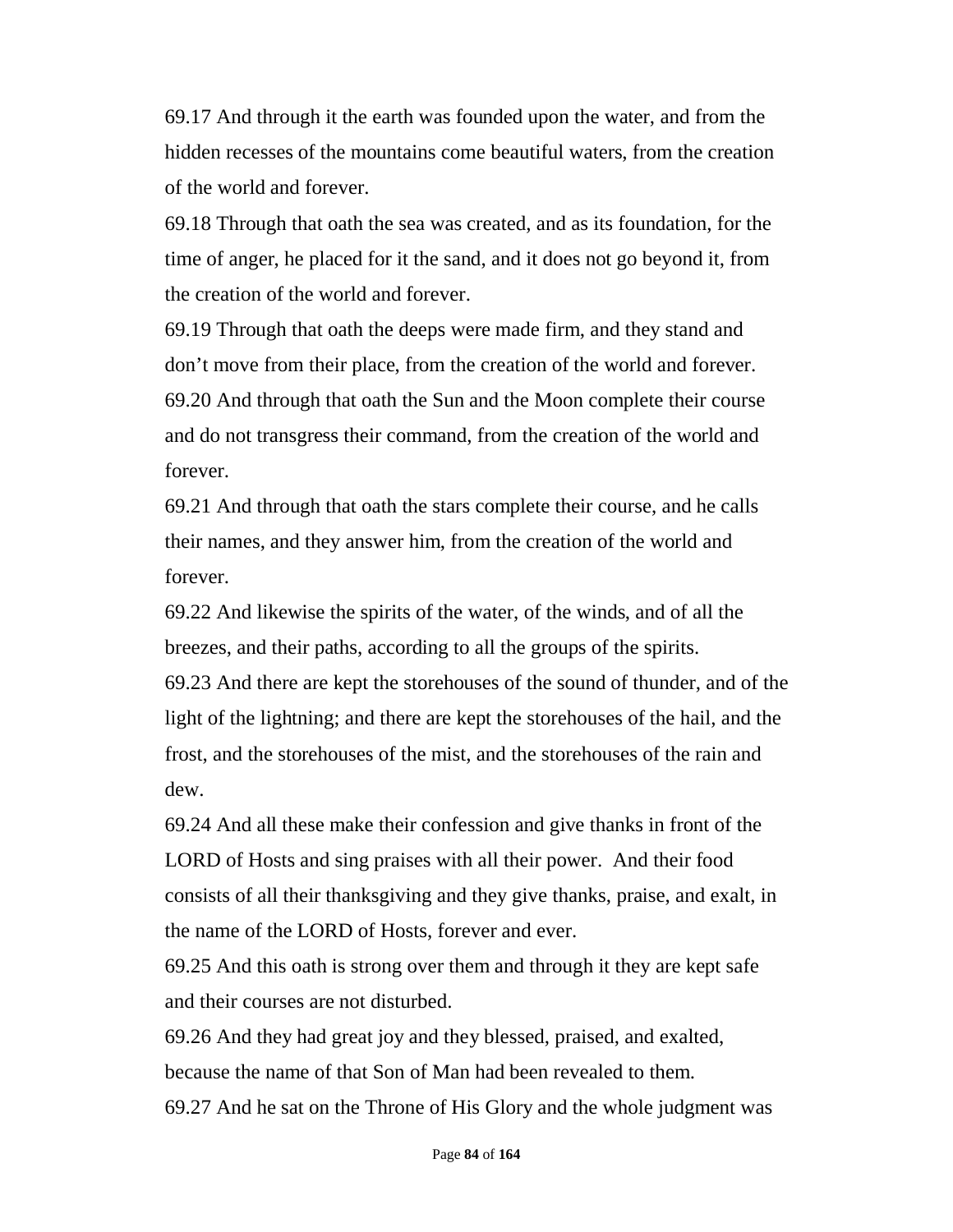69.17 And through it the earth was founded upon the water, and from the hidden recesses of the mountains come beautiful waters, from the creation of the world and forever.

69.18 Through that oath the sea was created, and as its foundation, for the time of anger, he placed for it the sand, and it does not go beyond it, from the creation of the world and forever.

69.19 Through that oath the deeps were made firm, and they stand and don't move from their place, from the creation of the world and forever.

69.20 And through that oath the Sun and the Moon complete their course and do not transgress their command, from the creation of the world and forever.

69.21 And through that oath the stars complete their course, and he calls their names, and they answer him, from the creation of the world and forever.

69.22 And likewise the spirits of the water, of the winds, and of all the breezes, and their paths, according to all the groups of the spirits.

69.23 And there are kept the storehouses of the sound of thunder, and of the light of the lightning; and there are kept the storehouses of the hail, and the frost, and the storehouses of the mist, and the storehouses of the rain and dew.

69.24 And all these make their confession and give thanks in front of the LORD of Hosts and sing praises with all their power. And their food consists of all their thanksgiving and they give thanks, praise, and exalt, in the name of the LORD of Hosts, forever and ever.

69.25 And this oath is strong over them and through it they are kept safe and their courses are not disturbed.

69.26 And they had great joy and they blessed, praised, and exalted, because the name of that Son of Man had been revealed to them.

69.27 And he sat on the Throne of His Glory and the whole judgment was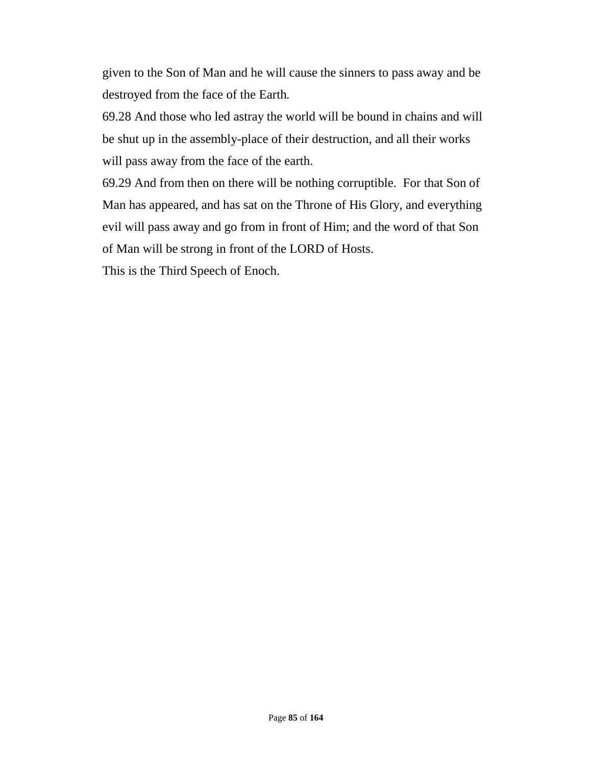given to the Son of Man and he will cause the sinners to pass away and be destroyed from the face of the Earth.

69.28 And those who led astray the world will be bound in chains and will be shut up in the assembly-place of their destruction, and all their works will pass away from the face of the earth.

69.29 And from then on there will be nothing corruptible. For that Son of Man has appeared, and has sat on the Throne of His Glory, and everything evil will pass away and go from in front of Him; and the word of that Son of Man will be strong in front of the LORD of Hosts.

This is the Third Speech of Enoch.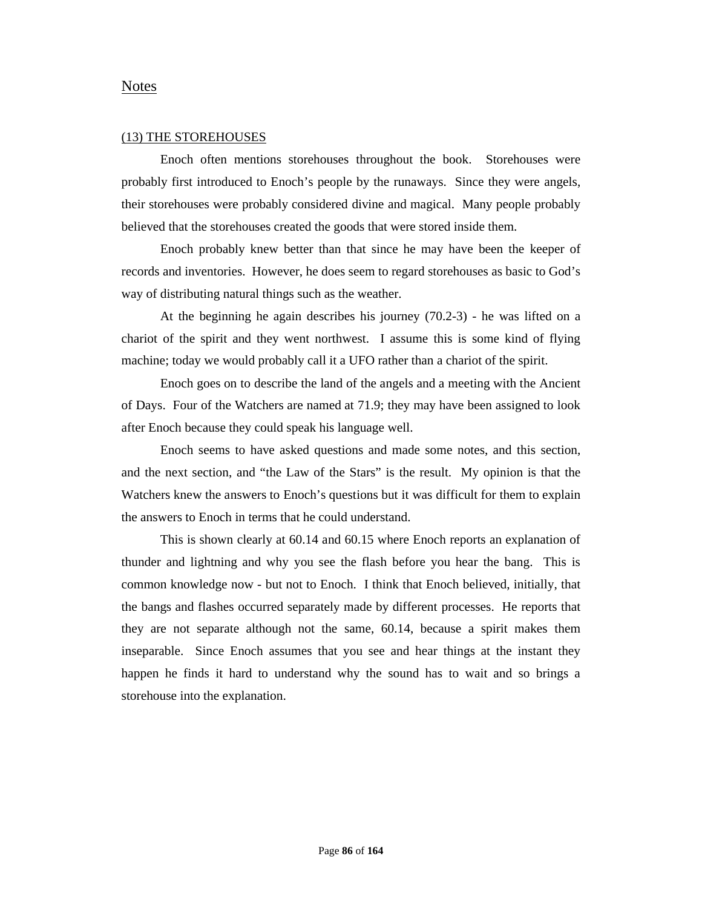## Notes

### (13) THE STOREHOUSES

Enoch often mentions storehouses throughout the book. Storehouses were probably first introduced to Enoch's people by the runaways. Since they were angels, their storehouses were probably considered divine and magical. Many people probably believed that the storehouses created the goods that were stored inside them.

Enoch probably knew better than that since he may have been the keeper of records and inventories. However, he does seem to regard storehouses as basic to God's way of distributing natural things such as the weather.

At the beginning he again describes his journey (70.2-3) - he was lifted on a chariot of the spirit and they went northwest. I assume this is some kind of flying machine; today we would probably call it a UFO rather than a chariot of the spirit.

Enoch goes on to describe the land of the angels and a meeting with the Ancient of Days. Four of the Watchers are named at 71.9; they may have been assigned to look after Enoch because they could speak his language well.

Enoch seems to have asked questions and made some notes, and this section, and the next section, and "the Law of the Stars" is the result. My opinion is that the Watchers knew the answers to Enoch's questions but it was difficult for them to explain the answers to Enoch in terms that he could understand.

This is shown clearly at 60.14 and 60.15 where Enoch reports an explanation of thunder and lightning and why you see the flash before you hear the bang. This is common knowledge now - but not to Enoch. I think that Enoch believed, initially, that the bangs and flashes occurred separately made by different processes. He reports that they are not separate although not the same, 60.14, because a spirit makes them inseparable. Since Enoch assumes that you see and hear things at the instant they happen he finds it hard to understand why the sound has to wait and so brings a storehouse into the explanation.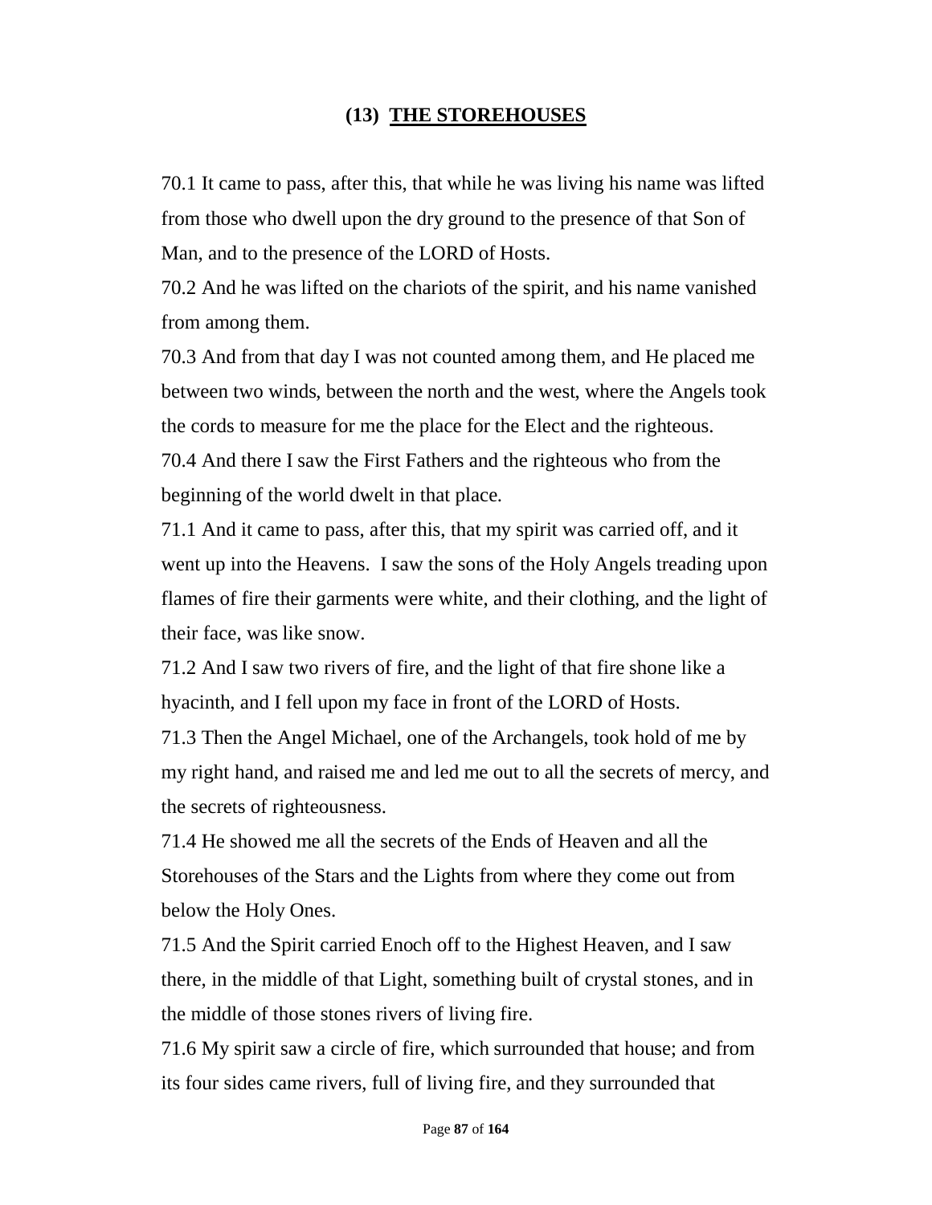## (13) THE STOREHOUSES

70.1 It came to pass, after this, that while he was living his name was lifted from those who dwell upon the dry ground to the presence of that Son of Man, and to the presence of the LORD of Hosts.

70.2 And he was lifted on the chariots of the spirit, and his name vanished from among them.

70.3 And from that day I was not counted among them, and He placed me between two winds, between the north and the west, where the Angels took the cords to measure for me the place for the Elect and the righteous.

70.4 And there I saw the First Fathers and the righteous who from the beginning of the world dwelt in that place.

71.1 And it came to pass, after this, that my spirit was carried off, and it went up into the Heavens. I saw the sons of the Holy Angels treading upon flames of fire their garments were white, and their clothing, and the light of their face, was like snow.

71.2 And I saw two rivers of fire, and the light of that fire shone like a hyacinth, and I fell upon my face in front of the LORD of Hosts.

71.3 Then the Angel Michael, one of the Archangels, took hold of me by my right hand, and raised me and led me out to all the secrets of mercy, and the secrets of righteousness.

71.4 He showed me all the secrets of the Ends of Heaven and all the Storehouses of the Stars and the Lights from where they come out from below the Holy Ones.

71.5 And the Spirit carried Enoch off to the Highest Heaven, and I saw there, in the middle of that Light, something built of crystal stones, and in the middle of those stones rivers of living fire.

71.6 My spirit saw a circle of fire, which surrounded that house; and from its four sides came rivers, full of living fire, and they surrounded that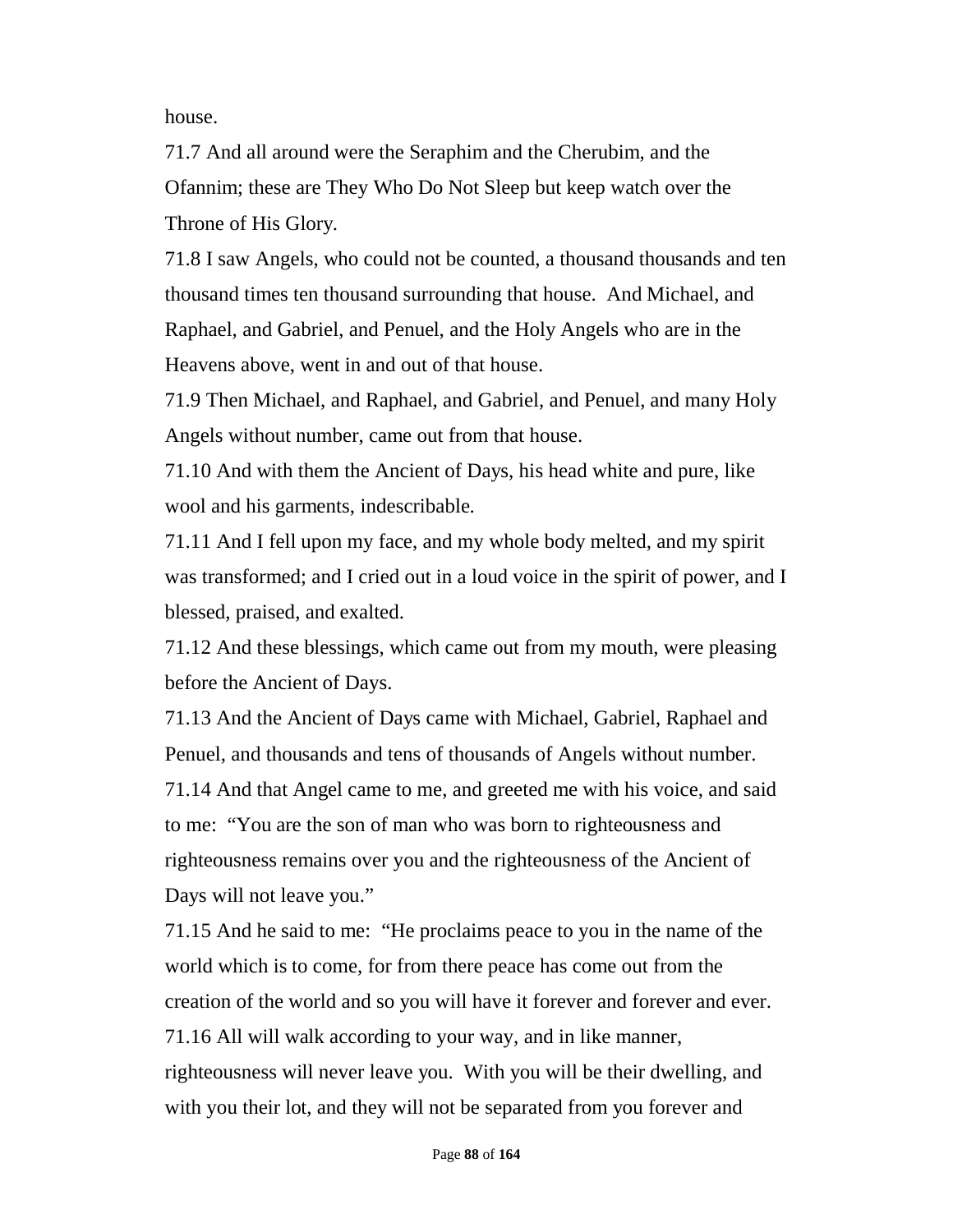house.

71.7 And all around were the Seraphim and the Cherubim, and the Ofannim; these are They Who Do Not Sleep but keep watch over the Throne of His Glory.

71.8 I saw Angels, who could not be counted, a thousand thousands and ten thousand times ten thousand surrounding that house. And Michael, and Raphael, and Gabriel, and Penuel, and the Holy Angels who are in the Heavens above, went in and out of that house.

71.9 Then Michael, and Raphael, and Gabriel, and Penuel, and many Holy Angels without number, came out from that house.

71.10 And with them the Ancient of Days, his head white and pure, like wool and his garments, indescribable.

71.11 And I fell upon my face, and my whole body melted, and my spirit was transformed; and I cried out in a loud voice in the spirit of power, and I blessed, praised, and exalted.

71.12 And these blessings, which came out from my mouth, were pleasing before the Ancient of Days.

71.13 And the Ancient of Days came with Michael, Gabriel, Raphael and Penuel, and thousands and tens of thousands of Angels without number.

71.14 And that Angel came to me, and greeted me with his voice, and said to me: "You are the son of man who was born to righteousness and righteousness remains over you and the righteousness of the Ancient of Days will not leave you."

71.15 And he said to me: "He proclaims peace to you in the name of the world which is to come, for from there peace has come out from the creation of the world and so you will have it forever and forever and ever.

71.16 All will walk according to your way, and in like manner, righteousness will never leave you. With you will be their dwelling, and with you their lot, and they will not be separated from you forever and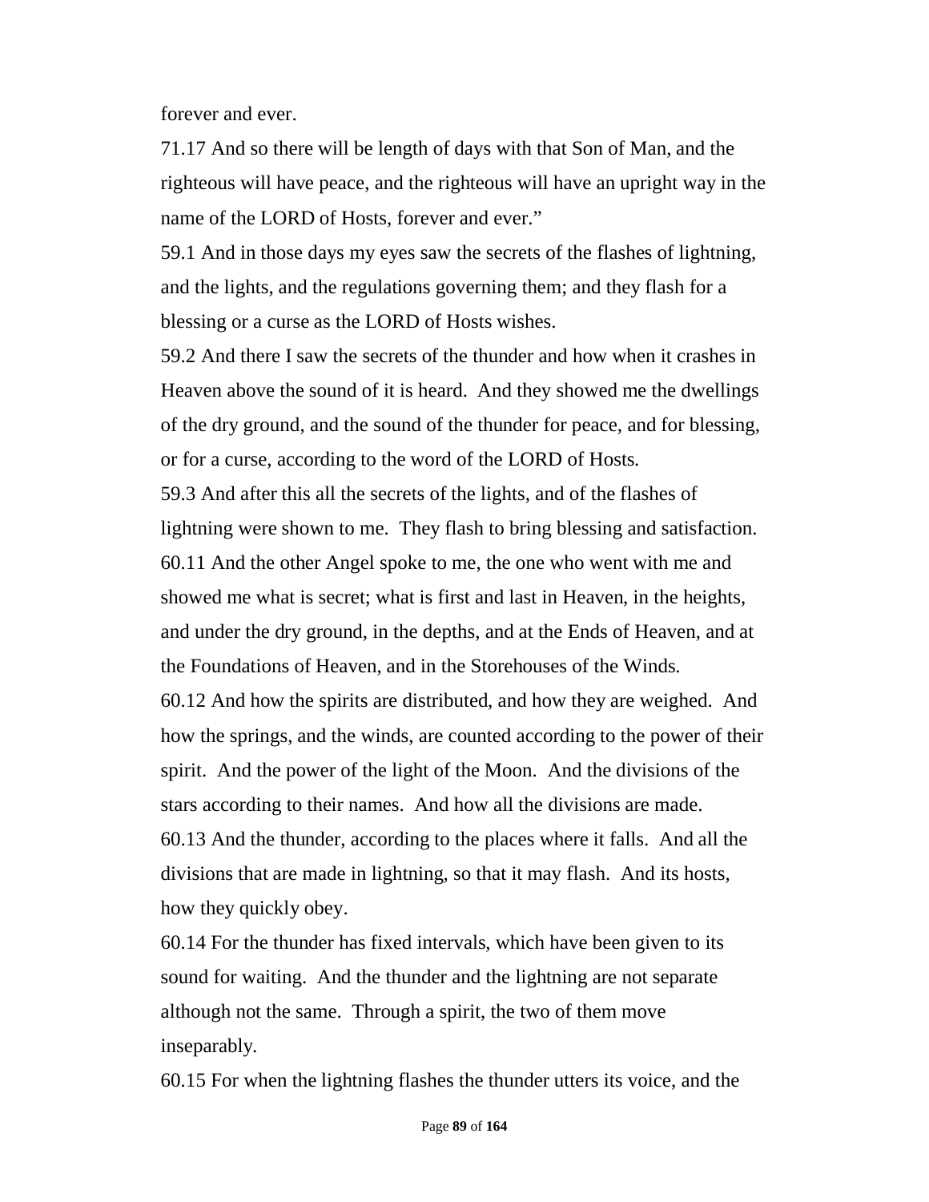forever and ever.

71.17 And so there will be length of days with that Son of Man, and the righteous will have peace, and the righteous will have an upright way in the name of the LORD of Hosts, forever and ever."

59.1 And in those days my eyes saw the secrets of the flashes of lightning, and the lights, and the regulations governing them; and they flash for a blessing or a curse as the LORD of Hosts wishes.

59.2 And there I saw the secrets of the thunder and how when it crashes in Heaven above the sound of it is heard. And they showed me the dwellings of the dry ground, and the sound of the thunder for peace, and for blessing, or for a curse, according to the word of the LORD of Hosts.

59.3 And after this all the secrets of the lights, and of the flashes of lightning were shown to me. They flash to bring blessing and satisfaction.

60.11 And the other Angel spoke to me, the one who went with me and showed me what is secret; what is first and last in Heaven, in the heights, and under the dry ground, in the depths, and at the Ends of Heaven, and at the Foundations of Heaven, and in the Storehouses of the Winds.

60.12 And how the spirits are distributed, and how they are weighed. And how the springs, and the winds, are counted according to the power of their spirit. And the power of the light of the Moon. And the divisions of the stars according to their names. And how all the divisions are made.

60.13 And the thunder, according to the places where it falls. And all the divisions that are made in lightning, so that it may flash. And its hosts, how they quickly obey.

60.14 For the thunder has fixed intervals, which have been given to its sound for waiting. And the thunder and the lightning are not separate although not the same. Through a spirit, the two of them move inseparably.

60.15 For when the lightning flashes the thunder utters its voice, and the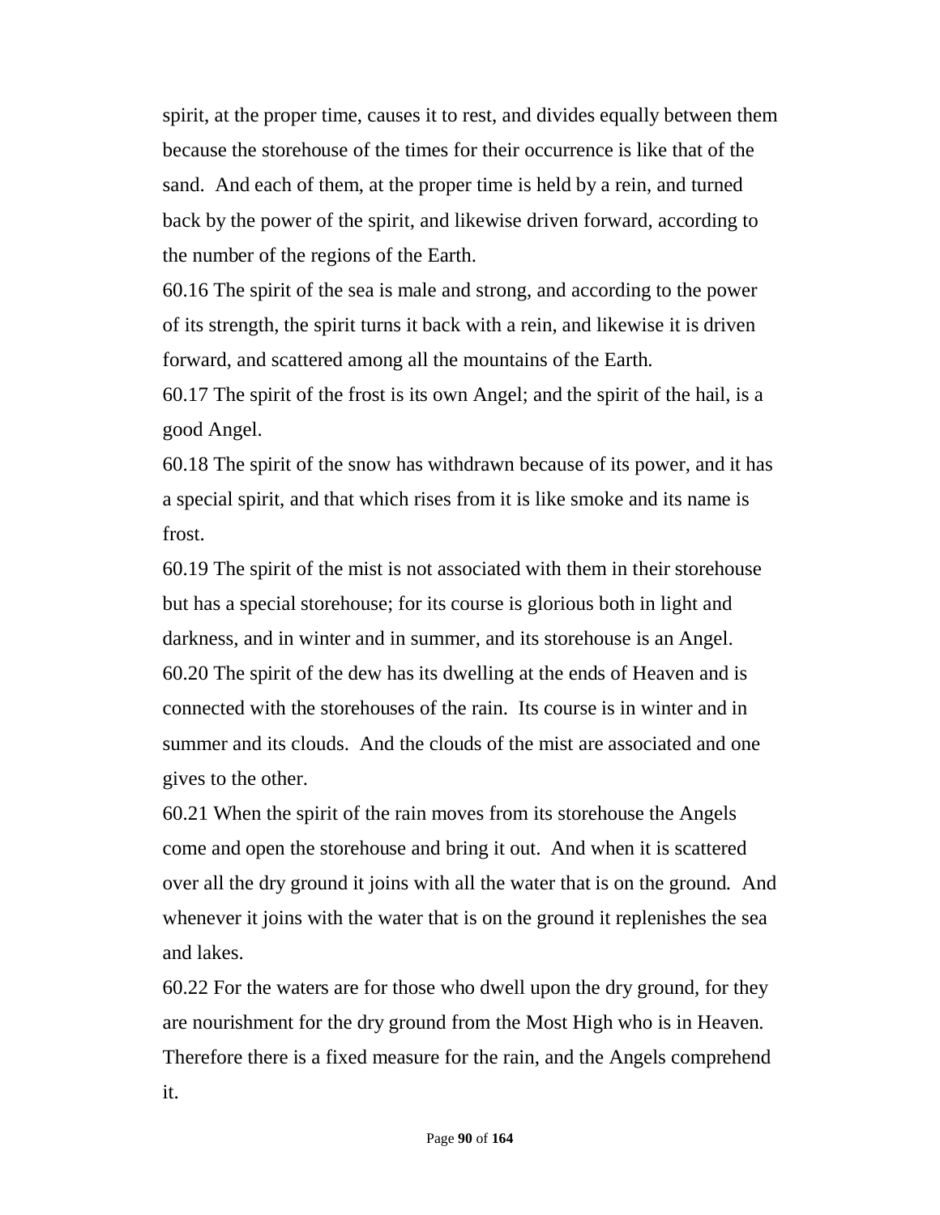spirit, at the proper time, causes it to rest, and divides equally between them because the storehouse of the times for their occurrence is like that of the sand. And each of them, at the proper time is held by a rein, and turned back by the power of the spirit, and likewise driven forward, according to the number of the regions of the Earth.

60.16 The spirit of the sea is male and strong, and according to the power of its strength, the spirit turns it back with a rein, and likewise it is driven forward, and scattered among all the mountains of the Earth.

60.17 The spirit of the frost is its own Angel; and the spirit of the hail, is a good Angel.

60.18 The spirit of the snow has withdrawn because of its power, and it has a special spirit, and that which rises from it is like smoke and its name is frost.

60.19 The spirit of the mist is not associated with them in their storehouse but has a special storehouse; for its course is glorious both in light and darkness, and in winter and in summer, and its storehouse is an Angel.

60.20 The spirit of the dew has its dwelling at the ends of Heaven and is connected with the storehouses of the rain. Its course is in winter and in summer and its clouds. And the clouds of the mist are associated and one gives to the other.

60.21 When the spirit of the rain moves from its storehouse the Angels come and open the storehouse and bring it out. And when it is scattered over all the dry ground it joins with all the water that is on the ground. And whenever it joins with the water that is on the ground it replenishes the sea and lakes.

60.22 For the waters are for those who dwell upon the dry ground, for they are nourishment for the dry ground from the Most High who is in Heaven. Therefore there is a fixed measure for the rain, and the Angels comprehend it.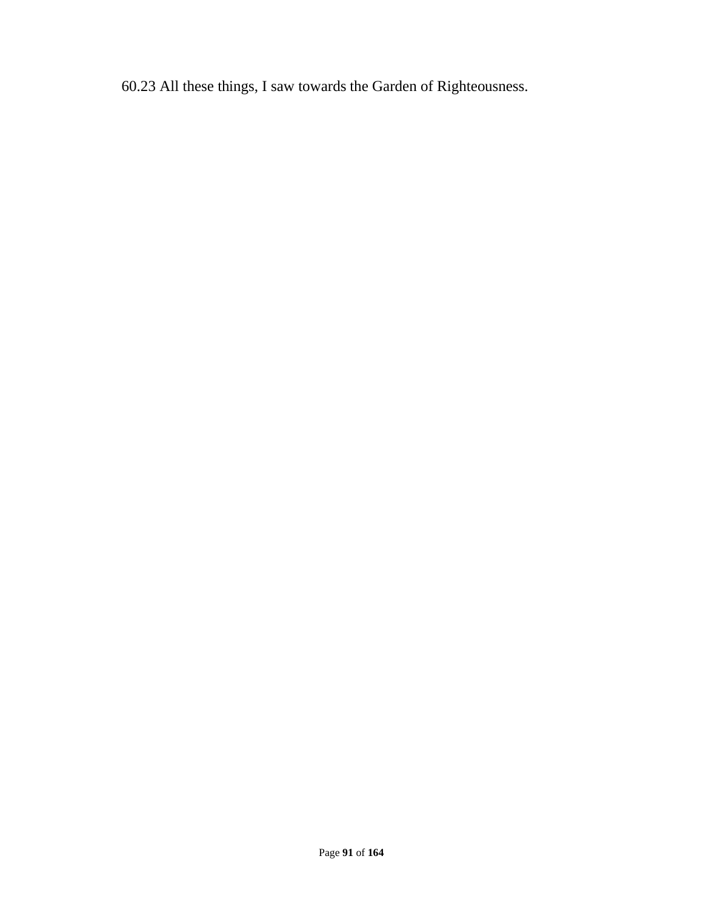60.23 All these things, I saw towards the Garden of Righteousness.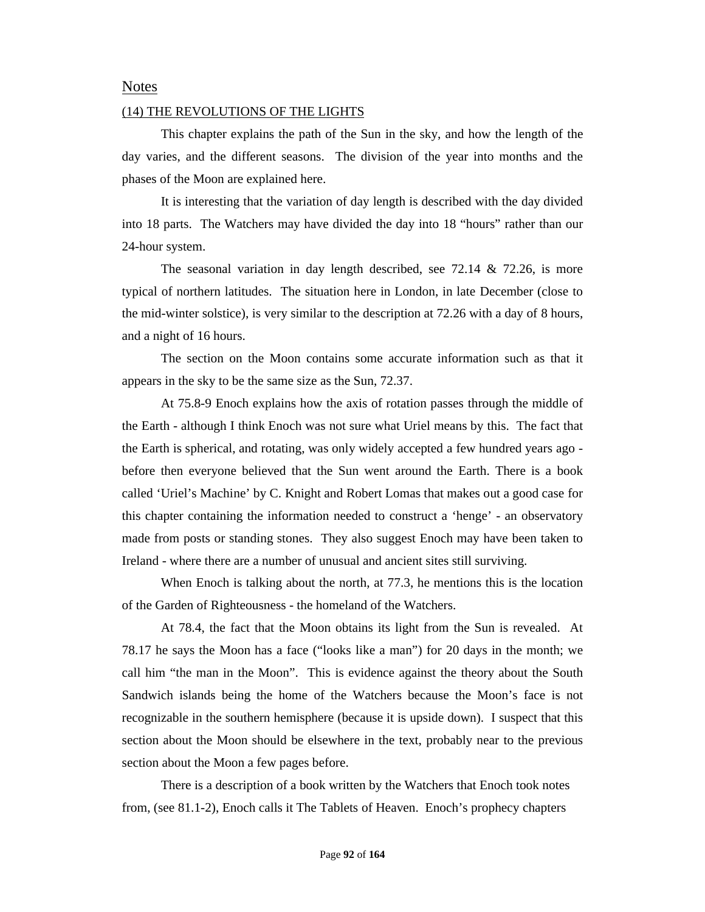## Notes

### (14) THE REVOLUTIONS OF THE LIGHTS

This chapter explains the path of the Sun in the sky, and how the length of the day varies, and the different seasons. The division of the year into months and the phases of the Moon are explained here.

It is interesting that the variation of day length is described with the day divided into 18 parts. The Watchers may have divided the day into 18 "hours" rather than our 24-hour system.

The seasonal variation in day length described, see 72.14 & 72.26, is more typical of northern latitudes. The situation here in London, in late December (close to the mid-winter solstice), is very similar to the description at 72.26 with a day of 8 hours, and a night of 16 hours.

The section on the Moon contains some accurate information such as that it appears in the sky to be the same size as the Sun, 72.37.

At 75.8-9 Enoch explains how the axis of rotation passes through the middle of the Earth - although I think Enoch was not sure what Uriel means by this. The fact that the Earth is spherical, and rotating, was only widely accepted a few hundred years ago - before then everyone believed that the Sun went around the Earth. There is a book called 'Uriel's Machine' by C. Knight and Robert Lomas that makes out a good case for this chapter containing the information needed to construct a 'henge' - an observatory made from posts or standing stones. They also suggest Enoch may have been taken to Ireland - where there are a number of unusual and ancient sites still surviving.

When Enoch is talking about the north, at 77.3, he mentions this is the location of the Garden of Righteousness - the homeland of the Watchers.

At 78.4, the fact that the Moon obtains its light from the Sun is revealed. At 78.17 he says the Moon has a face ("looks like a man") for 20 days in the month; we call him "the man in the Moon". This is evidence against the theory about the South Sandwich islands being the home of the Watchers because the Moon's face is not recognizable in the southern hemisphere (because it is upside down). I suspect that this section about the Moon should be elsewhere in the text, probably near to the previous section about the Moon a few pages before.

There is a description of a book written by the Watchers that Enoch took notes from, (see 81.1-2), Enoch calls it The Tablets of Heaven. Enoch's prophecy chapters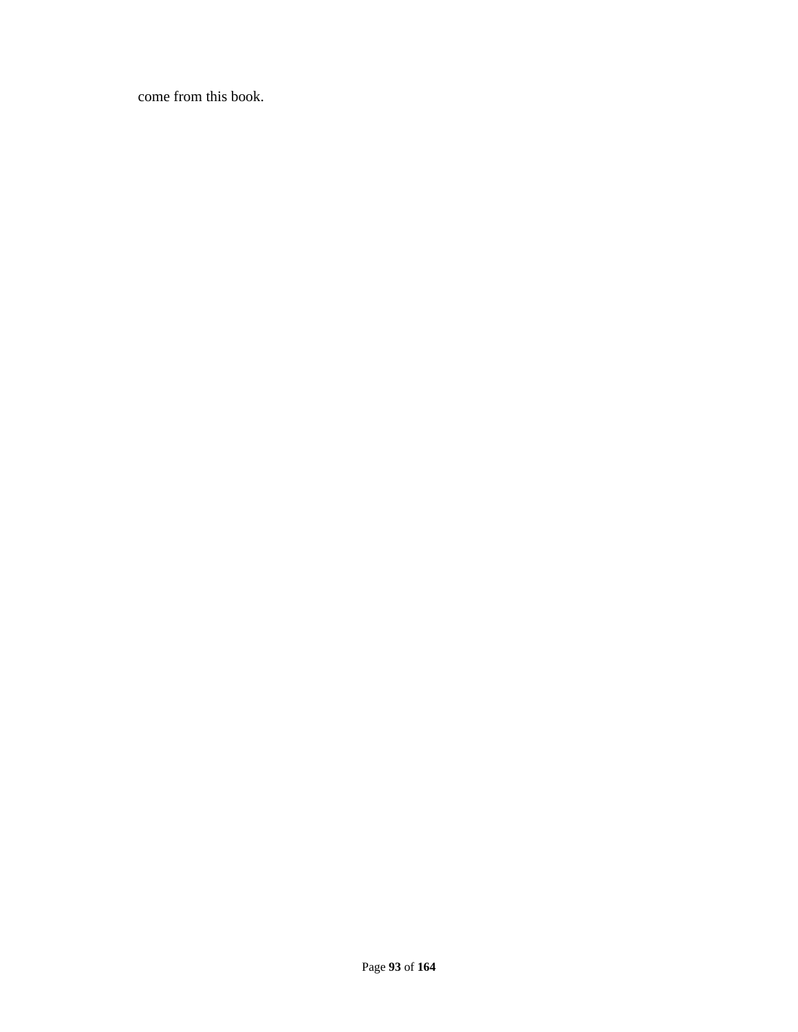come from this book.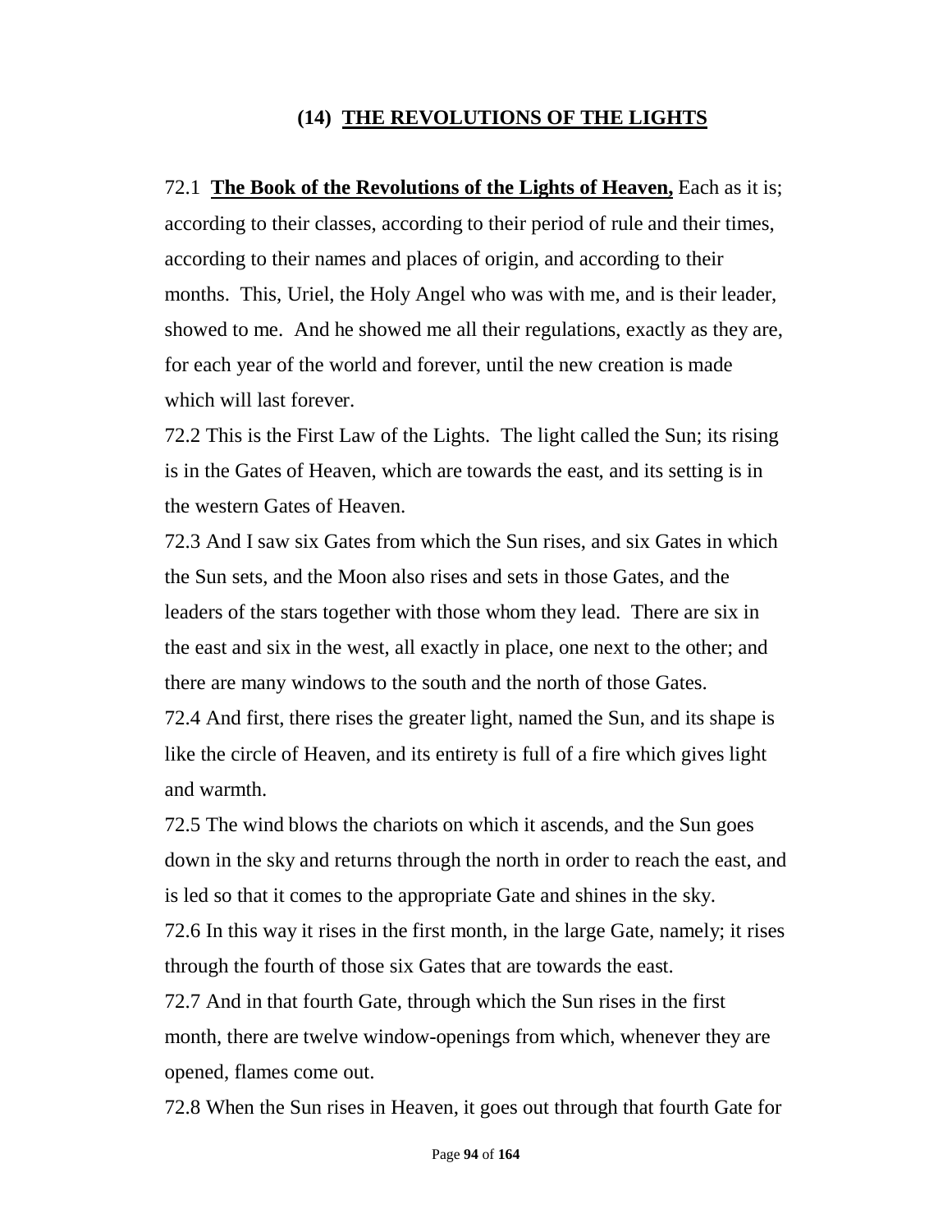## (14) THE REVOLUTIONS OF THE LIGHTS

72.1 **The Book of the Revolutions of the Lights of Heaven,** Each as it is; according to their classes, according to their period of rule and their times, according to their names and places of origin, and according to their months. This, Uriel, the Holy Angel who was with me, and is their leader, showed to me. And he showed me all their regulations, exactly as they are, for each year of the world and forever, until the new creation is made which will last forever.

72.2 This is the First Law of the Lights. The light called the Sun; its rising is in the Gates of Heaven, which are towards the east, and its setting is in the western Gates of Heaven.

72.3 And I saw six Gates from which the Sun rises, and six Gates in which the Sun sets, and the Moon also rises and sets in those Gates, and the leaders of the stars together with those whom they lead. There are six in the east and six in the west, all exactly in place, one next to the other; and there are many windows to the south and the north of those Gates.

72.4 And first, there rises the greater light, named the Sun, and its shape is like the circle of Heaven, and its entirety is full of a fire which gives light and warmth.

72.5 The wind blows the chariots on which it ascends, and the Sun goes down in the sky and returns through the north in order to reach the east, and is led so that it comes to the appropriate Gate and shines in the sky.

72.6 In this way it rises in the first month, in the large Gate, namely; it rises through the fourth of those six Gates that are towards the east.

72.7 And in that fourth Gate, through which the Sun rises in the first month, there are twelve window-openings from which, whenever they are opened, flames come out.

72.8 When the Sun rises in Heaven, it goes out through that fourth Gate for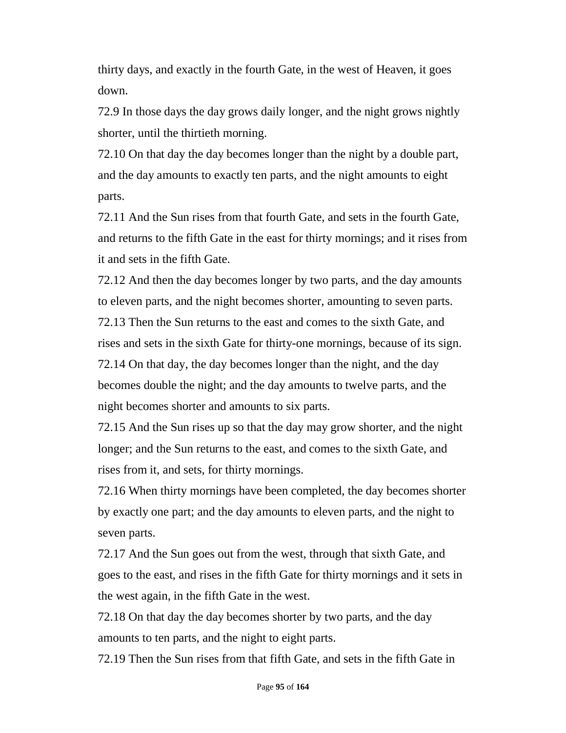thirty days, and exactly in the fourth Gate, in the west of Heaven, it goes down.

72.9 In those days the day grows daily longer, and the night grows nightly shorter, until the thirtieth morning.

72.10 On that day the day becomes longer than the night by a double part, and the day amounts to exactly ten parts, and the night amounts to eight parts.

72.11 And the Sun rises from that fourth Gate, and sets in the fourth Gate, and returns to the fifth Gate in the east for thirty mornings; and it rises from it and sets in the fifth Gate.

72.12 And then the day becomes longer by two parts, and the day amounts to eleven parts, and the night becomes shorter, amounting to seven parts.

72.13 Then the Sun returns to the east and comes to the sixth Gate, and rises and sets in the sixth Gate for thirty-one mornings, because of its sign.

72.14 On that day, the day becomes longer than the night, and the day becomes double the night; and the day amounts to twelve parts, and the night becomes shorter and amounts to six parts.

72.15 And the Sun rises up so that the day may grow shorter, and the night longer; and the Sun returns to the east, and comes to the sixth Gate, and rises from it, and sets, for thirty mornings.

72.16 When thirty mornings have been completed, the day becomes shorter by exactly one part; and the day amounts to eleven parts, and the night to seven parts.

72.17 And the Sun goes out from the west, through that sixth Gate, and goes to the east, and rises in the fifth Gate for thirty mornings and it sets in the west again, in the fifth Gate in the west.

72.18 On that day the day becomes shorter by two parts, and the day amounts to ten parts, and the night to eight parts.

72.19 Then the Sun rises from that fifth Gate, and sets in the fifth Gate in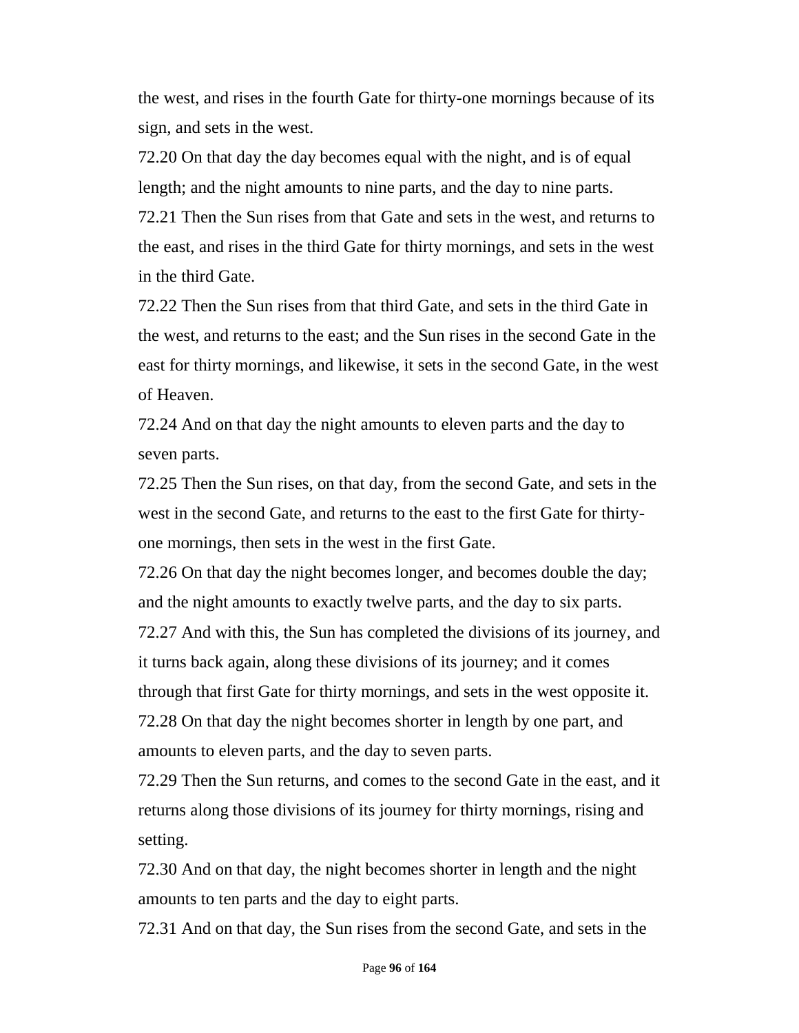the west, and rises in the fourth Gate for thirty-one mornings because of its sign, and sets in the west.

72.20 On that day the day becomes equal with the night, and is of equal length; and the night amounts to nine parts, and the day to nine parts.

72.21 Then the Sun rises from that Gate and sets in the west, and returns to the east, and rises in the third Gate for thirty mornings, and sets in the west in the third Gate.

72.22 Then the Sun rises from that third Gate, and sets in the third Gate in the west, and returns to the east; and the Sun rises in the second Gate in the east for thirty mornings, and likewise, it sets in the second Gate, in the west of Heaven.

72.24 And on that day the night amounts to eleven parts and the day to seven parts.

72.25 Then the Sun rises, on that day, from the second Gate, and sets in the west in the second Gate, and returns to the east to the first Gate for thirty-one mornings, then sets in the west in the first Gate.

72.26 On that day the night becomes longer, and becomes double the day; and the night amounts to exactly twelve parts, and the day to six parts.

72.27 And with this, the Sun has completed the divisions of its journey, and it turns back again, along these divisions of its journey; and it comes through that first Gate for thirty mornings, and sets in the west opposite it.

72.28 On that day the night becomes shorter in length by one part, and amounts to eleven parts, and the day to seven parts.

72.29 Then the Sun returns, and comes to the second Gate in the east, and it returns along those divisions of its journey for thirty mornings, rising and setting.

72.30 And on that day, the night becomes shorter in length and the night amounts to ten parts and the day to eight parts.

72.31 And on that day, the Sun rises from the second Gate, and sets in the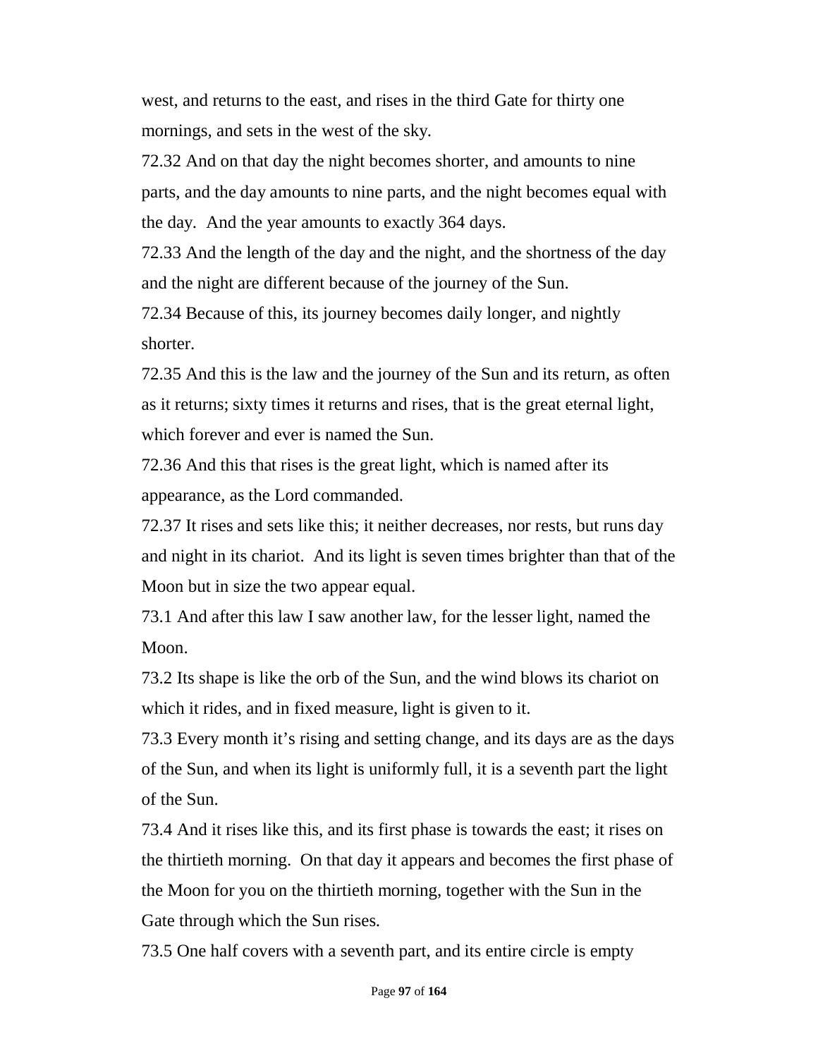west, and returns to the east, and rises in the third Gate for thirty one mornings, and sets in the west of the sky.

72.32 And on that day the night becomes shorter, and amounts to nine parts, and the day amounts to nine parts, and the night becomes equal with the day. And the year amounts to exactly 364 days.

72.33 And the length of the day and the night, and the shortness of the day and the night are different because of the journey of the Sun.

72.34 Because of this, its journey becomes daily longer, and nightly shorter.

72.35 And this is the law and the journey of the Sun and its return, as often as it returns; sixty times it returns and rises, that is the great eternal light, which forever and ever is named the Sun.

72.36 And this that rises is the great light, which is named after its appearance, as the Lord commanded.

72.37 It rises and sets like this; it neither decreases, nor rests, but runs day and night in its chariot. And its light is seven times brighter than that of the Moon but in size the two appear equal.

73.1 And after this law I saw another law, for the lesser light, named the Moon.

73.2 Its shape is like the orb of the Sun, and the wind blows its chariot on which it rides, and in fixed measure, light is given to it.

73.3 Every month it's rising and setting change, and its days are as the days of the Sun, and when its light is uniformly full, it is a seventh part the light of the Sun.

73.4 And it rises like this, and its first phase is towards the east; it rises on the thirtieth morning. On that day it appears and becomes the first phase of the Moon for you on the thirtieth morning, together with the Sun in the Gate through which the Sun rises.

73.5 One half covers with a seventh part, and its entire circle is empty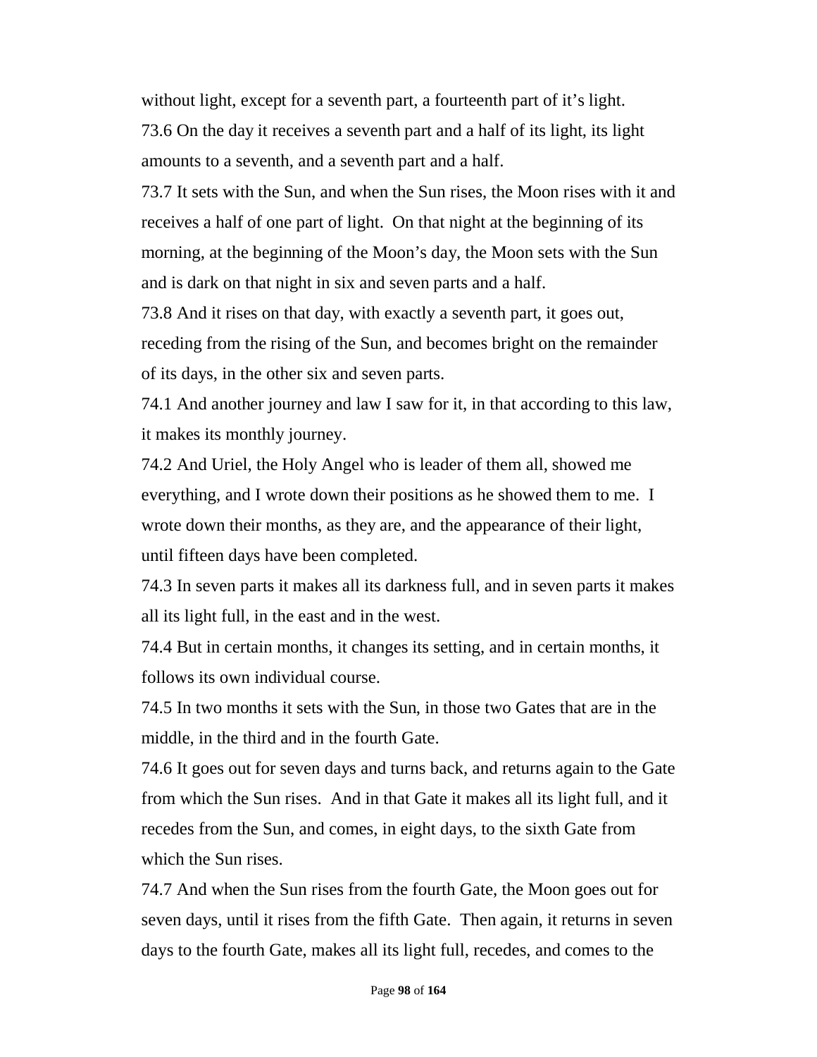without light, except for a seventh part, a fourteenth part of it's light.

73.6 On the day it receives a seventh part and a half of its light, its light amounts to a seventh, and a seventh part and a half.

73.7 It sets with the Sun, and when the Sun rises, the Moon rises with it and receives a half of one part of light. On that night at the beginning of its morning, at the beginning of the Moon's day, the Moon sets with the Sun and is dark on that night in six and seven parts and a half.

73.8 And it rises on that day, with exactly a seventh part, it goes out, receding from the rising of the Sun, and becomes bright on the remainder of its days, in the other six and seven parts.

74.1 And another journey and law I saw for it, in that according to this law, it makes its monthly journey.

74.2 And Uriel, the Holy Angel who is leader of them all, showed me everything, and I wrote down their positions as he showed them to me. I wrote down their months, as they are, and the appearance of their light, until fifteen days have been completed.

74.3 In seven parts it makes all its darkness full, and in seven parts it makes all its light full, in the east and in the west.

74.4 But in certain months, it changes its setting, and in certain months, it follows its own individual course.

74.5 In two months it sets with the Sun, in those two Gates that are in the middle, in the third and in the fourth Gate.

74.6 It goes out for seven days and turns back, and returns again to the Gate from which the Sun rises. And in that Gate it makes all its light full, and it recedes from the Sun, and comes, in eight days, to the sixth Gate from which the Sun rises.

74.7 And when the Sun rises from the fourth Gate, the Moon goes out for seven days, until it rises from the fifth Gate. Then again, it returns in seven days to the fourth Gate, makes all its light full, recedes, and comes to the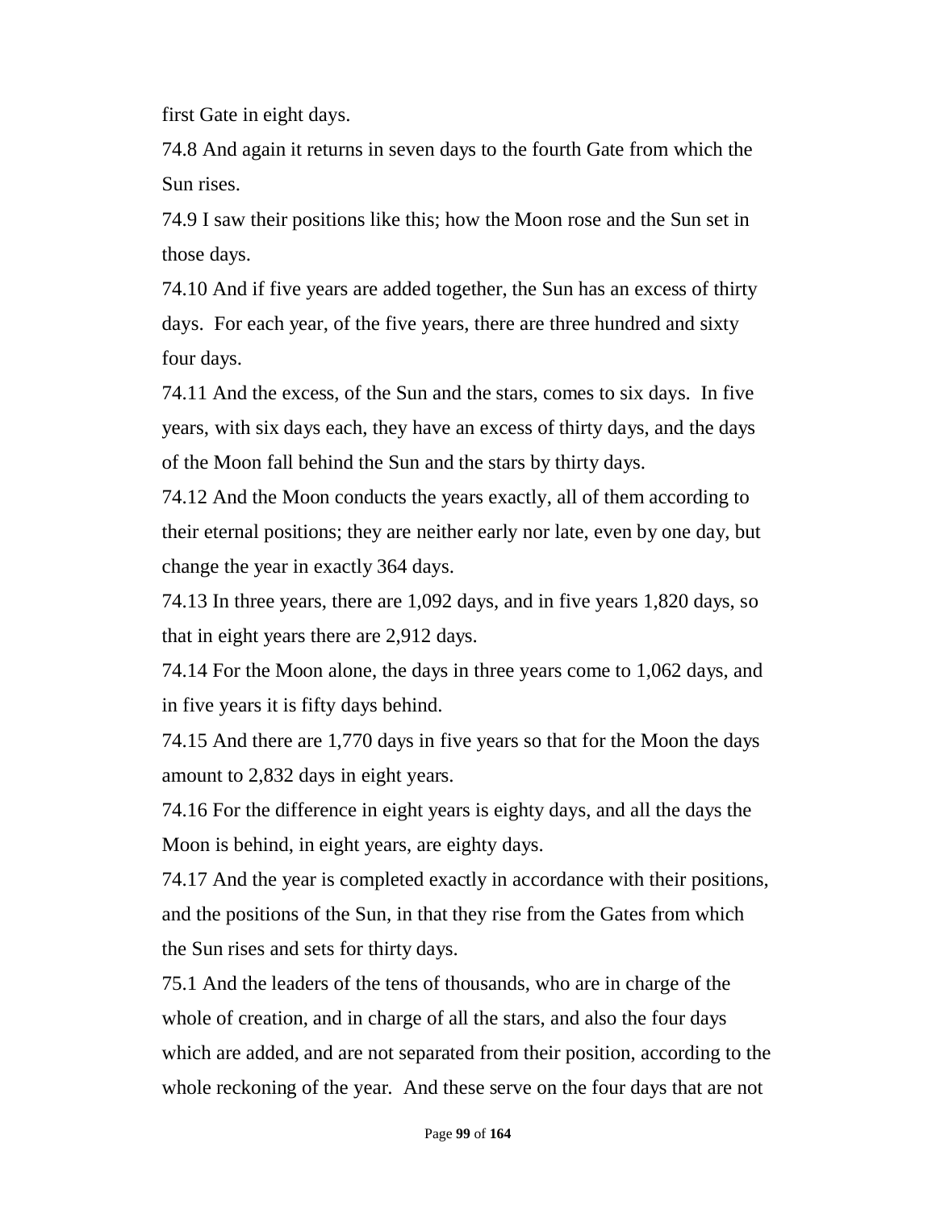first Gate in eight days.

74.8 And again it returns in seven days to the fourth Gate from which the Sun rises.

74.9 I saw their positions like this; how the Moon rose and the Sun set in those days.

74.10 And if five years are added together, the Sun has an excess of thirty days. For each year, of the five years, there are three hundred and sixty four days.

74.11 And the excess, of the Sun and the stars, comes to six days. In five years, with six days each, they have an excess of thirty days, and the days of the Moon fall behind the Sun and the stars by thirty days.

74.12 And the Moon conducts the years exactly, all of them according to their eternal positions; they are neither early nor late, even by one day, but change the year in exactly 364 days.

74.13 In three years, there are 1,092 days, and in five years 1,820 days, so that in eight years there are 2,912 days.

74.14 For the Moon alone, the days in three years come to 1,062 days, and in five years it is fifty days behind.

74.15 And there are 1,770 days in five years so that for the Moon the days amount to 2,832 days in eight years.

74.16 For the difference in eight years is eighty days, and all the days the Moon is behind, in eight years, are eighty days.

74.17 And the year is completed exactly in accordance with their positions, and the positions of the Sun, in that they rise from the Gates from which the Sun rises and sets for thirty days.

75.1 And the leaders of the tens of thousands, who are in charge of the whole of creation, and in charge of all the stars, and also the four days which are added, and are not separated from their position, according to the whole reckoning of the year. And these serve on the four days that are not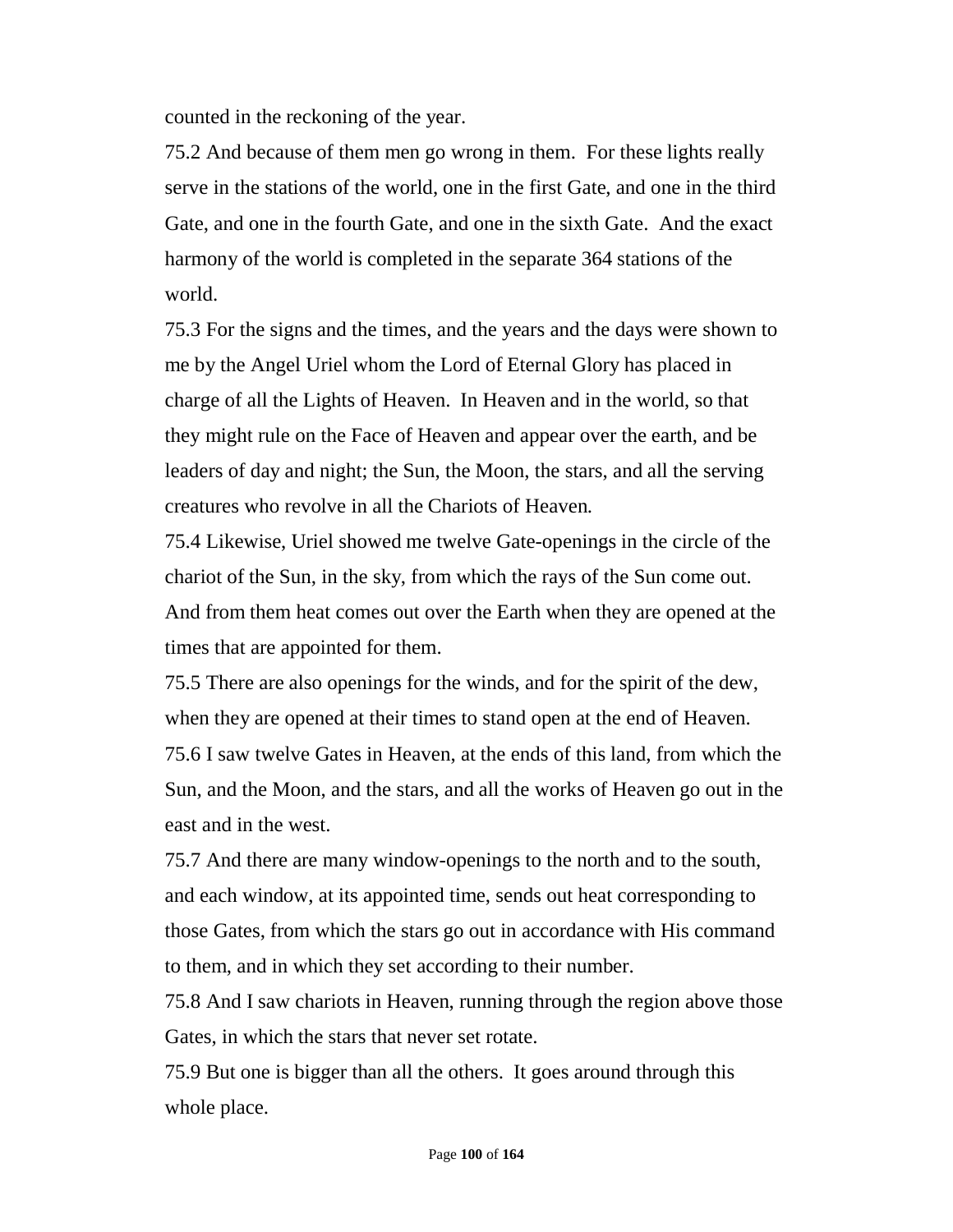counted in the reckoning of the year.

75.2 And because of them men go wrong in them. For these lights really serve in the stations of the world, one in the first Gate, and one in the third Gate, and one in the fourth Gate, and one in the sixth Gate. And the exact harmony of the world is completed in the separate 364 stations of the world.

75.3 For the signs and the times, and the years and the days were shown to me by the Angel Uriel whom the Lord of Eternal Glory has placed in charge of all the Lights of Heaven. In Heaven and in the world, so that they might rule on the Face of Heaven and appear over the earth, and be leaders of day and night; the Sun, the Moon, the stars, and all the serving creatures who revolve in all the Chariots of Heaven.

75.4 Likewise, Uriel showed me twelve Gate-openings in the circle of the chariot of the Sun, in the sky, from which the rays of the Sun come out. And from them heat comes out over the Earth when they are opened at the times that are appointed for them.

75.5 There are also openings for the winds, and for the spirit of the dew, when they are opened at their times to stand open at the end of Heaven.

75.6 I saw twelve Gates in Heaven, at the ends of this land, from which the Sun, and the Moon, and the stars, and all the works of Heaven go out in the east and in the west.

75.7 And there are many window-openings to the north and to the south, and each window, at its appointed time, sends out heat corresponding to those Gates, from which the stars go out in accordance with His command to them, and in which they set according to their number.

75.8 And I saw chariots in Heaven, running through the region above those Gates, in which the stars that never set rotate.

75.9 But one is bigger than all the others. It goes around through this whole place.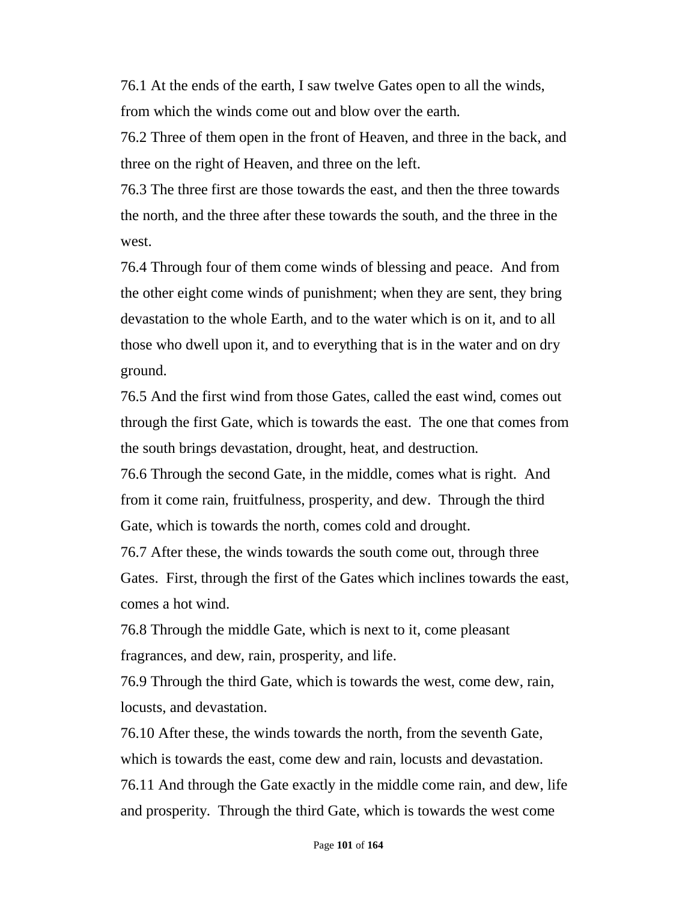76.1 At the ends of the earth, I saw twelve Gates open to all the winds, from which the winds come out and blow over the earth.

76.2 Three of them open in the front of Heaven, and three in the back, and three on the right of Heaven, and three on the left.

76.3 The three first are those towards the east, and then the three towards the north, and the three after these towards the south, and the three in the west.

76.4 Through four of them come winds of blessing and peace. And from the other eight come winds of punishment; when they are sent, they bring devastation to the whole Earth, and to the water which is on it, and to all those who dwell upon it, and to everything that is in the water and on dry ground.

76.5 And the first wind from those Gates, called the east wind, comes out through the first Gate, which is towards the east. The one that comes from the south brings devastation, drought, heat, and destruction.

76.6 Through the second Gate, in the middle, comes what is right. And from it come rain, fruitfulness, prosperity, and dew. Through the third Gate, which is towards the north, comes cold and drought.

76.7 After these, the winds towards the south come out, through three Gates. First, through the first of the Gates which inclines towards the east, comes a hot wind.

76.8 Through the middle Gate, which is next to it, come pleasant fragrances, and dew, rain, prosperity, and life.

76.9 Through the third Gate, which is towards the west, come dew, rain, locusts, and devastation.

76.10 After these, the winds towards the north, from the seventh Gate, which is towards the east, come dew and rain, locusts and devastation.

76.11 And through the Gate exactly in the middle come rain, and dew, life and prosperity. Through the third Gate, which is towards the west come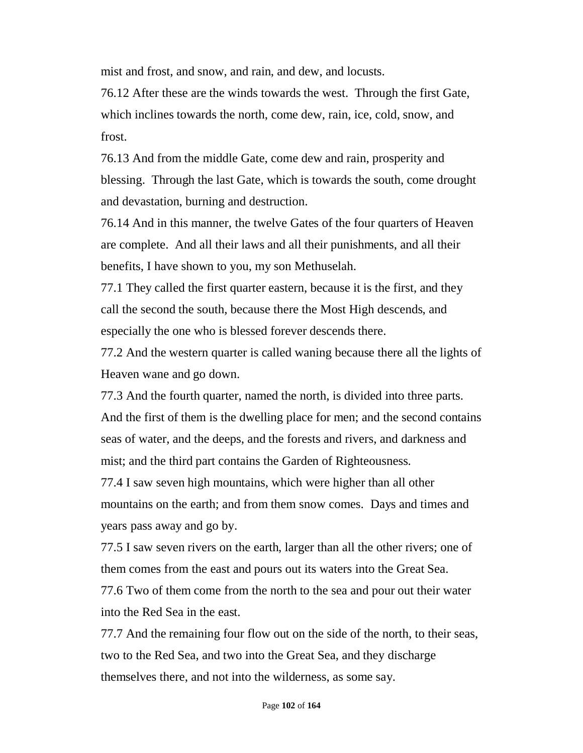mist and frost, and snow, and rain, and dew, and locusts.

76.12 After these are the winds towards the west. Through the first Gate, which inclines towards the north, come dew, rain, ice, cold, snow, and frost.

76.13 And from the middle Gate, come dew and rain, prosperity and blessing. Through the last Gate, which is towards the south, come drought and devastation, burning and destruction.

76.14 And in this manner, the twelve Gates of the four quarters of Heaven are complete. And all their laws and all their punishments, and all their benefits, I have shown to you, my son Methuselah.

77.1 They called the first quarter eastern, because it is the first, and they call the second the south, because there the Most High descends, and especially the one who is blessed forever descends there.

77.2 And the western quarter is called waning because there all the lights of Heaven wane and go down.

77.3 And the fourth quarter, named the north, is divided into three parts. And the first of them is the dwelling place for men; and the second contains seas of water, and the deeps, and the forests and rivers, and darkness and mist; and the third part contains the Garden of Righteousness.

77.4 I saw seven high mountains, which were higher than all other mountains on the earth; and from them snow comes. Days and times and years pass away and go by.

77.5 I saw seven rivers on the earth, larger than all the other rivers; one of them comes from the east and pours out its waters into the Great Sea.

77.6 Two of them come from the north to the sea and pour out their water into the Red Sea in the east.

77.7 And the remaining four flow out on the side of the north, to their seas, two to the Red Sea, and two into the Great Sea, and they discharge themselves there, and not into the wilderness, as some say.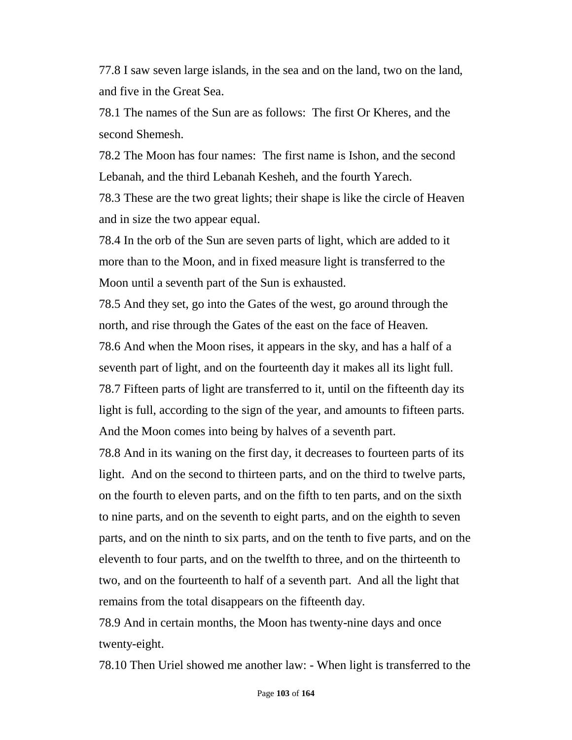77.8 I saw seven large islands, in the sea and on the land, two on the land, and five in the Great Sea.

78.1 The names of the Sun are as follows: The first Or Kheres, and the second Shemesh.

78.2 The Moon has four names: The first name is Ishon, and the second Lebanah, and the third Lebanah Kesheh, and the fourth Yarech.

78.3 These are the two great lights; their shape is like the circle of Heaven and in size the two appear equal.

78.4 In the orb of the Sun are seven parts of light, which are added to it more than to the Moon, and in fixed measure light is transferred to the Moon until a seventh part of the Sun is exhausted.

78.5 And they set, go into the Gates of the west, go around through the north, and rise through the Gates of the east on the face of Heaven.

78.6 And when the Moon rises, it appears in the sky, and has a half of a seventh part of light, and on the fourteenth day it makes all its light full.

78.7 Fifteen parts of light are transferred to it, until on the fifteenth day its light is full, according to the sign of the year, and amounts to fifteen parts. And the Moon comes into being by halves of a seventh part.

78.8 And in its waning on the first day, it decreases to fourteen parts of its light. And on the second to thirteen parts, and on the third to twelve parts, on the fourth to eleven parts, and on the fifth to ten parts, and on the sixth to nine parts, and on the seventh to eight parts, and on the eighth to seven parts, and on the ninth to six parts, and on the tenth to five parts, and on the eleventh to four parts, and on the twelfth to three, and on the thirteenth to two, and on the fourteenth to half of a seventh part. And all the light that remains from the total disappears on the fifteenth day.

78.9 And in certain months, the Moon has twenty-nine days and once twenty-eight.

78.10 Then Uriel showed me another law: - When light is transferred to the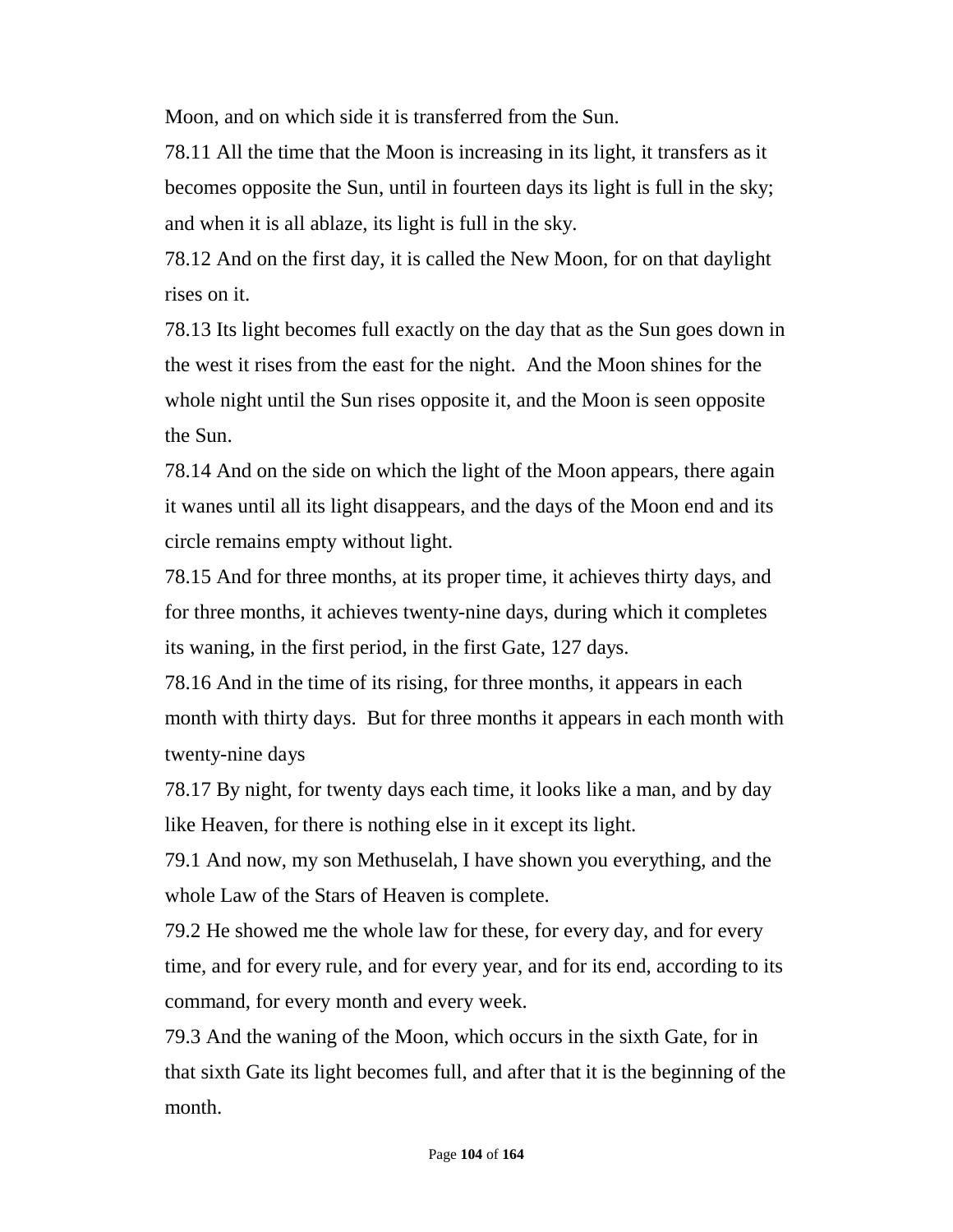Moon, and on which side it is transferred from the Sun.

78.11 All the time that the Moon is increasing in its light, it transfers as it becomes opposite the Sun, until in fourteen days its light is full in the sky; and when it is all ablaze, its light is full in the sky.

78.12 And on the first day, it is called the New Moon, for on that daylight rises on it.

78.13 Its light becomes full exactly on the day that as the Sun goes down in the west it rises from the east for the night. And the Moon shines for the whole night until the Sun rises opposite it, and the Moon is seen opposite the Sun.

78.14 And on the side on which the light of the Moon appears, there again it wanes until all its light disappears, and the days of the Moon end and its circle remains empty without light.

78.15 And for three months, at its proper time, it achieves thirty days, and for three months, it achieves twenty-nine days, during which it completes its waning, in the first period, in the first Gate, 127 days.

78.16 And in the time of its rising, for three months, it appears in each month with thirty days. But for three months it appears in each month with twenty-nine days

78.17 By night, for twenty days each time, it looks like a man, and by day like Heaven, for there is nothing else in it except its light.

79.1 And now, my son Methuselah, I have shown you everything, and the whole Law of the Stars of Heaven is complete.

79.2 He showed me the whole law for these, for every day, and for every time, and for every rule, and for every year, and for its end, according to its command, for every month and every week.

79.3 And the waning of the Moon, which occurs in the sixth Gate, for in that sixth Gate its light becomes full, and after that it is the beginning of the month.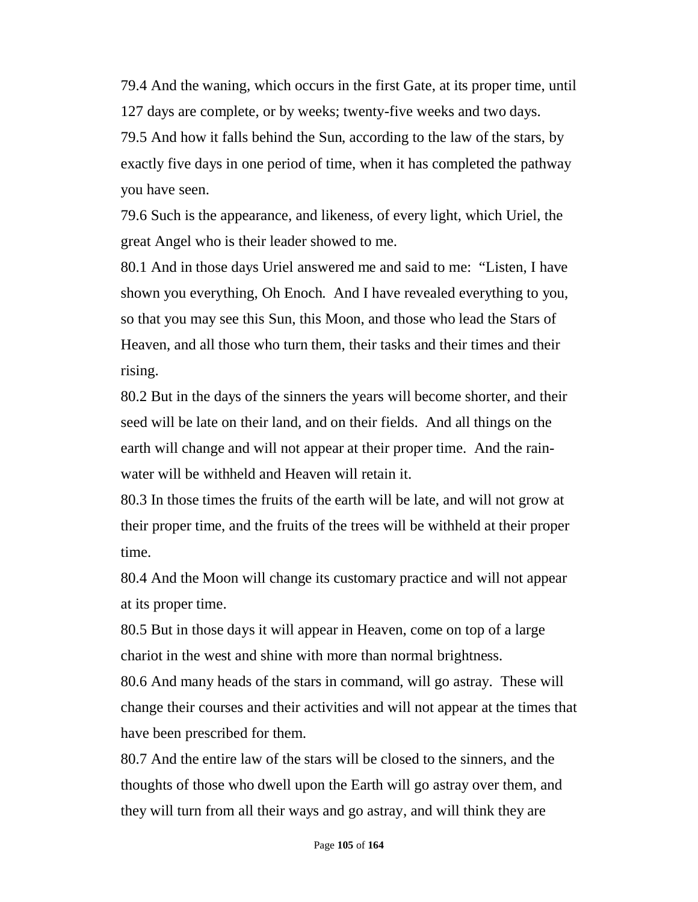79.4 And the waning, which occurs in the first Gate, at its proper time, until 127 days are complete, or by weeks; twenty-five weeks and two days.

79.5 And how it falls behind the Sun, according to the law of the stars, by exactly five days in one period of time, when it has completed the pathway you have seen.

79.6 Such is the appearance, and likeness, of every light, which Uriel, the great Angel who is their leader showed to me.

80.1 And in those days Uriel answered me and said to me: "Listen, I have shown you everything, Oh Enoch. And I have revealed everything to you, so that you may see this Sun, this Moon, and those who lead the Stars of Heaven, and all those who turn them, their tasks and their times and their rising.

80.2 But in the days of the sinners the years will become shorter, and their seed will be late on their land, and on their fields. And all things on the earth will change and will not appear at their proper time. And the rain-water will be withheld and Heaven will retain it.

80.3 In those times the fruits of the earth will be late, and will not grow at their proper time, and the fruits of the trees will be withheld at their proper time.

80.4 And the Moon will change its customary practice and will not appear at its proper time.

80.5 But in those days it will appear in Heaven, come on top of a large chariot in the west and shine with more than normal brightness.

80.6 And many heads of the stars in command, will go astray. These will change their courses and their activities and will not appear at the times that have been prescribed for them.

80.7 And the entire law of the stars will be closed to the sinners, and the thoughts of those who dwell upon the Earth will go astray over them, and they will turn from all their ways and go astray, and will think they are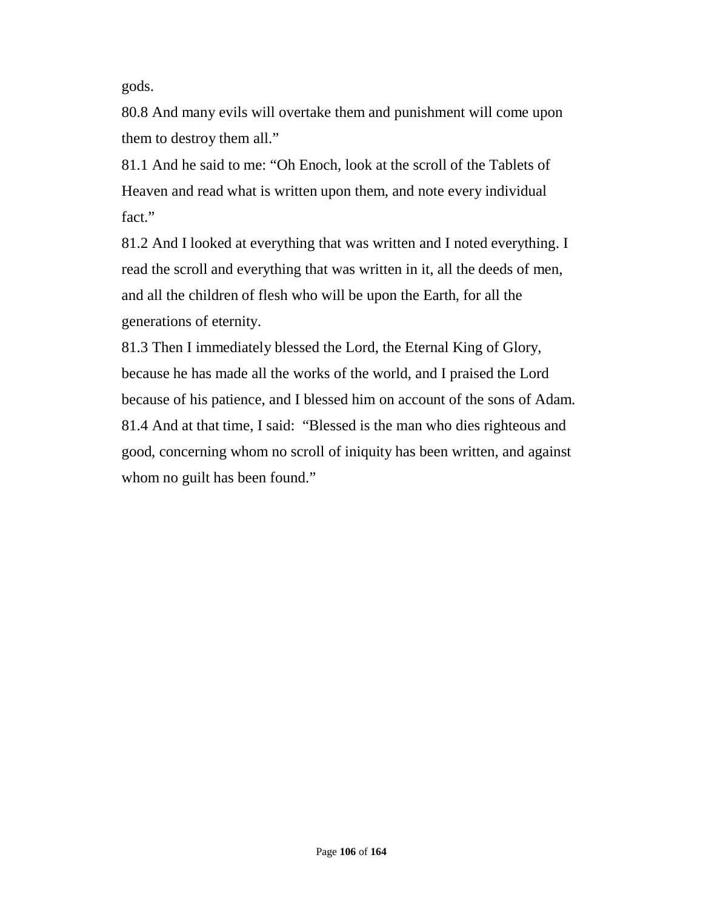gods.

80.8 And many evils will overtake them and punishment will come upon them to destroy them all."

81.1 And he said to me: "Oh Enoch, look at the scroll of the Tablets of Heaven and read what is written upon them, and note every individual fact."

81.2 And I looked at everything that was written and I noted everything. I read the scroll and everything that was written in it, all the deeds of men, and all the children of flesh who will be upon the Earth, for all the generations of eternity.

81.3 Then I immediately blessed the Lord, the Eternal King of Glory, because he has made all the works of the world, and I praised the Lord because of his patience, and I blessed him on account of the sons of Adam.

81.4 And at that time, I said: "Blessed is the man who dies righteous and good, concerning whom no scroll of iniquity has been written, and against whom no guilt has been found."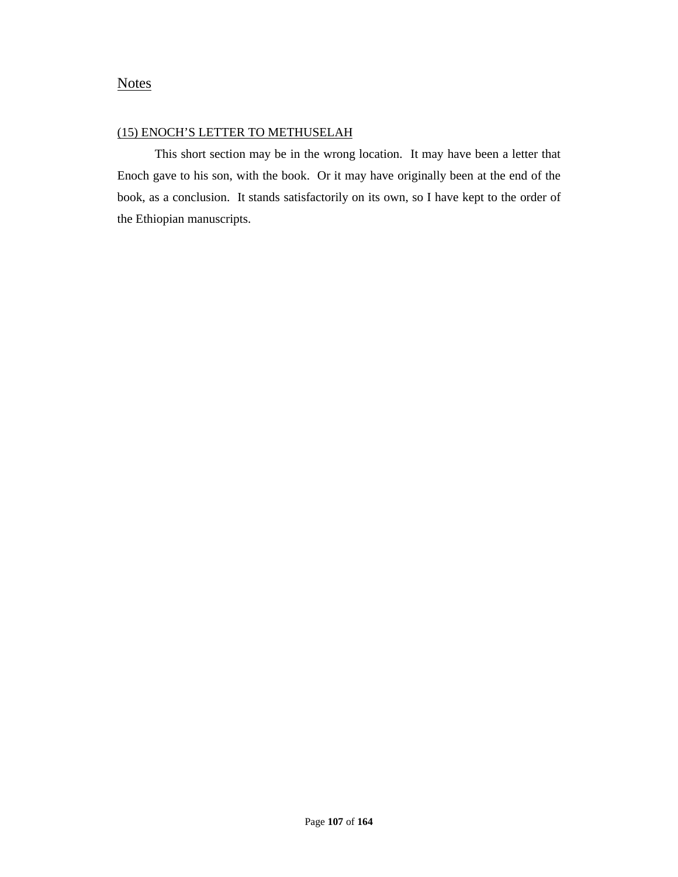## Notes

### (15) ENOCH'S LETTER TO METHUSELAH

This short section may be in the wrong location. It may have been a letter that Enoch gave to his son, with the book. Or it may have originally been at the end of the book, as a conclusion. It stands satisfactorily on its own, so I have kept to the order of the Ethiopian manuscripts.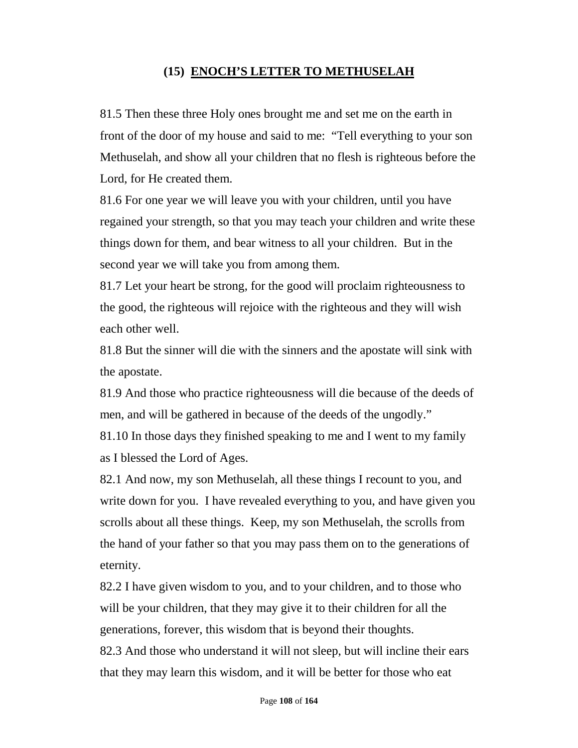## (15) ENOCH'S LETTER TO METHUSELAH

81.5 Then these three Holy ones brought me and set me on the earth in front of the door of my house and said to me: "Tell everything to your son Methuselah, and show all your children that no flesh is righteous before the Lord, for He created them.

81.6 For one year we will leave you with your children, until you have regained your strength, so that you may teach your children and write these things down for them, and bear witness to all your children. But in the second year we will take you from among them.

81.7 Let your heart be strong, for the good will proclaim righteousness to the good, the righteous will rejoice with the righteous and they will wish each other well.

81.8 But the sinner will die with the sinners and the apostate will sink with the apostate.

81.9 And those who practice righteousness will die because of the deeds of men, and will be gathered in because of the deeds of the ungodly."

81.10 In those days they finished speaking to me and I went to my family as I blessed the Lord of Ages.

82.1 And now, my son Methuselah, all these things I recount to you, and write down for you. I have revealed everything to you, and have given you scrolls about all these things. Keep, my son Methuselah, the scrolls from the hand of your father so that you may pass them on to the generations of eternity.

82.2 I have given wisdom to you, and to your children, and to those who will be your children, that they may give it to their children for all the generations, forever, this wisdom that is beyond their thoughts.

82.3 And those who understand it will not sleep, but will incline their ears that they may learn this wisdom, and it will be better for those who eat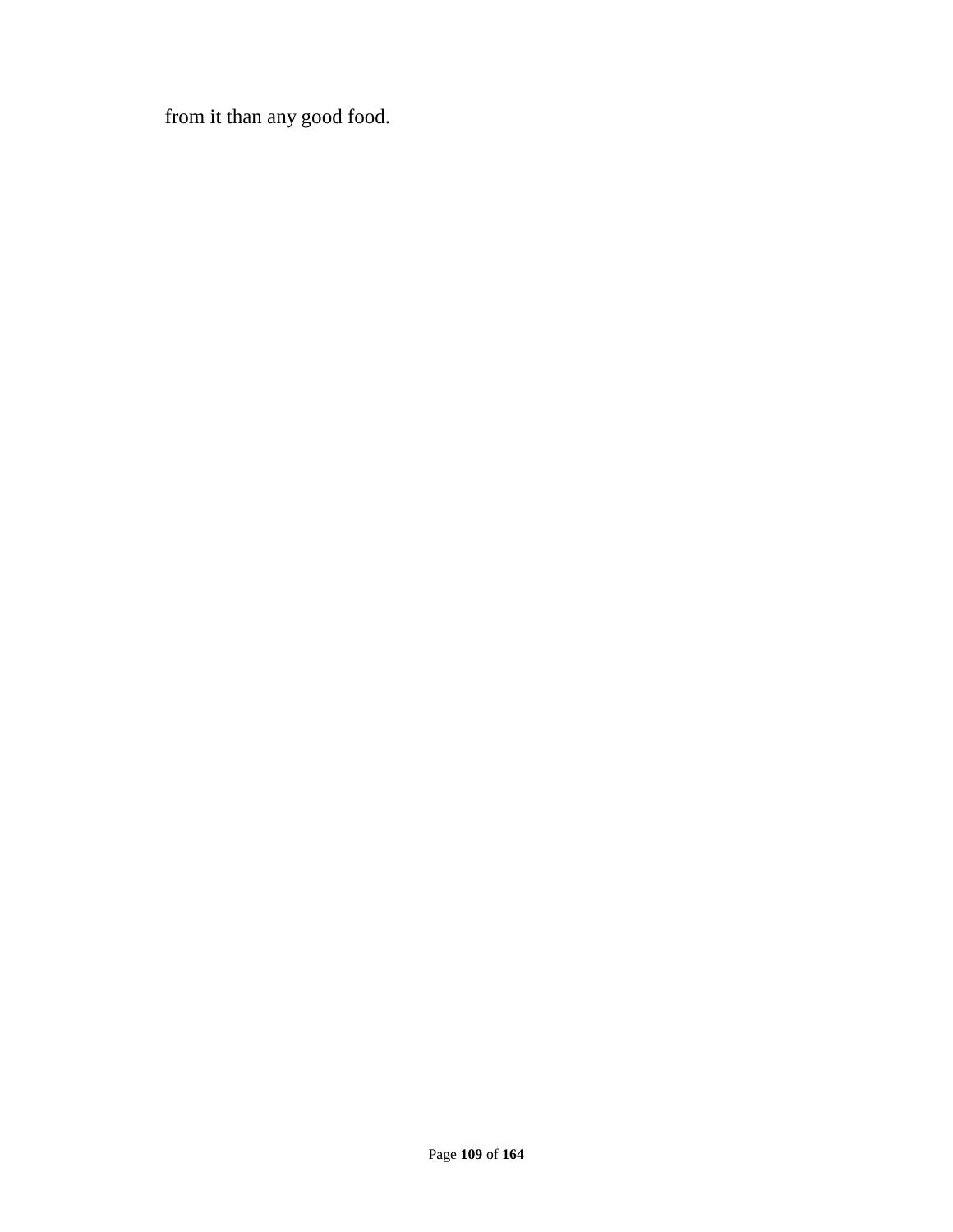from it than any good food.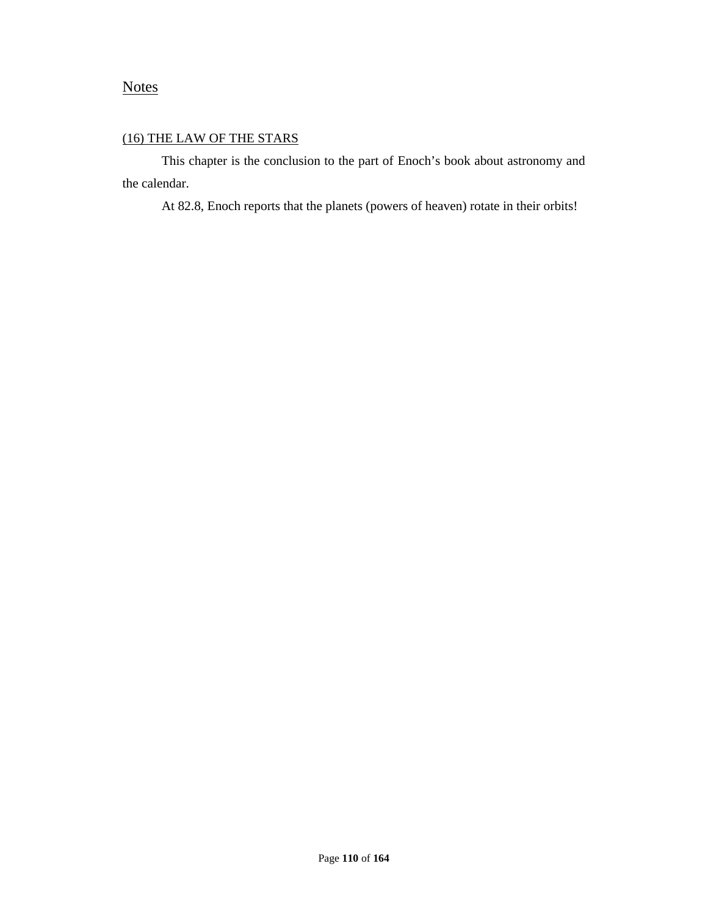## Notes

### (16) THE LAW OF THE STARS

This chapter is the conclusion to the part of Enoch's book about astronomy and the calendar.

At 82.8, Enoch reports that the planets (powers of heaven) rotate in their orbits!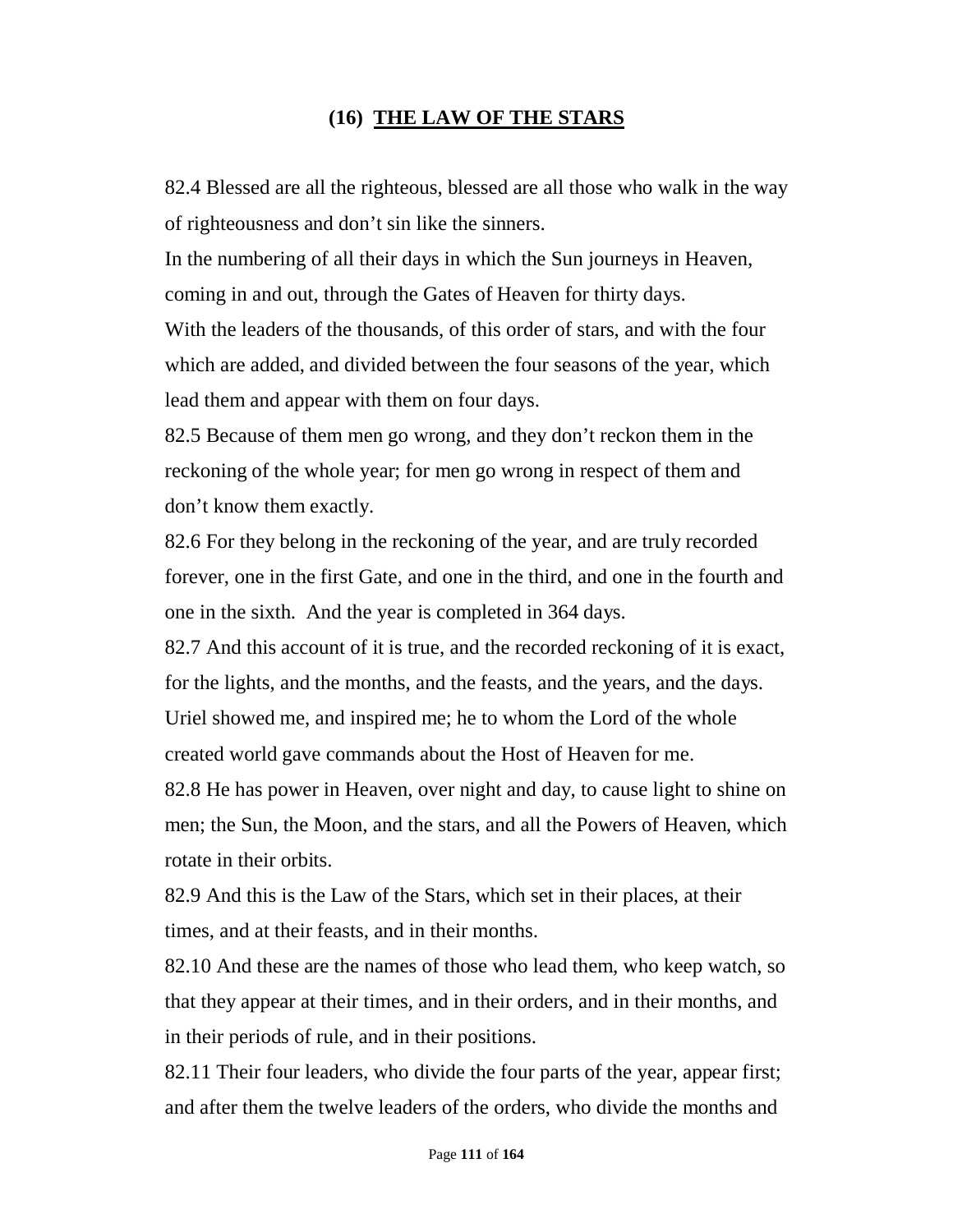## (16) THE LAW OF THE STARS

82.4 Blessed are all the righteous, blessed are all those who walk in the way of righteousness and don't sin like the sinners.

In the numbering of all their days in which the Sun journeys in Heaven, coming in and out, through the Gates of Heaven for thirty days.

With the leaders of the thousands, of this order of stars, and with the four which are added, and divided between the four seasons of the year, which lead them and appear with them on four days.

82.5 Because of them men go wrong, and they don't reckon them in the reckoning of the whole year; for men go wrong in respect of them and don't know them exactly.

82.6 For they belong in the reckoning of the year, and are truly recorded forever, one in the first Gate, and one in the third, and one in the fourth and one in the sixth. And the year is completed in 364 days.

82.7 And this account of it is true, and the recorded reckoning of it is exact, for the lights, and the months, and the feasts, and the years, and the days. Uriel showed me, and inspired me; he to whom the Lord of the whole created world gave commands about the Host of Heaven for me.

82.8 He has power in Heaven, over night and day, to cause light to shine on men; the Sun, the Moon, and the stars, and all the Powers of Heaven, which rotate in their orbits.

82.9 And this is the Law of the Stars, which set in their places, at their times, and at their feasts, and in their months.

82.10 And these are the names of those who lead them, who keep watch, so that they appear at their times, and in their orders, and in their months, and in their periods of rule, and in their positions.

82.11 Their four leaders, who divide the four parts of the year, appear first; and after them the twelve leaders of the orders, who divide the months and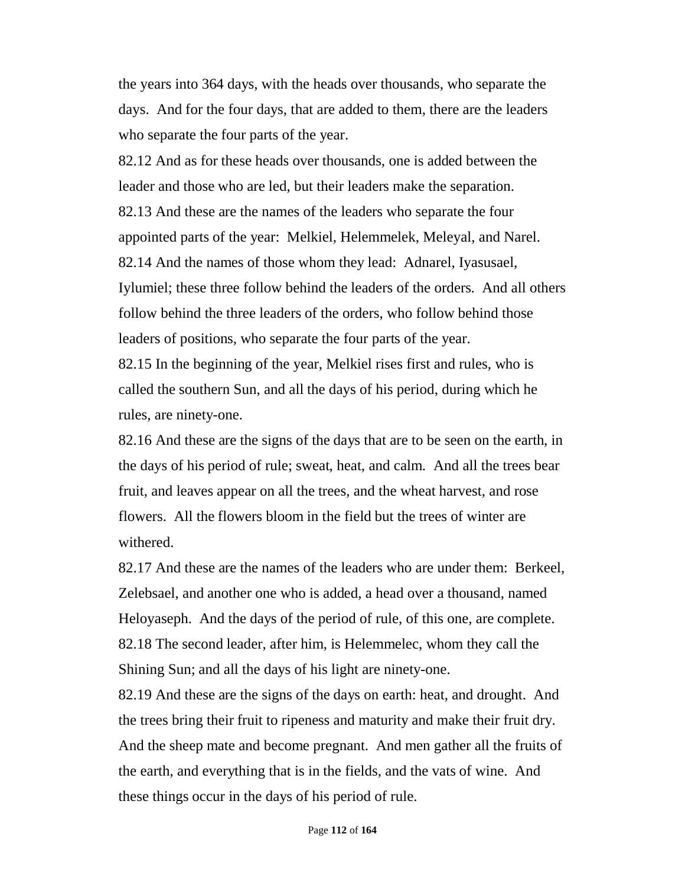the years into 364 days, with the heads over thousands, who separate the days. And for the four days, that are added to them, there are the leaders who separate the four parts of the year.

82.12 And as for these heads over thousands, one is added between the leader and those who are led, but their leaders make the separation.

82.13 And these are the names of the leaders who separate the four appointed parts of the year: Melkiel, Helemmelek, Meleyal, and Narel.

82.14 And the names of those whom they lead: Adnarel, Iyasusael, Iylumiel; these three follow behind the leaders of the orders. And all others follow behind the three leaders of the orders, who follow behind those leaders of positions, who separate the four parts of the year.

82.15 In the beginning of the year, Melkiel rises first and rules, who is called the southern Sun, and all the days of his period, during which he rules, are ninety-one.

82.16 And these are the signs of the days that are to be seen on the earth, in the days of his period of rule; sweat, heat, and calm. And all the trees bear fruit, and leaves appear on all the trees, and the wheat harvest, and rose flowers. All the flowers bloom in the field but the trees of winter are withered.

82.17 And these are the names of the leaders who are under them: Berkeel, Zelebsael, and another one who is added, a head over a thousand, named Heloyaseph. And the days of the period of rule, of this one, are complete.

82.18 The second leader, after him, is Helemmelec, whom they call the Shining Sun; and all the days of his light are ninety-one.

82.19 And these are the signs of the days on earth: heat, and drought. And the trees bring their fruit to ripeness and maturity and make their fruit dry. And the sheep mate and become pregnant. And men gather all the fruits of the earth, and everything that is in the fields, and the vats of wine. And these things occur in the days of his period of rule.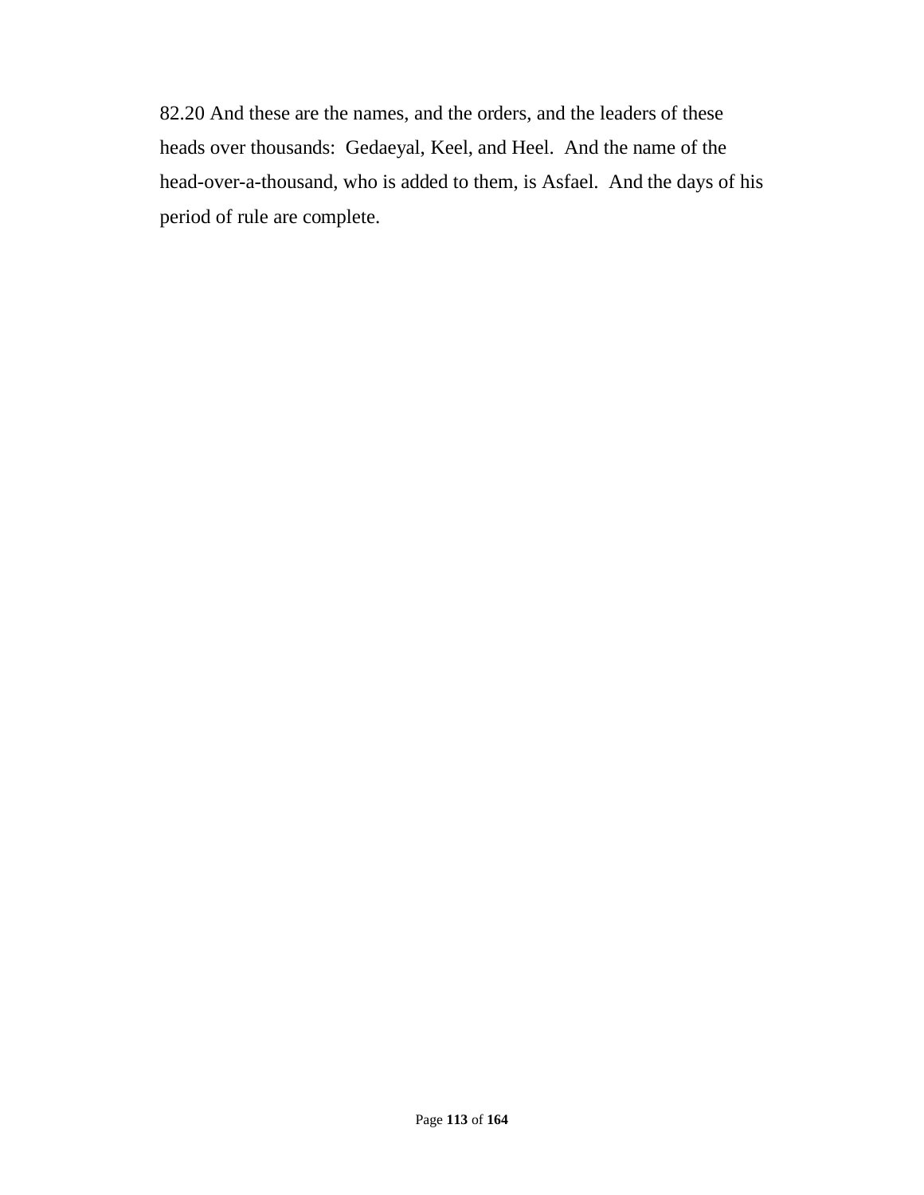82.20 And these are the names, and the orders, and the leaders of these heads over thousands: Gedaeyal, Keel, and Heel. And the name of the head-over-a-thousand, who is added to them, is Asfael. And the days of his period of rule are complete.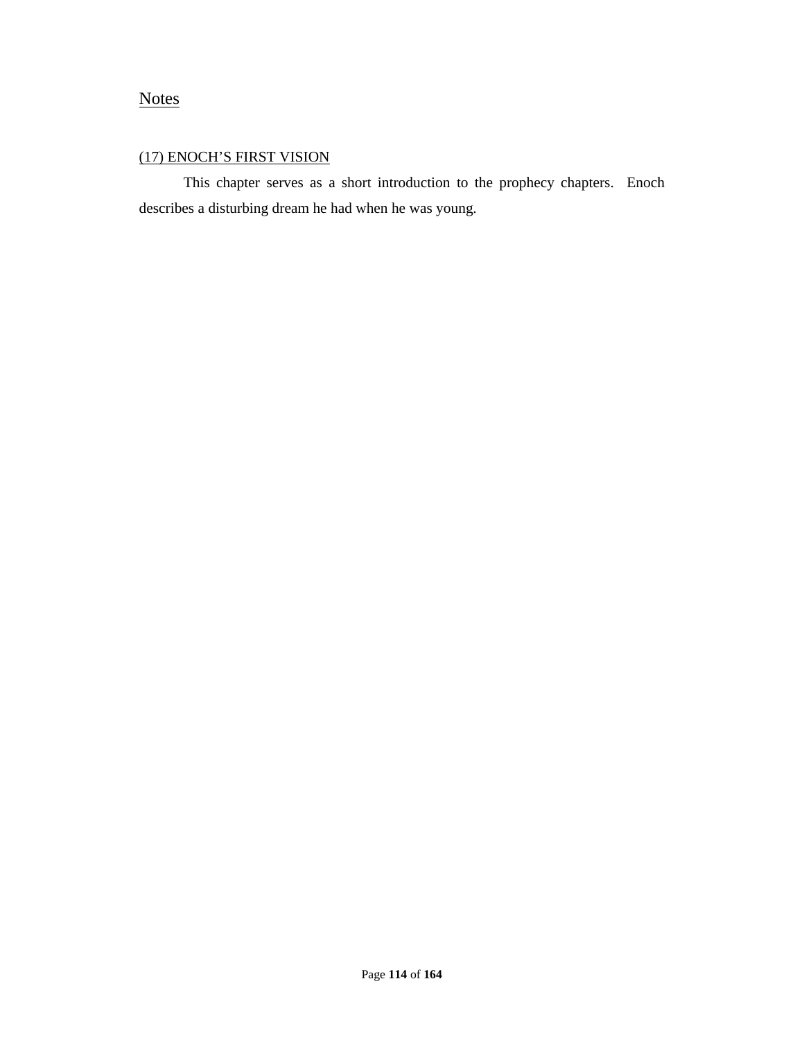## Notes

### (17) ENOCH'S FIRST VISION

This chapter serves as a short introduction to the prophecy chapters. Enoch describes a disturbing dream he had when he was young.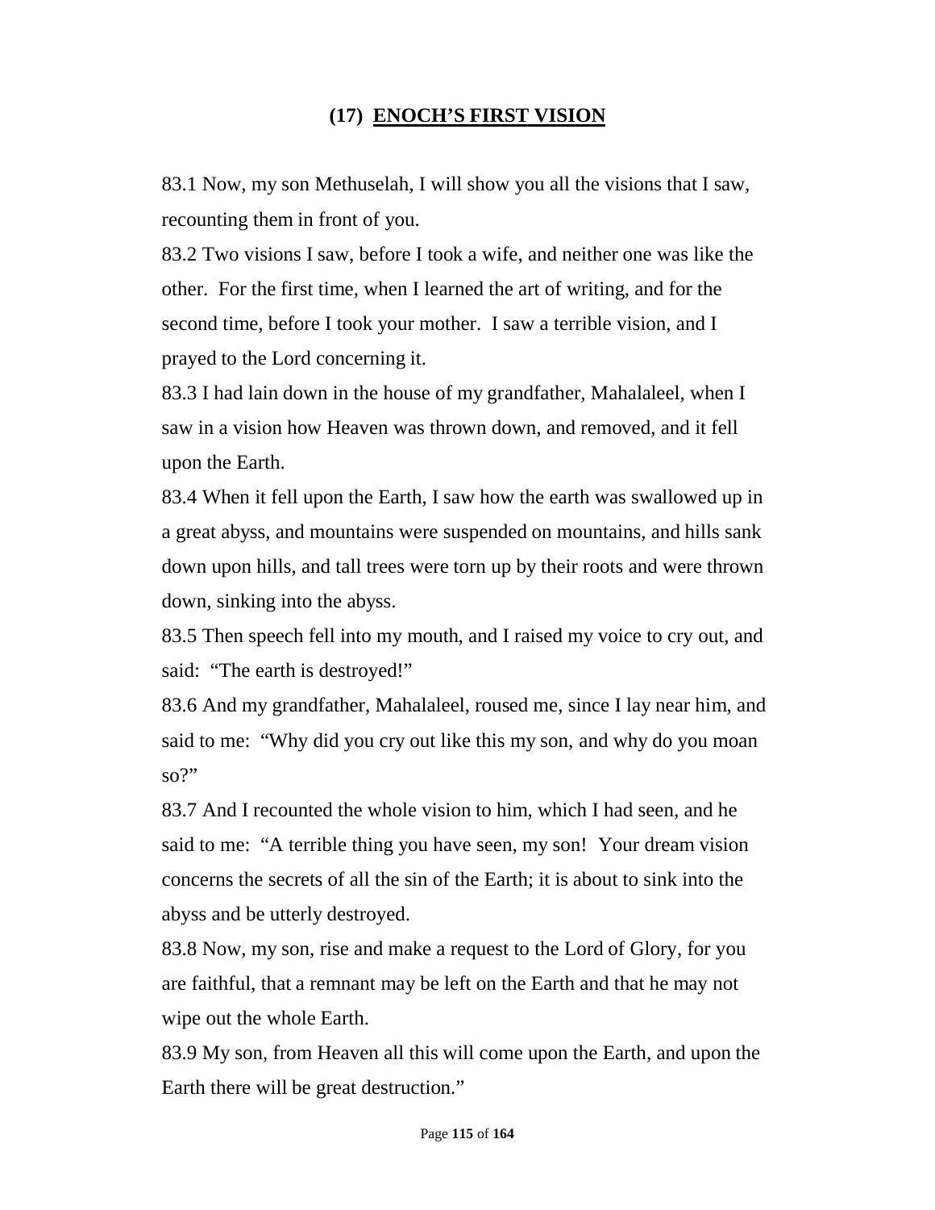## (17) ENOCH’S FIRST VISION

83.1 Now, my son Methuselah, I will show you all the visions that I saw, recounting them in front of you.

83.2 Two visions I saw, before I took a wife, and neither one was like the other. For the first time, when I learned the art of writing, and for the second time, before I took your mother. I saw a terrible vision, and I prayed to the Lord concerning it.

83.3 I had lain down in the house of my grandfather, Mahalaleel, when I saw in a vision how Heaven was thrown down, and removed, and it fell upon the Earth.

83.4 When it fell upon the Earth, I saw how the earth was swallowed up in a great abyss, and mountains were suspended on mountains, and hills sank down upon hills, and tall trees were torn up by their roots and were thrown down, sinking into the abyss.

83.5 Then speech fell into my mouth, and I raised my voice to cry out, and said: “The earth is destroyed!”

83.6 And my grandfather, Mahalaleel, roused me, since I lay near him, and said to me: “Why did you cry out like this my son, and why do you moan so?”

83.7 And I recounted the whole vision to him, which I had seen, and he said to me: “A terrible thing you have seen, my son! Your dream vision concerns the secrets of all the sin of the Earth; it is about to sink into the abyss and be utterly destroyed.

83.8 Now, my son, rise and make a request to the Lord of Glory, for you are faithful, that a remnant may be left on the Earth and that he may not wipe out the whole Earth.

83.9 My son, from Heaven all this will come upon the Earth, and upon the Earth there will be great destruction.”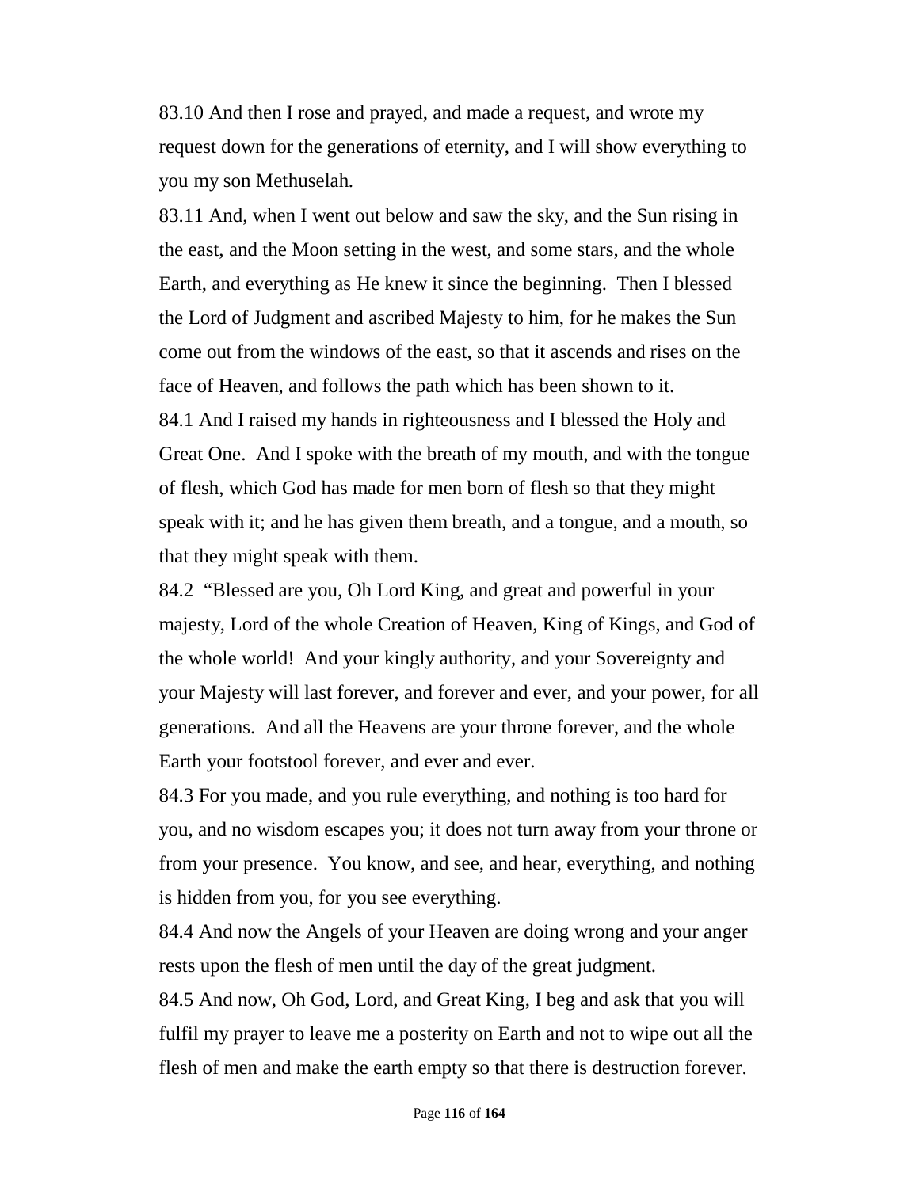83.10 And then I rose and prayed, and made a request, and wrote my request down for the generations of eternity, and I will show everything to you my son Methuselah.

83.11 And, when I went out below and saw the sky, and the Sun rising in the east, and the Moon setting in the west, and some stars, and the whole Earth, and everything as He knew it since the beginning. Then I blessed the Lord of Judgment and ascribed Majesty to him, for he makes the Sun come out from the windows of the east, so that it ascends and rises on the face of Heaven, and follows the path which has been shown to it.

84.1 And I raised my hands in righteousness and I blessed the Holy and Great One. And I spoke with the breath of my mouth, and with the tongue of flesh, which God has made for men born of flesh so that they might speak with it; and he has given them breath, and a tongue, and a mouth, so that they might speak with them.

84.2 "Blessed are you, Oh Lord King, and great and powerful in your majesty, Lord of the whole Creation of Heaven, King of Kings, and God of the whole world! And your kingly authority, and your Sovereignty and your Majesty will last forever, and forever and ever, and your power, for all generations. And all the Heavens are your throne forever, and the whole Earth your footstool forever, and ever and ever.

84.3 For you made, and you rule everything, and nothing is too hard for you, and no wisdom escapes you; it does not turn away from your throne or from your presence. You know, and see, and hear, everything, and nothing is hidden from you, for you see everything.

84.4 And now the Angels of your Heaven are doing wrong and your anger rests upon the flesh of men until the day of the great judgment.

84.5 And now, Oh God, Lord, and Great King, I beg and ask that you will fulfil my prayer to leave me a posterity on Earth and not to wipe out all the flesh of men and make the earth empty so that there is destruction forever.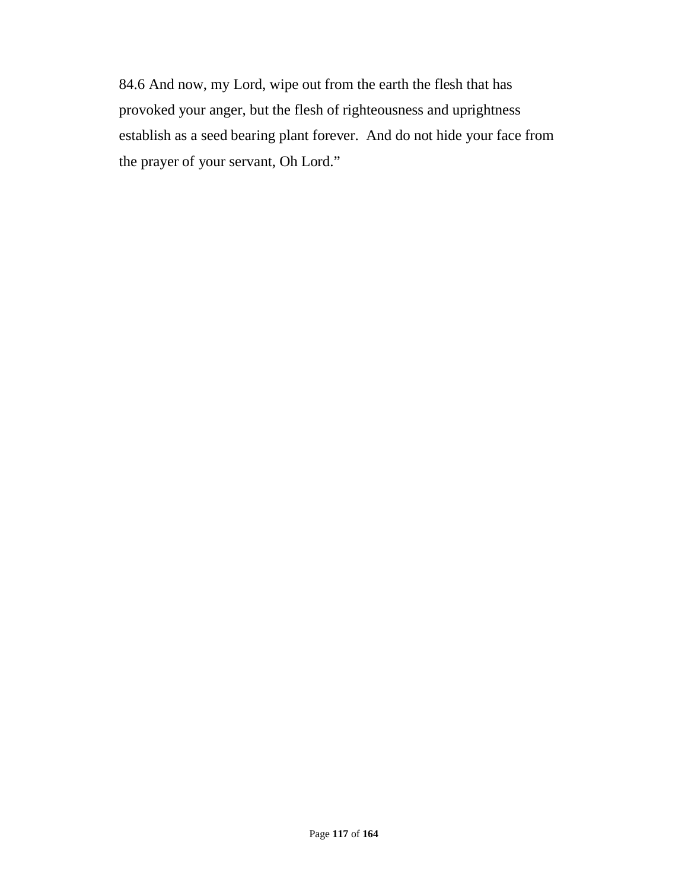84.6 And now, my Lord, wipe out from the earth the flesh that has provoked your anger, but the flesh of righteousness and uprightness establish as a seed bearing plant forever.  And do not hide your face from the prayer of your servant, Oh Lord."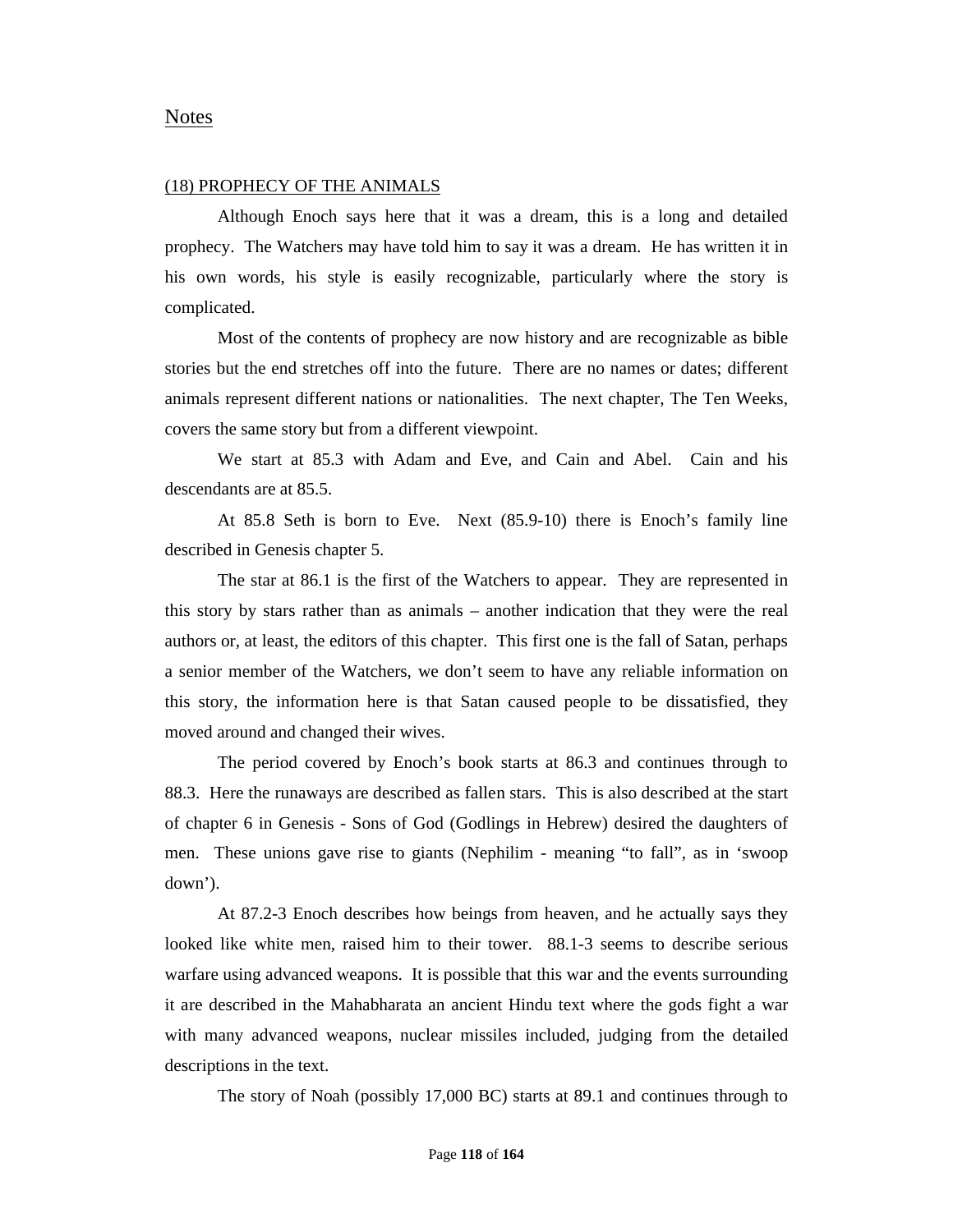## Notes

### (18) PROPHECY OF THE ANIMALS

Although Enoch says here that it was a dream, this is a long and detailed prophecy. The Watchers may have told him to say it was a dream. He has written it in his own words, his style is easily recognizable, particularly where the story is complicated.

Most of the contents of prophecy are now history and are recognizable as bible stories but the end stretches off into the future. There are no names or dates; different animals represent different nations or nationalities. The next chapter, The Ten Weeks, covers the same story but from a different viewpoint.

We start at 85.3 with Adam and Eve, and Cain and Abel. Cain and his descendants are at 85.5.

At 85.8 Seth is born to Eve. Next (85.9-10) there is Enoch's family line described in Genesis chapter 5.

The star at 86.1 is the first of the Watchers to appear. They are represented in this story by stars rather than as animals – another indication that they were the real authors or, at least, the editors of this chapter. This first one is the fall of Satan, perhaps a senior member of the Watchers, we don't seem to have any reliable information on this story, the information here is that Satan caused people to be dissatisfied, they moved around and changed their wives.

The period covered by Enoch's book starts at 86.3 and continues through to 88.3. Here the runaways are described as fallen stars. This is also described at the start of chapter 6 in Genesis - Sons of God (Godlings in Hebrew) desired the daughters of men. These unions gave rise to giants (Nephilim - meaning "to fall", as in 'swoop down').

At 87.2-3 Enoch describes how beings from heaven, and he actually says they looked like white men, raised him to their tower. 88.1-3 seems to describe serious warfare using advanced weapons. It is possible that this war and the events surrounding it are described in the Mahabharata an ancient Hindu text where the gods fight a war with many advanced weapons, nuclear missiles included, judging from the detailed descriptions in the text.

The story of Noah (possibly 17,000 BC) starts at 89.1 and continues through to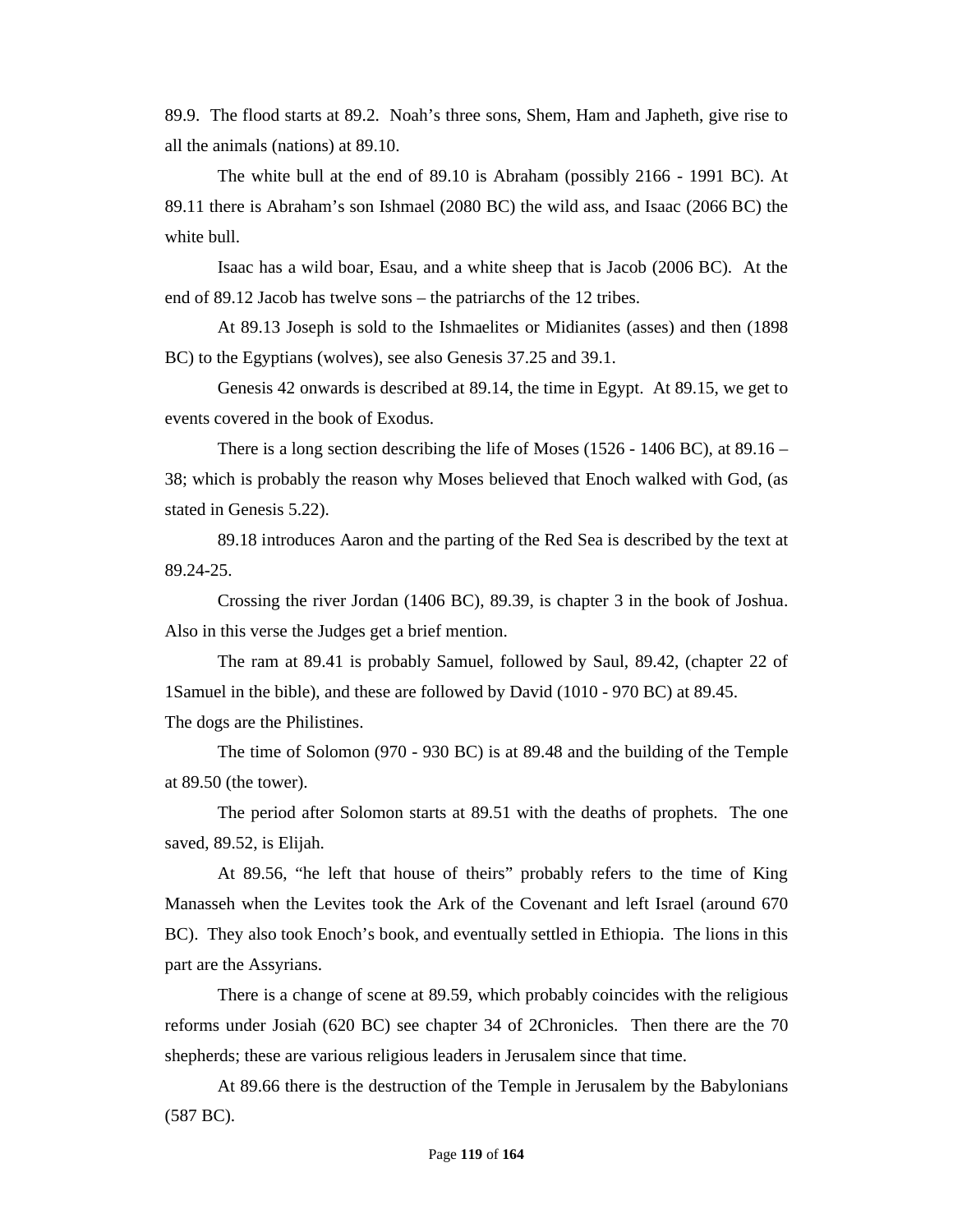89.9. The flood starts at 89.2. Noah's three sons, Shem, Ham and Japheth, give rise to all the animals (nations) at 89.10.

The white bull at the end of 89.10 is Abraham (possibly 2166 - 1991 BC). At 89.11 there is Abraham's son Ishmael (2080 BC) the wild ass, and Isaac (2066 BC) the white bull.

Isaac has a wild boar, Esau, and a white sheep that is Jacob (2006 BC). At the end of 89.12 Jacob has twelve sons – the patriarchs of the 12 tribes.

At 89.13 Joseph is sold to the Ishmaelites or Midianites (asses) and then (1898 BC) to the Egyptians (wolves), see also Genesis 37.25 and 39.1.

Genesis 42 onwards is described at 89.14, the time in Egypt. At 89.15, we get to events covered in the book of Exodus.

There is a long section describing the life of Moses (1526 - 1406 BC), at 89.16 – 38; which is probably the reason why Moses believed that Enoch walked with God, (as stated in Genesis 5.22).

89.18 introduces Aaron and the parting of the Red Sea is described by the text at 89.24-25.

Crossing the river Jordan (1406 BC), 89.39, is chapter 3 in the book of Joshua. Also in this verse the Judges get a brief mention.

The ram at 89.41 is probably Samuel, followed by Saul, 89.42, (chapter 22 of 1Samuel in the bible), and these are followed by David (1010 - 970 BC) at 89.45.
The dogs are the Philistines.

The time of Solomon (970 - 930 BC) is at 89.48 and the building of the Temple at 89.50 (the tower).

The period after Solomon starts at 89.51 with the deaths of prophets. The one saved, 89.52, is Elijah.

At 89.56, "he left that house of theirs" probably refers to the time of King Manasseh when the Levites took the Ark of the Covenant and left Israel (around 670 BC). They also took Enoch's book, and eventually settled in Ethiopia. The lions in this part are the Assyrians.

There is a change of scene at 89.59, which probably coincides with the religious reforms under Josiah (620 BC) see chapter 34 of 2Chronicles. Then there are the 70 shepherds; these are various religious leaders in Jerusalem since that time.

At 89.66 there is the destruction of the Temple in Jerusalem by the Babylonians (587 BC).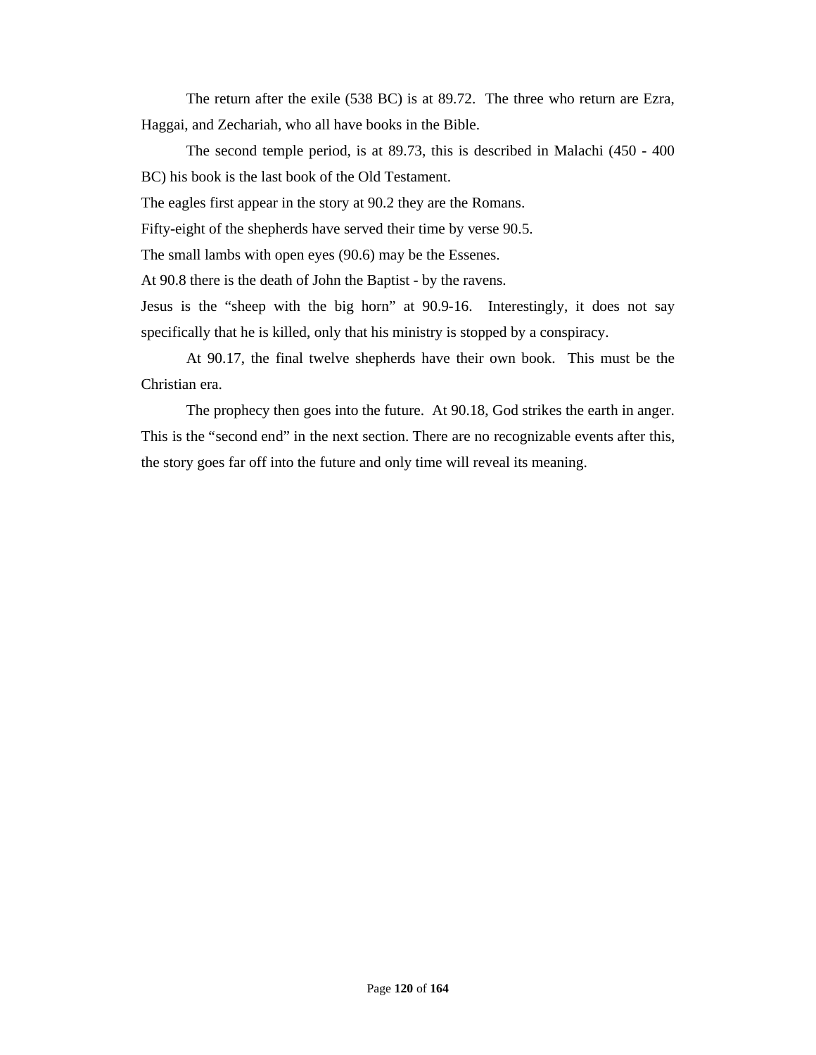The return after the exile (538 BC) is at 89.72. The three who return are Ezra, Haggai, and Zechariah, who all have books in the Bible.

The second temple period, is at 89.73, this is described in Malachi (450 - 400 BC) his book is the last book of the Old Testament.

The eagles first appear in the story at 90.2 they are the Romans.

Fifty-eight of the shepherds have served their time by verse 90.5.

The small lambs with open eyes (90.6) may be the Essenes.

At 90.8 there is the death of John the Baptist - by the ravens.

Jesus is the "sheep with the big horn" at 90.9-16. Interestingly, it does not say specifically that he is killed, only that his ministry is stopped by a conspiracy.

At 90.17, the final twelve shepherds have their own book. This must be the Christian era.

The prophecy then goes into the future. At 90.18, God strikes the earth in anger. This is the "second end" in the next section. There are no recognizable events after this, the story goes far off into the future and only time will reveal its meaning.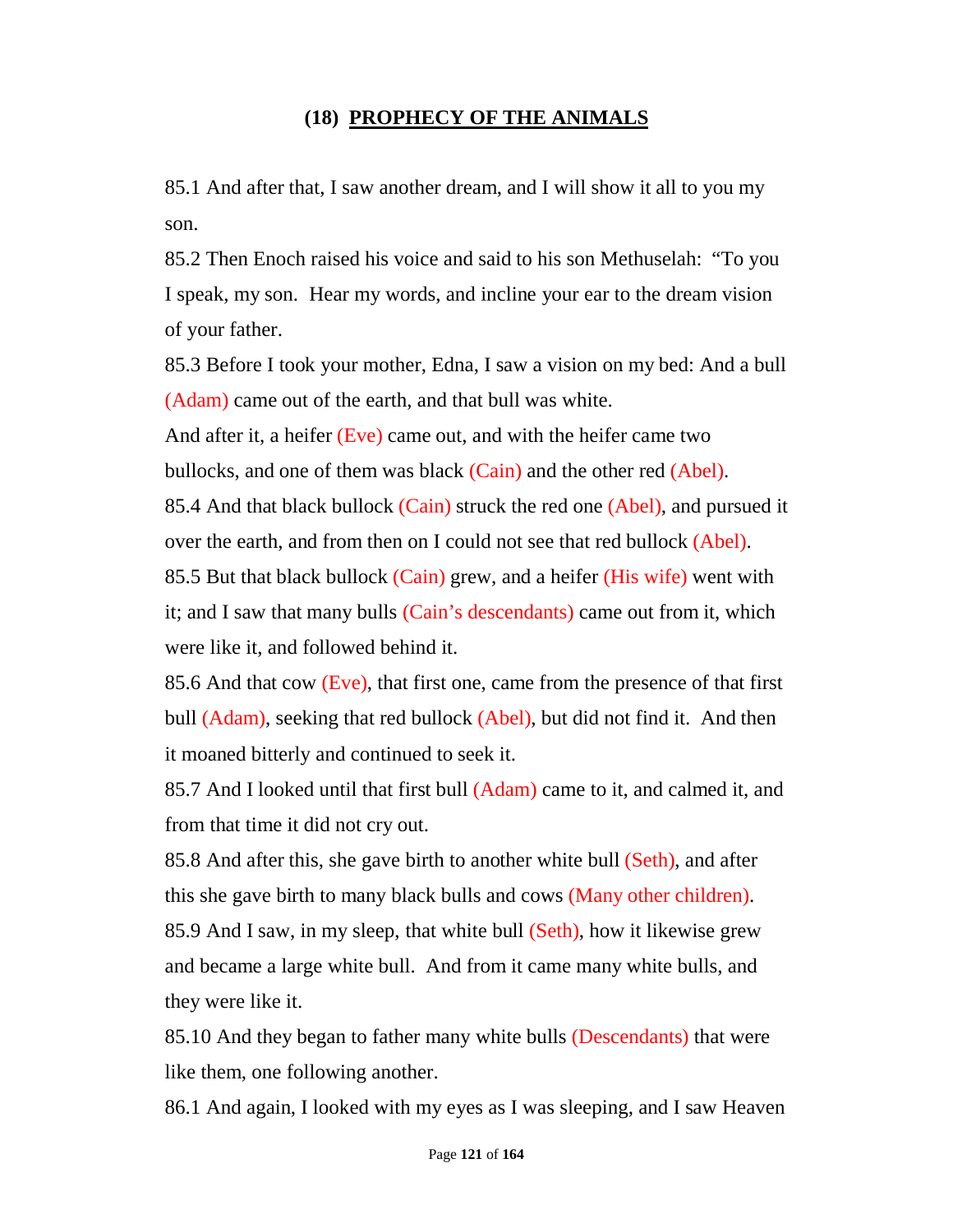## (18) PROPHECY OF THE ANIMALS

85.1 And after that, I saw another dream, and I will show it all to you my son.

85.2 Then Enoch raised his voice and said to his son Methuselah: "To you I speak, my son. Hear my words, and incline your ear to the dream vision of your father.

85.3 Before I took your mother, Edna, I saw a vision on my bed: And a bull (Adam) came out of the earth, and that bull was white.

And after it, a heifer (Eve) came out, and with the heifer came two bullocks, and one of them was black (Cain) and the other red (Abel).

85.4 And that black bullock (Cain) struck the red one (Abel), and pursued it over the earth, and from then on I could not see that red bullock (Abel).

85.5 But that black bullock (Cain) grew, and a heifer (His wife) went with it; and I saw that many bulls (Cain's descendants) came out from it, which were like it, and followed behind it.

85.6 And that cow (Eve), that first one, came from the presence of that first bull (Adam), seeking that red bullock (Abel), but did not find it. And then it moaned bitterly and continued to seek it.

85.7 And I looked until that first bull (Adam) came to it, and calmed it, and from that time it did not cry out.

85.8 And after this, she gave birth to another white bull (Seth), and after this she gave birth to many black bulls and cows (Many other children).

85.9 And I saw, in my sleep, that white bull (Seth), how it likewise grew and became a large white bull. And from it came many white bulls, and they were like it.

85.10 And they began to father many white bulls (Descendants) that were like them, one following another.

86.1 And again, I looked with my eyes as I was sleeping, and I saw Heaven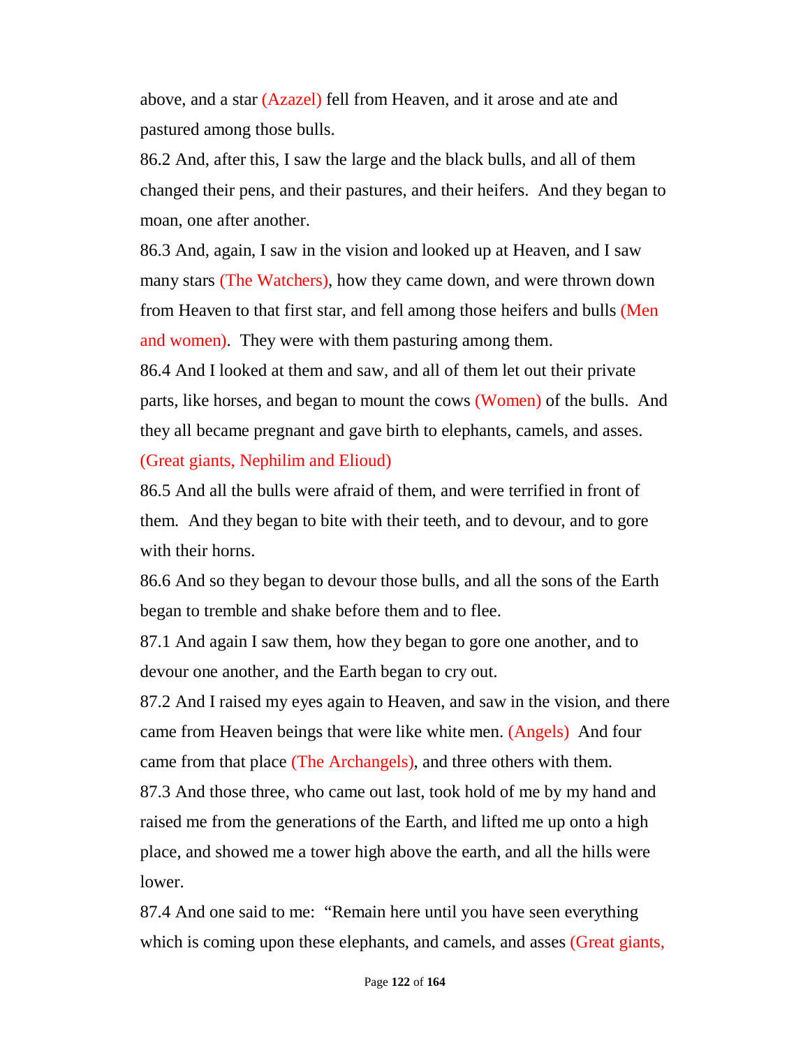above, and a star (Azazel) fell from Heaven, and it arose and ate and pastured among those bulls.

86.2 And, after this, I saw the large and the black bulls, and all of them changed their pens, and their pastures, and their heifers. And they began to moan, one after another.

86.3 And, again, I saw in the vision and looked up at Heaven, and I saw many stars (The Watchers), how they came down, and were thrown down from Heaven to that first star, and fell among those heifers and bulls (Men and women). They were with them pasturing among them.

86.4 And I looked at them and saw, and all of them let out their private parts, like horses, and began to mount the cows (Women) of the bulls. And they all became pregnant and gave birth to elephants, camels, and asses. (Great giants, Nephilim and Elioud)

86.5 And all the bulls were afraid of them, and were terrified in front of them. And they began to bite with their teeth, and to devour, and to gore with their horns.

86.6 And so they began to devour those bulls, and all the sons of the Earth began to tremble and shake before them and to flee.

87.1 And again I saw them, how they began to gore one another, and to devour one another, and the Earth began to cry out.

87.2 And I raised my eyes again to Heaven, and saw in the vision, and there came from Heaven beings that were like white men. (Angels) And four came from that place (The Archangels), and three others with them.

87.3 And those three, who came out last, took hold of me by my hand and raised me from the generations of the Earth, and lifted me up onto a high place, and showed me a tower high above the earth, and all the hills were lower.

87.4 And one said to me: "Remain here until you have seen everything which is coming upon these elephants, and camels, and asses (Great giants,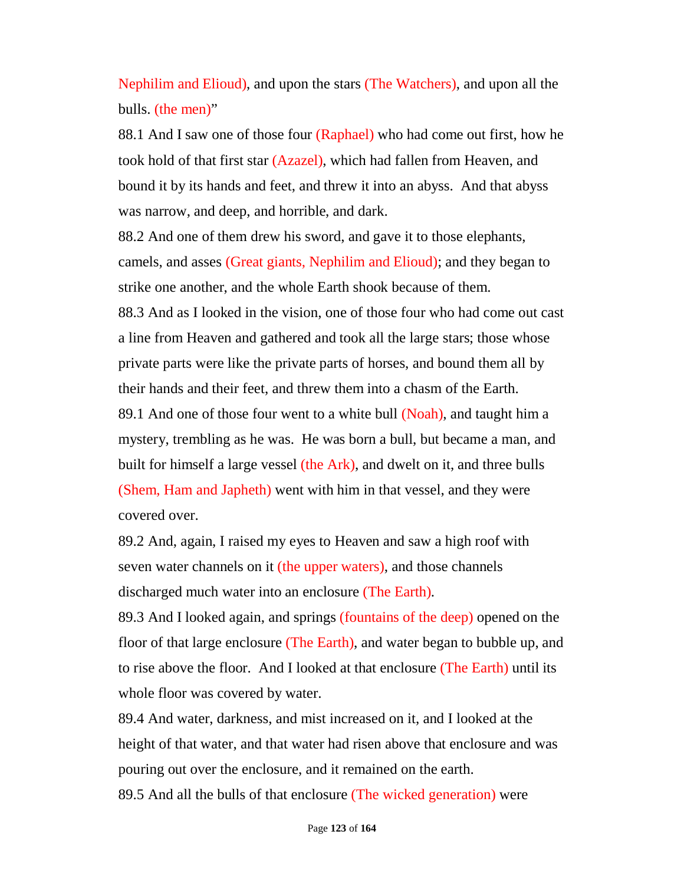Nephilim and Elioud), and upon the stars (The Watchers), and upon all the bulls. (the men)"

88.1 And I saw one of those four (Raphael) who had come out first, how he took hold of that first star (Azazel), which had fallen from Heaven, and bound it by its hands and feet, and threw it into an abyss. And that abyss was narrow, and deep, and horrible, and dark.

88.2 And one of them drew his sword, and gave it to those elephants, camels, and asses (Great giants, Nephilim and Elioud); and they began to strike one another, and the whole Earth shook because of them.

88.3 And as I looked in the vision, one of those four who had come out cast a line from Heaven and gathered and took all the large stars; those whose private parts were like the private parts of horses, and bound them all by their hands and their feet, and threw them into a chasm of the Earth.

89.1 And one of those four went to a white bull (Noah), and taught him a mystery, trembling as he was. He was born a bull, but became a man, and built for himself a large vessel (the Ark), and dwelt on it, and three bulls (Shem, Ham and Japheth) went with him in that vessel, and they were covered over.

89.2 And, again, I raised my eyes to Heaven and saw a high roof with seven water channels on it (the upper waters), and those channels discharged much water into an enclosure (The Earth).

89.3 And I looked again, and springs (fountains of the deep) opened on the floor of that large enclosure (The Earth), and water began to bubble up, and to rise above the floor. And I looked at that enclosure (The Earth) until its whole floor was covered by water.

89.4 And water, darkness, and mist increased on it, and I looked at the height of that water, and that water had risen above that enclosure and was pouring out over the enclosure, and it remained on the earth.

89.5 And all the bulls of that enclosure (The wicked generation) were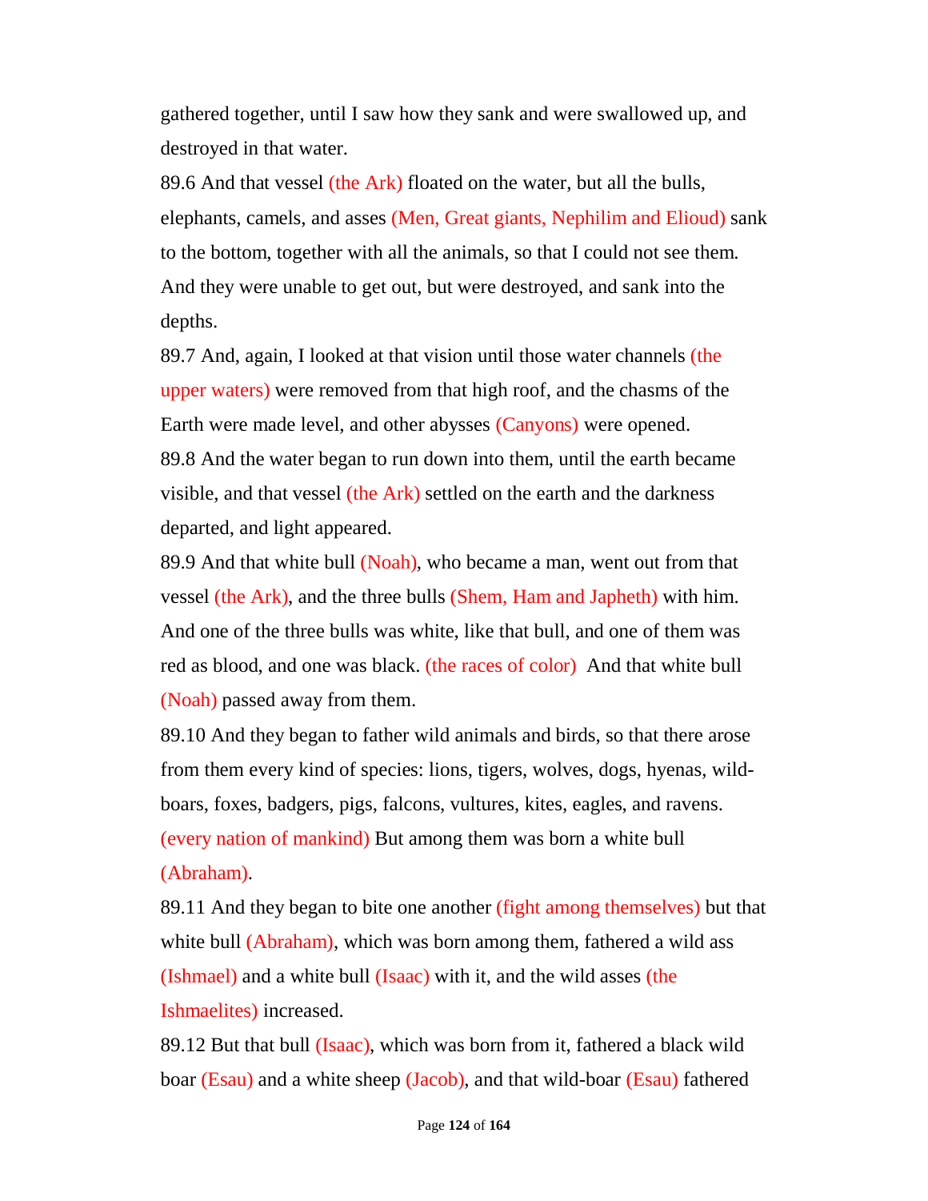gathered together, until I saw how they sank and were swallowed up, and destroyed in that water.

89.6 And that vessel (the Ark) floated on the water, but all the bulls, elephants, camels, and asses (Men, Great giants, Nephilim and Elioud) sank to the bottom, together with all the animals, so that I could not see them. And they were unable to get out, but were destroyed, and sank into the depths.

89.7 And, again, I looked at that vision until those water channels (the upper waters) were removed from that high roof, and the chasms of the Earth were made level, and other abysses (Canyons) were opened.

89.8 And the water began to run down into them, until the earth became visible, and that vessel (the Ark) settled on the earth and the darkness departed, and light appeared.

89.9 And that white bull (Noah), who became a man, went out from that vessel (the Ark), and the three bulls (Shem, Ham and Japheth) with him. And one of the three bulls was white, like that bull, and one of them was red as blood, and one was black. (the races of color) And that white bull (Noah) passed away from them.

89.10 And they began to father wild animals and birds, so that there arose from them every kind of species: lions, tigers, wolves, dogs, hyenas, wild-boars, foxes, badgers, pigs, falcons, vultures, kites, eagles, and ravens. (every nation of mankind) But among them was born a white bull (Abraham).

89.11 And they began to bite one another (fight among themselves) but that white bull (Abraham), which was born among them, fathered a wild ass (Ishmael) and a white bull (Isaac) with it, and the wild asses (the Ishmaelites) increased.

89.12 But that bull (Isaac), which was born from it, fathered a black wild boar (Esau) and a white sheep (Jacob), and that wild-boar (Esau) fathered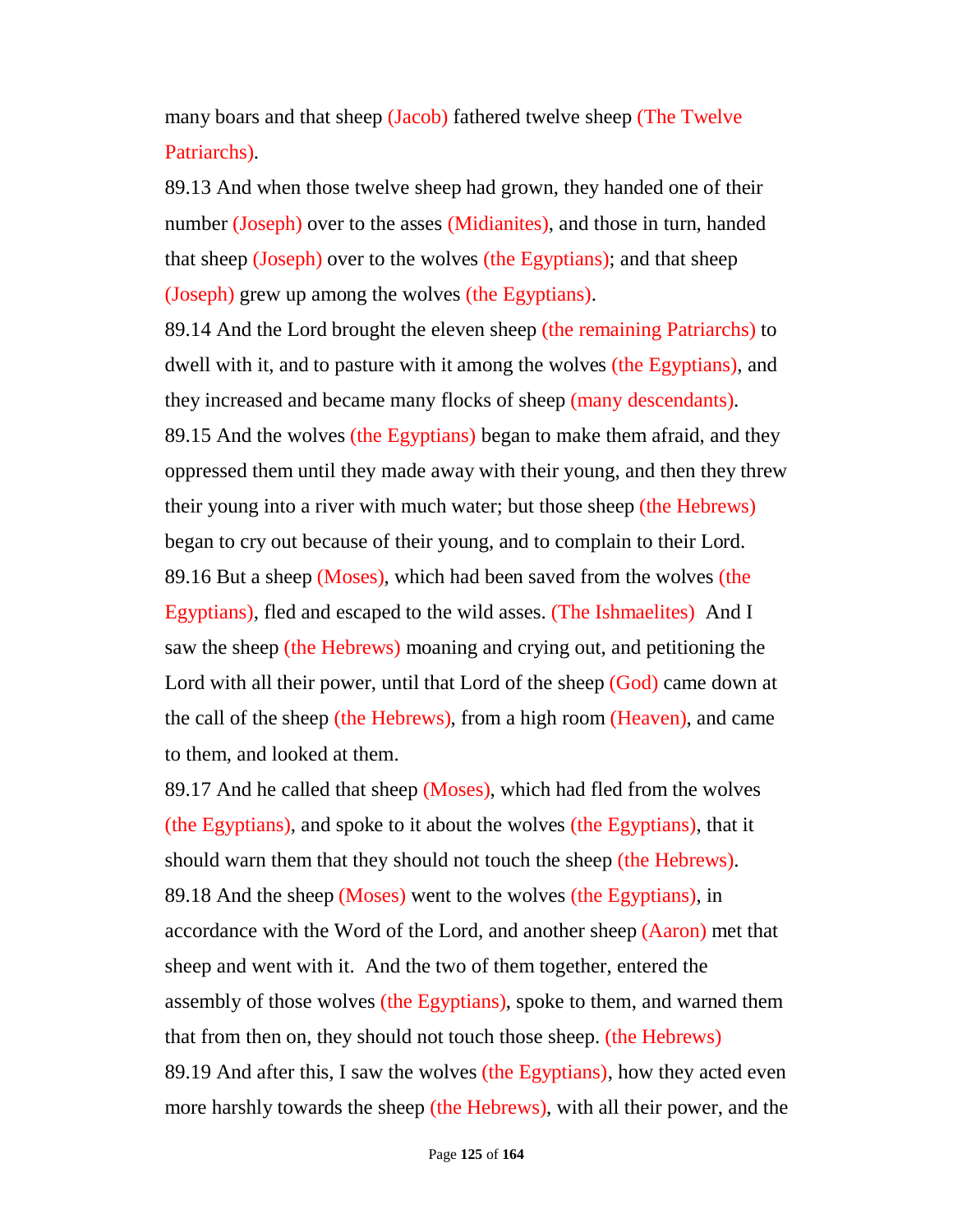many boars and that sheep (Jacob) fathered twelve sheep (The Twelve Patriarchs).

89.13 And when those twelve sheep had grown, they handed one of their number (Joseph) over to the asses (Midianites), and those in turn, handed that sheep (Joseph) over to the wolves (the Egyptians); and that sheep (Joseph) grew up among the wolves (the Egyptians).

89.14 And the Lord brought the eleven sheep (the remaining Patriarchs) to dwell with it, and to pasture with it among the wolves (the Egyptians), and they increased and became many flocks of sheep (many descendants).

89.15 And the wolves (the Egyptians) began to make them afraid, and they oppressed them until they made away with their young, and then they threw their young into a river with much water; but those sheep (the Hebrews) began to cry out because of their young, and to complain to their Lord.

89.16 But a sheep (Moses), which had been saved from the wolves (the Egyptians), fled and escaped to the wild asses. (The Ishmaelites) And I saw the sheep (the Hebrews) moaning and crying out, and petitioning the Lord with all their power, until that Lord of the sheep (God) came down at the call of the sheep (the Hebrews), from a high room (Heaven), and came to them, and looked at them.

89.17 And he called that sheep (Moses), which had fled from the wolves (the Egyptians), and spoke to it about the wolves (the Egyptians), that it should warn them that they should not touch the sheep (the Hebrews).

89.18 And the sheep (Moses) went to the wolves (the Egyptians), in accordance with the Word of the Lord, and another sheep (Aaron) met that sheep and went with it. And the two of them together, entered the assembly of those wolves (the Egyptians), spoke to them, and warned them that from then on, they should not touch those sheep. (the Hebrews)

89.19 And after this, I saw the wolves (the Egyptians), how they acted even more harshly towards the sheep (the Hebrews), with all their power, and the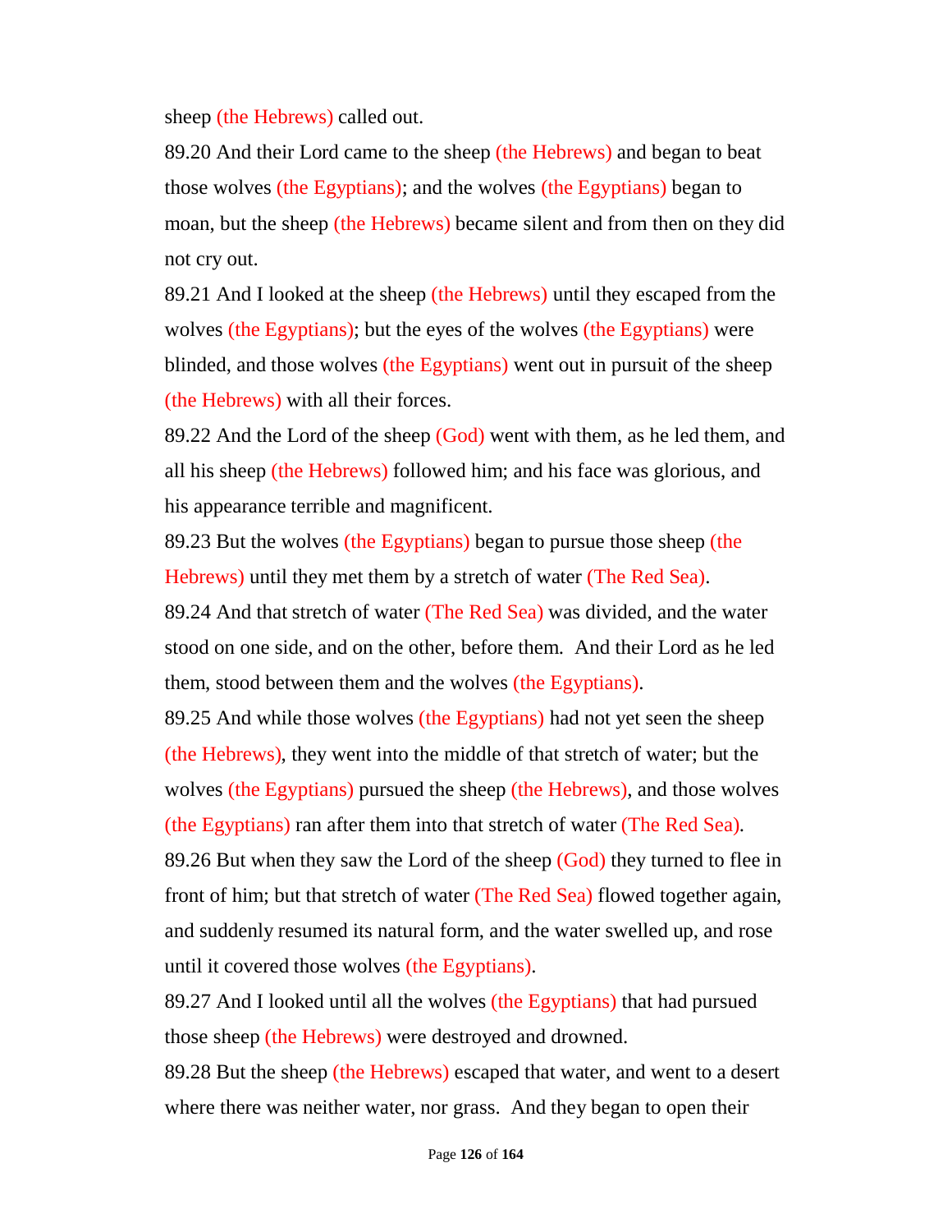sheep (the Hebrews) called out.

89.20 And their Lord came to the sheep (the Hebrews) and began to beat those wolves (the Egyptians); and the wolves (the Egyptians) began to moan, but the sheep (the Hebrews) became silent and from then on they did not cry out.

89.21 And I looked at the sheep (the Hebrews) until they escaped from the wolves (the Egyptians); but the eyes of the wolves (the Egyptians) were blinded, and those wolves (the Egyptians) went out in pursuit of the sheep (the Hebrews) with all their forces.

89.22 And the Lord of the sheep (God) went with them, as he led them, and all his sheep (the Hebrews) followed him; and his face was glorious, and his appearance terrible and magnificent.

89.23 But the wolves (the Egyptians) began to pursue those sheep (the Hebrews) until they met them by a stretch of water (The Red Sea).

89.24 And that stretch of water (The Red Sea) was divided, and the water stood on one side, and on the other, before them. And their Lord as he led them, stood between them and the wolves (the Egyptians).

89.25 And while those wolves (the Egyptians) had not yet seen the sheep (the Hebrews), they went into the middle of that stretch of water; but the wolves (the Egyptians) pursued the sheep (the Hebrews), and those wolves (the Egyptians) ran after them into that stretch of water (The Red Sea).

89.26 But when they saw the Lord of the sheep (God) they turned to flee in front of him; but that stretch of water (The Red Sea) flowed together again, and suddenly resumed its natural form, and the water swelled up, and rose until it covered those wolves (the Egyptians).

89.27 And I looked until all the wolves (the Egyptians) that had pursued those sheep (the Hebrews) were destroyed and drowned.

89.28 But the sheep (the Hebrews) escaped that water, and went to a desert where there was neither water, nor grass. And they began to open their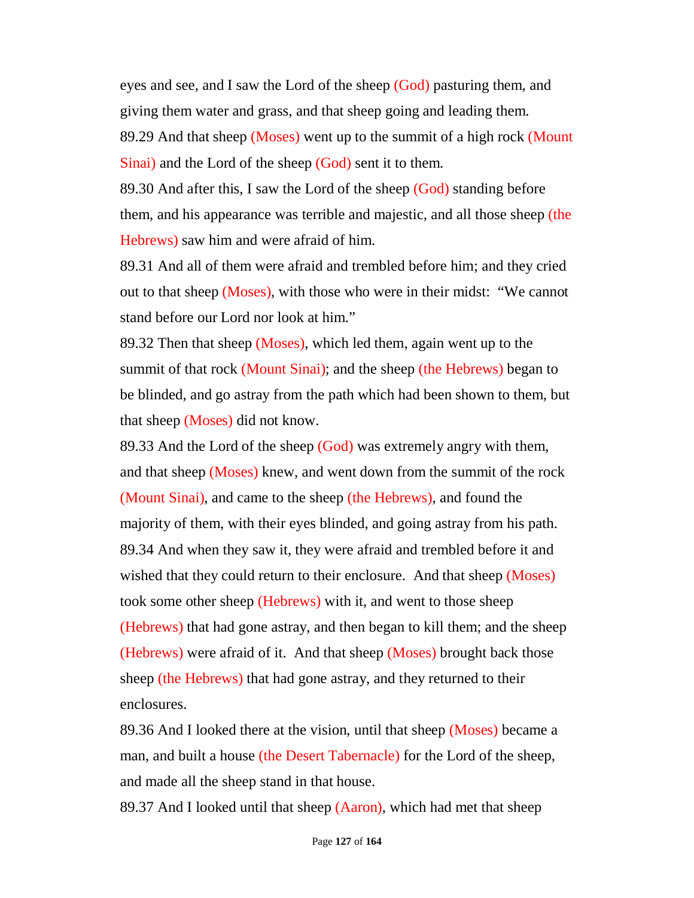eyes and see, and I saw the Lord of the sheep (God) pasturing them, and giving them water and grass, and that sheep going and leading them.

89.29 And that sheep (Moses) went up to the summit of a high rock (Mount Sinai) and the Lord of the sheep (God) sent it to them.

89.30 And after this, I saw the Lord of the sheep (God) standing before them, and his appearance was terrible and majestic, and all those sheep (the Hebrews) saw him and were afraid of him.

89.31 And all of them were afraid and trembled before him; and they cried out to that sheep (Moses), with those who were in their midst: "We cannot stand before our Lord nor look at him."

89.32 Then that sheep (Moses), which led them, again went up to the summit of that rock (Mount Sinai); and the sheep (the Hebrews) began to be blinded, and go astray from the path which had been shown to them, but that sheep (Moses) did not know.

89.33 And the Lord of the sheep (God) was extremely angry with them, and that sheep (Moses) knew, and went down from the summit of the rock (Mount Sinai), and came to the sheep (the Hebrews), and found the majority of them, with their eyes blinded, and going astray from his path.

89.34 And when they saw it, they were afraid and trembled before it and wished that they could return to their enclosure. And that sheep (Moses) took some other sheep (Hebrews) with it, and went to those sheep (Hebrews) that had gone astray, and then began to kill them; and the sheep (Hebrews) were afraid of it. And that sheep (Moses) brought back those sheep (the Hebrews) that had gone astray, and they returned to their enclosures.

89.36 And I looked there at the vision, until that sheep (Moses) became a man, and built a house (the Desert Tabernacle) for the Lord of the sheep, and made all the sheep stand in that house.

89.37 And I looked until that sheep (Aaron), which had met that sheep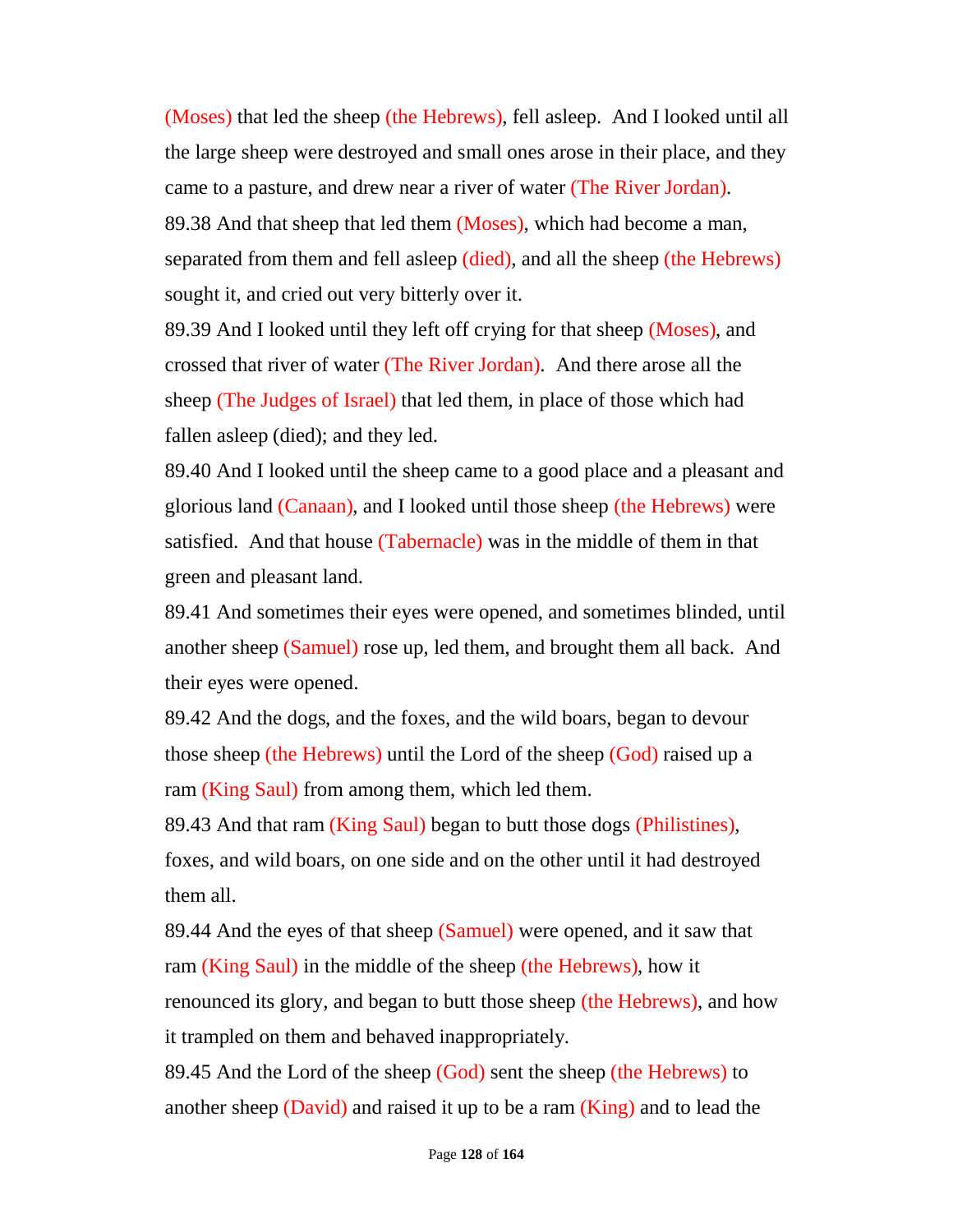(Moses) that led the sheep (the Hebrews), fell asleep. And I looked until all the large sheep were destroyed and small ones arose in their place, and they came to a pasture, and drew near a river of water (The River Jordan).

89.38 And that sheep that led them (Moses), which had become a man, separated from them and fell asleep (died), and all the sheep (the Hebrews) sought it, and cried out very bitterly over it.

89.39 And I looked until they left off crying for that sheep (Moses), and crossed that river of water (The River Jordan). And there arose all the sheep (The Judges of Israel) that led them, in place of those which had fallen asleep (died); and they led.

89.40 And I looked until the sheep came to a good place and a pleasant and glorious land (Canaan), and I looked until those sheep (the Hebrews) were satisfied. And that house (Tabernacle) was in the middle of them in that green and pleasant land.

89.41 And sometimes their eyes were opened, and sometimes blinded, until another sheep (Samuel) rose up, led them, and brought them all back. And their eyes were opened.

89.42 And the dogs, and the foxes, and the wild boars, began to devour those sheep (the Hebrews) until the Lord of the sheep (God) raised up a ram (King Saul) from among them, which led them.

89.43 And that ram (King Saul) began to butt those dogs (Philistines), foxes, and wild boars, on one side and on the other until it had destroyed them all.

89.44 And the eyes of that sheep (Samuel) were opened, and it saw that ram (King Saul) in the middle of the sheep (the Hebrews), how it renounced its glory, and began to butt those sheep (the Hebrews), and how it trampled on them and behaved inappropriately.

89.45 And the Lord of the sheep (God) sent the sheep (the Hebrews) to another sheep (David) and raised it up to be a ram (King) and to lead the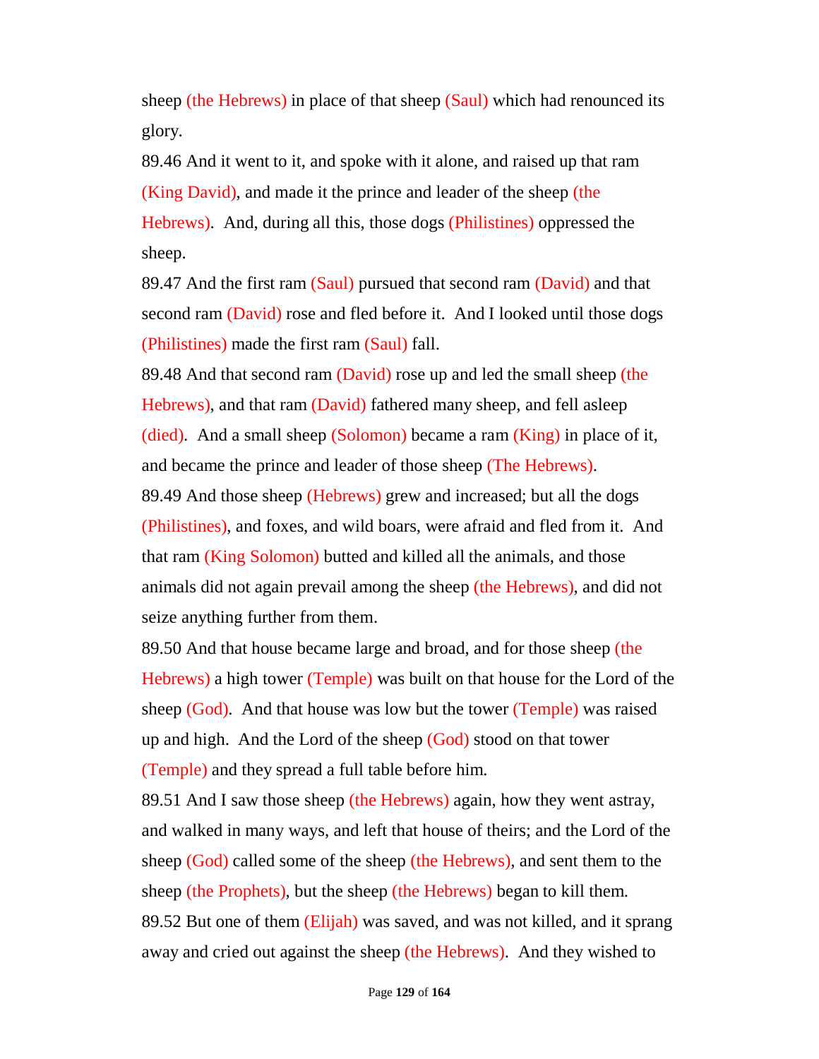sheep (the Hebrews) in place of that sheep (Saul) which had renounced its glory.

89.46 And it went to it, and spoke with it alone, and raised up that ram (King David), and made it the prince and leader of the sheep (the Hebrews). And, during all this, those dogs (Philistines) oppressed the sheep.

89.47 And the first ram (Saul) pursued that second ram (David) and that second ram (David) rose and fled before it. And I looked until those dogs (Philistines) made the first ram (Saul) fall.

89.48 And that second ram (David) rose up and led the small sheep (the Hebrews), and that ram (David) fathered many sheep, and fell asleep (died). And a small sheep (Solomon) became a ram (King) in place of it, and became the prince and leader of those sheep (The Hebrews).

89.49 And those sheep (Hebrews) grew and increased; but all the dogs (Philistines), and foxes, and wild boars, were afraid and fled from it. And that ram (King Solomon) butted and killed all the animals, and those animals did not again prevail among the sheep (the Hebrews), and did not seize anything further from them.

89.50 And that house became large and broad, and for those sheep (the Hebrews) a high tower (Temple) was built on that house for the Lord of the sheep (God). And that house was low but the tower (Temple) was raised up and high. And the Lord of the sheep (God) stood on that tower (Temple) and they spread a full table before him.

89.51 And I saw those sheep (the Hebrews) again, how they went astray, and walked in many ways, and left that house of theirs; and the Lord of the sheep (God) called some of the sheep (the Hebrews), and sent them to the sheep (the Prophets), but the sheep (the Hebrews) began to kill them.

89.52 But one of them (Elijah) was saved, and was not killed, and it sprang away and cried out against the sheep (the Hebrews). And they wished to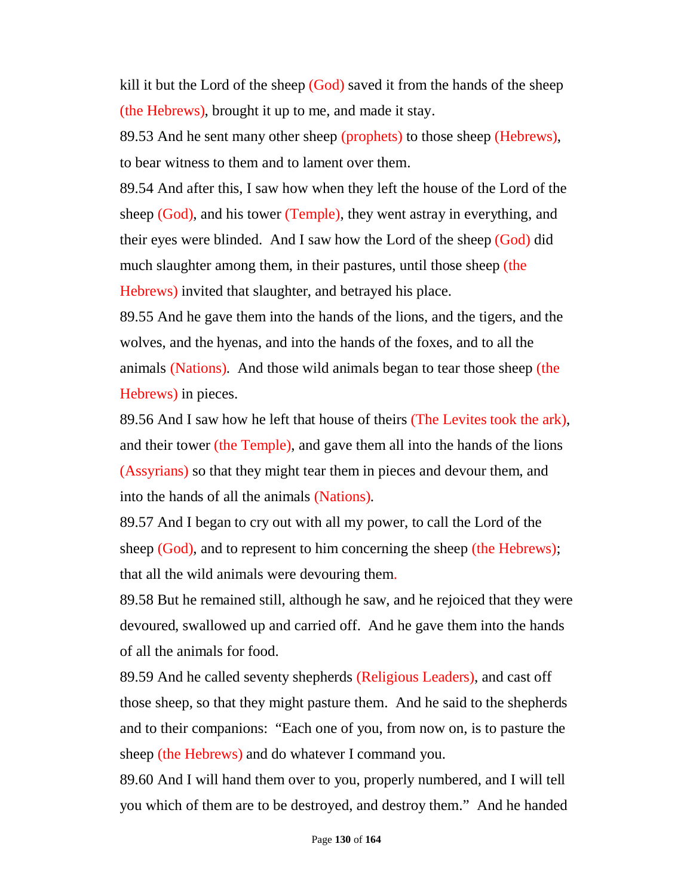kill it but the Lord of the sheep (God) saved it from the hands of the sheep (the Hebrews), brought it up to me, and made it stay.

89.53 And he sent many other sheep (prophets) to those sheep (Hebrews), to bear witness to them and to lament over them.

89.54 And after this, I saw how when they left the house of the Lord of the sheep (God), and his tower (Temple), they went astray in everything, and their eyes were blinded. And I saw how the Lord of the sheep (God) did much slaughter among them, in their pastures, until those sheep (the Hebrews) invited that slaughter, and betrayed his place.

89.55 And he gave them into the hands of the lions, and the tigers, and the wolves, and the hyenas, and into the hands of the foxes, and to all the animals (Nations). And those wild animals began to tear those sheep (the Hebrews) in pieces.

89.56 And I saw how he left that house of theirs (The Levites took the ark), and their tower (the Temple), and gave them all into the hands of the lions (Assyrians) so that they might tear them in pieces and devour them, and into the hands of all the animals (Nations).

89.57 And I began to cry out with all my power, to call the Lord of the sheep (God), and to represent to him concerning the sheep (the Hebrews); that all the wild animals were devouring them.

89.58 But he remained still, although he saw, and he rejoiced that they were devoured, swallowed up and carried off. And he gave them into the hands of all the animals for food.

89.59 And he called seventy shepherds (Religious Leaders), and cast off those sheep, so that they might pasture them. And he said to the shepherds and to their companions: "Each one of you, from now on, is to pasture the sheep (the Hebrews) and do whatever I command you.

89.60 And I will hand them over to you, properly numbered, and I will tell you which of them are to be destroyed, and destroy them." And he handed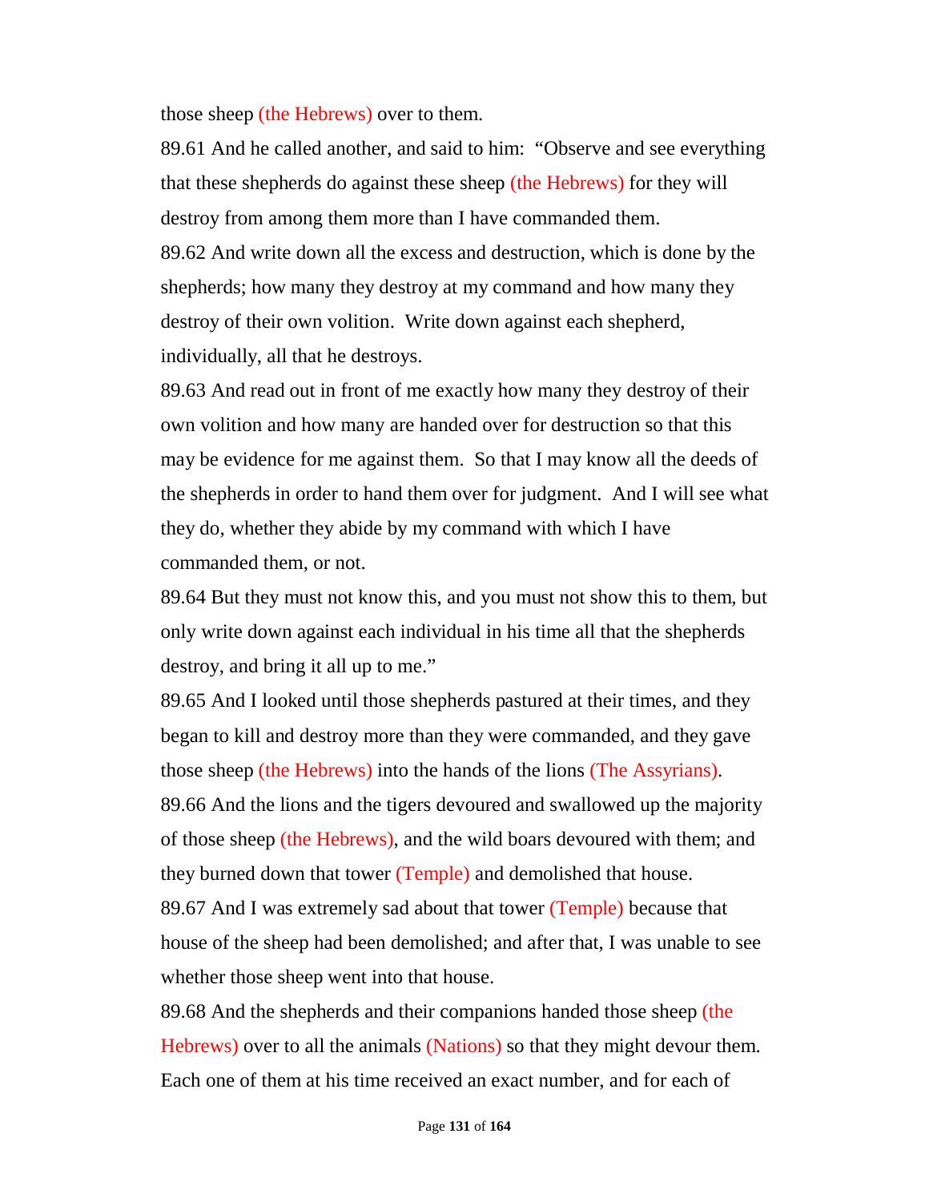those sheep (the Hebrews) over to them.

89.61 And he called another, and said to him: "Observe and see everything that these shepherds do against these sheep (the Hebrews) for they will destroy from among them more than I have commanded them.

89.62 And write down all the excess and destruction, which is done by the shepherds; how many they destroy at my command and how many they destroy of their own volition. Write down against each shepherd, individually, all that he destroys.

89.63 And read out in front of me exactly how many they destroy of their own volition and how many are handed over for destruction so that this may be evidence for me against them. So that I may know all the deeds of the shepherds in order to hand them over for judgment. And I will see what they do, whether they abide by my command with which I have commanded them, or not.

89.64 But they must not know this, and you must not show this to them, but only write down against each individual in his time all that the shepherds destroy, and bring it all up to me."

89.65 And I looked until those shepherds pastured at their times, and they began to kill and destroy more than they were commanded, and they gave those sheep (the Hebrews) into the hands of the lions (The Assyrians).

89.66 And the lions and the tigers devoured and swallowed up the majority of those sheep (the Hebrews), and the wild boars devoured with them; and they burned down that tower (Temple) and demolished that house.

89.67 And I was extremely sad about that tower (Temple) because that house of the sheep had been demolished; and after that, I was unable to see whether those sheep went into that house.

89.68 And the shepherds and their companions handed those sheep (the Hebrews) over to all the animals (Nations) so that they might devour them. Each one of them at his time received an exact number, and for each of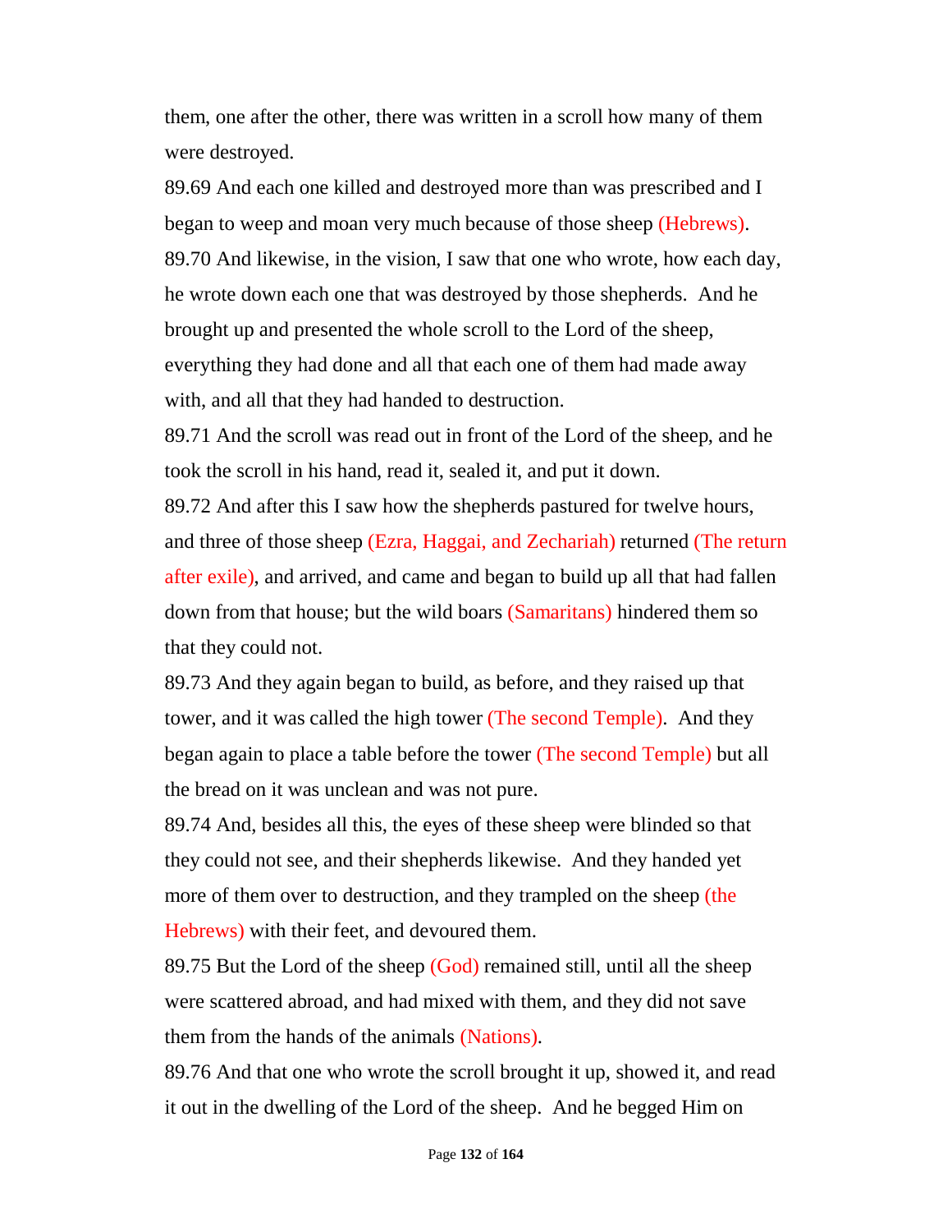them, one after the other, there was written in a scroll how many of them were destroyed.

89.69 And each one killed and destroyed more than was prescribed and I began to weep and moan very much because of those sheep (Hebrews).

89.70 And likewise, in the vision, I saw that one who wrote, how each day, he wrote down each one that was destroyed by those shepherds. And he brought up and presented the whole scroll to the Lord of the sheep, everything they had done and all that each one of them had made away with, and all that they had handed to destruction.

89.71 And the scroll was read out in front of the Lord of the sheep, and he took the scroll in his hand, read it, sealed it, and put it down.

89.72 And after this I saw how the shepherds pastured for twelve hours, and three of those sheep (Ezra, Haggai, and Zechariah) returned (The return after exile), and arrived, and came and began to build up all that had fallen down from that house; but the wild boars (Samaritans) hindered them so that they could not.

89.73 And they again began to build, as before, and they raised up that tower, and it was called the high tower (The second Temple). And they began again to place a table before the tower (The second Temple) but all the bread on it was unclean and was not pure.

89.74 And, besides all this, the eyes of these sheep were blinded so that they could not see, and their shepherds likewise. And they handed yet more of them over to destruction, and they trampled on the sheep (the Hebrews) with their feet, and devoured them.

89.75 But the Lord of the sheep (God) remained still, until all the sheep were scattered abroad, and had mixed with them, and they did not save them from the hands of the animals (Nations).

89.76 And that one who wrote the scroll brought it up, showed it, and read it out in the dwelling of the Lord of the sheep. And he begged Him on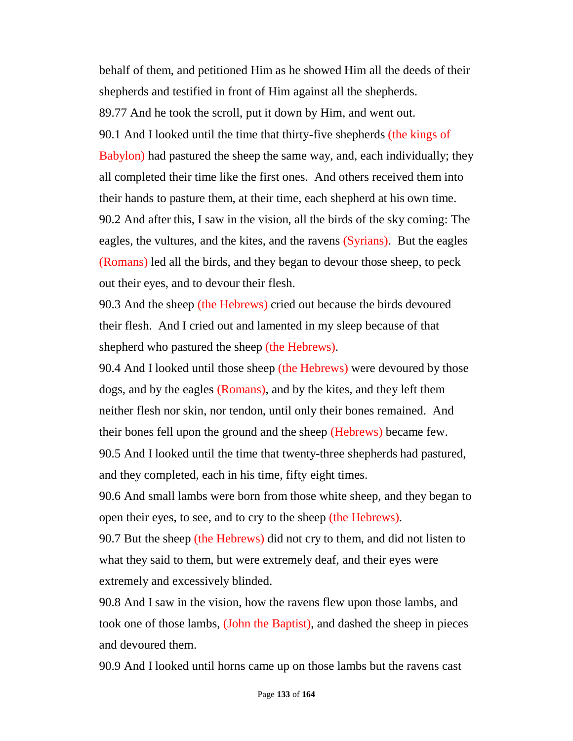behalf of them, and petitioned Him as he showed Him all the deeds of their shepherds and testified in front of Him against all the shepherds.

89.77 And he took the scroll, put it down by Him, and went out.

90.1 And I looked until the time that thirty-five shepherds (the kings of Babylon) had pastured the sheep the same way, and, each individually; they all completed their time like the first ones. And others received them into their hands to pasture them, at their time, each shepherd at his own time.

90.2 And after this, I saw in the vision, all the birds of the sky coming: The eagles, the vultures, and the kites, and the ravens (Syrians). But the eagles (Romans) led all the birds, and they began to devour those sheep, to peck out their eyes, and to devour their flesh.

90.3 And the sheep (the Hebrews) cried out because the birds devoured their flesh. And I cried out and lamented in my sleep because of that shepherd who pastured the sheep (the Hebrews).

90.4 And I looked until those sheep (the Hebrews) were devoured by those dogs, and by the eagles (Romans), and by the kites, and they left them neither flesh nor skin, nor tendon, until only their bones remained. And their bones fell upon the ground and the sheep (Hebrews) became few.

90.5 And I looked until the time that twenty-three shepherds had pastured, and they completed, each in his time, fifty eight times.

90.6 And small lambs were born from those white sheep, and they began to open their eyes, to see, and to cry to the sheep (the Hebrews).

90.7 But the sheep (the Hebrews) did not cry to them, and did not listen to what they said to them, but were extremely deaf, and their eyes were extremely and excessively blinded.

90.8 And I saw in the vision, how the ravens flew upon those lambs, and took one of those lambs, (John the Baptist), and dashed the sheep in pieces and devoured them.

90.9 And I looked until horns came up on those lambs but the ravens cast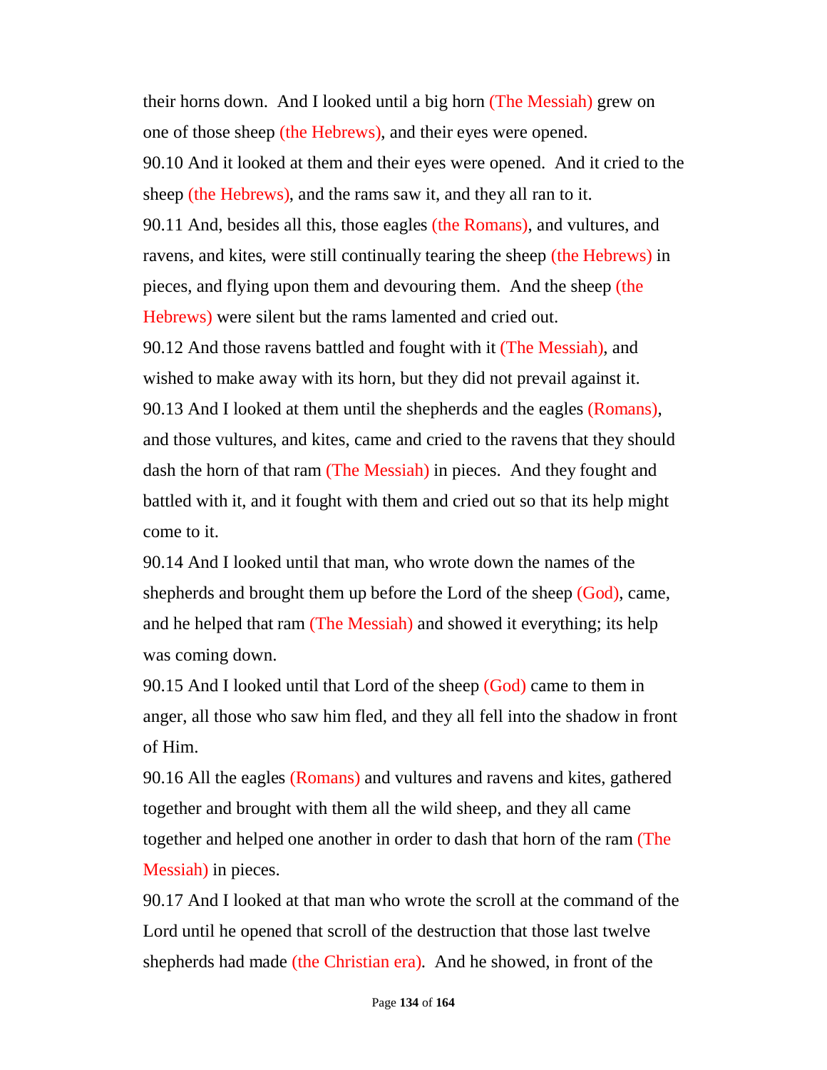their horns down. And I looked until a big horn (The Messiah) grew on one of those sheep (the Hebrews), and their eyes were opened.

90.10 And it looked at them and their eyes were opened. And it cried to the sheep (the Hebrews), and the rams saw it, and they all ran to it.

90.11 And, besides all this, those eagles (the Romans), and vultures, and ravens, and kites, were still continually tearing the sheep (the Hebrews) in pieces, and flying upon them and devouring them. And the sheep (the Hebrews) were silent but the rams lamented and cried out.

90.12 And those ravens battled and fought with it (The Messiah), and wished to make away with its horn, but they did not prevail against it.

90.13 And I looked at them until the shepherds and the eagles (Romans), and those vultures, and kites, came and cried to the ravens that they should dash the horn of that ram (The Messiah) in pieces. And they fought and battled with it, and it fought with them and cried out so that its help might come to it.

90.14 And I looked until that man, who wrote down the names of the shepherds and brought them up before the Lord of the sheep (God), came, and he helped that ram (The Messiah) and showed it everything; its help was coming down.

90.15 And I looked until that Lord of the sheep (God) came to them in anger, all those who saw him fled, and they all fell into the shadow in front of Him.

90.16 All the eagles (Romans) and vultures and ravens and kites, gathered together and brought with them all the wild sheep, and they all came together and helped one another in order to dash that horn of the ram (The Messiah) in pieces.

90.17 And I looked at that man who wrote the scroll at the command of the Lord until he opened that scroll of the destruction that those last twelve shepherds had made (the Christian era). And he showed, in front of the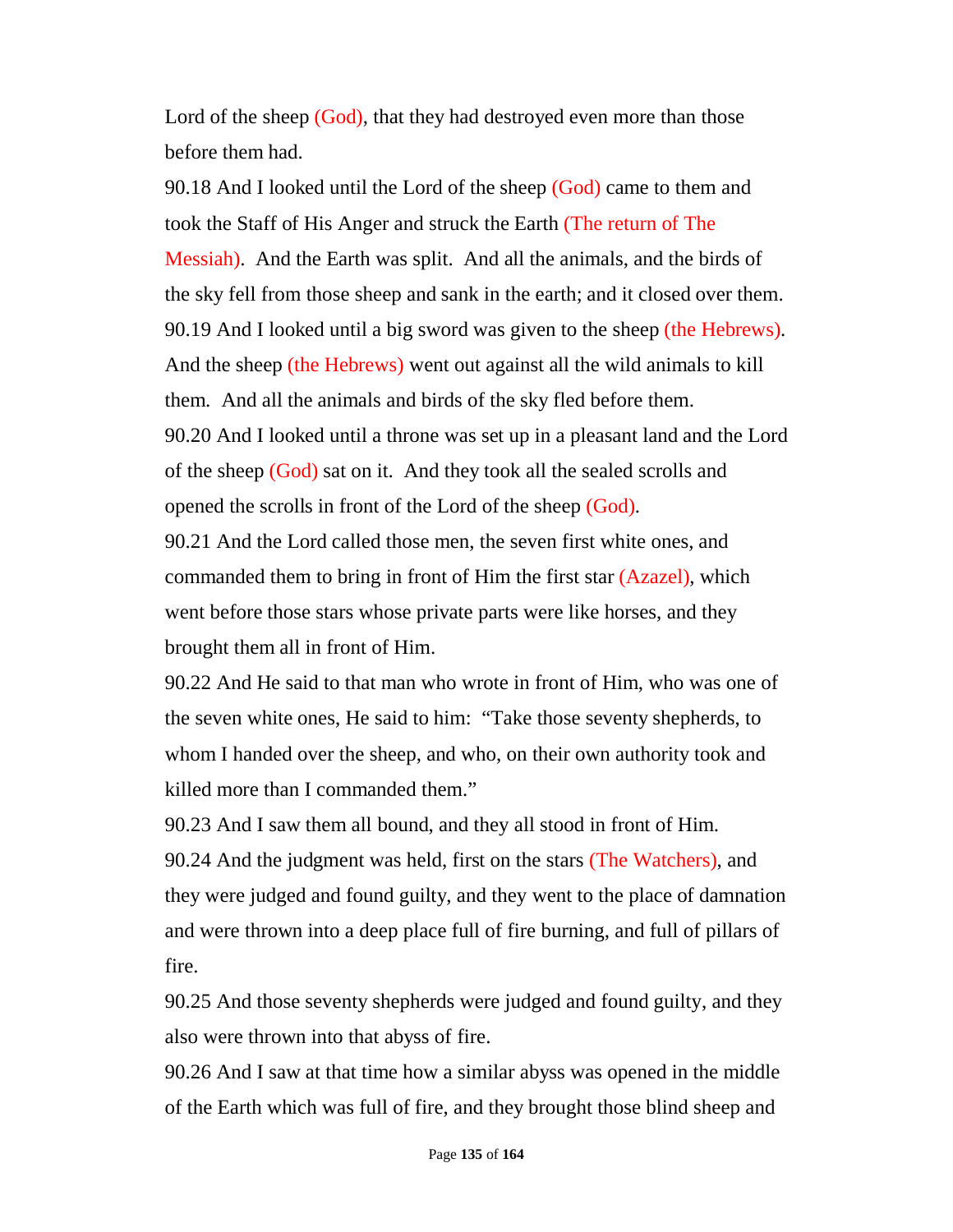Lord of the sheep (God), that they had destroyed even more than those before them had.

90.18 And I looked until the Lord of the sheep (God) came to them and took the Staff of His Anger and struck the Earth (The return of The Messiah). And the Earth was split. And all the animals, and the birds of the sky fell from those sheep and sank in the earth; and it closed over them.

90.19 And I looked until a big sword was given to the sheep (the Hebrews). And the sheep (the Hebrews) went out against all the wild animals to kill them. And all the animals and birds of the sky fled before them.

90.20 And I looked until a throne was set up in a pleasant land and the Lord of the sheep (God) sat on it. And they took all the sealed scrolls and opened the scrolls in front of the Lord of the sheep (God).

90.21 And the Lord called those men, the seven first white ones, and commanded them to bring in front of Him the first star (Azazel), which went before those stars whose private parts were like horses, and they brought them all in front of Him.

90.22 And He said to that man who wrote in front of Him, who was one of the seven white ones, He said to him: "Take those seventy shepherds, to whom I handed over the sheep, and who, on their own authority took and killed more than I commanded them."

90.23 And I saw them all bound, and they all stood in front of Him.

90.24 And the judgment was held, first on the stars (The Watchers), and they were judged and found guilty, and they went to the place of damnation and were thrown into a deep place full of fire burning, and full of pillars of fire.

90.25 And those seventy shepherds were judged and found guilty, and they also were thrown into that abyss of fire.

90.26 And I saw at that time how a similar abyss was opened in the middle of the Earth which was full of fire, and they brought those blind sheep and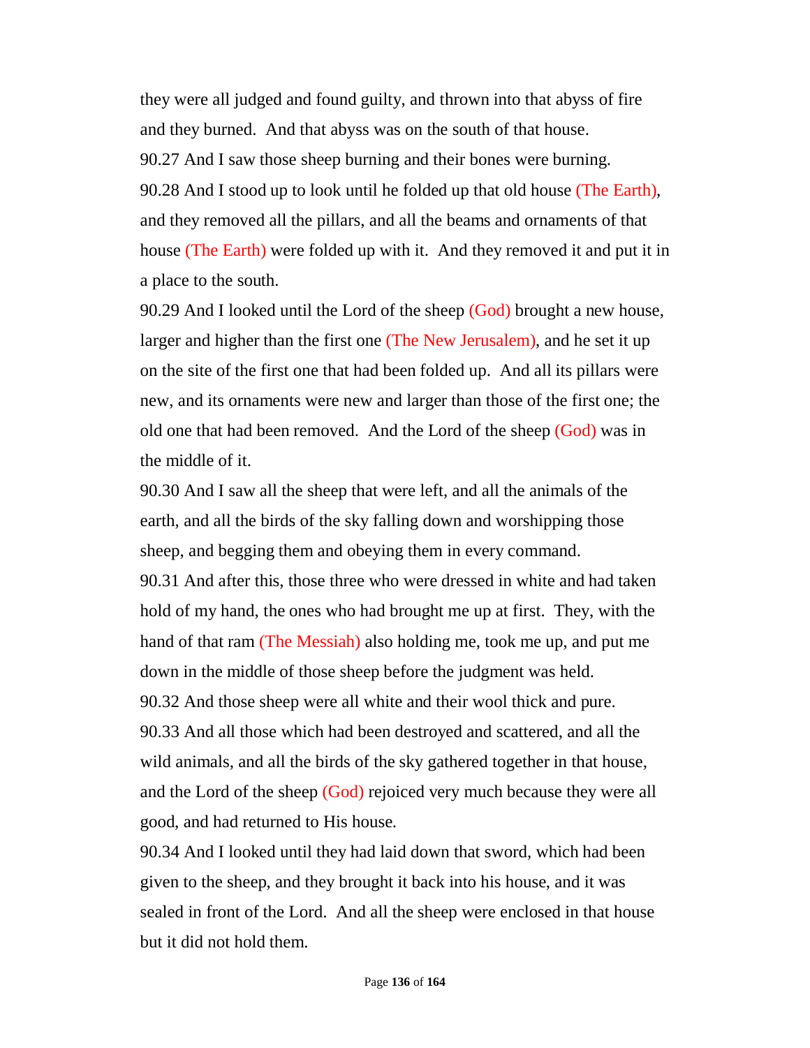they were all judged and found guilty, and thrown into that abyss of fire and they burned. And that abyss was on the south of that house.

90.27 And I saw those sheep burning and their bones were burning.

90.28 And I stood up to look until he folded up that old house (The Earth), and they removed all the pillars, and all the beams and ornaments of that house (The Earth) were folded up with it. And they removed it and put it in a place to the south.

90.29 And I looked until the Lord of the sheep (God) brought a new house, larger and higher than the first one (The New Jerusalem), and he set it up on the site of the first one that had been folded up. And all its pillars were new, and its ornaments were new and larger than those of the first one; the old one that had been removed. And the Lord of the sheep (God) was in the middle of it.

90.30 And I saw all the sheep that were left, and all the animals of the earth, and all the birds of the sky falling down and worshipping those sheep, and begging them and obeying them in every command.

90.31 And after this, those three who were dressed in white and had taken hold of my hand, the ones who had brought me up at first. They, with the hand of that ram (The Messiah) also holding me, took me up, and put me down in the middle of those sheep before the judgment was held.

90.32 And those sheep were all white and their wool thick and pure.

90.33 And all those which had been destroyed and scattered, and all the wild animals, and all the birds of the sky gathered together in that house, and the Lord of the sheep (God) rejoiced very much because they were all good, and had returned to His house.

90.34 And I looked until they had laid down that sword, which had been given to the sheep, and they brought it back into his house, and it was sealed in front of the Lord. And all the sheep were enclosed in that house but it did not hold them.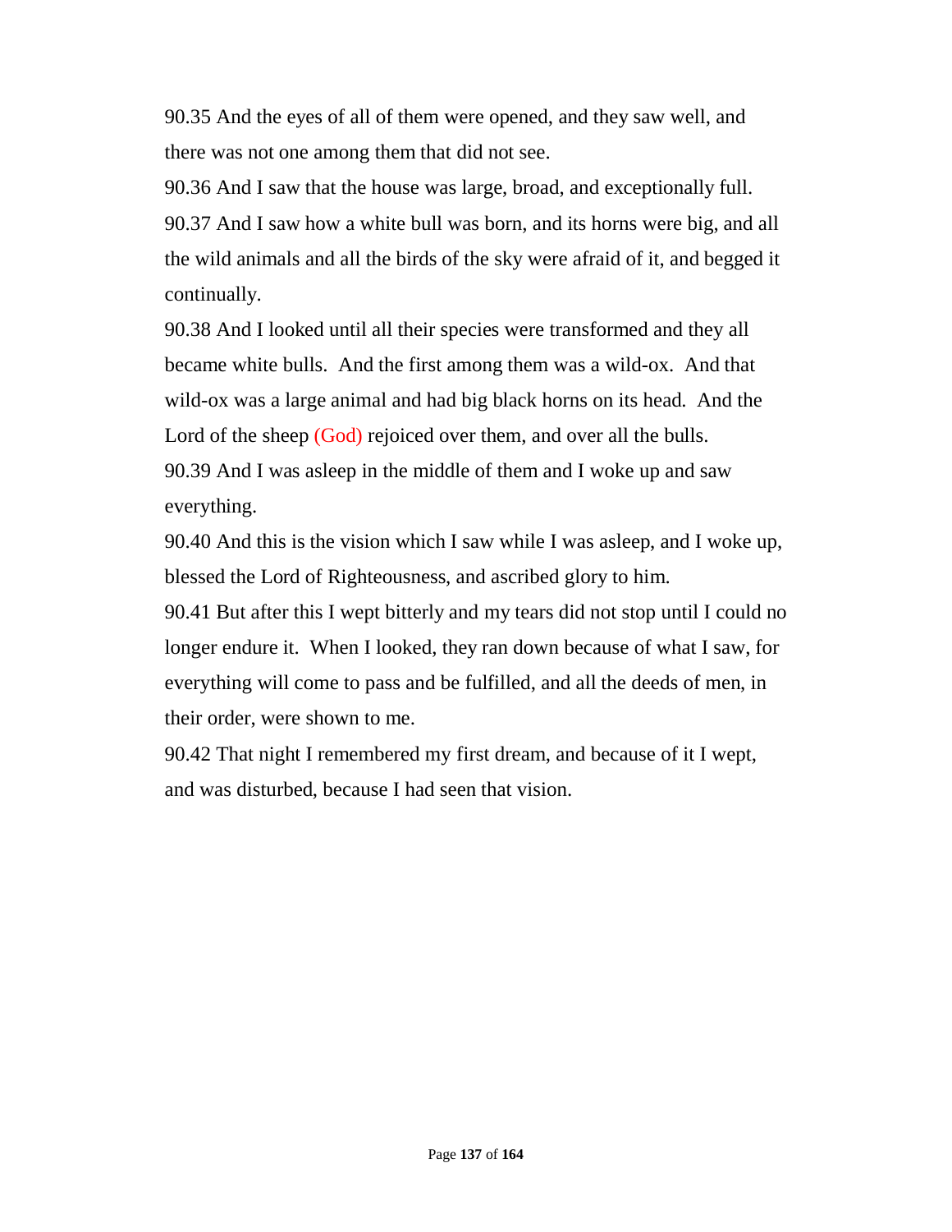90.35 And the eyes of all of them were opened, and they saw well, and there was not one among them that did not see.

90.36 And I saw that the house was large, broad, and exceptionally full.

90.37 And I saw how a white bull was born, and its horns were big, and all the wild animals and all the birds of the sky were afraid of it, and begged it continually.

90.38 And I looked until all their species were transformed and they all became white bulls. And the first among them was a wild-ox. And that wild-ox was a large animal and had big black horns on its head. And the Lord of the sheep (God) rejoiced over them, and over all the bulls.

90.39 And I was asleep in the middle of them and I woke up and saw everything.

90.40 And this is the vision which I saw while I was asleep, and I woke up, blessed the Lord of Righteousness, and ascribed glory to him.

90.41 But after this I wept bitterly and my tears did not stop until I could no longer endure it. When I looked, they ran down because of what I saw, for everything will come to pass and be fulfilled, and all the deeds of men, in their order, were shown to me.

90.42 That night I remembered my first dream, and because of it I wept, and was disturbed, because I had seen that vision.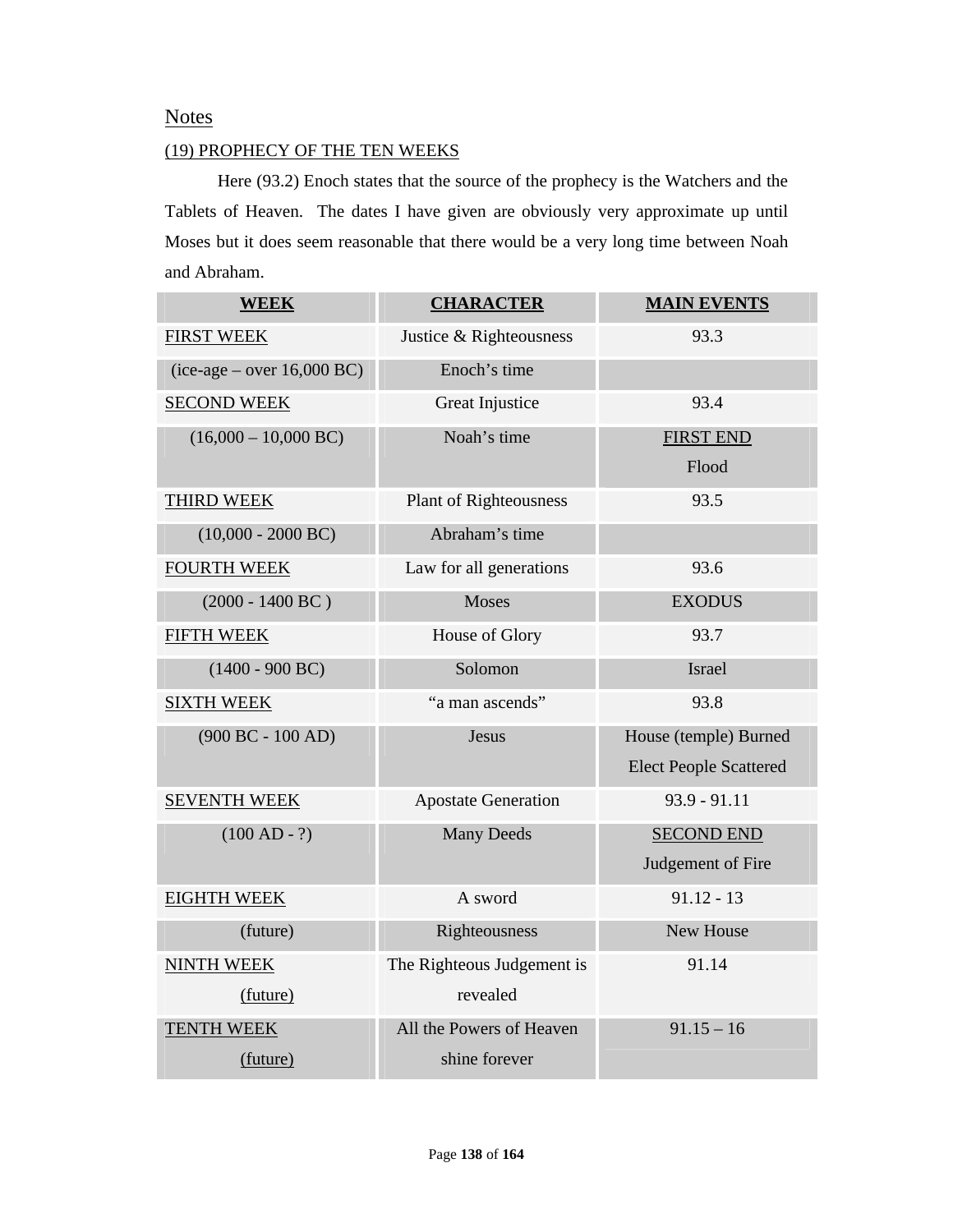## Notes

### (19) PROPHECY OF THE TEN WEEKS

Here (93.2) Enoch states that the source of the prophecy is the Watchers and the Tablets of Heaven. The dates I have given are obviously very approximate up until Moses but it does seem reasonable that there would be a very long time between Noah and Abraham.

| **WEEK** | **CHARACTER** | **MAIN EVENTS** |
|---|---|---|
| FIRST WEEK | Justice & Righteousness | 93.3 |
| (ice-age – over 16,000 BC) | Enoch's time | |
| SECOND WEEK | Great Injustice | 93.4 |
| (16,000 – 10,000 BC) | Noah's time | FIRST END<br>Flood |
| THIRD WEEK | Plant of Righteousness | 93.5 |
| (10,000 - 2000 BC) | Abraham's time | |
| FOURTH WEEK | Law for all generations | 93.6 |
| (2000 - 1400 BC ) | Moses | EXODUS |
| FIFTH WEEK | House of Glory | 93.7 |
| (1400 - 900 BC) | Solomon | Israel |
| SIXTH WEEK | "a man ascends" | 93.8 |
| (900 BC - 100 AD) | Jesus | House (temple) Burned<br>Elect People Scattered |
| SEVENTH WEEK | Apostate Generation | 93.9 - 91.11 |
| (100 AD - ?) | Many Deeds | SECOND END<br>Judgement of Fire |
| EIGHTH WEEK | A sword | 91.12 - 13 |
| (future) | Righteousness | New House |
| NINTH WEEK<br>(future) | The Righteous Judgement is revealed | 91.14 |
| TENTH WEEK<br>(future) | All the Powers of Heaven shine forever | 91.15 – 16 |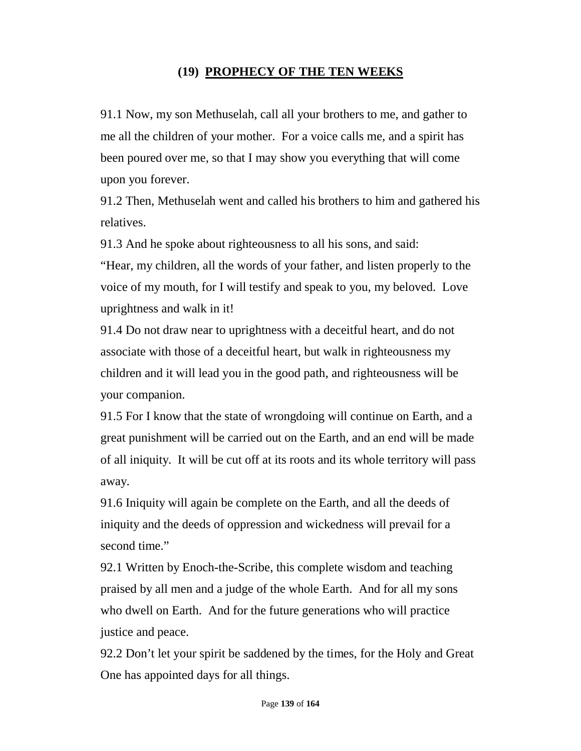## (19) PROPHECY OF THE TEN WEEKS

91.1 Now, my son Methuselah, call all your brothers to me, and gather to me all the children of your mother. For a voice calls me, and a spirit has been poured over me, so that I may show you everything that will come upon you forever.

91.2 Then, Methuselah went and called his brothers to him and gathered his relatives.

91.3 And he spoke about righteousness to all his sons, and said:
"Hear, my children, all the words of your father, and listen properly to the voice of my mouth, for I will testify and speak to you, my beloved. Love uprightness and walk in it!

91.4 Do not draw near to uprightness with a deceitful heart, and do not associate with those of a deceitful heart, but walk in righteousness my children and it will lead you in the good path, and righteousness will be your companion.

91.5 For I know that the state of wrongdoing will continue on Earth, and a great punishment will be carried out on the Earth, and an end will be made of all iniquity. It will be cut off at its roots and its whole territory will pass away.

91.6 Iniquity will again be complete on the Earth, and all the deeds of iniquity and the deeds of oppression and wickedness will prevail for a second time."

92.1 Written by Enoch-the-Scribe, this complete wisdom and teaching praised by all men and a judge of the whole Earth. And for all my sons who dwell on Earth. And for the future generations who will practice justice and peace.

92.2 Don't let your spirit be saddened by the times, for the Holy and Great One has appointed days for all things.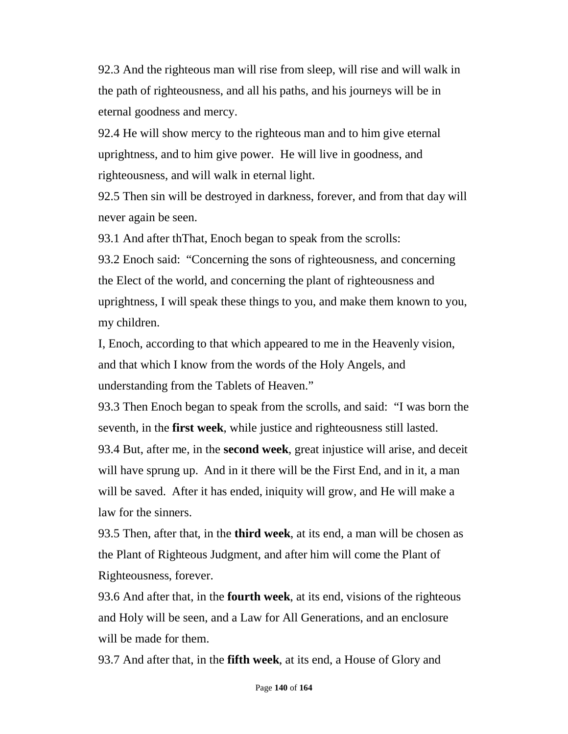92.3 And the righteous man will rise from sleep, will rise and will walk in the path of righteousness, and all his paths, and his journeys will be in eternal goodness and mercy.

92.4 He will show mercy to the righteous man and to him give eternal uprightness, and to him give power.  He will live in goodness, and righteousness, and will walk in eternal light.

92.5 Then sin will be destroyed in darkness, forever, and from that day will never again be seen.

93.1 And after thThat, Enoch began to speak from the scrolls:

93.2 Enoch said:  "Concerning the sons of righteousness, and concerning the Elect of the world, and concerning the plant of righteousness and uprightness, I will speak these things to you, and make them known to you, my children.

I, Enoch, according to that which appeared to me in the Heavenly vision, and that which I know from the words of the Holy Angels, and understanding from the Tablets of Heaven."

93.3 Then Enoch began to speak from the scrolls, and said:  "I was born the seventh, in the **first week**, while justice and righteousness still lasted.

93.4 But, after me, in the **second week**, great injustice will arise, and deceit will have sprung up.  And in it there will be the First End, and in it, a man will be saved.  After it has ended, iniquity will grow, and He will make a law for the sinners.

93.5 Then, after that, in the **third week**, at its end, a man will be chosen as the Plant of Righteous Judgment, and after him will come the Plant of Righteousness, forever.

93.6 And after that, in the **fourth week**, at its end, visions of the righteous and Holy will be seen, and a Law for All Generations, and an enclosure will be made for them.

93.7 And after that, in the **fifth week**, at its end, a House of Glory and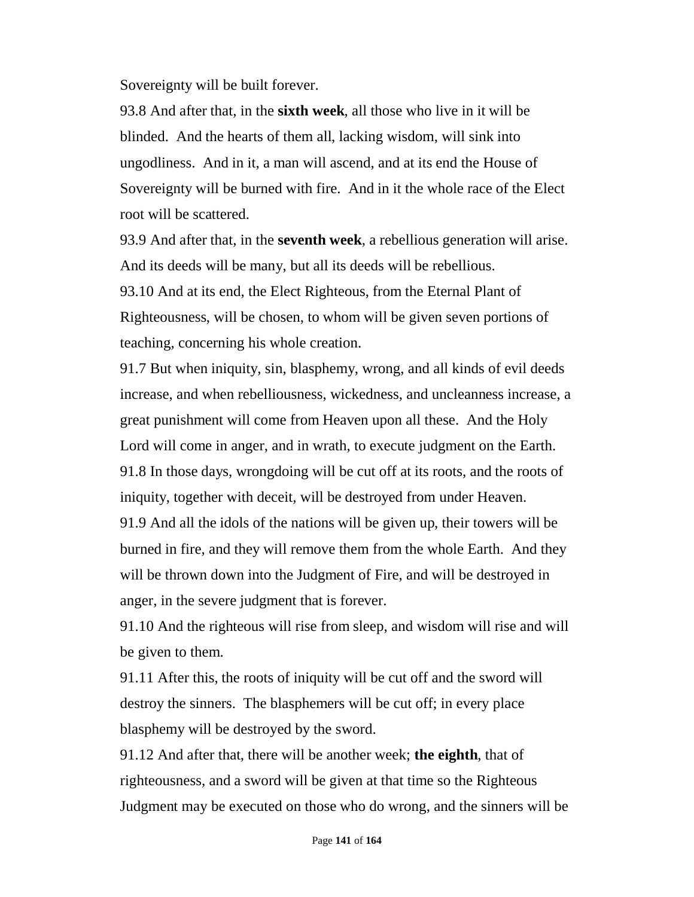Sovereignty will be built forever.

93.8 And after that, in the **sixth week**, all those who live in it will be blinded. And the hearts of them all, lacking wisdom, will sink into ungodliness. And in it, a man will ascend, and at its end the House of Sovereignty will be burned with fire. And in it the whole race of the Elect root will be scattered.

93.9 And after that, in the **seventh week**, a rebellious generation will arise. And its deeds will be many, but all its deeds will be rebellious.

93.10 And at its end, the Elect Righteous, from the Eternal Plant of Righteousness, will be chosen, to whom will be given seven portions of teaching, concerning his whole creation.

91.7 But when iniquity, sin, blasphemy, wrong, and all kinds of evil deeds increase, and when rebelliousness, wickedness, and uncleanness increase, a great punishment will come from Heaven upon all these. And the Holy Lord will come in anger, and in wrath, to execute judgment on the Earth.

91.8 In those days, wrongdoing will be cut off at its roots, and the roots of iniquity, together with deceit, will be destroyed from under Heaven.

91.9 And all the idols of the nations will be given up, their towers will be burned in fire, and they will remove them from the whole Earth. And they will be thrown down into the Judgment of Fire, and will be destroyed in anger, in the severe judgment that is forever.

91.10 And the righteous will rise from sleep, and wisdom will rise and will be given to them.

91.11 After this, the roots of iniquity will be cut off and the sword will destroy the sinners. The blasphemers will be cut off; in every place blasphemy will be destroyed by the sword.

91.12 And after that, there will be another week; **the eighth**, that of righteousness, and a sword will be given at that time so the Righteous Judgment may be executed on those who do wrong, and the sinners will be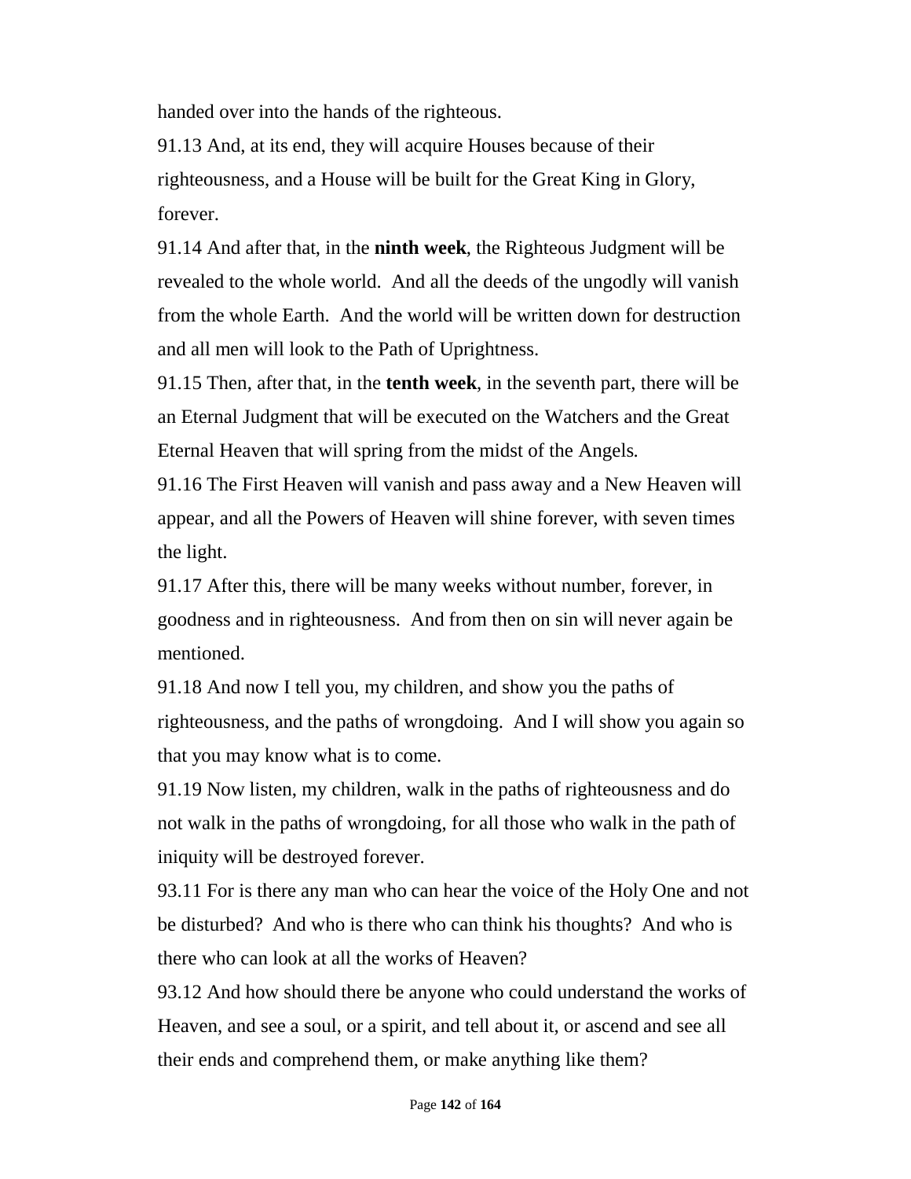handed over into the hands of the righteous.

91.13 And, at its end, they will acquire Houses because of their righteousness, and a House will be built for the Great King in Glory, forever.

91.14 And after that, in the **ninth week**, the Righteous Judgment will be revealed to the whole world. And all the deeds of the ungodly will vanish from the whole Earth. And the world will be written down for destruction and all men will look to the Path of Uprightness.

91.15 Then, after that, in the **tenth week**, in the seventh part, there will be an Eternal Judgment that will be executed on the Watchers and the Great Eternal Heaven that will spring from the midst of the Angels.

91.16 The First Heaven will vanish and pass away and a New Heaven will appear, and all the Powers of Heaven will shine forever, with seven times the light.

91.17 After this, there will be many weeks without number, forever, in goodness and in righteousness. And from then on sin will never again be mentioned.

91.18 And now I tell you, my children, and show you the paths of righteousness, and the paths of wrongdoing. And I will show you again so that you may know what is to come.

91.19 Now listen, my children, walk in the paths of righteousness and do not walk in the paths of wrongdoing, for all those who walk in the path of iniquity will be destroyed forever.

93.11 For is there any man who can hear the voice of the Holy One and not be disturbed? And who is there who can think his thoughts? And who is there who can look at all the works of Heaven?

93.12 And how should there be anyone who could understand the works of Heaven, and see a soul, or a spirit, and tell about it, or ascend and see all their ends and comprehend them, or make anything like them?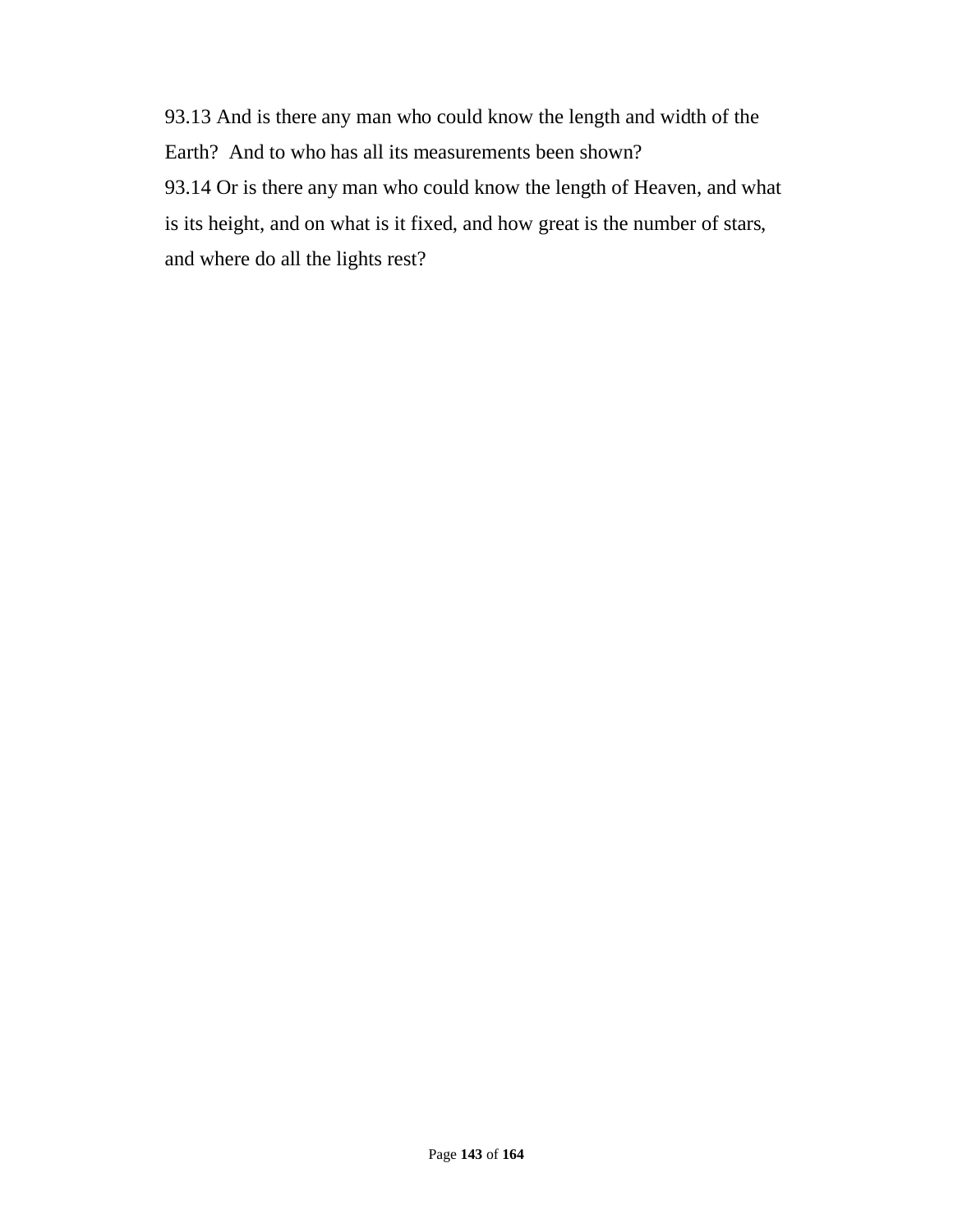93.13 And is there any man who could know the length and width of the Earth?  And to who has all its measurements been shown?

93.14 Or is there any man who could know the length of Heaven, and what is its height, and on what is it fixed, and how great is the number of stars, and where do all the lights rest?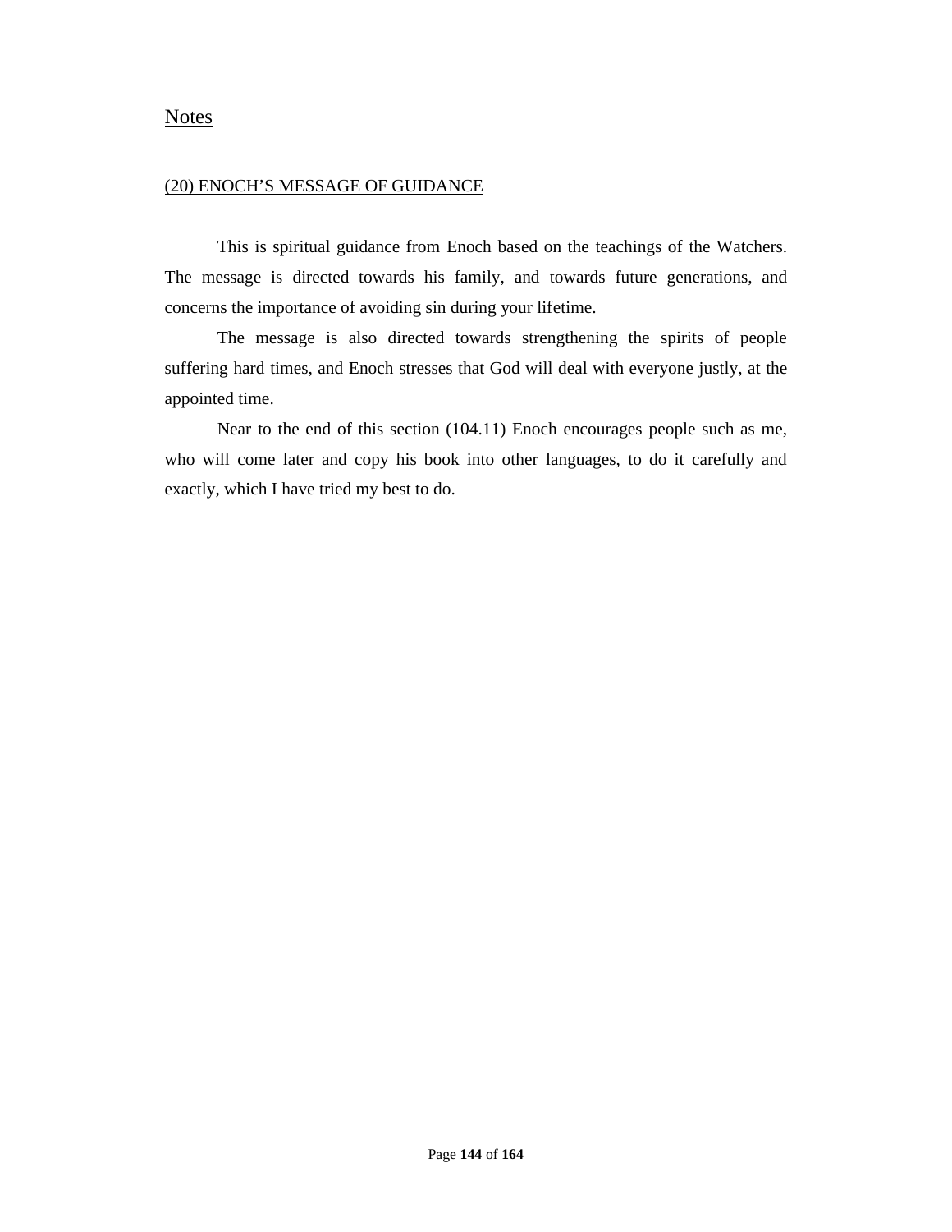## Notes

### (20) ENOCH'S MESSAGE OF GUIDANCE

This is spiritual guidance from Enoch based on the teachings of the Watchers. The message is directed towards his family, and towards future generations, and concerns the importance of avoiding sin during your lifetime.

The message is also directed towards strengthening the spirits of people suffering hard times, and Enoch stresses that God will deal with everyone justly, at the appointed time.

Near to the end of this section (104.11) Enoch encourages people such as me, who will come later and copy his book into other languages, to do it carefully and exactly, which I have tried my best to do.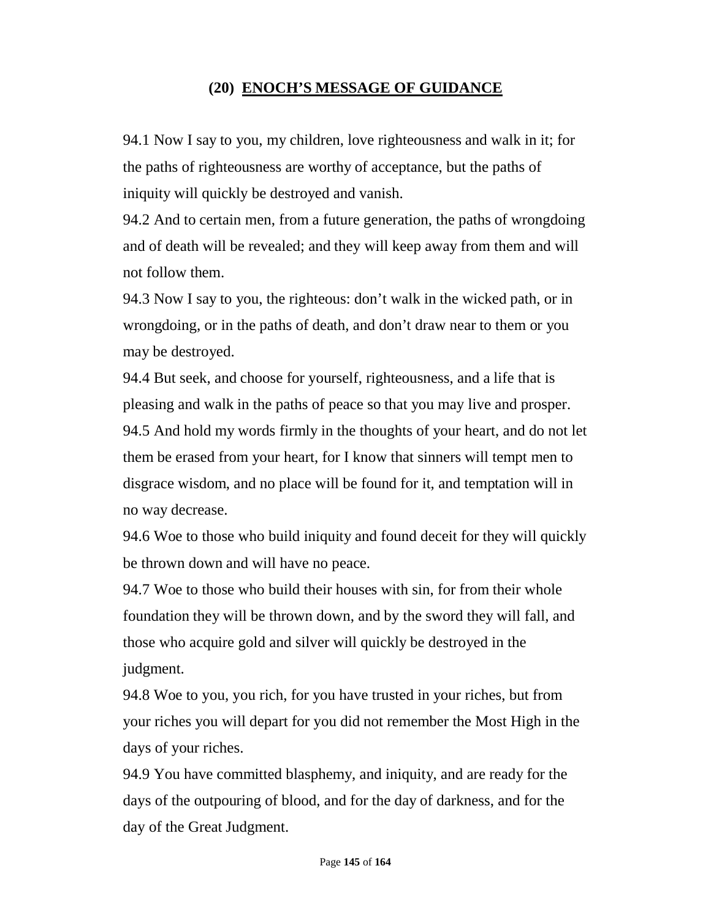## (20) ENOCH'S MESSAGE OF GUIDANCE

94.1 Now I say to you, my children, love righteousness and walk in it; for the paths of righteousness are worthy of acceptance, but the paths of iniquity will quickly be destroyed and vanish.

94.2 And to certain men, from a future generation, the paths of wrongdoing and of death will be revealed; and they will keep away from them and will not follow them.

94.3 Now I say to you, the righteous: don't walk in the wicked path, or in wrongdoing, or in the paths of death, and don't draw near to them or you may be destroyed.

94.4 But seek, and choose for yourself, righteousness, and a life that is pleasing and walk in the paths of peace so that you may live and prosper.

94.5 And hold my words firmly in the thoughts of your heart, and do not let them be erased from your heart, for I know that sinners will tempt men to disgrace wisdom, and no place will be found for it, and temptation will in no way decrease.

94.6 Woe to those who build iniquity and found deceit for they will quickly be thrown down and will have no peace.

94.7 Woe to those who build their houses with sin, for from their whole foundation they will be thrown down, and by the sword they will fall, and those who acquire gold and silver will quickly be destroyed in the judgment.

94.8 Woe to you, you rich, for you have trusted in your riches, but from your riches you will depart for you did not remember the Most High in the days of your riches.

94.9 You have committed blasphemy, and iniquity, and are ready for the days of the outpouring of blood, and for the day of darkness, and for the day of the Great Judgment.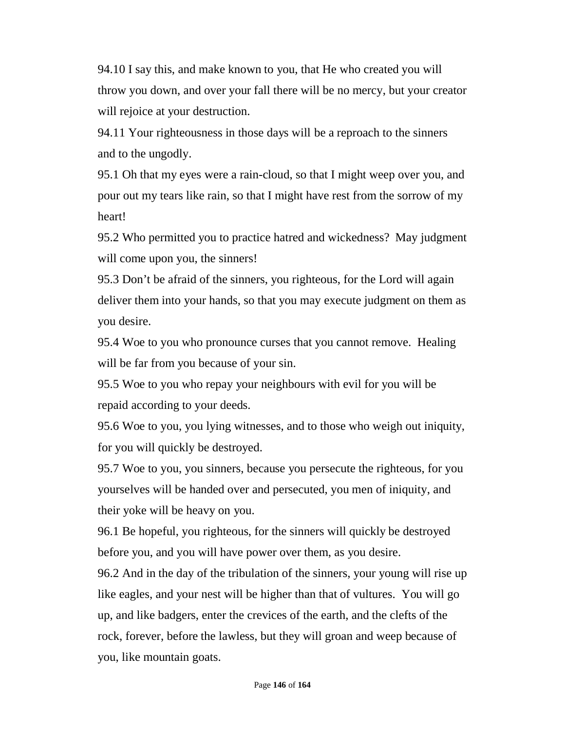94.10 I say this, and make known to you, that He who created you will throw you down, and over your fall there will be no mercy, but your creator will rejoice at your destruction.

94.11 Your righteousness in those days will be a reproach to the sinners and to the ungodly.

95.1 Oh that my eyes were a rain-cloud, so that I might weep over you, and pour out my tears like rain, so that I might have rest from the sorrow of my heart!

95.2 Who permitted you to practice hatred and wickedness?  May judgment will come upon you, the sinners!

95.3 Don't be afraid of the sinners, you righteous, for the Lord will again deliver them into your hands, so that you may execute judgment on them as you desire.

95.4 Woe to you who pronounce curses that you cannot remove.  Healing will be far from you because of your sin.

95.5 Woe to you who repay your neighbours with evil for you will be repaid according to your deeds.

95.6 Woe to you, you lying witnesses, and to those who weigh out iniquity, for you will quickly be destroyed.

95.7 Woe to you, you sinners, because you persecute the righteous, for you yourselves will be handed over and persecuted, you men of iniquity, and their yoke will be heavy on you.

96.1 Be hopeful, you righteous, for the sinners will quickly be destroyed before you, and you will have power over them, as you desire.

96.2 And in the day of the tribulation of the sinners, your young will rise up like eagles, and your nest will be higher than that of vultures.  You will go up, and like badgers, enter the crevices of the earth, and the clefts of the rock, forever, before the lawless, but they will groan and weep because of you, like mountain goats.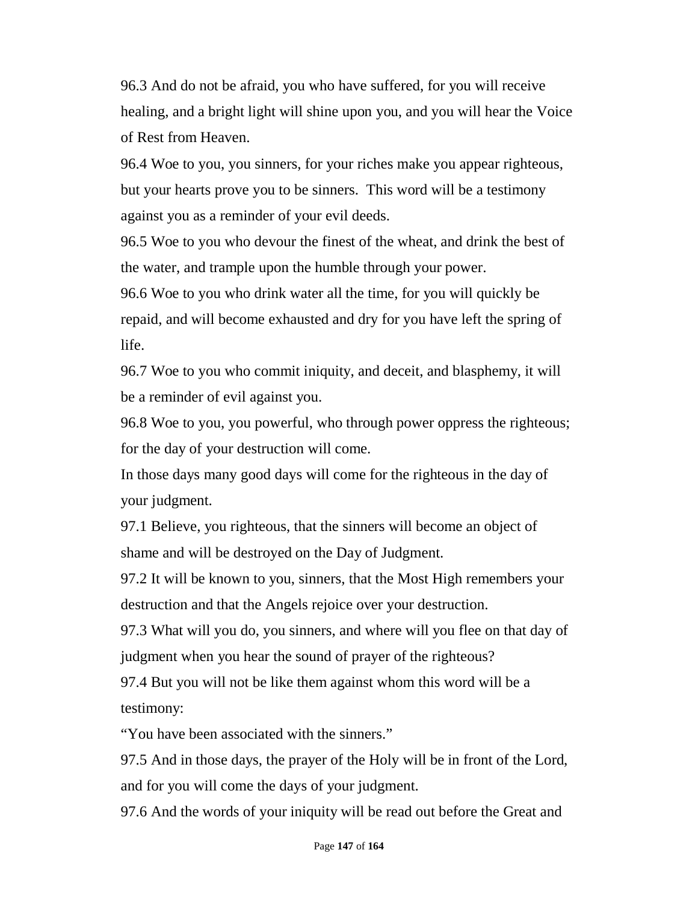96.3 And do not be afraid, you who have suffered, for you will receive healing, and a bright light will shine upon you, and you will hear the Voice of Rest from Heaven.

96.4 Woe to you, you sinners, for your riches make you appear righteous, but your hearts prove you to be sinners. This word will be a testimony against you as a reminder of your evil deeds.

96.5 Woe to you who devour the finest of the wheat, and drink the best of the water, and trample upon the humble through your power.

96.6 Woe to you who drink water all the time, for you will quickly be repaid, and will become exhausted and dry for you have left the spring of life.

96.7 Woe to you who commit iniquity, and deceit, and blasphemy, it will be a reminder of evil against you.

96.8 Woe to you, you powerful, who through power oppress the righteous; for the day of your destruction will come.

In those days many good days will come for the righteous in the day of your judgment.

97.1 Believe, you righteous, that the sinners will become an object of shame and will be destroyed on the Day of Judgment.

97.2 It will be known to you, sinners, that the Most High remembers your destruction and that the Angels rejoice over your destruction.

97.3 What will you do, you sinners, and where will you flee on that day of judgment when you hear the sound of prayer of the righteous?

97.4 But you will not be like them against whom this word will be a testimony:

"You have been associated with the sinners."

97.5 And in those days, the prayer of the Holy will be in front of the Lord, and for you will come the days of your judgment.

97.6 And the words of your iniquity will be read out before the Great and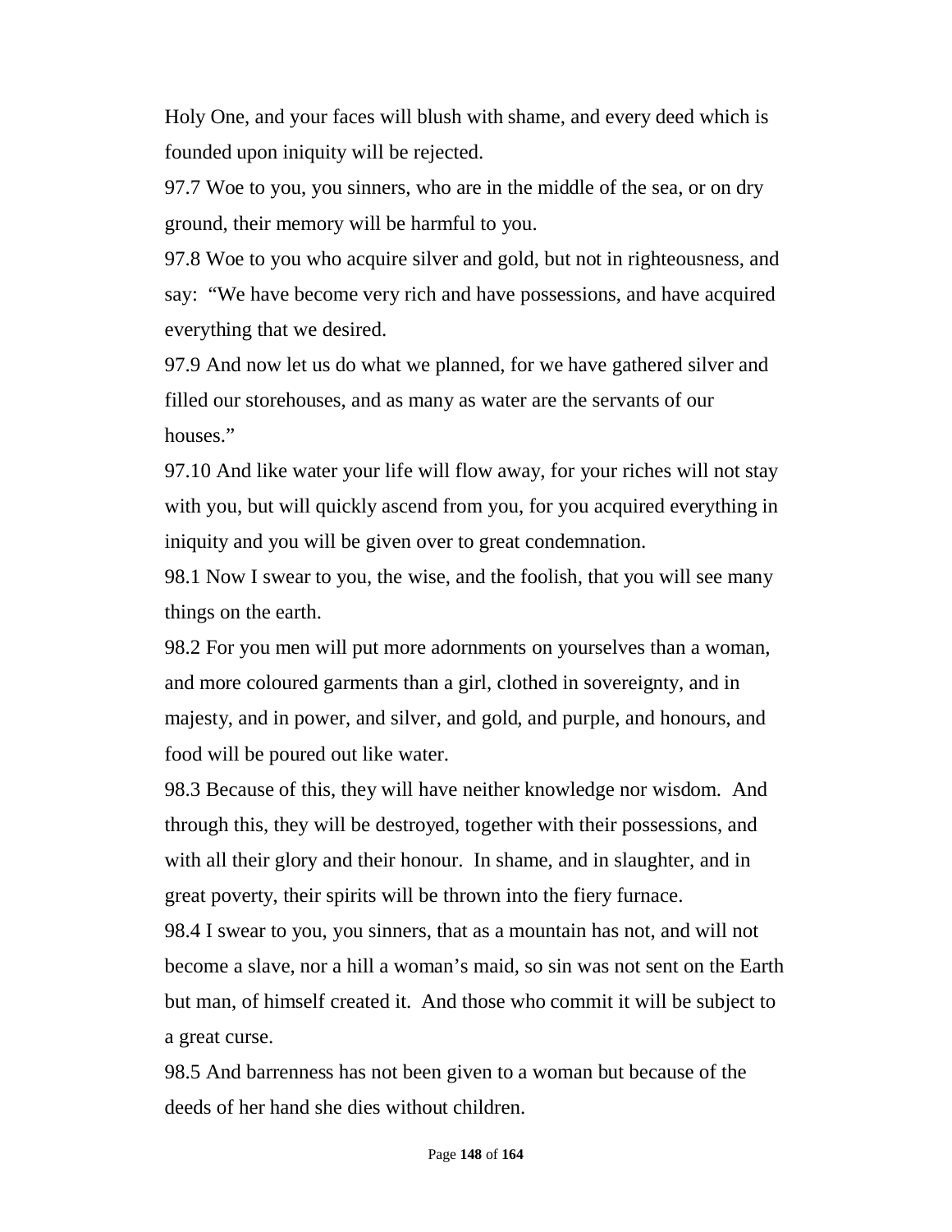Holy One, and your faces will blush with shame, and every deed which is founded upon iniquity will be rejected.

97.7 Woe to you, you sinners, who are in the middle of the sea, or on dry ground, their memory will be harmful to you.

97.8 Woe to you who acquire silver and gold, but not in righteousness, and say: "We have become very rich and have possessions, and have acquired everything that we desired.

97.9 And now let us do what we planned, for we have gathered silver and filled our storehouses, and as many as water are the servants of our houses."

97.10 And like water your life will flow away, for your riches will not stay with you, but will quickly ascend from you, for you acquired everything in iniquity and you will be given over to great condemnation.

98.1 Now I swear to you, the wise, and the foolish, that you will see many things on the earth.

98.2 For you men will put more adornments on yourselves than a woman, and more coloured garments than a girl, clothed in sovereignty, and in majesty, and in power, and silver, and gold, and purple, and honours, and food will be poured out like water.

98.3 Because of this, they will have neither knowledge nor wisdom. And through this, they will be destroyed, together with their possessions, and with all their glory and their honour. In shame, and in slaughter, and in great poverty, their spirits will be thrown into the fiery furnace.

98.4 I swear to you, you sinners, that as a mountain has not, and will not become a slave, nor a hill a woman's maid, so sin was not sent on the Earth but man, of himself created it. And those who commit it will be subject to a great curse.

98.5 And barrenness has not been given to a woman but because of the deeds of her hand she dies without children.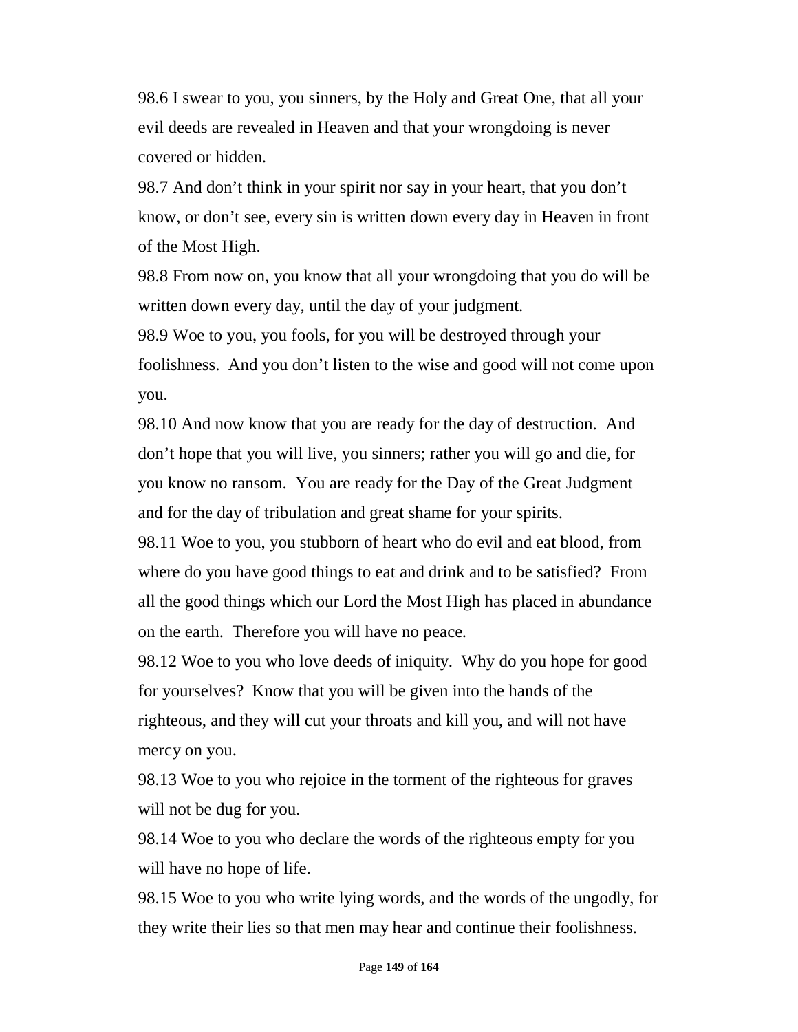98.6 I swear to you, you sinners, by the Holy and Great One, that all your evil deeds are revealed in Heaven and that your wrongdoing is never covered or hidden.

98.7 And don't think in your spirit nor say in your heart, that you don't know, or don't see, every sin is written down every day in Heaven in front of the Most High.

98.8 From now on, you know that all your wrongdoing that you do will be written down every day, until the day of your judgment.

98.9 Woe to you, you fools, for you will be destroyed through your foolishness. And you don't listen to the wise and good will not come upon you.

98.10 And now know that you are ready for the day of destruction. And don't hope that you will live, you sinners; rather you will go and die, for you know no ransom. You are ready for the Day of the Great Judgment and for the day of tribulation and great shame for your spirits.

98.11 Woe to you, you stubborn of heart who do evil and eat blood, from where do you have good things to eat and drink and to be satisfied? From all the good things which our Lord the Most High has placed in abundance on the earth. Therefore you will have no peace.

98.12 Woe to you who love deeds of iniquity. Why do you hope for good for yourselves? Know that you will be given into the hands of the righteous, and they will cut your throats and kill you, and will not have mercy on you.

98.13 Woe to you who rejoice in the torment of the righteous for graves will not be dug for you.

98.14 Woe to you who declare the words of the righteous empty for you will have no hope of life.

98.15 Woe to you who write lying words, and the words of the ungodly, for they write their lies so that men may hear and continue their foolishness.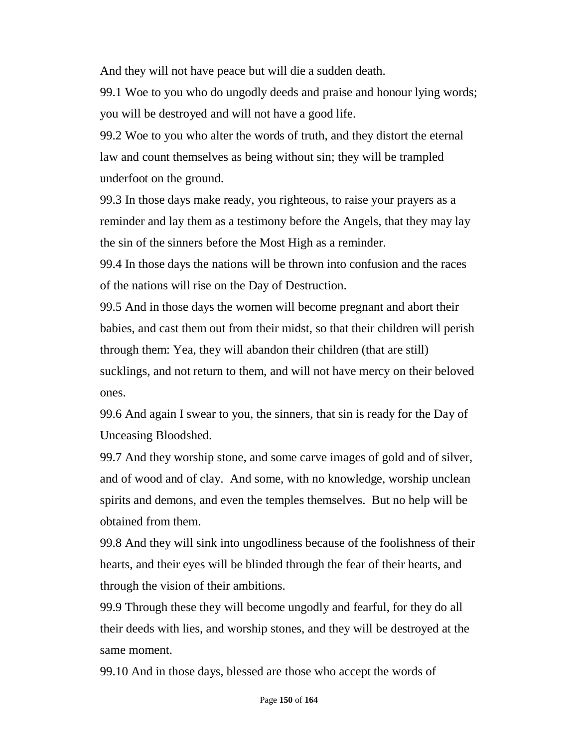And they will not have peace but will die a sudden death.

99.1 Woe to you who do ungodly deeds and praise and honour lying words; you will be destroyed and will not have a good life.

99.2 Woe to you who alter the words of truth, and they distort the eternal law and count themselves as being without sin; they will be trampled underfoot on the ground.

99.3 In those days make ready, you righteous, to raise your prayers as a reminder and lay them as a testimony before the Angels, that they may lay the sin of the sinners before the Most High as a reminder.

99.4 In those days the nations will be thrown into confusion and the races of the nations will rise on the Day of Destruction.

99.5 And in those days the women will become pregnant and abort their babies, and cast them out from their midst, so that their children will perish through them: Yea, they will abandon their children (that are still) sucklings, and not return to them, and will not have mercy on their beloved ones.

99.6 And again I swear to you, the sinners, that sin is ready for the Day of Unceasing Bloodshed.

99.7 And they worship stone, and some carve images of gold and of silver, and of wood and of clay. And some, with no knowledge, worship unclean spirits and demons, and even the temples themselves. But no help will be obtained from them.

99.8 And they will sink into ungodliness because of the foolishness of their hearts, and their eyes will be blinded through the fear of their hearts, and through the vision of their ambitions.

99.9 Through these they will become ungodly and fearful, for they do all their deeds with lies, and worship stones, and they will be destroyed at the same moment.

99.10 And in those days, blessed are those who accept the words of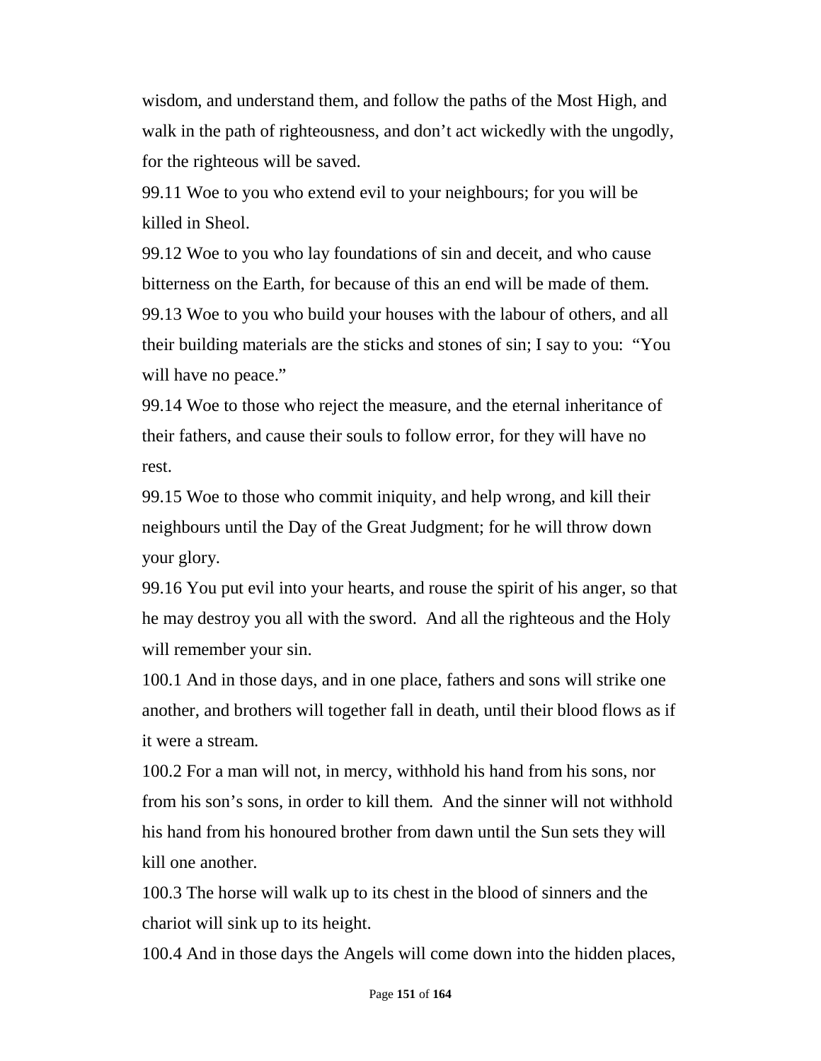wisdom, and understand them, and follow the paths of the Most High, and walk in the path of righteousness, and don't act wickedly with the ungodly, for the righteous will be saved.

99.11 Woe to you who extend evil to your neighbours; for you will be killed in Sheol.

99.12 Woe to you who lay foundations of sin and deceit, and who cause bitterness on the Earth, for because of this an end will be made of them.

99.13 Woe to you who build your houses with the labour of others, and all their building materials are the sticks and stones of sin; I say to you: "You will have no peace."

99.14 Woe to those who reject the measure, and the eternal inheritance of their fathers, and cause their souls to follow error, for they will have no rest.

99.15 Woe to those who commit iniquity, and help wrong, and kill their neighbours until the Day of the Great Judgment; for he will throw down your glory.

99.16 You put evil into your hearts, and rouse the spirit of his anger, so that he may destroy you all with the sword. And all the righteous and the Holy will remember your sin.

100.1 And in those days, and in one place, fathers and sons will strike one another, and brothers will together fall in death, until their blood flows as if it were a stream.

100.2 For a man will not, in mercy, withhold his hand from his sons, nor from his son's sons, in order to kill them. And the sinner will not withhold his hand from his honoured brother from dawn until the Sun sets they will kill one another.

100.3 The horse will walk up to its chest in the blood of sinners and the chariot will sink up to its height.

100.4 And in those days the Angels will come down into the hidden places,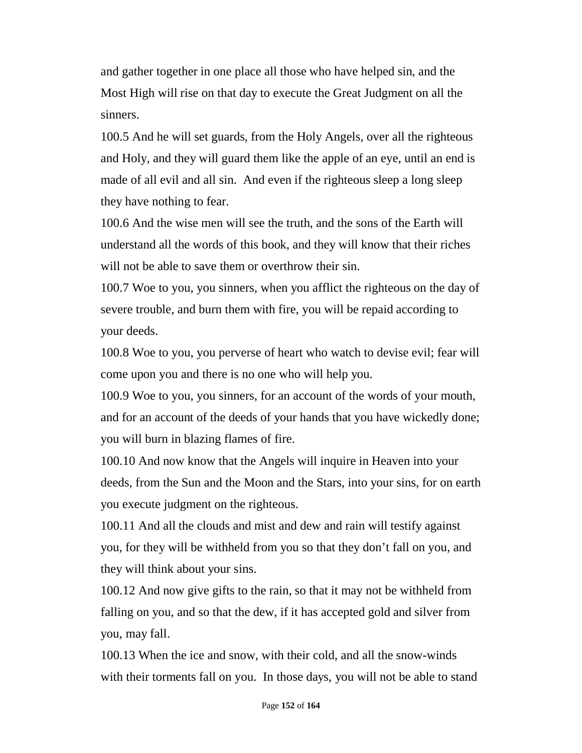and gather together in one place all those who have helped sin, and the Most High will rise on that day to execute the Great Judgment on all the sinners.

100.5 And he will set guards, from the Holy Angels, over all the righteous and Holy, and they will guard them like the apple of an eye, until an end is made of all evil and all sin. And even if the righteous sleep a long sleep they have nothing to fear.

100.6 And the wise men will see the truth, and the sons of the Earth will understand all the words of this book, and they will know that their riches will not be able to save them or overthrow their sin.

100.7 Woe to you, you sinners, when you afflict the righteous on the day of severe trouble, and burn them with fire, you will be repaid according to your deeds.

100.8 Woe to you, you perverse of heart who watch to devise evil; fear will come upon you and there is no one who will help you.

100.9 Woe to you, you sinners, for an account of the words of your mouth, and for an account of the deeds of your hands that you have wickedly done; you will burn in blazing flames of fire.

100.10 And now know that the Angels will inquire in Heaven into your deeds, from the Sun and the Moon and the Stars, into your sins, for on earth you execute judgment on the righteous.

100.11 And all the clouds and mist and dew and rain will testify against you, for they will be withheld from you so that they don't fall on you, and they will think about your sins.

100.12 And now give gifts to the rain, so that it may not be withheld from falling on you, and so that the dew, if it has accepted gold and silver from you, may fall.

100.13 When the ice and snow, with their cold, and all the snow-winds with their torments fall on you. In those days, you will not be able to stand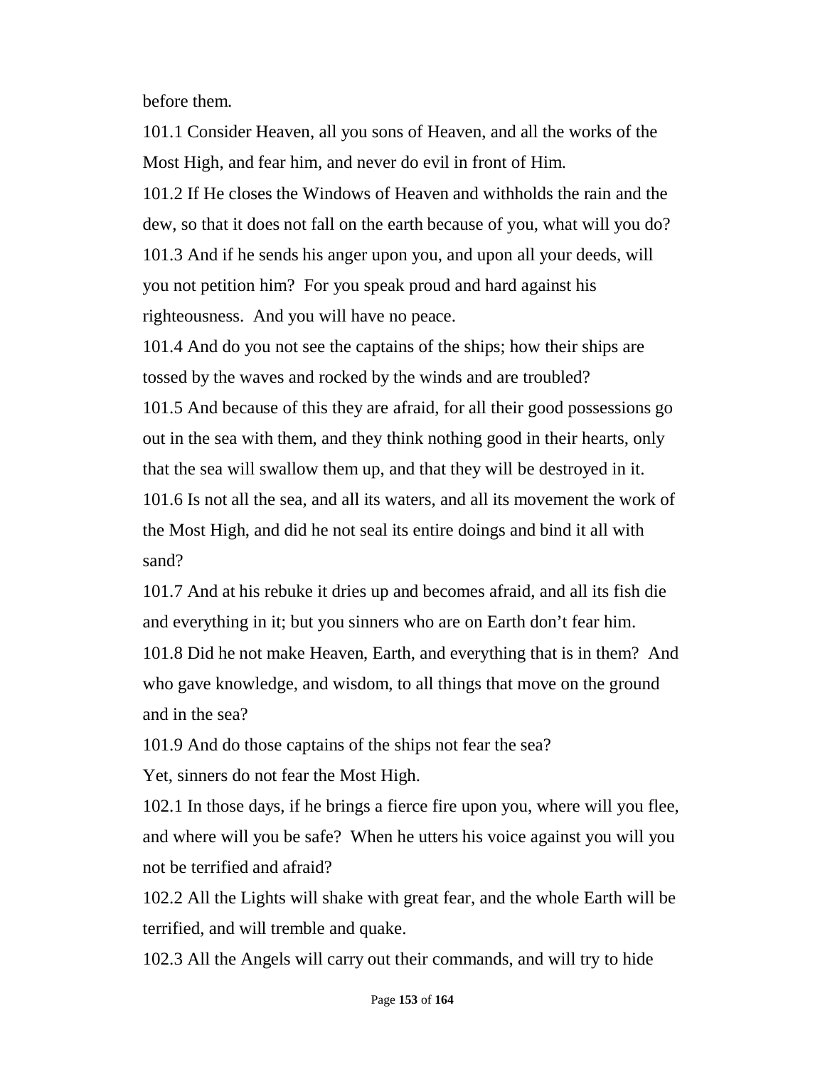before them.

101.1 Consider Heaven, all you sons of Heaven, and all the works of the Most High, and fear him, and never do evil in front of Him.

101.2 If He closes the Windows of Heaven and withholds the rain and the dew, so that it does not fall on the earth because of you, what will you do?

101.3 And if he sends his anger upon you, and upon all your deeds, will you not petition him? For you speak proud and hard against his righteousness. And you will have no peace.

101.4 And do you not see the captains of the ships; how their ships are tossed by the waves and rocked by the winds and are troubled?

101.5 And because of this they are afraid, for all their good possessions go out in the sea with them, and they think nothing good in their hearts, only that the sea will swallow them up, and that they will be destroyed in it.

101.6 Is not all the sea, and all its waters, and all its movement the work of the Most High, and did he not seal its entire doings and bind it all with sand?

101.7 And at his rebuke it dries up and becomes afraid, and all its fish die and everything in it; but you sinners who are on Earth don't fear him.

101.8 Did he not make Heaven, Earth, and everything that is in them? And who gave knowledge, and wisdom, to all things that move on the ground and in the sea?

101.9 And do those captains of the ships not fear the sea?
Yet, sinners do not fear the Most High.

102.1 In those days, if he brings a fierce fire upon you, where will you flee, and where will you be safe? When he utters his voice against you will you not be terrified and afraid?

102.2 All the Lights will shake with great fear, and the whole Earth will be terrified, and will tremble and quake.

102.3 All the Angels will carry out their commands, and will try to hide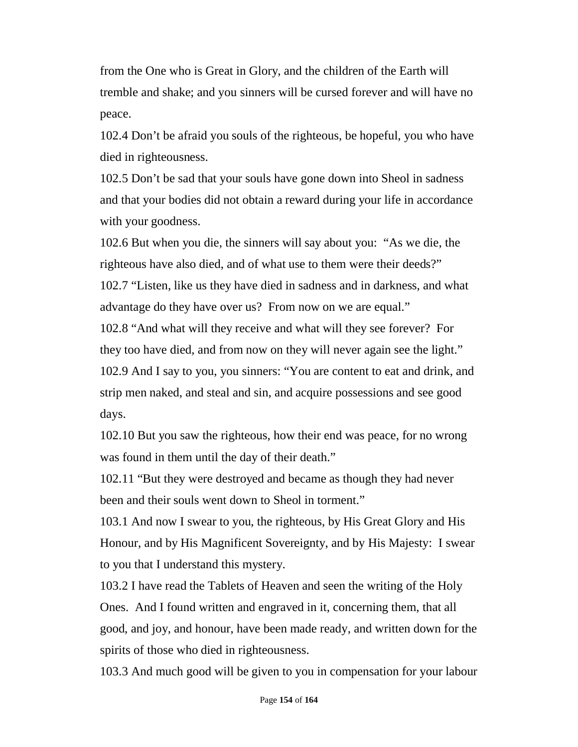from the One who is Great in Glory, and the children of the Earth will tremble and shake; and you sinners will be cursed forever and will have no peace.

102.4 Don’t be afraid you souls of the righteous, be hopeful, you who have died in righteousness.

102.5 Don’t be sad that your souls have gone down into Sheol in sadness and that your bodies did not obtain a reward during your life in accordance with your goodness.

102.6 But when you die, the sinners will say about you: “As we die, the righteous have also died, and of what use to them were their deeds?”

102.7 “Listen, like us they have died in sadness and in darkness, and what advantage do they have over us? From now on we are equal.”

102.8 “And what will they receive and what will they see forever? For they too have died, and from now on they will never again see the light.”

102.9 And I say to you, you sinners: “You are content to eat and drink, and strip men naked, and steal and sin, and acquire possessions and see good days.

102.10 But you saw the righteous, how their end was peace, for no wrong was found in them until the day of their death.”

102.11 “But they were destroyed and became as though they had never been and their souls went down to Sheol in torment.”

103.1 And now I swear to you, the righteous, by His Great Glory and His Honour, and by His Magnificent Sovereignty, and by His Majesty: I swear to you that I understand this mystery.

103.2 I have read the Tablets of Heaven and seen the writing of the Holy Ones. And I found written and engraved in it, concerning them, that all good, and joy, and honour, have been made ready, and written down for the spirits of those who died in righteousness.

103.3 And much good will be given to you in compensation for your labour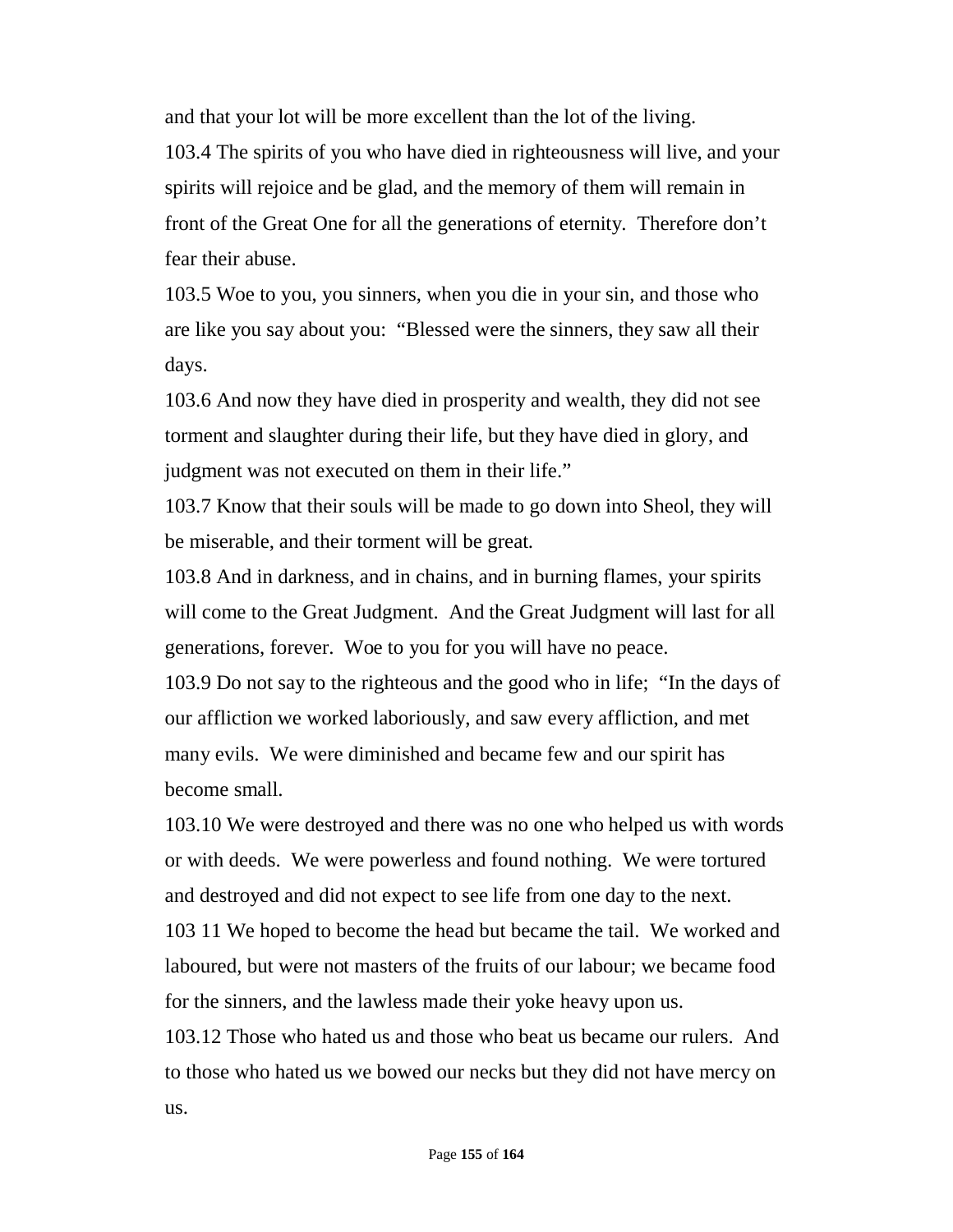and that your lot will be more excellent than the lot of the living.

103.4 The spirits of you who have died in righteousness will live, and your spirits will rejoice and be glad, and the memory of them will remain in front of the Great One for all the generations of eternity. Therefore don't fear their abuse.

103.5 Woe to you, you sinners, when you die in your sin, and those who are like you say about you: "Blessed were the sinners, they saw all their days.

103.6 And now they have died in prosperity and wealth, they did not see torment and slaughter during their life, but they have died in glory, and judgment was not executed on them in their life."

103.7 Know that their souls will be made to go down into Sheol, they will be miserable, and their torment will be great.

103.8 And in darkness, and in chains, and in burning flames, your spirits will come to the Great Judgment. And the Great Judgment will last for all generations, forever. Woe to you for you will have no peace.

103.9 Do not say to the righteous and the good who in life; "In the days of our affliction we worked laboriously, and saw every affliction, and met many evils. We were diminished and became few and our spirit has become small.

103.10 We were destroyed and there was no one who helped us with words or with deeds. We were powerless and found nothing. We were tortured and destroyed and did not expect to see life from one day to the next.

103 11 We hoped to become the head but became the tail. We worked and laboured, but were not masters of the fruits of our labour; we became food for the sinners, and the lawless made their yoke heavy upon us.

103.12 Those who hated us and those who beat us became our rulers. And to those who hated us we bowed our necks but they did not have mercy on us.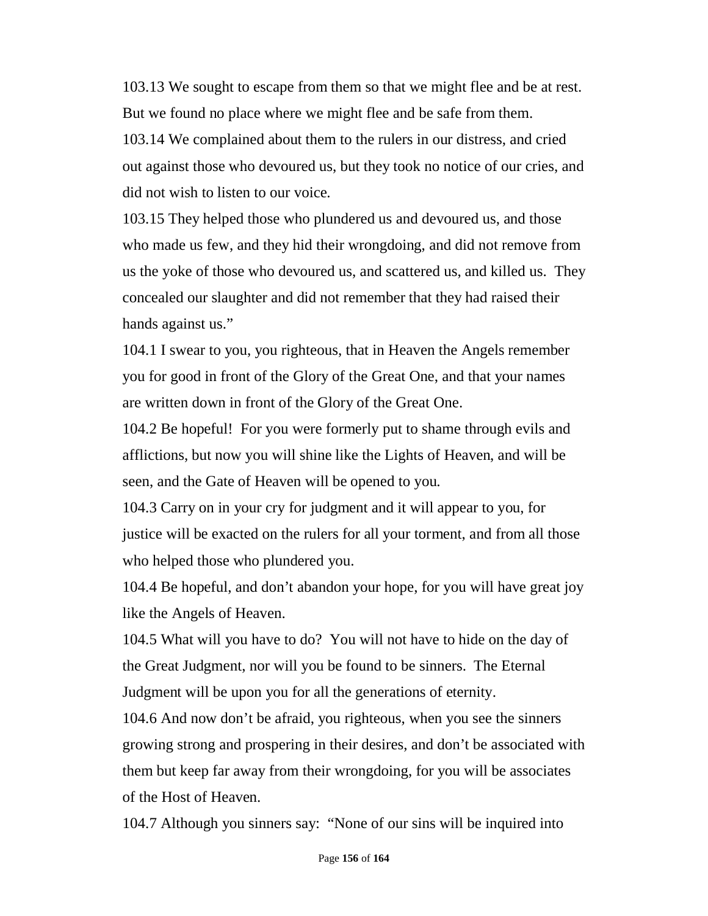103.13 We sought to escape from them so that we might flee and be at rest. But we found no place where we might flee and be safe from them.

103.14 We complained about them to the rulers in our distress, and cried out against those who devoured us, but they took no notice of our cries, and did not wish to listen to our voice.

103.15 They helped those who plundered us and devoured us, and those who made us few, and they hid their wrongdoing, and did not remove from us the yoke of those who devoured us, and scattered us, and killed us. They concealed our slaughter and did not remember that they had raised their hands against us."

104.1 I swear to you, you righteous, that in Heaven the Angels remember you for good in front of the Glory of the Great One, and that your names are written down in front of the Glory of the Great One.

104.2 Be hopeful! For you were formerly put to shame through evils and afflictions, but now you will shine like the Lights of Heaven, and will be seen, and the Gate of Heaven will be opened to you.

104.3 Carry on in your cry for judgment and it will appear to you, for justice will be exacted on the rulers for all your torment, and from all those who helped those who plundered you.

104.4 Be hopeful, and don't abandon your hope, for you will have great joy like the Angels of Heaven.

104.5 What will you have to do? You will not have to hide on the day of the Great Judgment, nor will you be found to be sinners. The Eternal Judgment will be upon you for all the generations of eternity.

104.6 And now don't be afraid, you righteous, when you see the sinners growing strong and prospering in their desires, and don't be associated with them but keep far away from their wrongdoing, for you will be associates of the Host of Heaven.

104.7 Although you sinners say: "None of our sins will be inquired into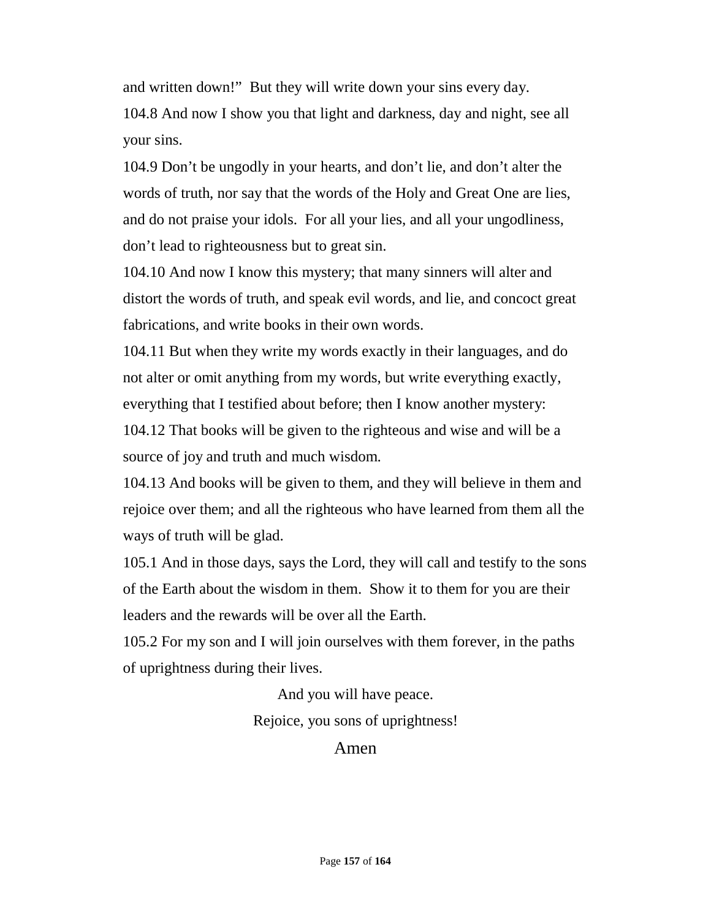and written down!"  But they will write down your sins every day.

104.8 And now I show you that light and darkness, day and night, see all your sins.

104.9 Don't be ungodly in your hearts, and don't lie, and don't alter the words of truth, nor say that the words of the Holy and Great One are lies, and do not praise your idols.  For all your lies, and all your ungodliness, don't lead to righteousness but to great sin.

104.10 And now I know this mystery; that many sinners will alter and distort the words of truth, and speak evil words, and lie, and concoct great fabrications, and write books in their own words.

104.11 But when they write my words exactly in their languages, and do not alter or omit anything from my words, but write everything exactly, everything that I testified about before; then I know another mystery:

104.12 That books will be given to the righteous and wise and will be a source of joy and truth and much wisdom.

104.13 And books will be given to them, and they will believe in them and rejoice over them; and all the righteous who have learned from them all the ways of truth will be glad.

105.1 And in those days, says the Lord, they will call and testify to the sons of the Earth about the wisdom in them.  Show it to them for you are their leaders and the rewards will be over all the Earth.

105.2 For my son and I will join ourselves with them forever, in the paths of uprightness during their lives.

And you will have peace.

Rejoice, you sons of uprightness!

Amen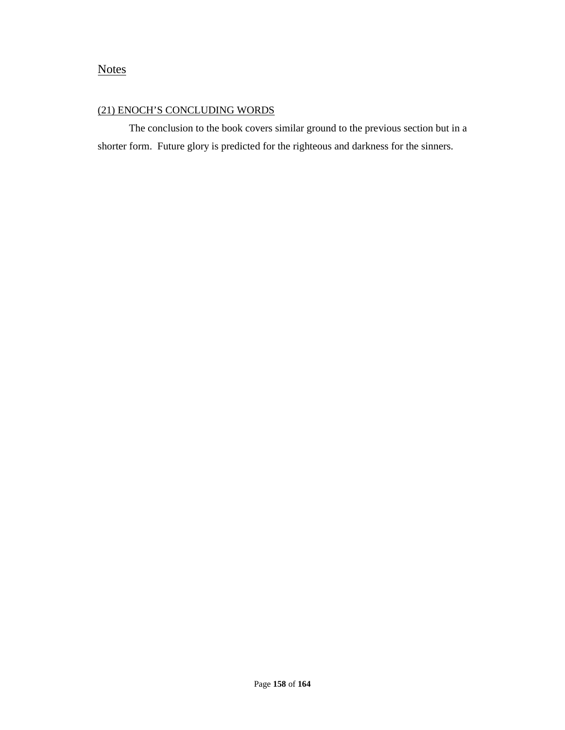## Notes

### (21) ENOCH'S CONCLUDING WORDS

The conclusion to the book covers similar ground to the previous section but in a shorter form. Future glory is predicted for the righteous and darkness for the sinners.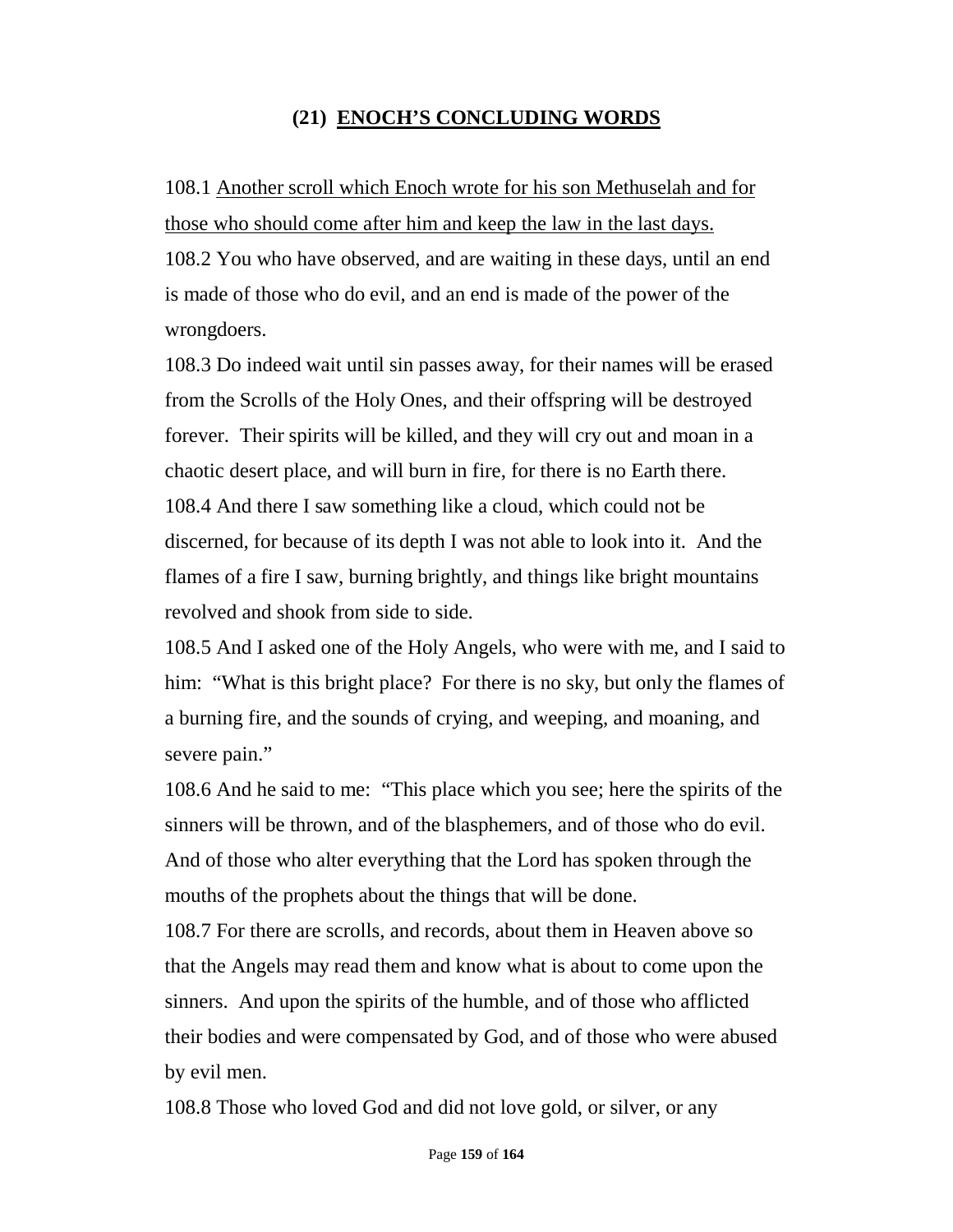## (21) ENOCH'S CONCLUDING WORDS

108.1 Another scroll which Enoch wrote for his son Methuselah and for those who should come after him and keep the law in the last days.

108.2 You who have observed, and are waiting in these days, until an end is made of those who do evil, and an end is made of the power of the wrongdoers.

108.3 Do indeed wait until sin passes away, for their names will be erased from the Scrolls of the Holy Ones, and their offspring will be destroyed forever. Their spirits will be killed, and they will cry out and moan in a chaotic desert place, and will burn in fire, for there is no Earth there.

108.4 And there I saw something like a cloud, which could not be discerned, for because of its depth I was not able to look into it. And the flames of a fire I saw, burning brightly, and things like bright mountains revolved and shook from side to side.

108.5 And I asked one of the Holy Angels, who were with me, and I said to him: "What is this bright place? For there is no sky, but only the flames of a burning fire, and the sounds of crying, and weeping, and moaning, and severe pain."

108.6 And he said to me: "This place which you see; here the spirits of the sinners will be thrown, and of the blasphemers, and of those who do evil. And of those who alter everything that the Lord has spoken through the mouths of the prophets about the things that will be done.

108.7 For there are scrolls, and records, about them in Heaven above so that the Angels may read them and know what is about to come upon the sinners. And upon the spirits of the humble, and of those who afflicted their bodies and were compensated by God, and of those who were abused by evil men.

108.8 Those who loved God and did not love gold, or silver, or any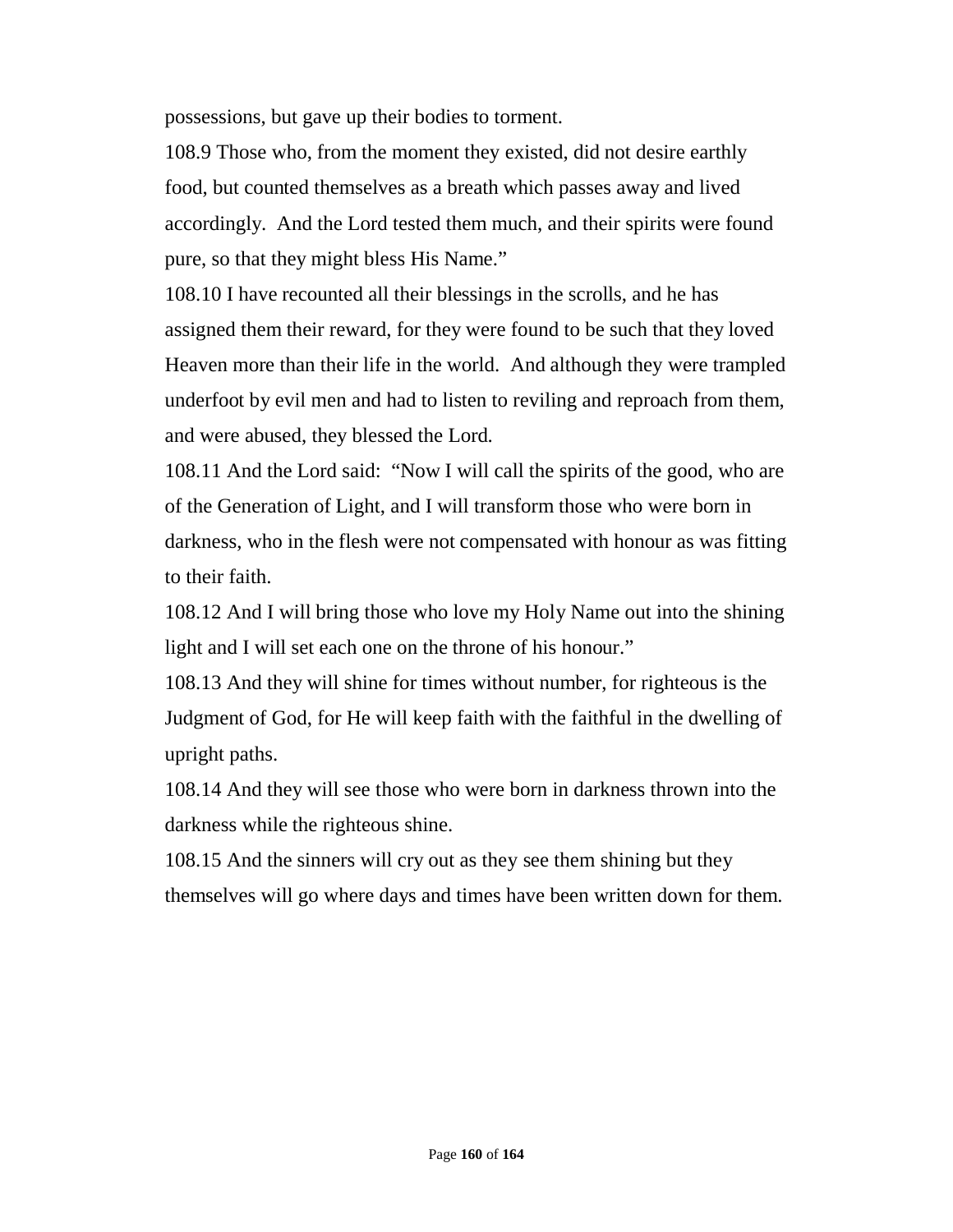possessions, but gave up their bodies to torment.

108.9 Those who, from the moment they existed, did not desire earthly food, but counted themselves as a breath which passes away and lived accordingly. And the Lord tested them much, and their spirits were found pure, so that they might bless His Name."

108.10 I have recounted all their blessings in the scrolls, and he has assigned them their reward, for they were found to be such that they loved Heaven more than their life in the world. And although they were trampled underfoot by evil men and had to listen to reviling and reproach from them, and were abused, they blessed the Lord.

108.11 And the Lord said: "Now I will call the spirits of the good, who are of the Generation of Light, and I will transform those who were born in darkness, who in the flesh were not compensated with honour as was fitting to their faith.

108.12 And I will bring those who love my Holy Name out into the shining light and I will set each one on the throne of his honour."

108.13 And they will shine for times without number, for righteous is the Judgment of God, for He will keep faith with the faithful in the dwelling of upright paths.

108.14 And they will see those who were born in darkness thrown into the darkness while the righteous shine.

108.15 And the sinners will cry out as they see them shining but they themselves will go where days and times have been written down for them.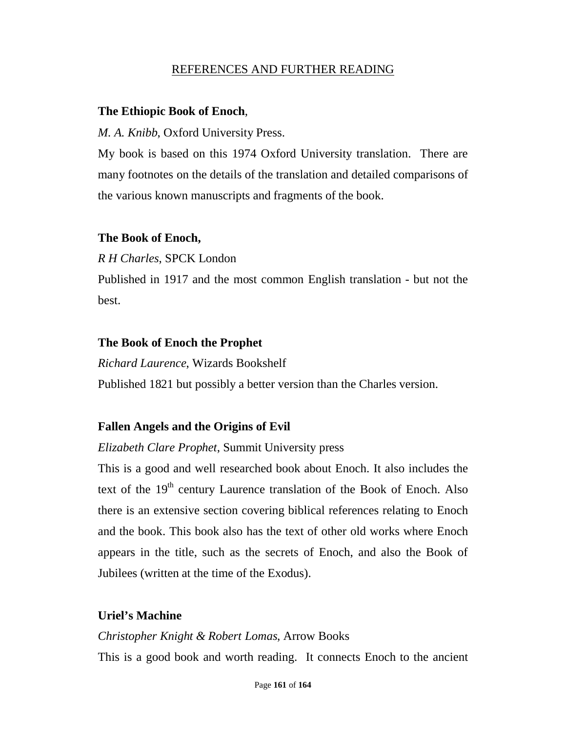# REFERENCES AND FURTHER READING

**The Ethiopic Book of Enoch**,

*M. A. Knibb*, Oxford University Press.

My book is based on this 1974 Oxford University translation. There are many footnotes on the details of the translation and detailed comparisons of the various known manuscripts and fragments of the book.

**The Book of Enoch,**

*R H Charles*, SPCK London

Published in 1917 and the most common English translation - but not the best.

**The Book of Enoch the Prophet**

*Richard Laurence*, Wizards Bookshelf

Published 1821 but possibly a better version than the Charles version.

**Fallen Angels and the Origins of Evil**

*Elizabeth Clare Prophet*, Summit University press

This is a good and well researched book about Enoch. It also includes the text of the 19th century Laurence translation of the Book of Enoch. Also there is an extensive section covering biblical references relating to Enoch and the book. This book also has the text of other old works where Enoch appears in the title, such as the secrets of Enoch, and also the Book of Jubilees (written at the time of the Exodus).

**Uriel's Machine**

*Christopher Knight & Robert Lomas*, Arrow Books

This is a good book and worth reading. It connects Enoch to the ancient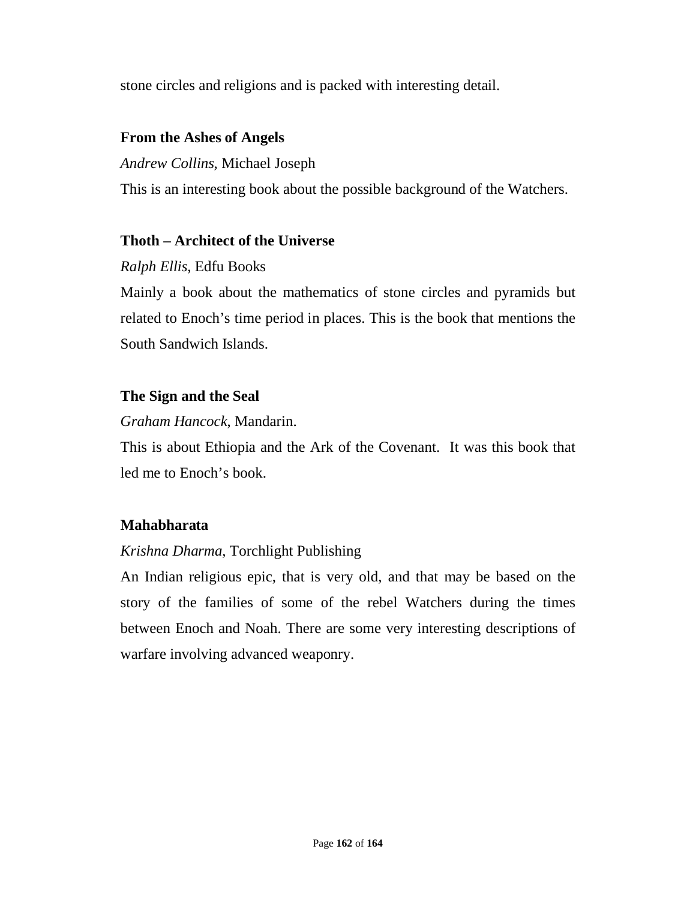stone circles and religions and is packed with interesting detail.

**From the Ashes of Angels**

*Andrew Collins,* Michael Joseph

This is an interesting book about the possible background of the Watchers.

**Thoth – Architect of the Universe**

*Ralph Ellis*, Edfu Books

Mainly a book about the mathematics of stone circles and pyramids but related to Enoch's time period in places. This is the book that mentions the South Sandwich Islands.

**The Sign and the Seal**

*Graham Hancock*, Mandarin.

This is about Ethiopia and the Ark of the Covenant. It was this book that led me to Enoch's book.

**Mahabharata**

*Krishna Dharma*, Torchlight Publishing

An Indian religious epic, that is very old, and that may be based on the story of the families of some of the rebel Watchers during the times between Enoch and Noah. There are some very interesting descriptions of warfare involving advanced weaponry.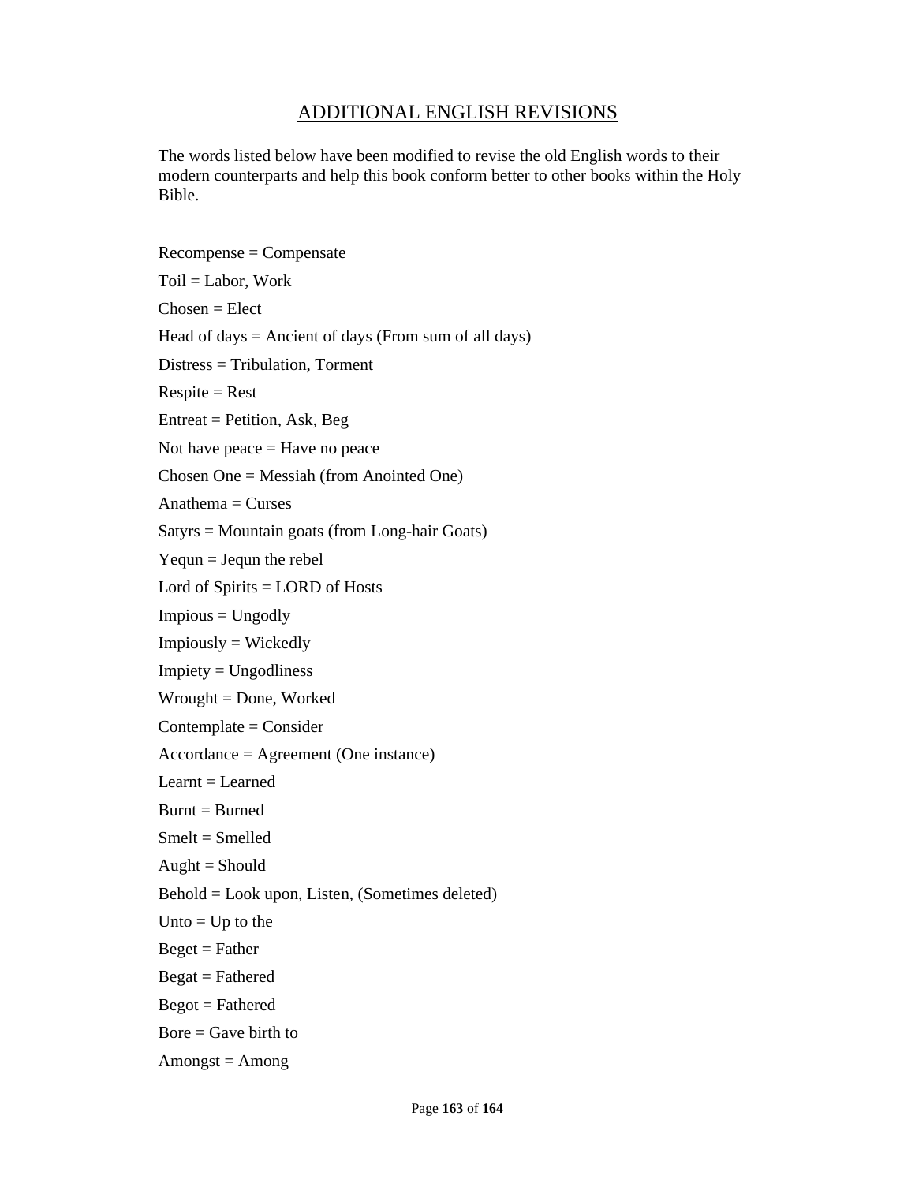## ADDITIONAL ENGLISH REVISIONS

The words listed below have been modified to revise the old English words to their modern counterparts and help this book conform better to other books within the Holy Bible.

Recompense = Compensate

Toil = Labor, Work

Chosen = Elect

Head of days = Ancient of days (From sum of all days)

Distress = Tribulation, Torment

Respite = Rest

Entreat = Petition, Ask, Beg

Not have peace = Have no peace

Chosen One = Messiah (from Anointed One)

Anathema = Curses

Satyrs = Mountain goats (from Long-hair Goats)

Yequn = Jequn the rebel

Lord of Spirits = LORD of Hosts

Impious = Ungodly

Impiously = Wickedly

Impiety = Ungodliness

Wrought = Done, Worked

Contemplate = Consider

Accordance = Agreement (One instance)

Learnt = Learned

Burnt = Burned

Smelt = Smelled

Aught = Should

Behold = Look upon, Listen, (Sometimes deleted)

Unto = Up to the

Beget = Father

Begat = Fathered

Begot = Fathered

Bore = Gave birth to

Amongst = Among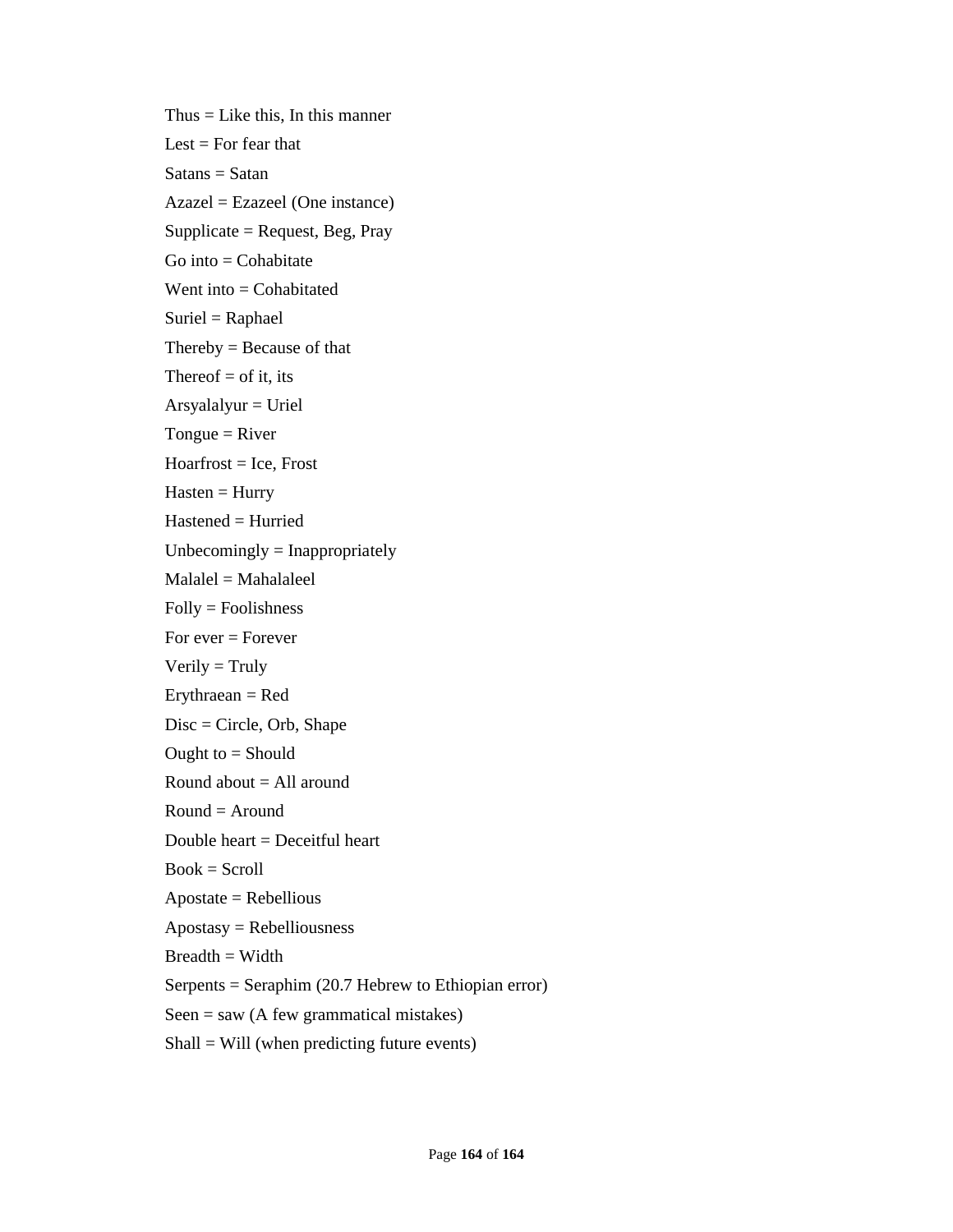Thus = Like this, In this manner

Lest = For fear that

Satans = Satan

Azazel = Ezazeel (One instance)

Supplicate = Request, Beg, Pray

Go into = Cohabitate

Went into = Cohabitated

Suriel = Raphael

Thereby = Because of that

Thereof = of it, its

Arsyalalyur = Uriel

Tongue = River

Hoarfrost = Ice, Frost

Hasten = Hurry

Hastened = Hurried

Unbecomingly = Inappropriately

Malalel = Mahalaleel

Folly = Foolishness

For ever = Forever

Verily = Truly

Erythraean = Red

Disc = Circle, Orb, Shape

Ought to = Should

Round about = All around

Round = Around

Double heart = Deceitful heart

Book = Scroll

Apostate = Rebellious

Apostasy = Rebelliousness

Breadth = Width

Serpents = Seraphim (20.7 Hebrew to Ethiopian error)

Seen = saw (A few grammatical mistakes)

Shall = Will (when predicting future events)